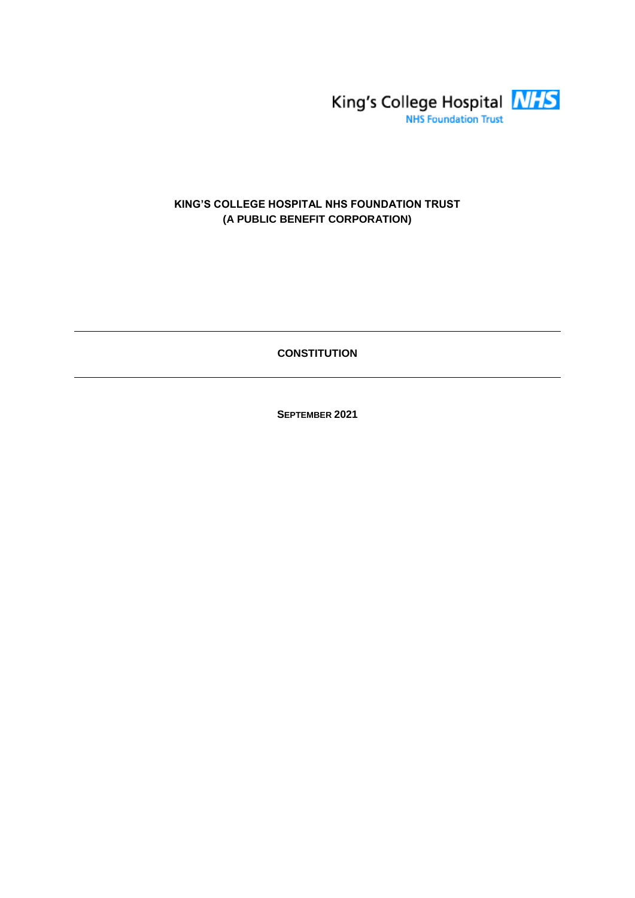King's College Hospital NHS

NHS Foundation Trust

# KING'S COLLEGE HOSPITAL NHS FOUNDATION TRUST
# (A PUBLIC BENEFIT CORPORATION)

---

## CONSTITUTION

---

**SEPTEMBER 2021**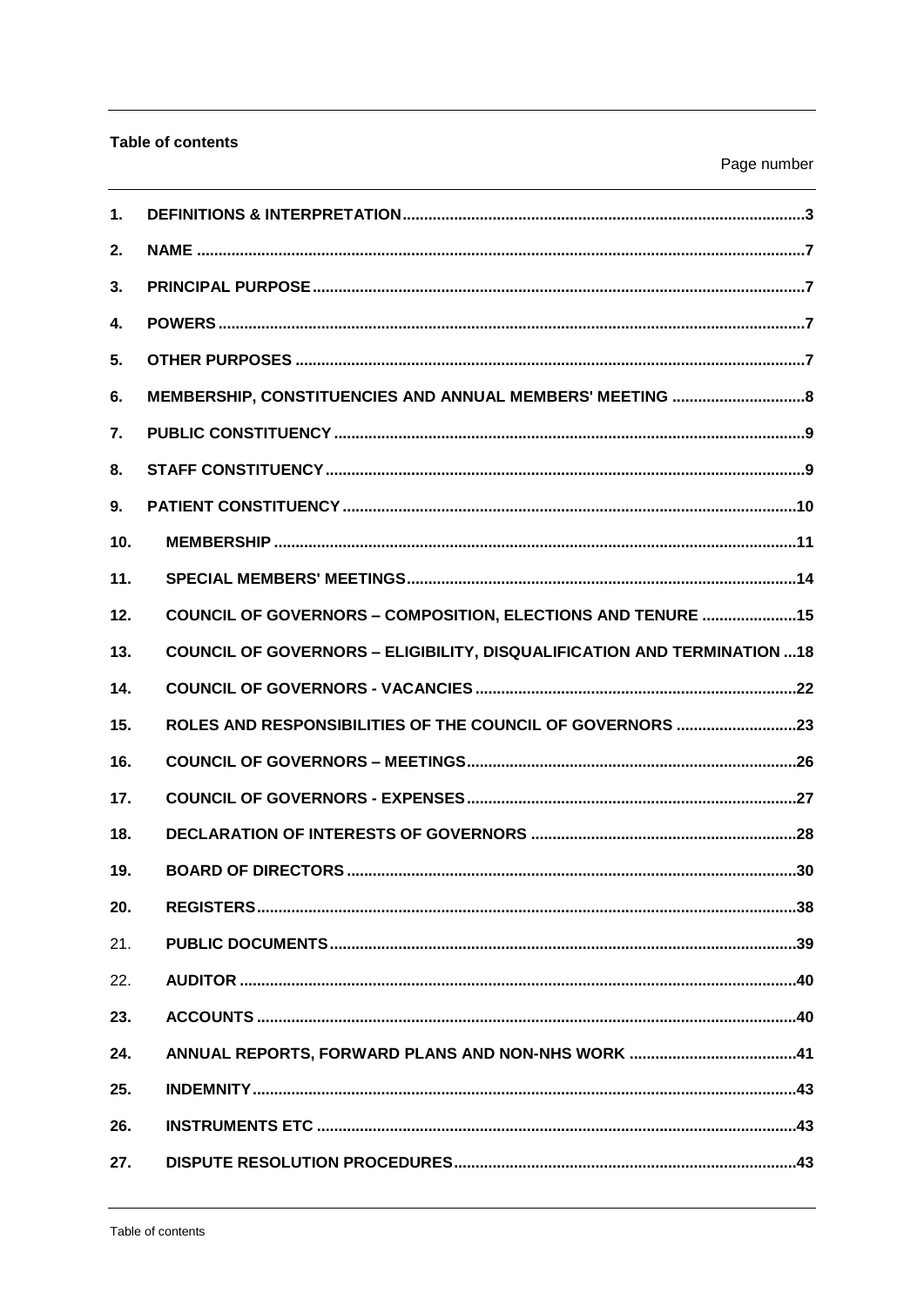**Table of contents**

Page number

| | | |
|---|---|---|
| 1. | **DEFINITIONS & INTERPRETATION** | 3 |
| 2. | **NAME** | 7 |
| 3. | **PRINCIPAL PURPOSE** | 7 |
| 4. | **POWERS** | 7 |
| 5. | **OTHER PURPOSES** | 7 |
| 6. | **MEMBERSHIP, CONSTITUENCIES AND ANNUAL MEMBERS' MEETING** | 8 |
| 7. | **PUBLIC CONSTITUENCY** | 9 |
| 8. | **STAFF CONSTITUENCY** | 9 |
| 9. | **PATIENT CONSTITUENCY** | 10 |
| 10. | **MEMBERSHIP** | 11 |
| 11. | **SPECIAL MEMBERS' MEETINGS** | 14 |
| 12. | **COUNCIL OF GOVERNORS – COMPOSITION, ELECTIONS AND TENURE** | 15 |
| 13. | **COUNCIL OF GOVERNORS – ELIGIBILITY, DISQUALIFICATION AND TERMINATION** | 18 |
| 14. | **COUNCIL OF GOVERNORS - VACANCIES** | 22 |
| 15. | **ROLES AND RESPONSIBILITIES OF THE COUNCIL OF GOVERNORS** | 23 |
| 16. | **COUNCIL OF GOVERNORS – MEETINGS** | 26 |
| 17. | **COUNCIL OF GOVERNORS - EXPENSES** | 27 |
| 18. | **DECLARATION OF INTERESTS OF GOVERNORS** | 28 |
| 19. | **BOARD OF DIRECTORS** | 30 |
| 20. | **REGISTERS** | 38 |
| 21. | **PUBLIC DOCUMENTS** | 39 |
| 22. | **AUDITOR** | 40 |
| 23. | **ACCOUNTS** | 40 |
| 24. | **ANNUAL REPORTS, FORWARD PLANS AND NON-NHS WORK** | 41 |
| 25. | **INDEMNITY** | 43 |
| 26. | **INSTRUMENTS ETC** | 43 |
| 27. | **DISPUTE RESOLUTION PROCEDURES** | 43 |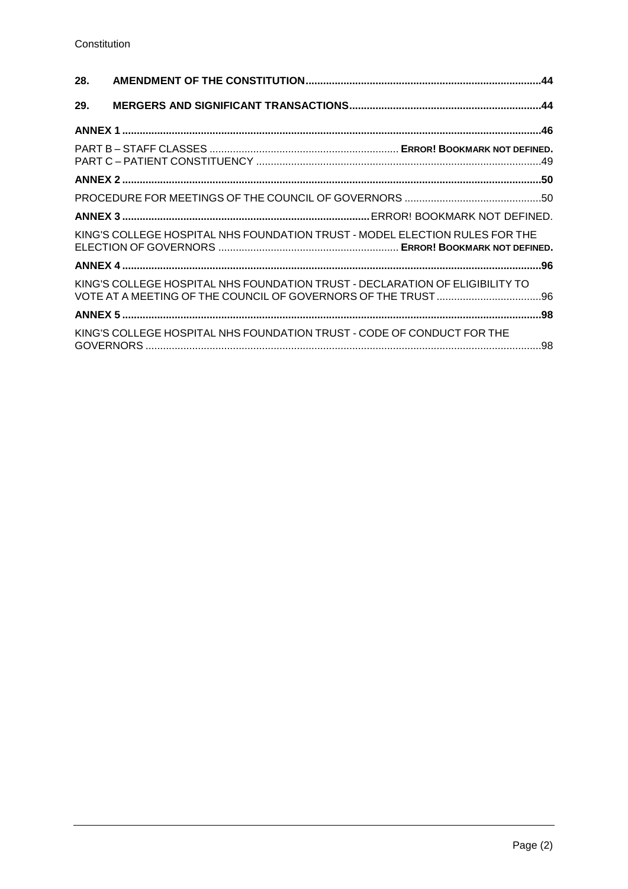| | | |
|---|---|---|
| **28.** | **AMENDMENT OF THE CONSTITUTION** | **44** |
| **29.** | **MERGERS AND SIGNIFICANT TRANSACTIONS** | **44** |
| **ANNEX 1** | | **46** |
| PART B – STAFF CLASSES | | **ERROR! BOOKMARK NOT DEFINED.** |
| PART C – PATIENT CONSTITUENCY | | 49 |
| **ANNEX 2** | | **50** |
| PROCEDURE FOR MEETINGS OF THE COUNCIL OF GOVERNORS | | 50 |
| **ANNEX 3** | | ERROR! BOOKMARK NOT DEFINED. |
| KING'S COLLEGE HOSPITAL NHS FOUNDATION TRUST - MODEL ELECTION RULES FOR THE ELECTION OF GOVERNORS | | **ERROR! BOOKMARK NOT DEFINED.** |
| **ANNEX 4** | | **96** |
| KING'S COLLEGE HOSPITAL NHS FOUNDATION TRUST - DECLARATION OF ELIGIBILITY TO VOTE AT A MEETING OF THE COUNCIL OF GOVERNORS OF THE TRUST | | 96 |
| **ANNEX 5** | | **98** |
| KING'S COLLEGE HOSPITAL NHS FOUNDATION TRUST - CODE OF CONDUCT FOR THE GOVERNORS | | 98 |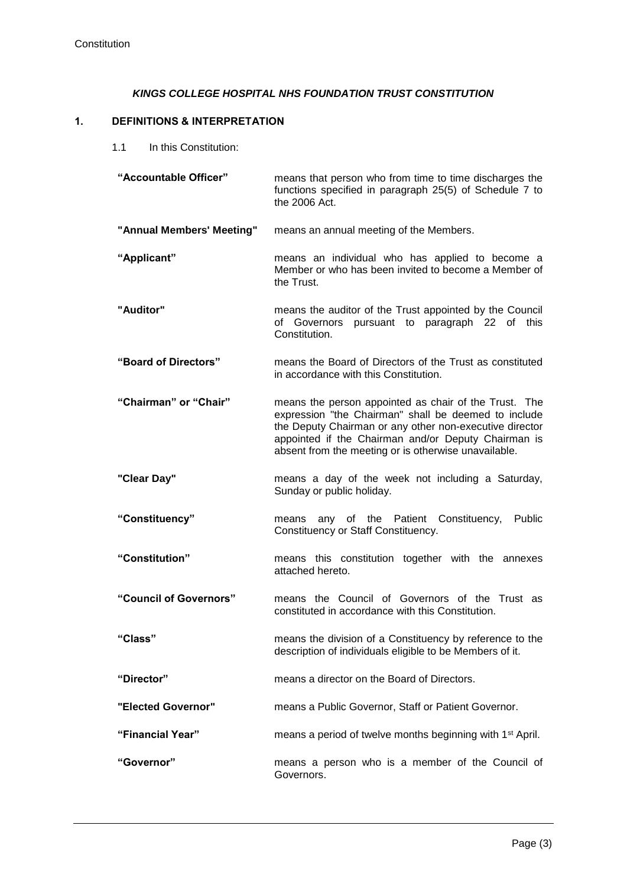***KINGS COLLEGE HOSPITAL NHS FOUNDATION TRUST CONSTITUTION***

## 1. DEFINITIONS & INTERPRETATION

1.1 In this Constitution:

| | |
|---|---|
| **"Accountable Officer"** | means that person who from time to time discharges the functions specified in paragraph 25(5) of Schedule 7 to the 2006 Act. |
| **"Annual Members' Meeting"** | means an annual meeting of the Members. |
| **"Applicant"** | means an individual who has applied to become a Member or who has been invited to become a Member of the Trust. |
| **"Auditor"** | means the auditor of the Trust appointed by the Council of Governors pursuant to paragraph 22 of this Constitution. |
| **"Board of Directors"** | means the Board of Directors of the Trust as constituted in accordance with this Constitution. |
| **"Chairman" or "Chair"** | means the person appointed as chair of the Trust. The expression "the Chairman" shall be deemed to include the Deputy Chairman or any other non-executive director appointed if the Chairman and/or Deputy Chairman is absent from the meeting or is otherwise unavailable. |
| **"Clear Day"** | means a day of the week not including a Saturday, Sunday or public holiday. |
| **"Constituency"** | means any of the Patient Constituency, Public Constituency or Staff Constituency. |
| **"Constitution"** | means this constitution together with the annexes attached hereto. |
| **"Council of Governors"** | means the Council of Governors of the Trust as constituted in accordance with this Constitution. |
| **"Class"** | means the division of a Constituency by reference to the description of individuals eligible to be Members of it. |
| **"Director"** | means a director on the Board of Directors. |
| **"Elected Governor"** | means a Public Governor, Staff or Patient Governor. |
| **"Financial Year"** | means a period of twelve months beginning with 1st April. |
| **"Governor"** | means a person who is a member of the Council of Governors. |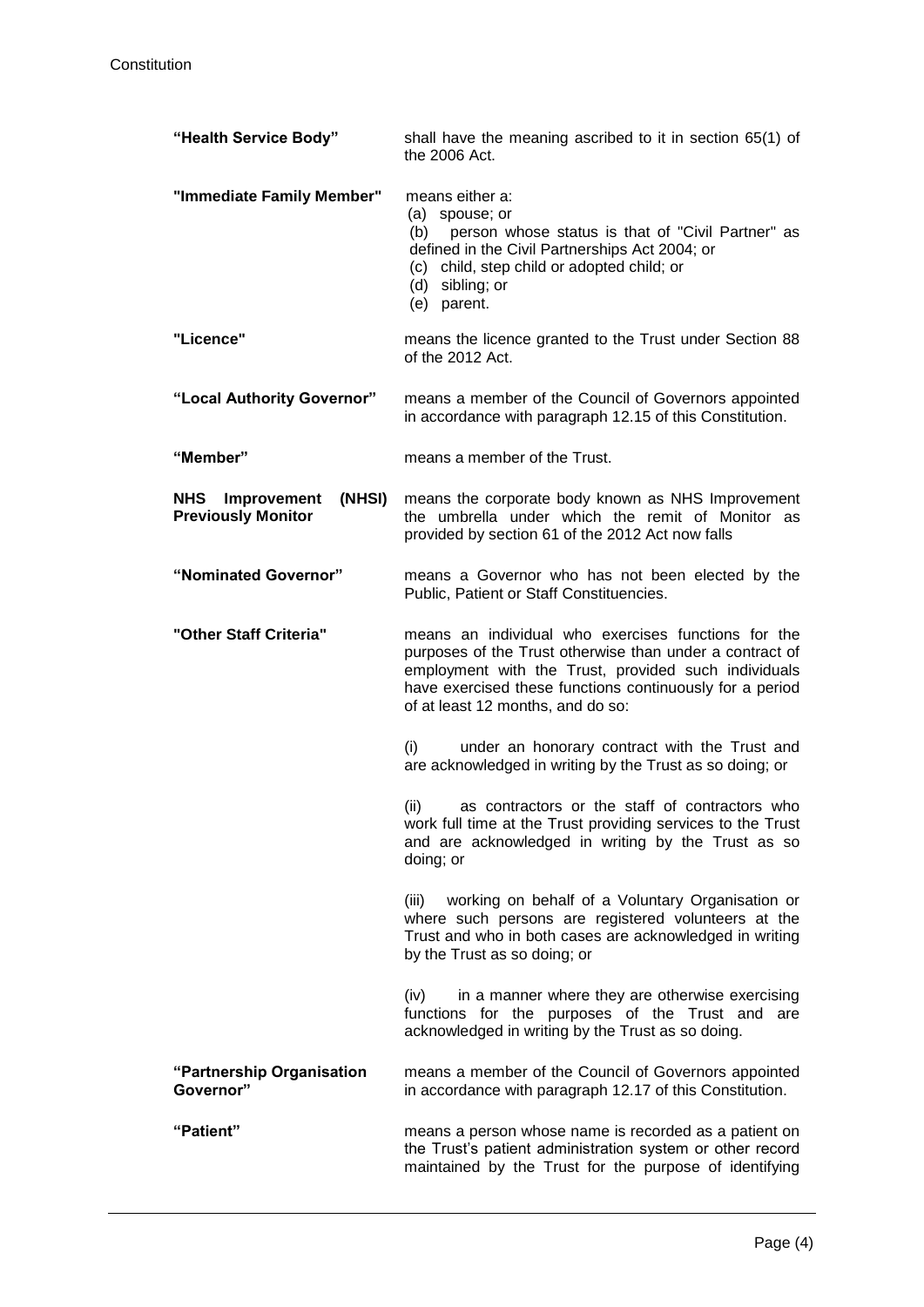| | |
|---|---|
| **"Health Service Body"** | shall have the meaning ascribed to it in section 65(1) of the 2006 Act. |
| **"Immediate Family Member"** | means either a:<br>(a) spouse; or<br>(b) person whose status is that of "Civil Partner" as defined in the Civil Partnerships Act 2004; or<br>(c) child, step child or adopted child; or<br>(d) sibling; or<br>(e) parent. |
| **"Licence"** | means the licence granted to the Trust under Section 88 of the 2012 Act. |
| **"Local Authority Governor"** | means a member of the Council of Governors appointed in accordance with paragraph 12.15 of this Constitution. |
| **"Member"** | means a member of the Trust. |
| **NHS Improvement (NHSI) Previously Monitor** | means the corporate body known as NHS Improvement the umbrella under which the remit of Monitor as provided by section 61 of the 2012 Act now falls |
| **"Nominated Governor"** | means a Governor who has not been elected by the Public, Patient or Staff Constituencies. |
| **"Other Staff Criteria"** | means an individual who exercises functions for the purposes of the Trust otherwise than under a contract of employment with the Trust, provided such individuals have exercised these functions continuously for a period of at least 12 months, and do so:<br><br>(i) under an honorary contract with the Trust and are acknowledged in writing by the Trust as so doing; or<br><br>(ii) as contractors or the staff of contractors who work full time at the Trust providing services to the Trust and are acknowledged in writing by the Trust as so doing; or<br><br>(iii) working on behalf of a Voluntary Organisation or where such persons are registered volunteers at the Trust and who in both cases are acknowledged in writing by the Trust as so doing; or<br><br>(iv) in a manner where they are otherwise exercising functions for the purposes of the Trust and are acknowledged in writing by the Trust as so doing. |
| **"Partnership Organisation Governor"** | means a member of the Council of Governors appointed in accordance with paragraph 12.17 of this Constitution. |
| **"Patient"** | means a person whose name is recorded as a patient on the Trust's patient administration system or other record maintained by the Trust for the purpose of identifying |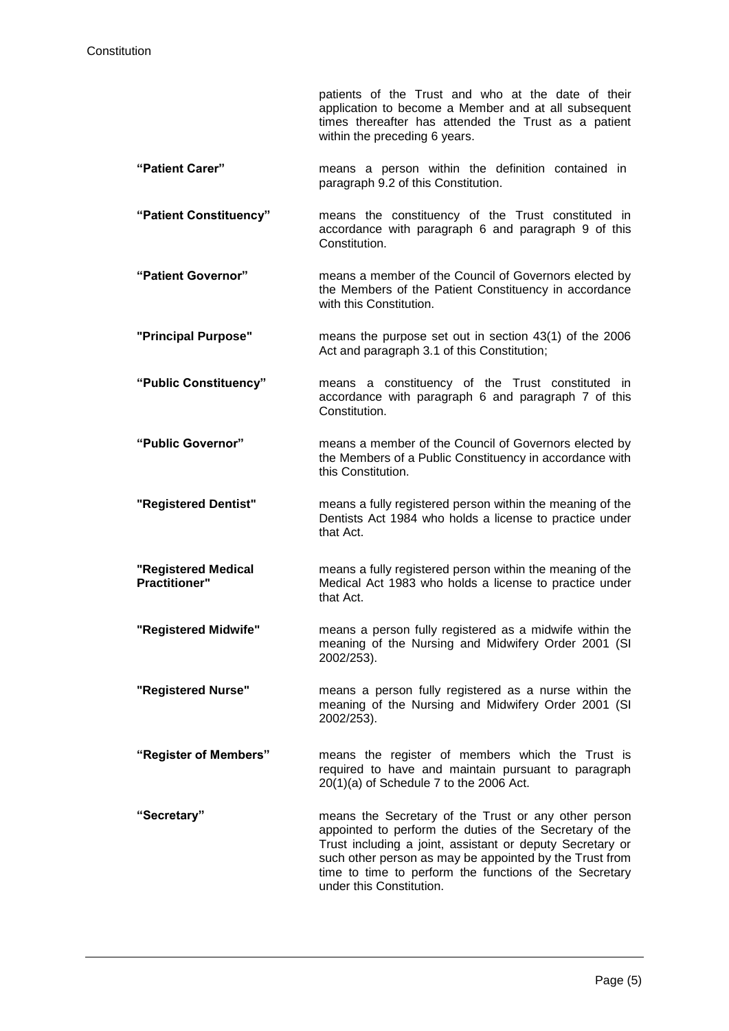patients of the Trust and who at the date of their application to become a Member and at all subsequent times thereafter has attended the Trust as a patient within the preceding 6 years.

| | |
|---|---|
| **"Patient Carer"** | means a person within the definition contained in paragraph 9.2 of this Constitution. |
| **"Patient Constituency"** | means the constituency of the Trust constituted in accordance with paragraph 6 and paragraph 9 of this Constitution. |
| **"Patient Governor"** | means a member of the Council of Governors elected by the Members of the Patient Constituency in accordance with this Constitution. |
| **"Principal Purpose"** | means the purpose set out in section 43(1) of the 2006 Act and paragraph 3.1 of this Constitution; |
| **"Public Constituency"** | means a constituency of the Trust constituted in accordance with paragraph 6 and paragraph 7 of this Constitution. |
| **"Public Governor"** | means a member of the Council of Governors elected by the Members of a Public Constituency in accordance with this Constitution. |
| **"Registered Dentist"** | means a fully registered person within the meaning of the Dentists Act 1984 who holds a license to practice under that Act. |
| **"Registered Medical Practitioner"** | means a fully registered person within the meaning of the Medical Act 1983 who holds a license to practice under that Act. |
| **"Registered Midwife"** | means a person fully registered as a midwife within the meaning of the Nursing and Midwifery Order 2001 (SI 2002/253). |
| **"Registered Nurse"** | means a person fully registered as a nurse within the meaning of the Nursing and Midwifery Order 2001 (SI 2002/253). |
| **"Register of Members"** | means the register of members which the Trust is required to have and maintain pursuant to paragraph 20(1)(a) of Schedule 7 to the 2006 Act. |
| **"Secretary"** | means the Secretary of the Trust or any other person appointed to perform the duties of the Secretary of the Trust including a joint, assistant or deputy Secretary or such other person as may be appointed by the Trust from time to time to perform the functions of the Secretary under this Constitution. |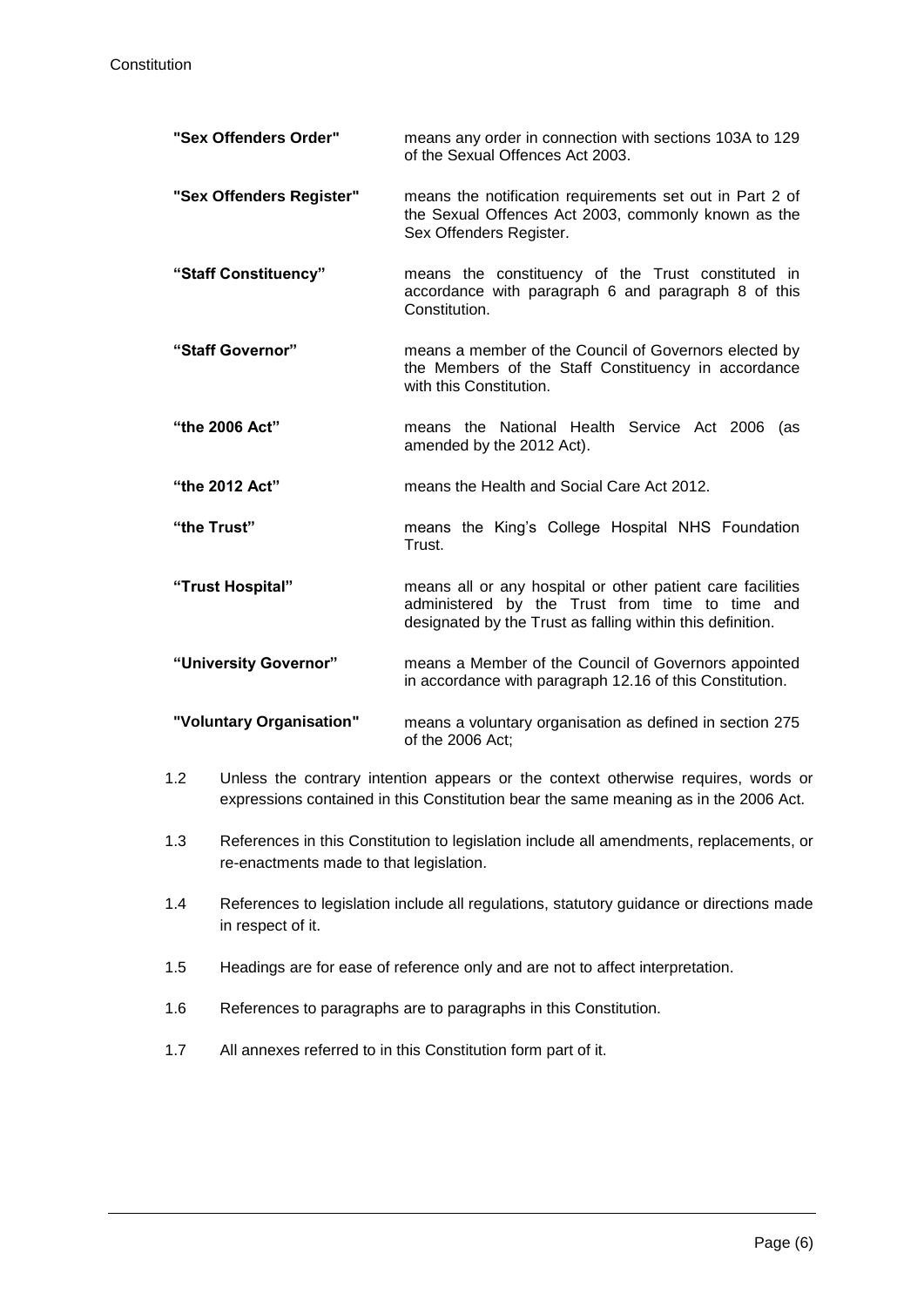| | |
|---|---|
| **"Sex Offenders Order"** | means any order in connection with sections 103A to 129 of the Sexual Offences Act 2003. |
| **"Sex Offenders Register"** | means the notification requirements set out in Part 2 of the Sexual Offences Act 2003, commonly known as the Sex Offenders Register. |
| **"Staff Constituency"** | means the constituency of the Trust constituted in accordance with paragraph 6 and paragraph 8 of this Constitution. |
| **"Staff Governor"** | means a member of the Council of Governors elected by the Members of the Staff Constituency in accordance with this Constitution. |
| **"the 2006 Act"** | means the National Health Service Act 2006 (as amended by the 2012 Act). |
| **"the 2012 Act"** | means the Health and Social Care Act 2012. |
| **"the Trust"** | means the King's College Hospital NHS Foundation Trust. |
| **"Trust Hospital"** | means all or any hospital or other patient care facilities administered by the Trust from time to time and designated by the Trust as falling within this definition. |
| **"University Governor"** | means a Member of the Council of Governors appointed in accordance with paragraph 12.16 of this Constitution. |
| **"Voluntary Organisation"** | means a voluntary organisation as defined in section 275 of the 2006 Act; |

1.2 Unless the contrary intention appears or the context otherwise requires, words or expressions contained in this Constitution bear the same meaning as in the 2006 Act.

1.3 References in this Constitution to legislation include all amendments, replacements, or re-enactments made to that legislation.

1.4 References to legislation include all regulations, statutory guidance or directions made in respect of it.

1.5 Headings are for ease of reference only and are not to affect interpretation.

1.6 References to paragraphs are to paragraphs in this Constitution.

1.7 All annexes referred to in this Constitution form part of it.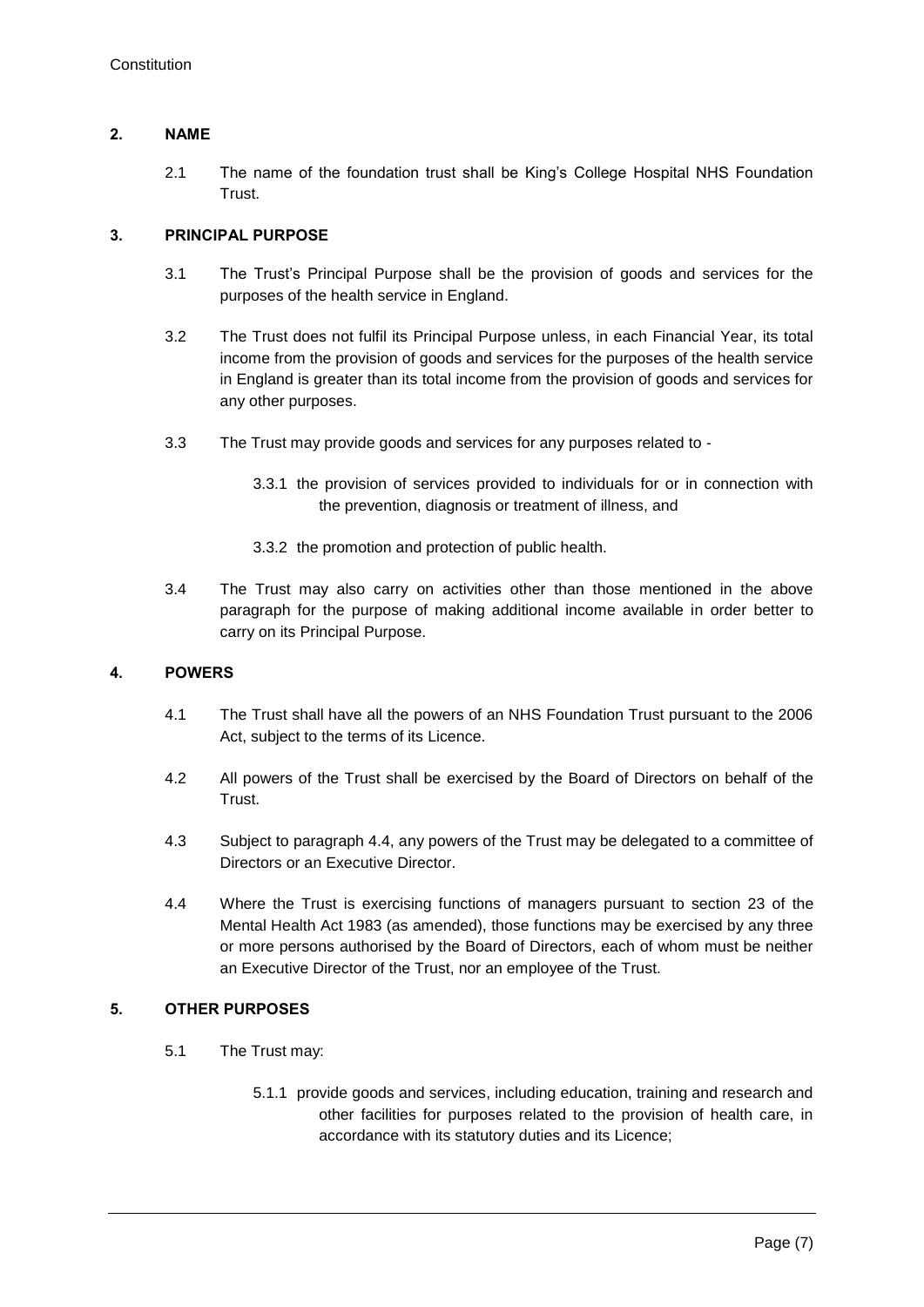## 2. NAME

2.1 The name of the foundation trust shall be King's College Hospital NHS Foundation Trust.

## 3. PRINCIPAL PURPOSE

3.1 The Trust's Principal Purpose shall be the provision of goods and services for the purposes of the health service in England.

3.2 The Trust does not fulfil its Principal Purpose unless, in each Financial Year, its total income from the provision of goods and services for the purposes of the health service in England is greater than its total income from the provision of goods and services for any other purposes.

3.3 The Trust may provide goods and services for any purposes related to -

3.3.1 the provision of services provided to individuals for or in connection with the prevention, diagnosis or treatment of illness, and

3.3.2 the promotion and protection of public health.

3.4 The Trust may also carry on activities other than those mentioned in the above paragraph for the purpose of making additional income available in order better to carry on its Principal Purpose.

## 4. POWERS

4.1 The Trust shall have all the powers of an NHS Foundation Trust pursuant to the 2006 Act, subject to the terms of its Licence.

4.2 All powers of the Trust shall be exercised by the Board of Directors on behalf of the Trust.

4.3 Subject to paragraph 4.4, any powers of the Trust may be delegated to a committee of Directors or an Executive Director.

4.4 Where the Trust is exercising functions of managers pursuant to section 23 of the Mental Health Act 1983 (as amended), those functions may be exercised by any three or more persons authorised by the Board of Directors, each of whom must be neither an Executive Director of the Trust, nor an employee of the Trust.

## 5. OTHER PURPOSES

5.1 The Trust may:

5.1.1 provide goods and services, including education, training and research and other facilities for purposes related to the provision of health care, in accordance with its statutory duties and its Licence;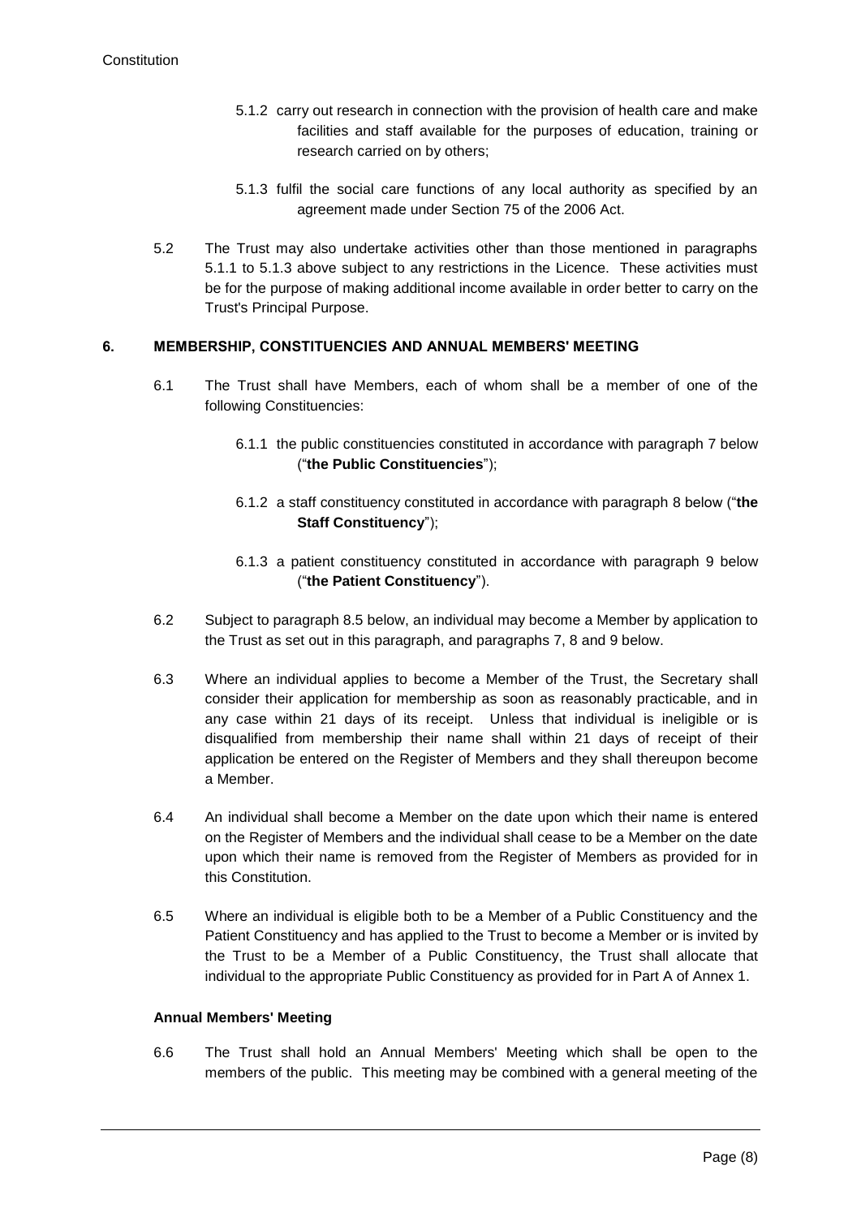5.1.2 carry out research in connection with the provision of health care and make facilities and staff available for the purposes of education, training or research carried on by others;

5.1.3 fulfil the social care functions of any local authority as specified by an agreement made under Section 75 of the 2006 Act.

5.2 The Trust may also undertake activities other than those mentioned in paragraphs 5.1.1 to 5.1.3 above subject to any restrictions in the Licence. These activities must be for the purpose of making additional income available in order better to carry on the Trust's Principal Purpose.

## 6. MEMBERSHIP, CONSTITUENCIES AND ANNUAL MEMBERS' MEETING

6.1 The Trust shall have Members, each of whom shall be a member of one of the following Constituencies:

6.1.1 the public constituencies constituted in accordance with paragraph 7 below ("**the Public Constituencies**");

6.1.2 a staff constituency constituted in accordance with paragraph 8 below ("**the Staff Constituency**");

6.1.3 a patient constituency constituted in accordance with paragraph 9 below ("**the Patient Constituency**").

6.2 Subject to paragraph 8.5 below, an individual may become a Member by application to the Trust as set out in this paragraph, and paragraphs 7, 8 and 9 below.

6.3 Where an individual applies to become a Member of the Trust, the Secretary shall consider their application for membership as soon as reasonably practicable, and in any case within 21 days of its receipt. Unless that individual is ineligible or is disqualified from membership their name shall within 21 days of receipt of their application be entered on the Register of Members and they shall thereupon become a Member.

6.4 An individual shall become a Member on the date upon which their name is entered on the Register of Members and the individual shall cease to be a Member on the date upon which their name is removed from the Register of Members as provided for in this Constitution.

6.5 Where an individual is eligible both to be a Member of a Public Constituency and the Patient Constituency and has applied to the Trust to become a Member or is invited by the Trust to be a Member of a Public Constituency, the Trust shall allocate that individual to the appropriate Public Constituency as provided for in Part A of Annex 1.

### Annual Members' Meeting

6.6 The Trust shall hold an Annual Members' Meeting which shall be open to the members of the public. This meeting may be combined with a general meeting of the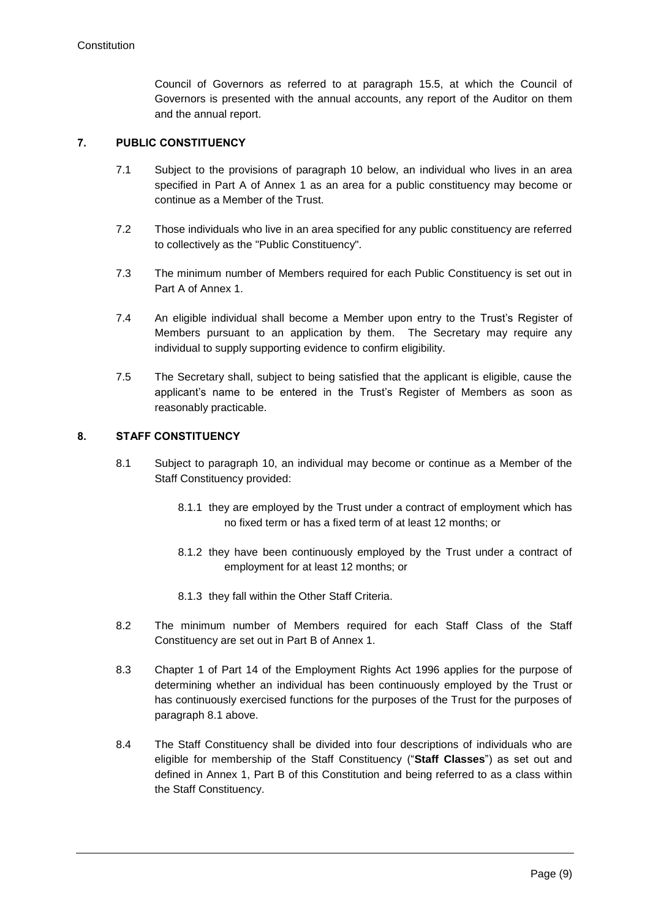Council of Governors as referred to at paragraph 15.5, at which the Council of Governors is presented with the annual accounts, any report of the Auditor on them and the annual report.

## 7. PUBLIC CONSTITUENCY

7.1 Subject to the provisions of paragraph 10 below, an individual who lives in an area specified in Part A of Annex 1 as an area for a public constituency may become or continue as a Member of the Trust.

7.2 Those individuals who live in an area specified for any public constituency are referred to collectively as the "Public Constituency".

7.3 The minimum number of Members required for each Public Constituency is set out in Part A of Annex 1.

7.4 An eligible individual shall become a Member upon entry to the Trust's Register of Members pursuant to an application by them. The Secretary may require any individual to supply supporting evidence to confirm eligibility.

7.5 The Secretary shall, subject to being satisfied that the applicant is eligible, cause the applicant's name to be entered in the Trust's Register of Members as soon as reasonably practicable.

## 8. STAFF CONSTITUENCY

8.1 Subject to paragraph 10, an individual may become or continue as a Member of the Staff Constituency provided:

8.1.1 they are employed by the Trust under a contract of employment which has no fixed term or has a fixed term of at least 12 months; or

8.1.2 they have been continuously employed by the Trust under a contract of employment for at least 12 months; or

8.1.3 they fall within the Other Staff Criteria.

8.2 The minimum number of Members required for each Staff Class of the Staff Constituency are set out in Part B of Annex 1.

8.3 Chapter 1 of Part 14 of the Employment Rights Act 1996 applies for the purpose of determining whether an individual has been continuously employed by the Trust or has continuously exercised functions for the purposes of the Trust for the purposes of paragraph 8.1 above.

8.4 The Staff Constituency shall be divided into four descriptions of individuals who are eligible for membership of the Staff Constituency ("**Staff Classes**") as set out and defined in Annex 1, Part B of this Constitution and being referred to as a class within the Staff Constituency.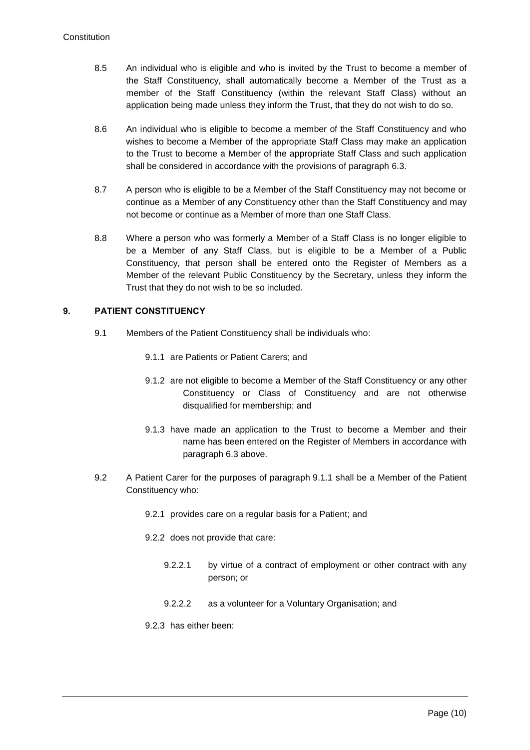8.5 An individual who is eligible and who is invited by the Trust to become a member of the Staff Constituency, shall automatically become a Member of the Trust as a member of the Staff Constituency (within the relevant Staff Class) without an application being made unless they inform the Trust, that they do not wish to do so.

8.6 An individual who is eligible to become a member of the Staff Constituency and who wishes to become a Member of the appropriate Staff Class may make an application to the Trust to become a Member of the appropriate Staff Class and such application shall be considered in accordance with the provisions of paragraph 6.3.

8.7 A person who is eligible to be a Member of the Staff Constituency may not become or continue as a Member of any Constituency other than the Staff Constituency and may not become or continue as a Member of more than one Staff Class.

8.8 Where a person who was formerly a Member of a Staff Class is no longer eligible to be a Member of any Staff Class, but is eligible to be a Member of a Public Constituency, that person shall be entered onto the Register of Members as a Member of the relevant Public Constituency by the Secretary, unless they inform the Trust that they do not wish to be so included.

## 9. PATIENT CONSTITUENCY

9.1 Members of the Patient Constituency shall be individuals who:

9.1.1 are Patients or Patient Carers; and

9.1.2 are not eligible to become a Member of the Staff Constituency or any other Constituency or Class of Constituency and are not otherwise disqualified for membership; and

9.1.3 have made an application to the Trust to become a Member and their name has been entered on the Register of Members in accordance with paragraph 6.3 above.

9.2 A Patient Carer for the purposes of paragraph 9.1.1 shall be a Member of the Patient Constituency who:

9.2.1 provides care on a regular basis for a Patient; and

9.2.2 does not provide that care:

9.2.2.1 by virtue of a contract of employment or other contract with any person; or

9.2.2.2 as a volunteer for a Voluntary Organisation; and

9.2.3 has either been: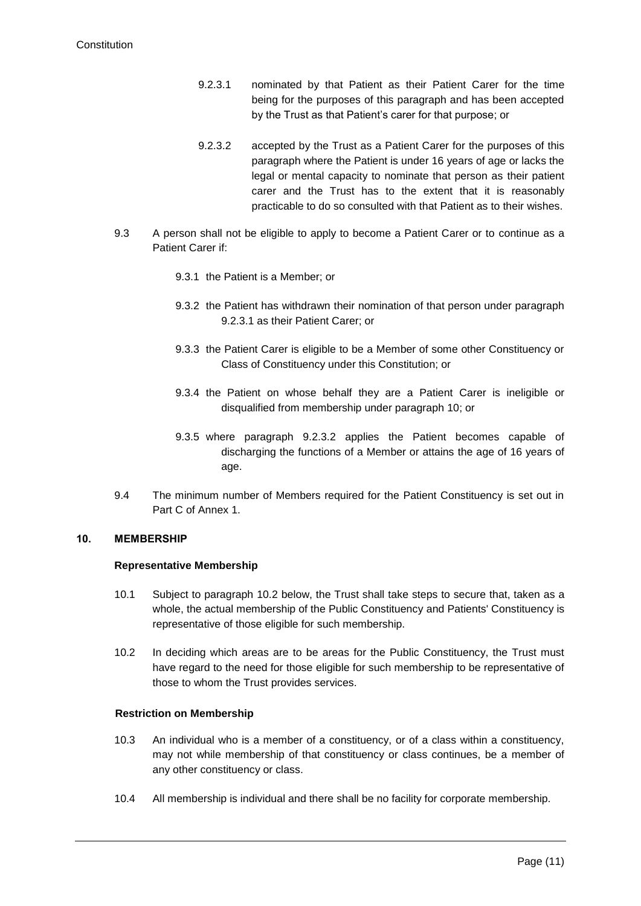9.2.3.1 nominated by that Patient as their Patient Carer for the time being for the purposes of this paragraph and has been accepted by the Trust as that Patient's carer for that purpose; or

9.2.3.2 accepted by the Trust as a Patient Carer for the purposes of this paragraph where the Patient is under 16 years of age or lacks the legal or mental capacity to nominate that person as their patient carer and the Trust has to the extent that it is reasonably practicable to do so consulted with that Patient as to their wishes.

9.3 A person shall not be eligible to apply to become a Patient Carer or to continue as a Patient Carer if:

9.3.1 the Patient is a Member; or

9.3.2 the Patient has withdrawn their nomination of that person under paragraph 9.2.3.1 as their Patient Carer; or

9.3.3 the Patient Carer is eligible to be a Member of some other Constituency or Class of Constituency under this Constitution; or

9.3.4 the Patient on whose behalf they are a Patient Carer is ineligible or disqualified from membership under paragraph 10; or

9.3.5 where paragraph 9.2.3.2 applies the Patient becomes capable of discharging the functions of a Member or attains the age of 16 years of age.

9.4 The minimum number of Members required for the Patient Constituency is set out in Part C of Annex 1.

## 10. MEMBERSHIP

### Representative Membership

10.1 Subject to paragraph 10.2 below, the Trust shall take steps to secure that, taken as a whole, the actual membership of the Public Constituency and Patients' Constituency is representative of those eligible for such membership.

10.2 In deciding which areas are to be areas for the Public Constituency, the Trust must have regard to the need for those eligible for such membership to be representative of those to whom the Trust provides services.

### Restriction on Membership

10.3 An individual who is a member of a constituency, or of a class within a constituency, may not while membership of that constituency or class continues, be a member of any other constituency or class.

10.4 All membership is individual and there shall be no facility for corporate membership.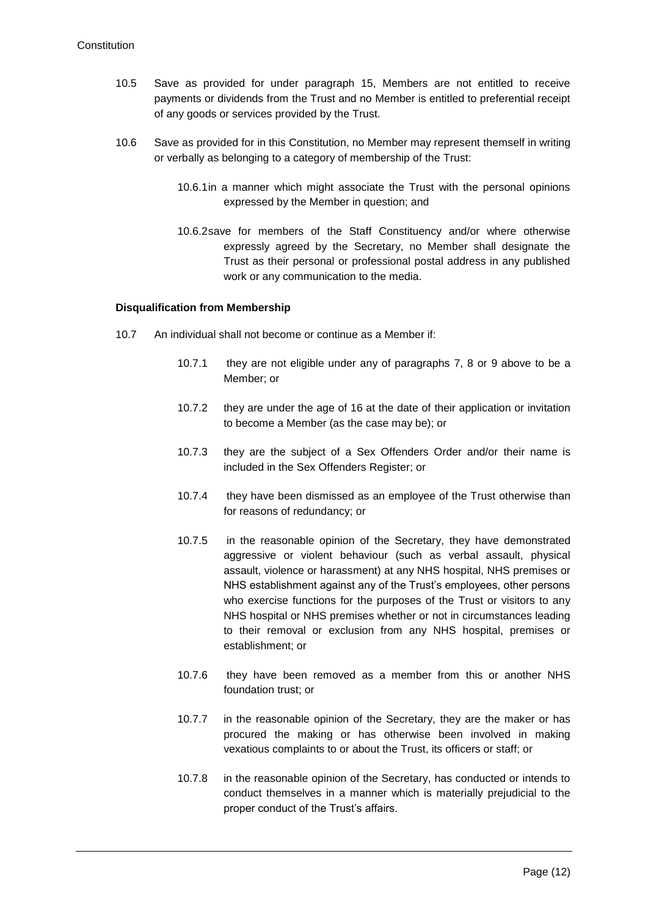10.5 Save as provided for under paragraph 15, Members are not entitled to receive payments or dividends from the Trust and no Member is entitled to preferential receipt of any goods or services provided by the Trust.

10.6 Save as provided for in this Constitution, no Member may represent themself in writing or verbally as belonging to a category of membership of the Trust:

10.6.1 in a manner which might associate the Trust with the personal opinions expressed by the Member in question; and

10.6.2 save for members of the Staff Constituency and/or where otherwise expressly agreed by the Secretary, no Member shall designate the Trust as their personal or professional postal address in any published work or any communication to the media.

**Disqualification from Membership**

10.7 An individual shall not become or continue as a Member if:

10.7.1 they are not eligible under any of paragraphs 7, 8 or 9 above to be a Member; or

10.7.2 they are under the age of 16 at the date of their application or invitation to become a Member (as the case may be); or

10.7.3 they are the subject of a Sex Offenders Order and/or their name is included in the Sex Offenders Register; or

10.7.4 they have been dismissed as an employee of the Trust otherwise than for reasons of redundancy; or

10.7.5 in the reasonable opinion of the Secretary, they have demonstrated aggressive or violent behaviour (such as verbal assault, physical assault, violence or harassment) at any NHS hospital, NHS premises or NHS establishment against any of the Trust's employees, other persons who exercise functions for the purposes of the Trust or visitors to any NHS hospital or NHS premises whether or not in circumstances leading to their removal or exclusion from any NHS hospital, premises or establishment; or

10.7.6 they have been removed as a member from this or another NHS foundation trust; or

10.7.7 in the reasonable opinion of the Secretary, they are the maker or has procured the making or has otherwise been involved in making vexatious complaints to or about the Trust, its officers or staff; or

10.7.8 in the reasonable opinion of the Secretary, has conducted or intends to conduct themselves in a manner which is materially prejudicial to the proper conduct of the Trust's affairs.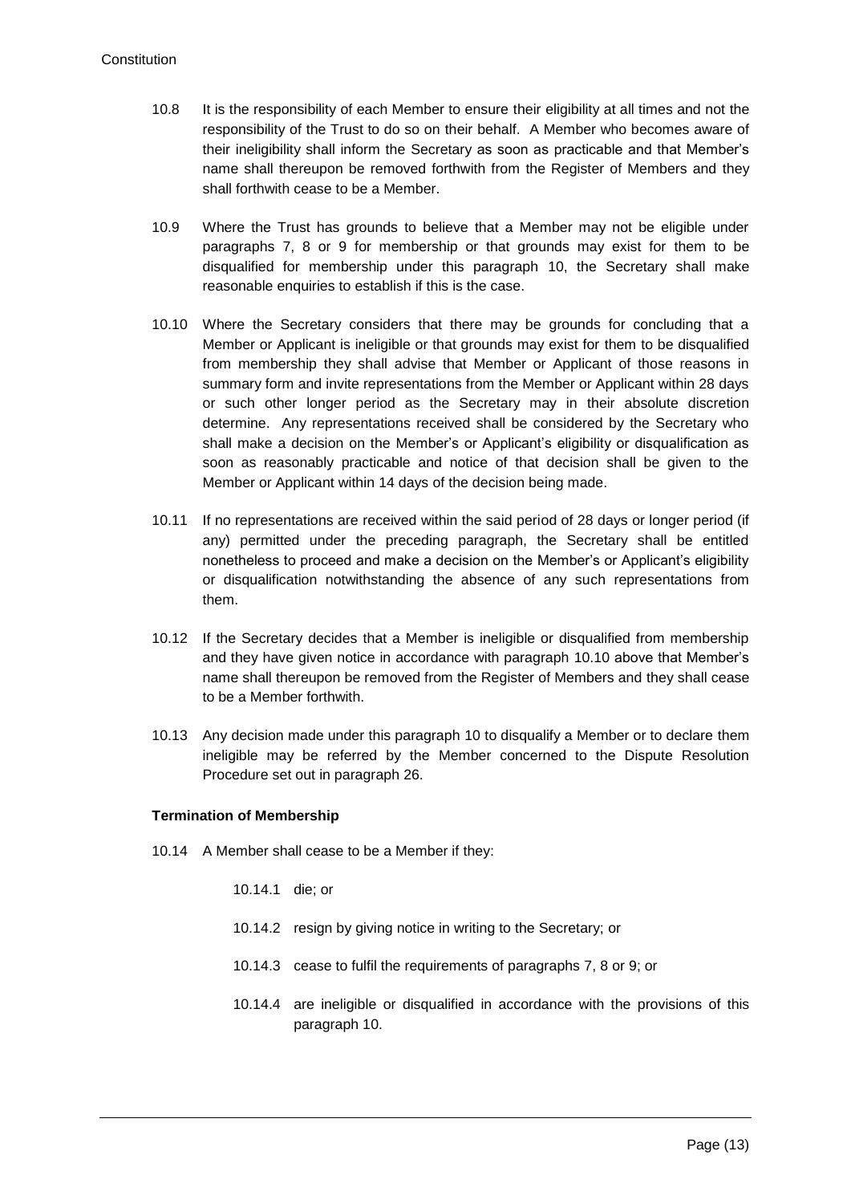10.8 It is the responsibility of each Member to ensure their eligibility at all times and not the responsibility of the Trust to do so on their behalf. A Member who becomes aware of their ineligibility shall inform the Secretary as soon as practicable and that Member's name shall thereupon be removed forthwith from the Register of Members and they shall forthwith cease to be a Member.

10.9 Where the Trust has grounds to believe that a Member may not be eligible under paragraphs 7, 8 or 9 for membership or that grounds may exist for them to be disqualified for membership under this paragraph 10, the Secretary shall make reasonable enquiries to establish if this is the case.

10.10 Where the Secretary considers that there may be grounds for concluding that a Member or Applicant is ineligible or that grounds may exist for them to be disqualified from membership they shall advise that Member or Applicant of those reasons in summary form and invite representations from the Member or Applicant within 28 days or such other longer period as the Secretary may in their absolute discretion determine. Any representations received shall be considered by the Secretary who shall make a decision on the Member's or Applicant's eligibility or disqualification as soon as reasonably practicable and notice of that decision shall be given to the Member or Applicant within 14 days of the decision being made.

10.11 If no representations are received within the said period of 28 days or longer period (if any) permitted under the preceding paragraph, the Secretary shall be entitled nonetheless to proceed and make a decision on the Member's or Applicant's eligibility or disqualification notwithstanding the absence of any such representations from them.

10.12 If the Secretary decides that a Member is ineligible or disqualified from membership and they have given notice in accordance with paragraph 10.10 above that Member's name shall thereupon be removed from the Register of Members and they shall cease to be a Member forthwith.

10.13 Any decision made under this paragraph 10 to disqualify a Member or to declare them ineligible may be referred by the Member concerned to the Dispute Resolution Procedure set out in paragraph 26.

**Termination of Membership**

10.14 A Member shall cease to be a Member if they:

10.14.1 die; or

10.14.2 resign by giving notice in writing to the Secretary; or

10.14.3 cease to fulfil the requirements of paragraphs 7, 8 or 9; or

10.14.4 are ineligible or disqualified in accordance with the provisions of this paragraph 10.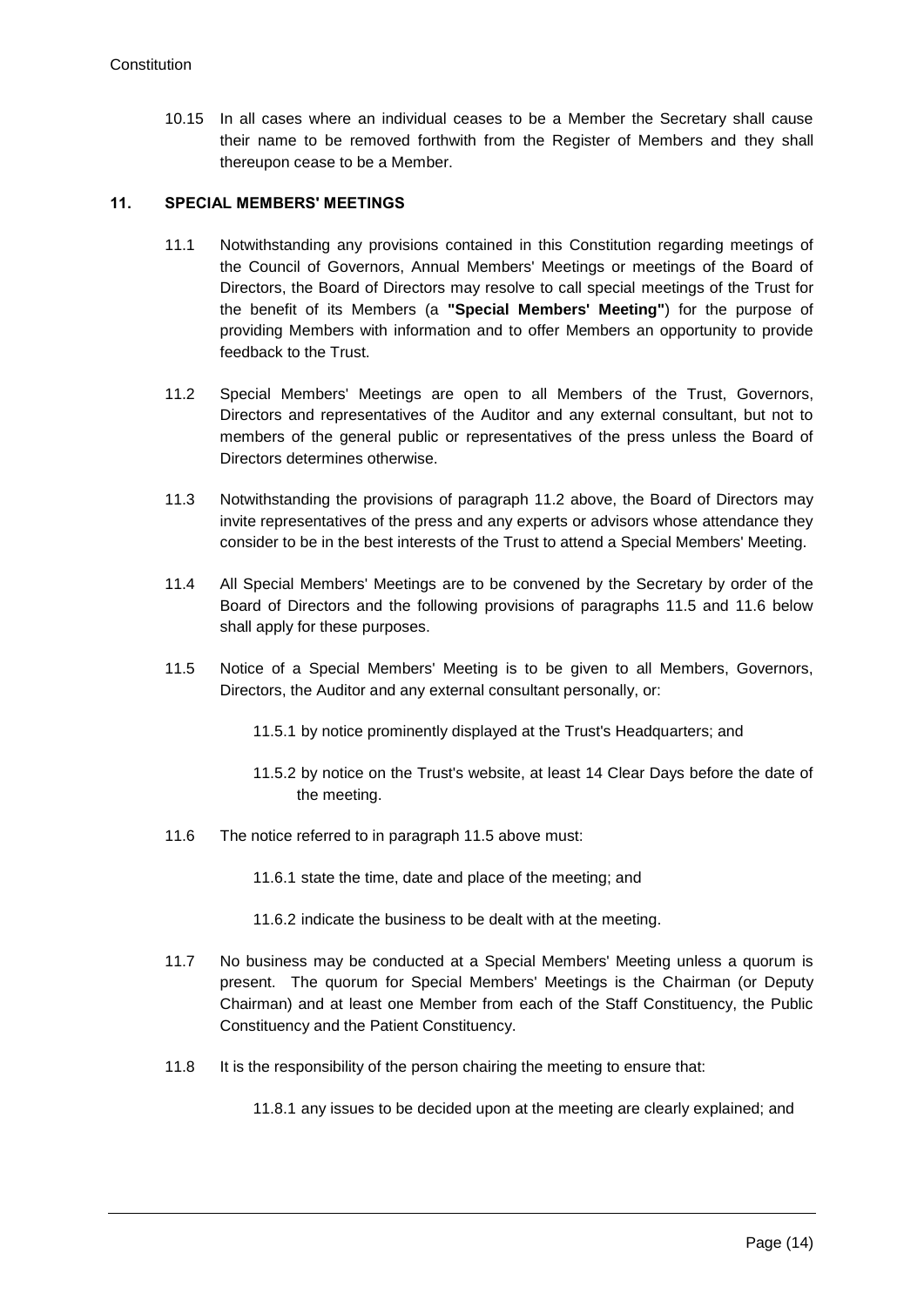10.15 In all cases where an individual ceases to be a Member the Secretary shall cause their name to be removed forthwith from the Register of Members and they shall thereupon cease to be a Member.

## 11. SPECIAL MEMBERS' MEETINGS

11.1 Notwithstanding any provisions contained in this Constitution regarding meetings of the Council of Governors, Annual Members' Meetings or meetings of the Board of Directors, the Board of Directors may resolve to call special meetings of the Trust for the benefit of its Members (a **"Special Members' Meeting"**) for the purpose of providing Members with information and to offer Members an opportunity to provide feedback to the Trust.

11.2 Special Members' Meetings are open to all Members of the Trust, Governors, Directors and representatives of the Auditor and any external consultant, but not to members of the general public or representatives of the press unless the Board of Directors determines otherwise.

11.3 Notwithstanding the provisions of paragraph 11.2 above, the Board of Directors may invite representatives of the press and any experts or advisors whose attendance they consider to be in the best interests of the Trust to attend a Special Members' Meeting.

11.4 All Special Members' Meetings are to be convened by the Secretary by order of the Board of Directors and the following provisions of paragraphs 11.5 and 11.6 below shall apply for these purposes.

11.5 Notice of a Special Members' Meeting is to be given to all Members, Governors, Directors, the Auditor and any external consultant personally, or:

11.5.1 by notice prominently displayed at the Trust's Headquarters; and

11.5.2 by notice on the Trust's website, at least 14 Clear Days before the date of the meeting.

11.6 The notice referred to in paragraph 11.5 above must:

11.6.1 state the time, date and place of the meeting; and

11.6.2 indicate the business to be dealt with at the meeting.

11.7 No business may be conducted at a Special Members' Meeting unless a quorum is present. The quorum for Special Members' Meetings is the Chairman (or Deputy Chairman) and at least one Member from each of the Staff Constituency, the Public Constituency and the Patient Constituency.

11.8 It is the responsibility of the person chairing the meeting to ensure that:

11.8.1 any issues to be decided upon at the meeting are clearly explained; and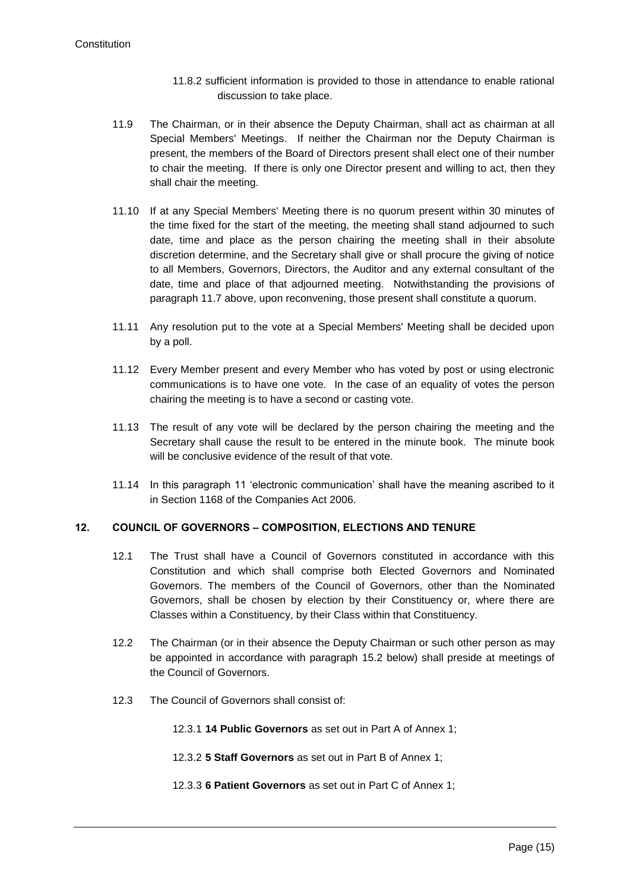11.8.2 sufficient information is provided to those in attendance to enable rational discussion to take place.

11.9 The Chairman, or in their absence the Deputy Chairman, shall act as chairman at all Special Members' Meetings. If neither the Chairman nor the Deputy Chairman is present, the members of the Board of Directors present shall elect one of their number to chair the meeting. If there is only one Director present and willing to act, then they shall chair the meeting.

11.10 If at any Special Members' Meeting there is no quorum present within 30 minutes of the time fixed for the start of the meeting, the meeting shall stand adjourned to such date, time and place as the person chairing the meeting shall in their absolute discretion determine, and the Secretary shall give or shall procure the giving of notice to all Members, Governors, Directors, the Auditor and any external consultant of the date, time and place of that adjourned meeting. Notwithstanding the provisions of paragraph 11.7 above, upon reconvening, those present shall constitute a quorum.

11.11 Any resolution put to the vote at a Special Members' Meeting shall be decided upon by a poll.

11.12 Every Member present and every Member who has voted by post or using electronic communications is to have one vote. In the case of an equality of votes the person chairing the meeting is to have a second or casting vote.

11.13 The result of any vote will be declared by the person chairing the meeting and the Secretary shall cause the result to be entered in the minute book. The minute book will be conclusive evidence of the result of that vote.

11.14 In this paragraph 11 'electronic communication' shall have the meaning ascribed to it in Section 1168 of the Companies Act 2006.

## 12. COUNCIL OF GOVERNORS – COMPOSITION, ELECTIONS AND TENURE

12.1 The Trust shall have a Council of Governors constituted in accordance with this Constitution and which shall comprise both Elected Governors and Nominated Governors. The members of the Council of Governors, other than the Nominated Governors, shall be chosen by election by their Constituency or, where there are Classes within a Constituency, by their Class within that Constituency.

12.2 The Chairman (or in their absence the Deputy Chairman or such other person as may be appointed in accordance with paragraph 15.2 below) shall preside at meetings of the Council of Governors.

12.3 The Council of Governors shall consist of:

12.3.1 **14 Public Governors** as set out in Part A of Annex 1;

12.3.2 **5 Staff Governors** as set out in Part B of Annex 1;

12.3.3 **6 Patient Governors** as set out in Part C of Annex 1;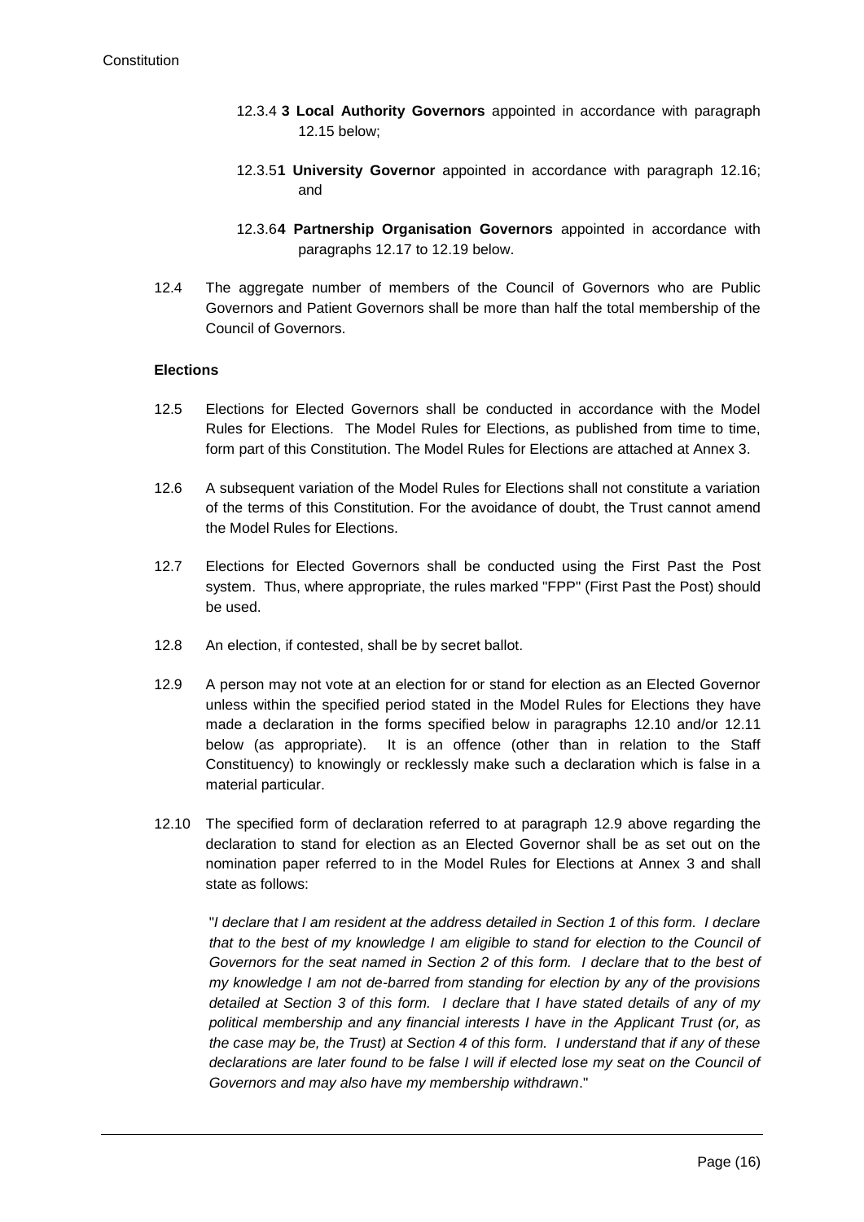12.3.4 **3 Local Authority Governors** appointed in accordance with paragraph 12.15 below;

12.3.5 **1 University Governor** appointed in accordance with paragraph 12.16; and

12.3.6 **4 Partnership Organisation Governors** appointed in accordance with paragraphs 12.17 to 12.19 below.

12.4 The aggregate number of members of the Council of Governors who are Public Governors and Patient Governors shall be more than half the total membership of the Council of Governors.

**Elections**

12.5 Elections for Elected Governors shall be conducted in accordance with the Model Rules for Elections. The Model Rules for Elections, as published from time to time, form part of this Constitution. The Model Rules for Elections are attached at Annex 3.

12.6 A subsequent variation of the Model Rules for Elections shall not constitute a variation of the terms of this Constitution. For the avoidance of doubt, the Trust cannot amend the Model Rules for Elections.

12.7 Elections for Elected Governors shall be conducted using the First Past the Post system. Thus, where appropriate, the rules marked "FPP" (First Past the Post) should be used.

12.8 An election, if contested, shall be by secret ballot.

12.9 A person may not vote at an election for or stand for election as an Elected Governor unless within the specified period stated in the Model Rules for Elections they have made a declaration in the forms specified below in paragraphs 12.10 and/or 12.11 below (as appropriate). It is an offence (other than in relation to the Staff Constituency) to knowingly or recklessly make such a declaration which is false in a material particular.

12.10 The specified form of declaration referred to at paragraph 12.9 above regarding the declaration to stand for election as an Elected Governor shall be as set out on the nomination paper referred to in the Model Rules for Elections at Annex 3 and shall state as follows:

"*I declare that I am resident at the address detailed in Section 1 of this form. I declare that to the best of my knowledge I am eligible to stand for election to the Council of Governors for the seat named in Section 2 of this form. I declare that to the best of my knowledge I am not de-barred from standing for election by any of the provisions detailed at Section 3 of this form. I declare that I have stated details of any of my political membership and any financial interests I have in the Applicant Trust (or, as the case may be, the Trust) at Section 4 of this form. I understand that if any of these declarations are later found to be false I will if elected lose my seat on the Council of Governors and may also have my membership withdrawn*."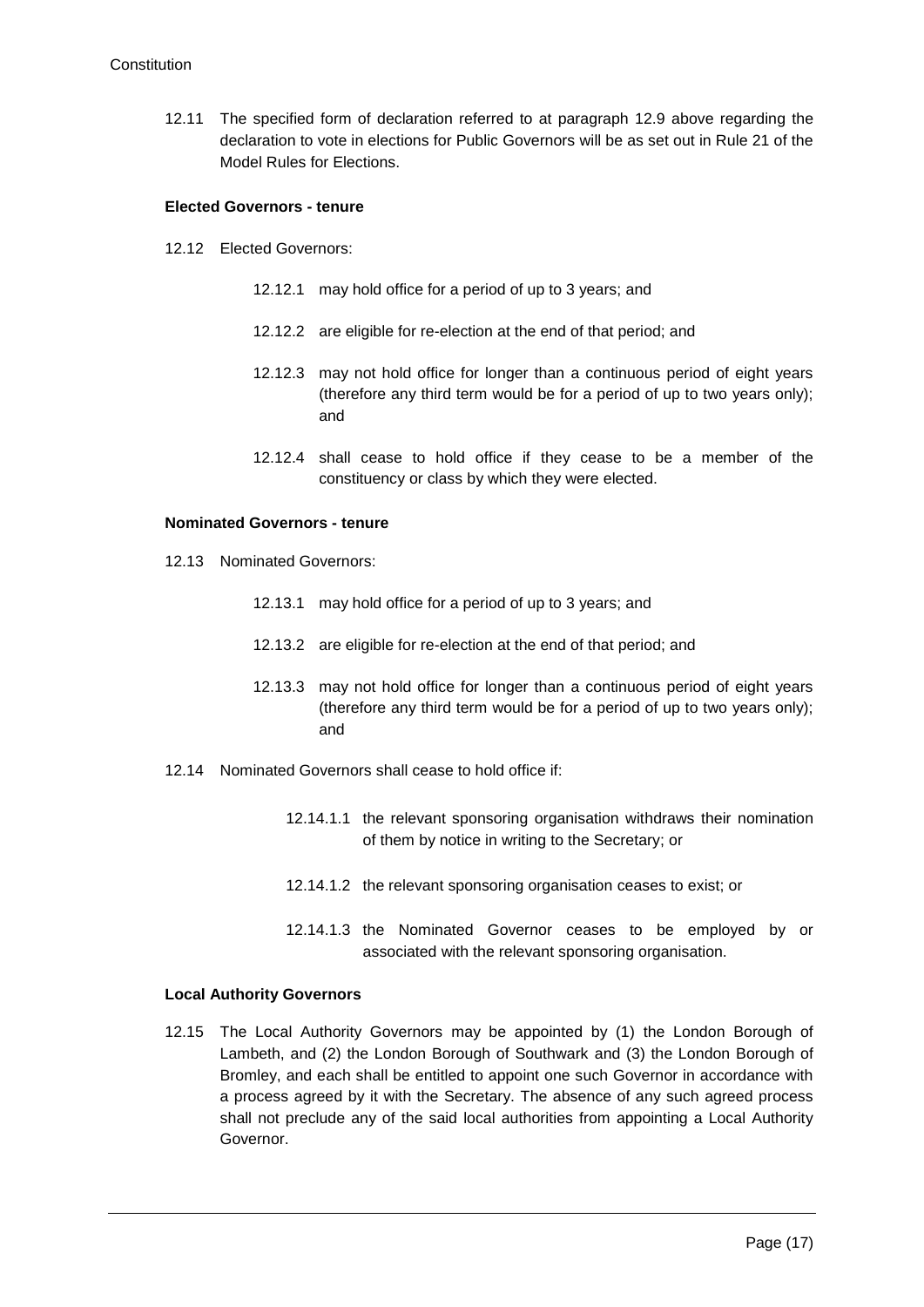12.11 The specified form of declaration referred to at paragraph 12.9 above regarding the declaration to vote in elections for Public Governors will be as set out in Rule 21 of the Model Rules for Elections.

**Elected Governors - tenure**

12.12 Elected Governors:

12.12.1 may hold office for a period of up to 3 years; and

12.12.2 are eligible for re-election at the end of that period; and

12.12.3 may not hold office for longer than a continuous period of eight years (therefore any third term would be for a period of up to two years only); and

12.12.4 shall cease to hold office if they cease to be a member of the constituency or class by which they were elected.

**Nominated Governors - tenure**

12.13 Nominated Governors:

12.13.1 may hold office for a period of up to 3 years; and

12.13.2 are eligible for re-election at the end of that period; and

12.13.3 may not hold office for longer than a continuous period of eight years (therefore any third term would be for a period of up to two years only); and

12.14 Nominated Governors shall cease to hold office if:

12.14.1.1 the relevant sponsoring organisation withdraws their nomination of them by notice in writing to the Secretary; or

12.14.1.2 the relevant sponsoring organisation ceases to exist; or

12.14.1.3 the Nominated Governor ceases to be employed by or associated with the relevant sponsoring organisation.

**Local Authority Governors**

12.15 The Local Authority Governors may be appointed by (1) the London Borough of Lambeth, and (2) the London Borough of Southwark and (3) the London Borough of Bromley, and each shall be entitled to appoint one such Governor in accordance with a process agreed by it with the Secretary. The absence of any such agreed process shall not preclude any of the said local authorities from appointing a Local Authority Governor.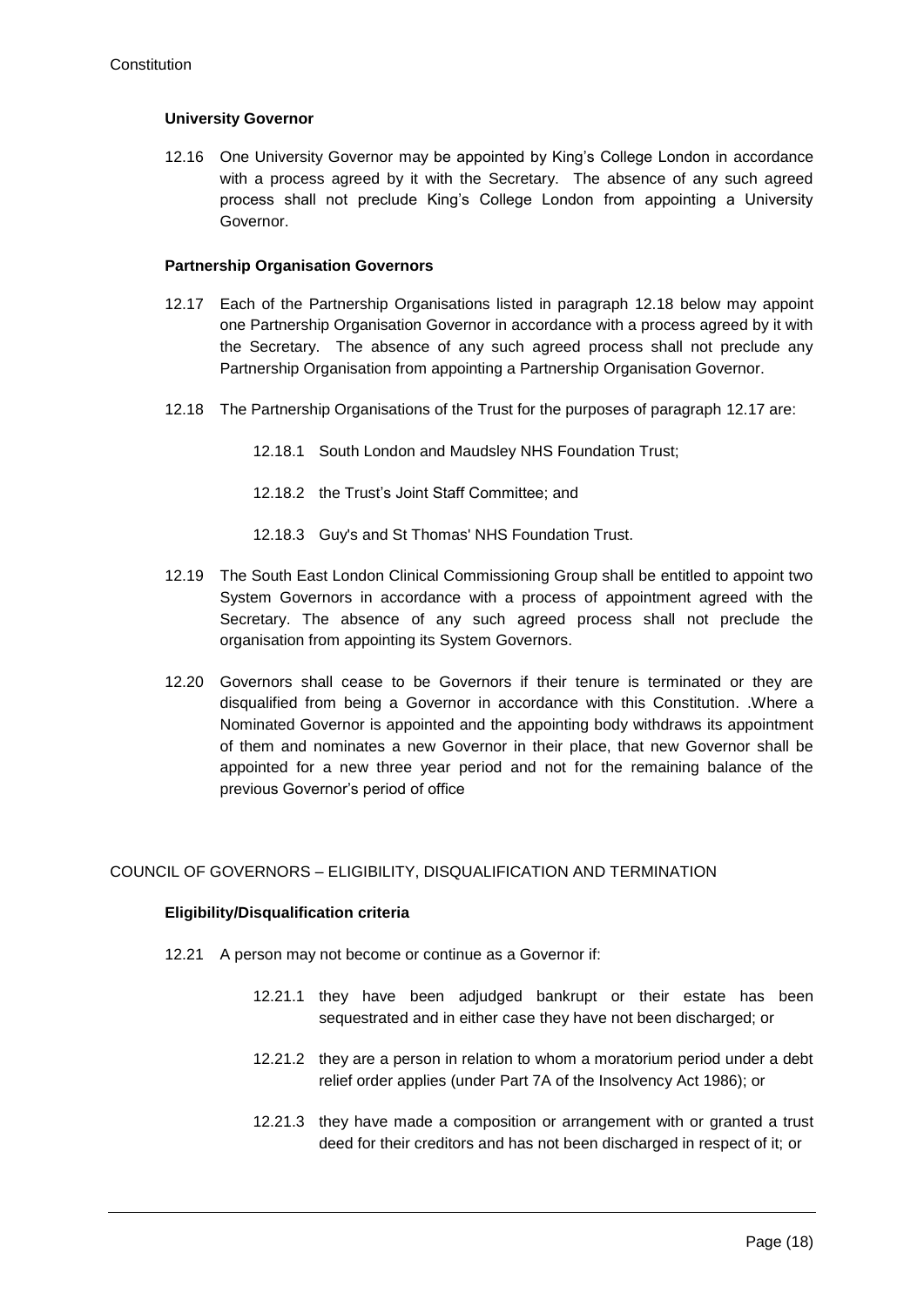**University Governor**

12.16 One University Governor may be appointed by King's College London in accordance with a process agreed by it with the Secretary. The absence of any such agreed process shall not preclude King's College London from appointing a University Governor.

**Partnership Organisation Governors**

12.17 Each of the Partnership Organisations listed in paragraph 12.18 below may appoint one Partnership Organisation Governor in accordance with a process agreed by it with the Secretary. The absence of any such agreed process shall not preclude any Partnership Organisation from appointing a Partnership Organisation Governor.

12.18 The Partnership Organisations of the Trust for the purposes of paragraph 12.17 are:

12.18.1 South London and Maudsley NHS Foundation Trust;

12.18.2 the Trust's Joint Staff Committee; and

12.18.3 Guy's and St Thomas' NHS Foundation Trust.

12.19 The South East London Clinical Commissioning Group shall be entitled to appoint two System Governors in accordance with a process of appointment agreed with the Secretary. The absence of any such agreed process shall not preclude the organisation from appointing its System Governors.

12.20 Governors shall cease to be Governors if their tenure is terminated or they are disqualified from being a Governor in accordance with this Constitution. .Where a Nominated Governor is appointed and the appointing body withdraws its appointment of them and nominates a new Governor in their place, that new Governor shall be appointed for a new three year period and not for the remaining balance of the previous Governor's period of office

COUNCIL OF GOVERNORS – ELIGIBILITY, DISQUALIFICATION AND TERMINATION

**Eligibility/Disqualification criteria**

12.21 A person may not become or continue as a Governor if:

12.21.1 they have been adjudged bankrupt or their estate has been sequestrated and in either case they have not been discharged; or

12.21.2 they are a person in relation to whom a moratorium period under a debt relief order applies (under Part 7A of the Insolvency Act 1986); or

12.21.3 they have made a composition or arrangement with or granted a trust deed for their creditors and has not been discharged in respect of it; or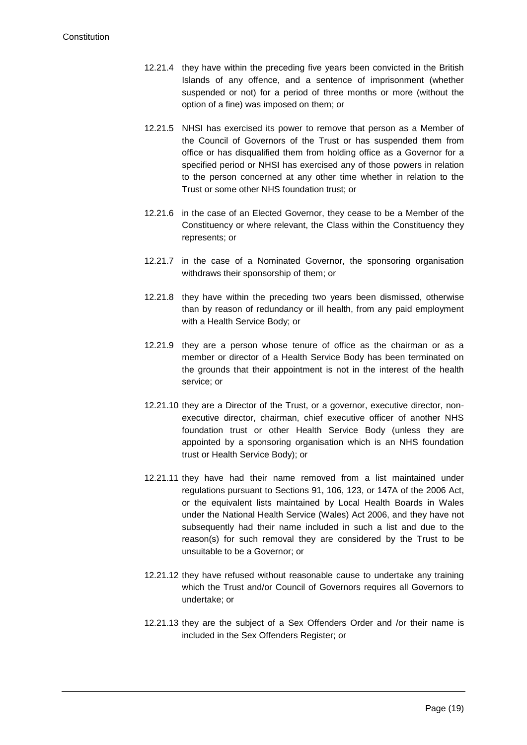12.21.4 they have within the preceding five years been convicted in the British Islands of any offence, and a sentence of imprisonment (whether suspended or not) for a period of three months or more (without the option of a fine) was imposed on them; or

12.21.5 NHSI has exercised its power to remove that person as a Member of the Council of Governors of the Trust or has suspended them from office or has disqualified them from holding office as a Governor for a specified period or NHSI has exercised any of those powers in relation to the person concerned at any other time whether in relation to the Trust or some other NHS foundation trust; or

12.21.6 in the case of an Elected Governor, they cease to be a Member of the Constituency or where relevant, the Class within the Constituency they represents; or

12.21.7 in the case of a Nominated Governor, the sponsoring organisation withdraws their sponsorship of them; or

12.21.8 they have within the preceding two years been dismissed, otherwise than by reason of redundancy or ill health, from any paid employment with a Health Service Body; or

12.21.9 they are a person whose tenure of office as the chairman or as a member or director of a Health Service Body has been terminated on the grounds that their appointment is not in the interest of the health service; or

12.21.10 they are a Director of the Trust, or a governor, executive director, non-executive director, chairman, chief executive officer of another NHS foundation trust or other Health Service Body (unless they are appointed by a sponsoring organisation which is an NHS foundation trust or Health Service Body); or

12.21.11 they have had their name removed from a list maintained under regulations pursuant to Sections 91, 106, 123, or 147A of the 2006 Act, or the equivalent lists maintained by Local Health Boards in Wales under the National Health Service (Wales) Act 2006, and they have not subsequently had their name included in such a list and due to the reason(s) for such removal they are considered by the Trust to be unsuitable to be a Governor; or

12.21.12 they have refused without reasonable cause to undertake any training which the Trust and/or Council of Governors requires all Governors to undertake; or

12.21.13 they are the subject of a Sex Offenders Order and /or their name is included in the Sex Offenders Register; or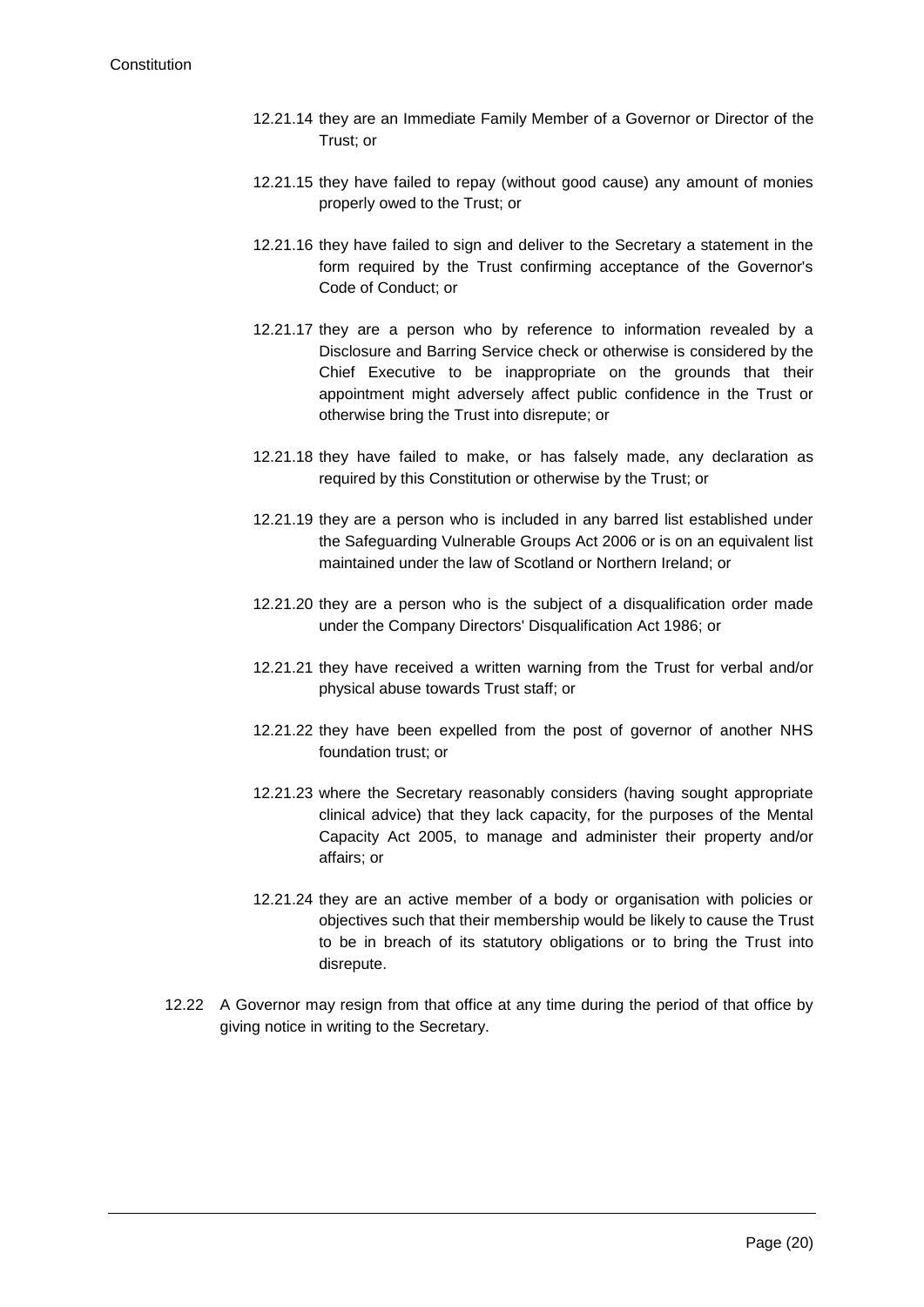12.21.14 they are an Immediate Family Member of a Governor or Director of the Trust; or

12.21.15 they have failed to repay (without good cause) any amount of monies properly owed to the Trust; or

12.21.16 they have failed to sign and deliver to the Secretary a statement in the form required by the Trust confirming acceptance of the Governor's Code of Conduct; or

12.21.17 they are a person who by reference to information revealed by a Disclosure and Barring Service check or otherwise is considered by the Chief Executive to be inappropriate on the grounds that their appointment might adversely affect public confidence in the Trust or otherwise bring the Trust into disrepute; or

12.21.18 they have failed to make, or has falsely made, any declaration as required by this Constitution or otherwise by the Trust; or

12.21.19 they are a person who is included in any barred list established under the Safeguarding Vulnerable Groups Act 2006 or is on an equivalent list maintained under the law of Scotland or Northern Ireland; or

12.21.20 they are a person who is the subject of a disqualification order made under the Company Directors' Disqualification Act 1986; or

12.21.21 they have received a written warning from the Trust for verbal and/or physical abuse towards Trust staff; or

12.21.22 they have been expelled from the post of governor of another NHS foundation trust; or

12.21.23 where the Secretary reasonably considers (having sought appropriate clinical advice) that they lack capacity, for the purposes of the Mental Capacity Act 2005, to manage and administer their property and/or affairs; or

12.21.24 they are an active member of a body or organisation with policies or objectives such that their membership would be likely to cause the Trust to be in breach of its statutory obligations or to bring the Trust into disrepute.

12.22 A Governor may resign from that office at any time during the period of that office by giving notice in writing to the Secretary.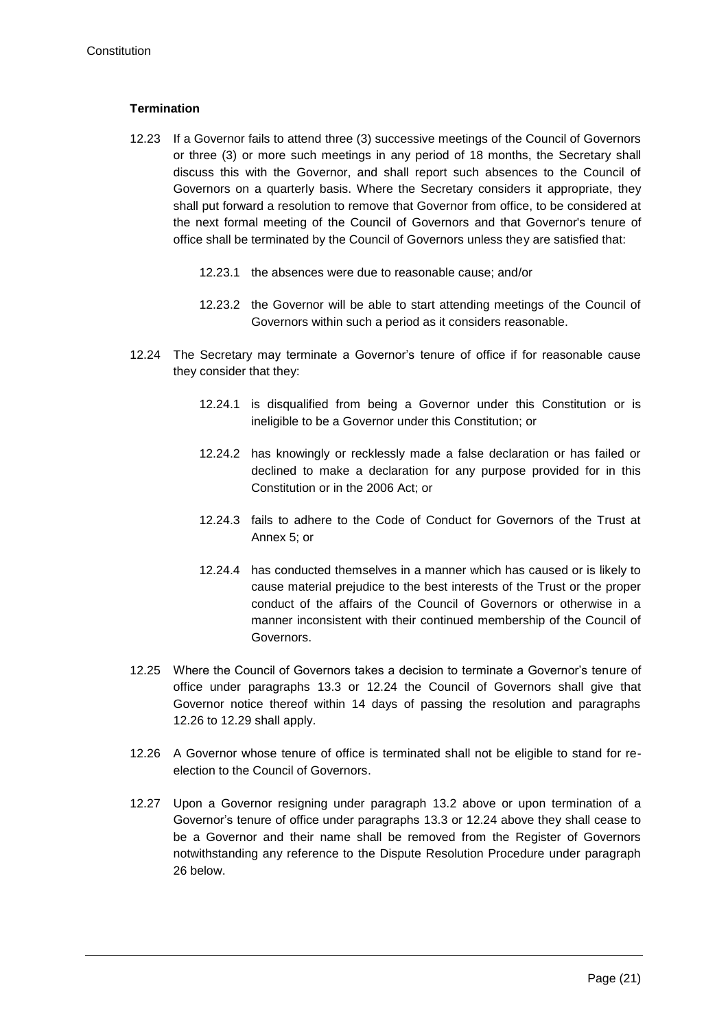### Termination

12.23 If a Governor fails to attend three (3) successive meetings of the Council of Governors or three (3) or more such meetings in any period of 18 months, the Secretary shall discuss this with the Governor, and shall report such absences to the Council of Governors on a quarterly basis. Where the Secretary considers it appropriate, they shall put forward a resolution to remove that Governor from office, to be considered at the next formal meeting of the Council of Governors and that Governor's tenure of office shall be terminated by the Council of Governors unless they are satisfied that:

> 12.23.1 the absences were due to reasonable cause; and/or
>
> 12.23.2 the Governor will be able to start attending meetings of the Council of Governors within such a period as it considers reasonable.

12.24 The Secretary may terminate a Governor's tenure of office if for reasonable cause they consider that they:

> 12.24.1 is disqualified from being a Governor under this Constitution or is ineligible to be a Governor under this Constitution; or
>
> 12.24.2 has knowingly or recklessly made a false declaration or has failed or declined to make a declaration for any purpose provided for in this Constitution or in the 2006 Act; or
>
> 12.24.3 fails to adhere to the Code of Conduct for Governors of the Trust at Annex 5; or
>
> 12.24.4 has conducted themselves in a manner which has caused or is likely to cause material prejudice to the best interests of the Trust or the proper conduct of the affairs of the Council of Governors or otherwise in a manner inconsistent with their continued membership of the Council of Governors.

12.25 Where the Council of Governors takes a decision to terminate a Governor's tenure of office under paragraphs 13.3 or 12.24 the Council of Governors shall give that Governor notice thereof within 14 days of passing the resolution and paragraphs 12.26 to 12.29 shall apply.

12.26 A Governor whose tenure of office is terminated shall not be eligible to stand for re-election to the Council of Governors.

12.27 Upon a Governor resigning under paragraph 13.2 above or upon termination of a Governor's tenure of office under paragraphs 13.3 or 12.24 above they shall cease to be a Governor and their name shall be removed from the Register of Governors notwithstanding any reference to the Dispute Resolution Procedure under paragraph 26 below.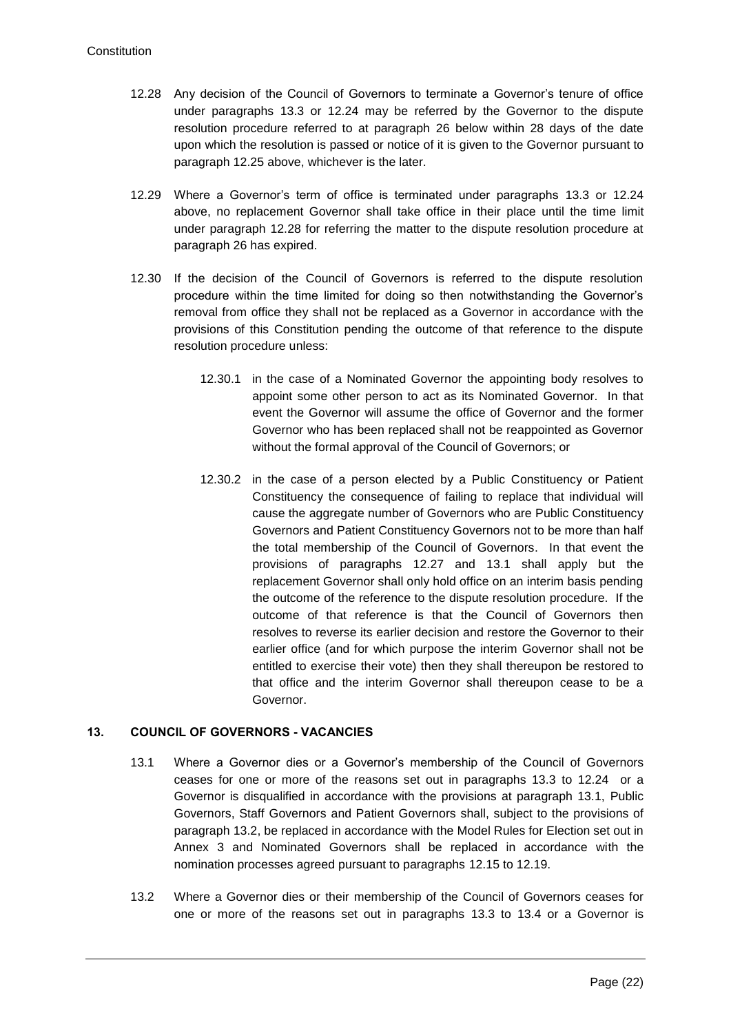12.28 Any decision of the Council of Governors to terminate a Governor's tenure of office under paragraphs 13.3 or 12.24 may be referred by the Governor to the dispute resolution procedure referred to at paragraph 26 below within 28 days of the date upon which the resolution is passed or notice of it is given to the Governor pursuant to paragraph 12.25 above, whichever is the later.

12.29 Where a Governor's term of office is terminated under paragraphs 13.3 or 12.24 above, no replacement Governor shall take office in their place until the time limit under paragraph 12.28 for referring the matter to the dispute resolution procedure at paragraph 26 has expired.

12.30 If the decision of the Council of Governors is referred to the dispute resolution procedure within the time limited for doing so then notwithstanding the Governor's removal from office they shall not be replaced as a Governor in accordance with the provisions of this Constitution pending the outcome of that reference to the dispute resolution procedure unless:

12.30.1 in the case of a Nominated Governor the appointing body resolves to appoint some other person to act as its Nominated Governor. In that event the Governor will assume the office of Governor and the former Governor who has been replaced shall not be reappointed as Governor without the formal approval of the Council of Governors; or

12.30.2 in the case of a person elected by a Public Constituency or Patient Constituency the consequence of failing to replace that individual will cause the aggregate number of Governors who are Public Constituency Governors and Patient Constituency Governors not to be more than half the total membership of the Council of Governors. In that event the provisions of paragraphs 12.27 and 13.1 shall apply but the replacement Governor shall only hold office on an interim basis pending the outcome of the reference to the dispute resolution procedure. If the outcome of that reference is that the Council of Governors then resolves to reverse its earlier decision and restore the Governor to their earlier office (and for which purpose the interim Governor shall not be entitled to exercise their vote) then they shall thereupon be restored to that office and the interim Governor shall thereupon cease to be a Governor.

## 13. COUNCIL OF GOVERNORS - VACANCIES

13.1 Where a Governor dies or a Governor's membership of the Council of Governors ceases for one or more of the reasons set out in paragraphs 13.3 to 12.24 or a Governor is disqualified in accordance with the provisions at paragraph 13.1, Public Governors, Staff Governors and Patient Governors shall, subject to the provisions of paragraph 13.2, be replaced in accordance with the Model Rules for Election set out in Annex 3 and Nominated Governors shall be replaced in accordance with the nomination processes agreed pursuant to paragraphs 12.15 to 12.19.

13.2 Where a Governor dies or their membership of the Council of Governors ceases for one or more of the reasons set out in paragraphs 13.3 to 13.4 or a Governor is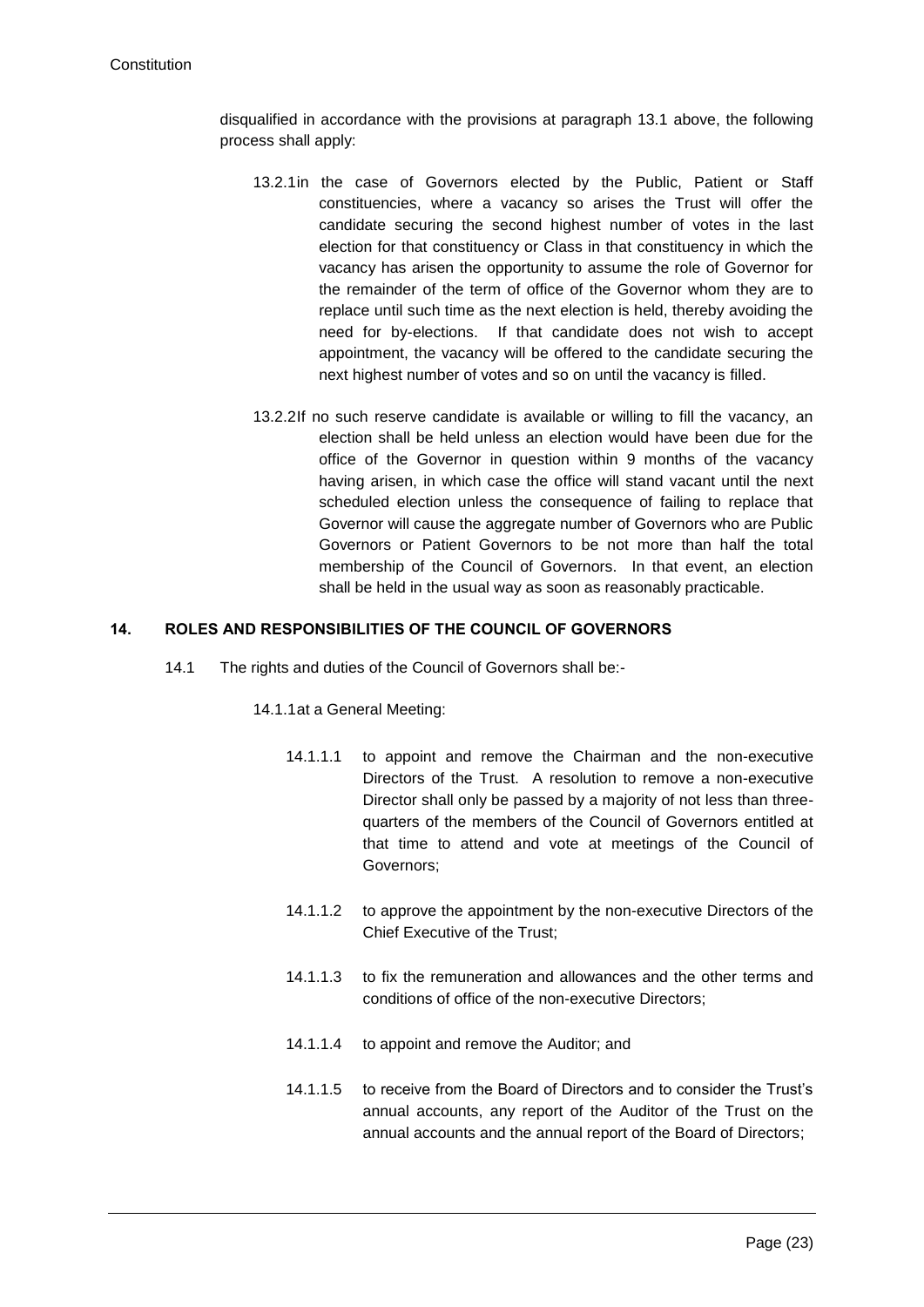disqualified in accordance with the provisions at paragraph 13.1 above, the following process shall apply:

13.2.1 in the case of Governors elected by the Public, Patient or Staff constituencies, where a vacancy so arises the Trust will offer the candidate securing the second highest number of votes in the last election for that constituency or Class in that constituency in which the vacancy has arisen the opportunity to assume the role of Governor for the remainder of the term of office of the Governor whom they are to replace until such time as the next election is held, thereby avoiding the need for by-elections. If that candidate does not wish to accept appointment, the vacancy will be offered to the candidate securing the next highest number of votes and so on until the vacancy is filled.

13.2.2 If no such reserve candidate is available or willing to fill the vacancy, an election shall be held unless an election would have been due for the office of the Governor in question within 9 months of the vacancy having arisen, in which case the office will stand vacant until the next scheduled election unless the consequence of failing to replace that Governor will cause the aggregate number of Governors who are Public Governors or Patient Governors to be not more than half the total membership of the Council of Governors. In that event, an election shall be held in the usual way as soon as reasonably practicable.

## 14. ROLES AND RESPONSIBILITIES OF THE COUNCIL OF GOVERNORS

14.1 The rights and duties of the Council of Governors shall be:-

14.1.1 at a General Meeting:

14.1.1.1 to appoint and remove the Chairman and the non-executive Directors of the Trust. A resolution to remove a non-executive Director shall only be passed by a majority of not less than three-quarters of the members of the Council of Governors entitled at that time to attend and vote at meetings of the Council of Governors;

14.1.1.2 to approve the appointment by the non-executive Directors of the Chief Executive of the Trust;

14.1.1.3 to fix the remuneration and allowances and the other terms and conditions of office of the non-executive Directors;

14.1.1.4 to appoint and remove the Auditor; and

14.1.1.5 to receive from the Board of Directors and to consider the Trust's annual accounts, any report of the Auditor of the Trust on the annual accounts and the annual report of the Board of Directors;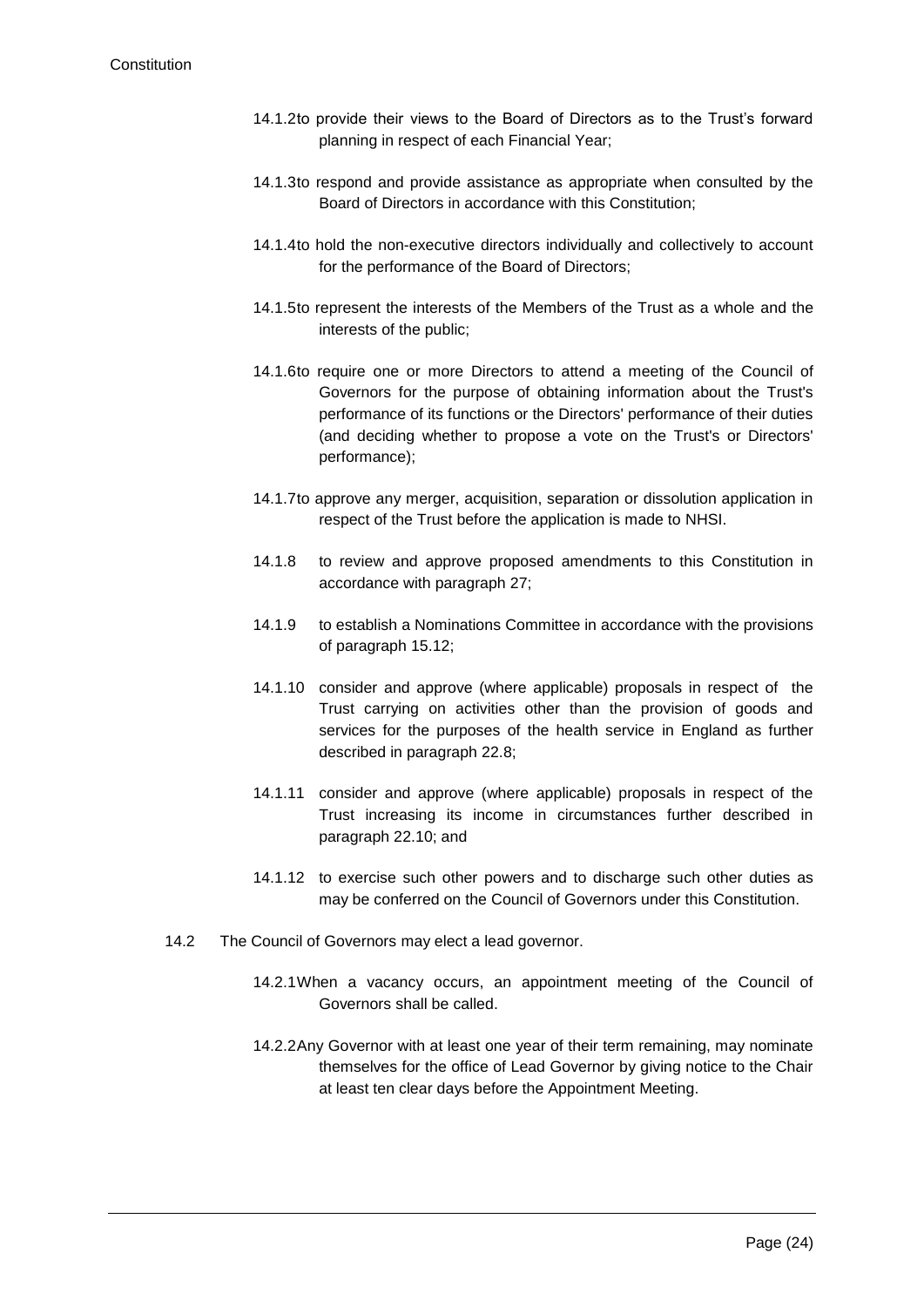14.1.2 to provide their views to the Board of Directors as to the Trust's forward planning in respect of each Financial Year;

14.1.3 to respond and provide assistance as appropriate when consulted by the Board of Directors in accordance with this Constitution;

14.1.4 to hold the non-executive directors individually and collectively to account for the performance of the Board of Directors;

14.1.5 to represent the interests of the Members of the Trust as a whole and the interests of the public;

14.1.6 to require one or more Directors to attend a meeting of the Council of Governors for the purpose of obtaining information about the Trust's performance of its functions or the Directors' performance of their duties (and deciding whether to propose a vote on the Trust's or Directors' performance);

14.1.7 to approve any merger, acquisition, separation or dissolution application in respect of the Trust before the application is made to NHSI.

14.1.8 to review and approve proposed amendments to this Constitution in accordance with paragraph 27;

14.1.9 to establish a Nominations Committee in accordance with the provisions of paragraph 15.12;

14.1.10 consider and approve (where applicable) proposals in respect of the Trust carrying on activities other than the provision of goods and services for the purposes of the health service in England as further described in paragraph 22.8;

14.1.11 consider and approve (where applicable) proposals in respect of the Trust increasing its income in circumstances further described in paragraph 22.10; and

14.1.12 to exercise such other powers and to discharge such other duties as may be conferred on the Council of Governors under this Constitution.

14.2 The Council of Governors may elect a lead governor.

14.2.1 When a vacancy occurs, an appointment meeting of the Council of Governors shall be called.

14.2.2 Any Governor with at least one year of their term remaining, may nominate themselves for the office of Lead Governor by giving notice to the Chair at least ten clear days before the Appointment Meeting.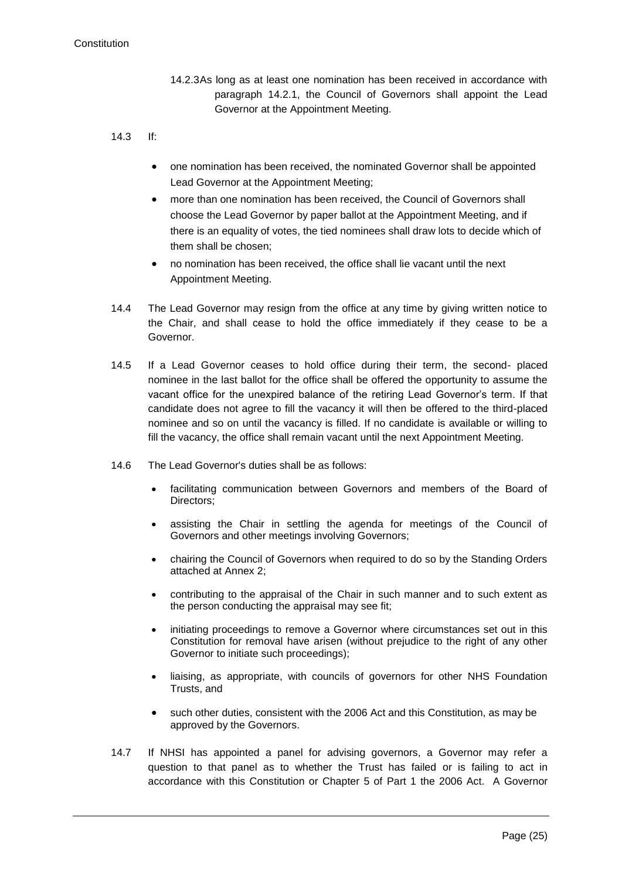14.2.3 As long as at least one nomination has been received in accordance with paragraph 14.2.1, the Council of Governors shall appoint the Lead Governor at the Appointment Meeting.

14.3 If:

- one nomination has been received, the nominated Governor shall be appointed Lead Governor at the Appointment Meeting;
- more than one nomination has been received, the Council of Governors shall choose the Lead Governor by paper ballot at the Appointment Meeting, and if there is an equality of votes, the tied nominees shall draw lots to decide which of them shall be chosen;
- no nomination has been received, the office shall lie vacant until the next Appointment Meeting.

14.4 The Lead Governor may resign from the office at any time by giving written notice to the Chair, and shall cease to hold the office immediately if they cease to be a Governor.

14.5 If a Lead Governor ceases to hold office during their term, the second- placed nominee in the last ballot for the office shall be offered the opportunity to assume the vacant office for the unexpired balance of the retiring Lead Governor's term. If that candidate does not agree to fill the vacancy it will then be offered to the third-placed nominee and so on until the vacancy is filled. If no candidate is available or willing to fill the vacancy, the office shall remain vacant until the next Appointment Meeting.

14.6 The Lead Governor's duties shall be as follows:

- facilitating communication between Governors and members of the Board of Directors;
- assisting the Chair in settling the agenda for meetings of the Council of Governors and other meetings involving Governors;
- chairing the Council of Governors when required to do so by the Standing Orders attached at Annex 2;
- contributing to the appraisal of the Chair in such manner and to such extent as the person conducting the appraisal may see fit;
- initiating proceedings to remove a Governor where circumstances set out in this Constitution for removal have arisen (without prejudice to the right of any other Governor to initiate such proceedings);
- liaising, as appropriate, with councils of governors for other NHS Foundation Trusts, and
- such other duties, consistent with the 2006 Act and this Constitution, as may be approved by the Governors.

14.7 If NHSI has appointed a panel for advising governors, a Governor may refer a question to that panel as to whether the Trust has failed or is failing to act in accordance with this Constitution or Chapter 5 of Part 1 the 2006 Act. A Governor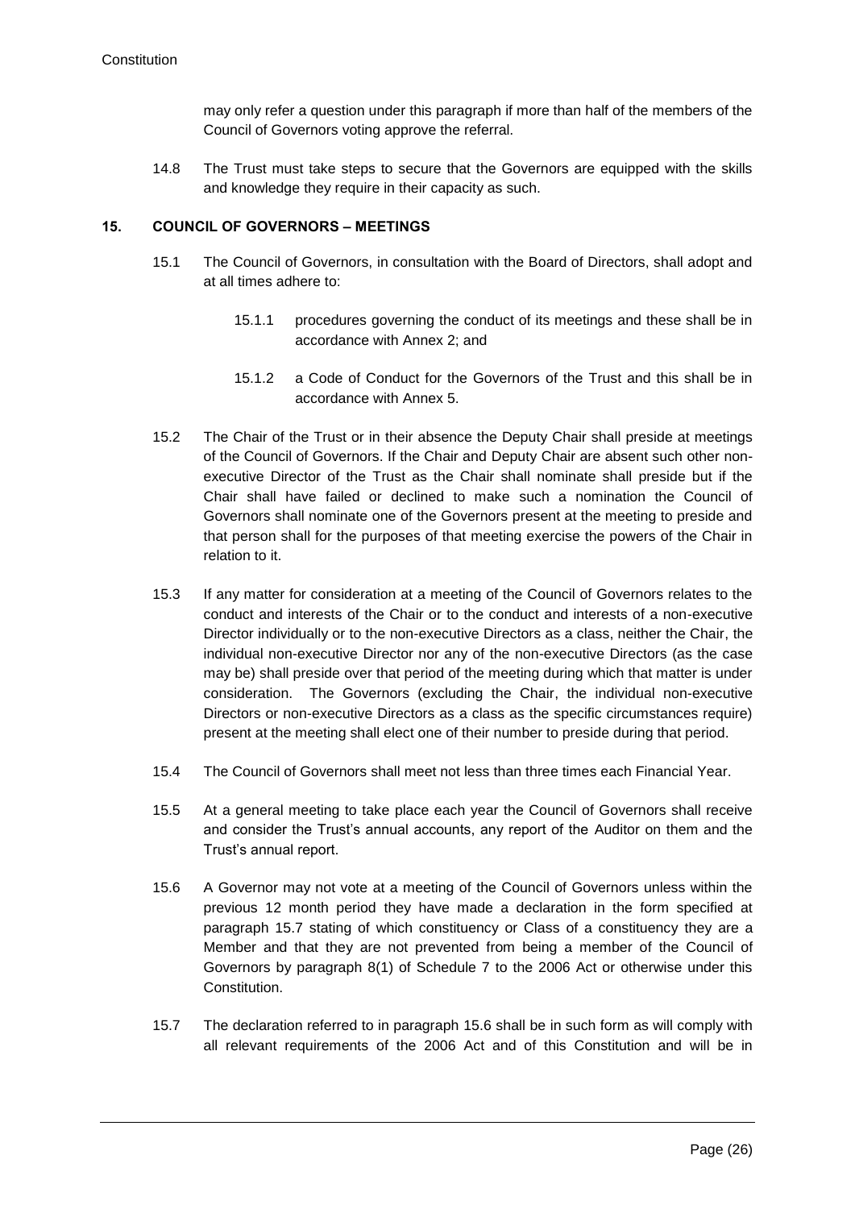may only refer a question under this paragraph if more than half of the members of the Council of Governors voting approve the referral.

14.8 The Trust must take steps to secure that the Governors are equipped with the skills and knowledge they require in their capacity as such.

## 15. COUNCIL OF GOVERNORS – MEETINGS

15.1 The Council of Governors, in consultation with the Board of Directors, shall adopt and at all times adhere to:

15.1.1 procedures governing the conduct of its meetings and these shall be in accordance with Annex 2; and

15.1.2 a Code of Conduct for the Governors of the Trust and this shall be in accordance with Annex 5.

15.2 The Chair of the Trust or in their absence the Deputy Chair shall preside at meetings of the Council of Governors. If the Chair and Deputy Chair are absent such other non-executive Director of the Trust as the Chair shall nominate shall preside but if the Chair shall have failed or declined to make such a nomination the Council of Governors shall nominate one of the Governors present at the meeting to preside and that person shall for the purposes of that meeting exercise the powers of the Chair in relation to it.

15.3 If any matter for consideration at a meeting of the Council of Governors relates to the conduct and interests of the Chair or to the conduct and interests of a non-executive Director individually or to the non-executive Directors as a class, neither the Chair, the individual non-executive Director nor any of the non-executive Directors (as the case may be) shall preside over that period of the meeting during which that matter is under consideration. The Governors (excluding the Chair, the individual non-executive Directors or non-executive Directors as a class as the specific circumstances require) present at the meeting shall elect one of their number to preside during that period.

15.4 The Council of Governors shall meet not less than three times each Financial Year.

15.5 At a general meeting to take place each year the Council of Governors shall receive and consider the Trust's annual accounts, any report of the Auditor on them and the Trust's annual report.

15.6 A Governor may not vote at a meeting of the Council of Governors unless within the previous 12 month period they have made a declaration in the form specified at paragraph 15.7 stating of which constituency or Class of a constituency they are a Member and that they are not prevented from being a member of the Council of Governors by paragraph 8(1) of Schedule 7 to the 2006 Act or otherwise under this Constitution.

15.7 The declaration referred to in paragraph 15.6 shall be in such form as will comply with all relevant requirements of the 2006 Act and of this Constitution and will be in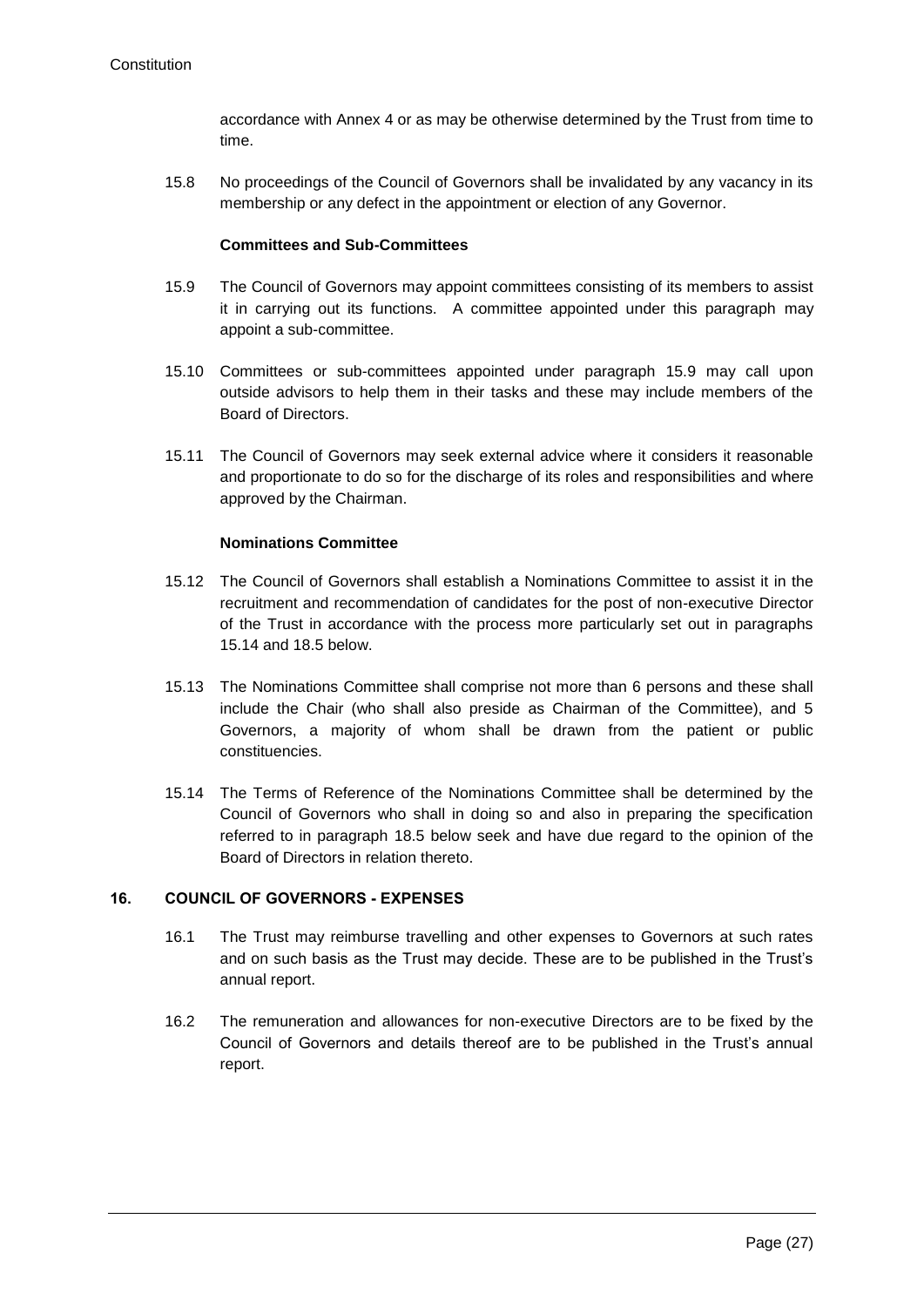accordance with Annex 4 or as may be otherwise determined by the Trust from time to time.

15.8 No proceedings of the Council of Governors shall be invalidated by any vacancy in its membership or any defect in the appointment or election of any Governor.

**Committees and Sub-Committees**

15.9 The Council of Governors may appoint committees consisting of its members to assist it in carrying out its functions. A committee appointed under this paragraph may appoint a sub-committee.

15.10 Committees or sub-committees appointed under paragraph 15.9 may call upon outside advisors to help them in their tasks and these may include members of the Board of Directors.

15.11 The Council of Governors may seek external advice where it considers it reasonable and proportionate to do so for the discharge of its roles and responsibilities and where approved by the Chairman.

**Nominations Committee**

15.12 The Council of Governors shall establish a Nominations Committee to assist it in the recruitment and recommendation of candidates for the post of non-executive Director of the Trust in accordance with the process more particularly set out in paragraphs 15.14 and 18.5 below.

15.13 The Nominations Committee shall comprise not more than 6 persons and these shall include the Chair (who shall also preside as Chairman of the Committee), and 5 Governors, a majority of whom shall be drawn from the patient or public constituencies.

15.14 The Terms of Reference of the Nominations Committee shall be determined by the Council of Governors who shall in doing so and also in preparing the specification referred to in paragraph 18.5 below seek and have due regard to the opinion of the Board of Directors in relation thereto.

## 16. COUNCIL OF GOVERNORS - EXPENSES

16.1 The Trust may reimburse travelling and other expenses to Governors at such rates and on such basis as the Trust may decide. These are to be published in the Trust's annual report.

16.2 The remuneration and allowances for non-executive Directors are to be fixed by the Council of Governors and details thereof are to be published in the Trust's annual report.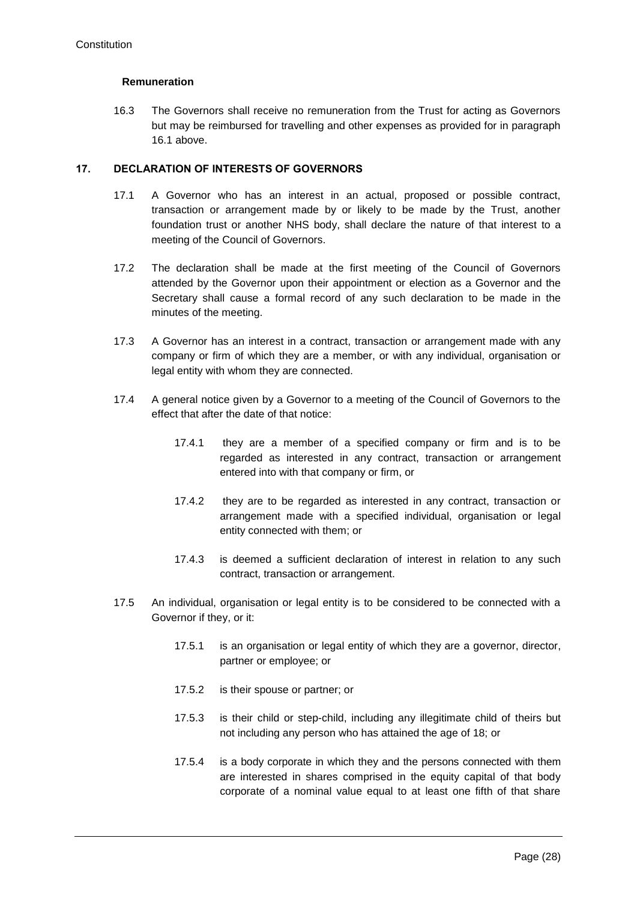**Remuneration**

16.3 The Governors shall receive no remuneration from the Trust for acting as Governors but may be reimbursed for travelling and other expenses as provided for in paragraph 16.1 above.

## 17. DECLARATION OF INTERESTS OF GOVERNORS

17.1 A Governor who has an interest in an actual, proposed or possible contract, transaction or arrangement made by or likely to be made by the Trust, another foundation trust or another NHS body, shall declare the nature of that interest to a meeting of the Council of Governors.

17.2 The declaration shall be made at the first meeting of the Council of Governors attended by the Governor upon their appointment or election as a Governor and the Secretary shall cause a formal record of any such declaration to be made in the minutes of the meeting.

17.3 A Governor has an interest in a contract, transaction or arrangement made with any company or firm of which they are a member, or with any individual, organisation or legal entity with whom they are connected.

17.4 A general notice given by a Governor to a meeting of the Council of Governors to the effect that after the date of that notice:

17.4.1 they are a member of a specified company or firm and is to be regarded as interested in any contract, transaction or arrangement entered into with that company or firm, or

17.4.2 they are to be regarded as interested in any contract, transaction or arrangement made with a specified individual, organisation or legal entity connected with them; or

17.4.3 is deemed a sufficient declaration of interest in relation to any such contract, transaction or arrangement.

17.5 An individual, organisation or legal entity is to be considered to be connected with a Governor if they, or it:

17.5.1 is an organisation or legal entity of which they are a governor, director, partner or employee; or

17.5.2 is their spouse or partner; or

17.5.3 is their child or step-child, including any illegitimate child of theirs but not including any person who has attained the age of 18; or

17.5.4 is a body corporate in which they and the persons connected with them are interested in shares comprised in the equity capital of that body corporate of a nominal value equal to at least one fifth of that share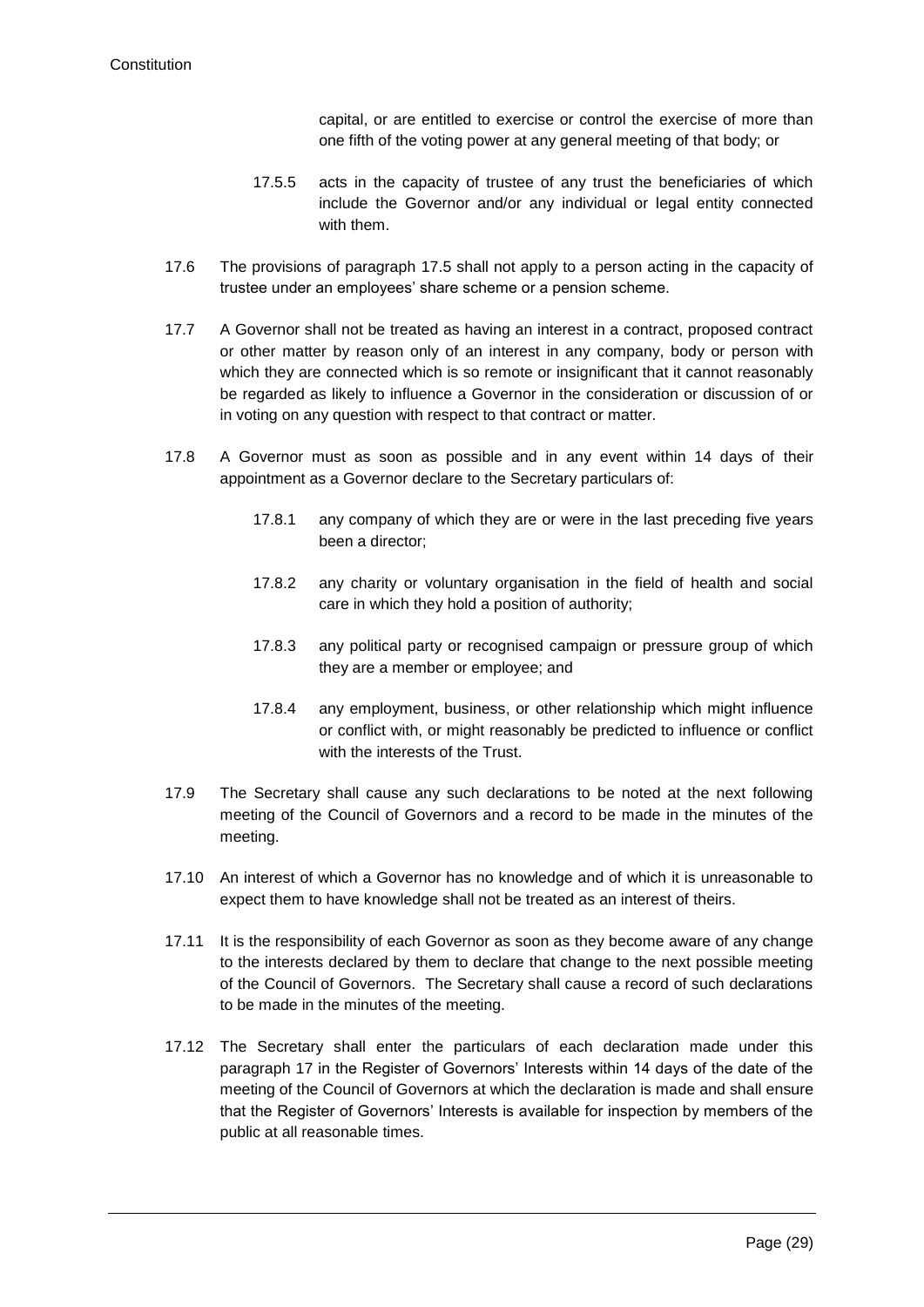capital, or are entitled to exercise or control the exercise of more than one fifth of the voting power at any general meeting of that body; or

17.5.5 acts in the capacity of trustee of any trust the beneficiaries of which include the Governor and/or any individual or legal entity connected with them.

17.6 The provisions of paragraph 17.5 shall not apply to a person acting in the capacity of trustee under an employees' share scheme or a pension scheme.

17.7 A Governor shall not be treated as having an interest in a contract, proposed contract or other matter by reason only of an interest in any company, body or person with which they are connected which is so remote or insignificant that it cannot reasonably be regarded as likely to influence a Governor in the consideration or discussion of or in voting on any question with respect to that contract or matter.

17.8 A Governor must as soon as possible and in any event within 14 days of their appointment as a Governor declare to the Secretary particulars of:

17.8.1 any company of which they are or were in the last preceding five years been a director;

17.8.2 any charity or voluntary organisation in the field of health and social care in which they hold a position of authority;

17.8.3 any political party or recognised campaign or pressure group of which they are a member or employee; and

17.8.4 any employment, business, or other relationship which might influence or conflict with, or might reasonably be predicted to influence or conflict with the interests of the Trust.

17.9 The Secretary shall cause any such declarations to be noted at the next following meeting of the Council of Governors and a record to be made in the minutes of the meeting.

17.10 An interest of which a Governor has no knowledge and of which it is unreasonable to expect them to have knowledge shall not be treated as an interest of theirs.

17.11 It is the responsibility of each Governor as soon as they become aware of any change to the interests declared by them to declare that change to the next possible meeting of the Council of Governors. The Secretary shall cause a record of such declarations to be made in the minutes of the meeting.

17.12 The Secretary shall enter the particulars of each declaration made under this paragraph 17 in the Register of Governors' Interests within 14 days of the date of the meeting of the Council of Governors at which the declaration is made and shall ensure that the Register of Governors' Interests is available for inspection by members of the public at all reasonable times.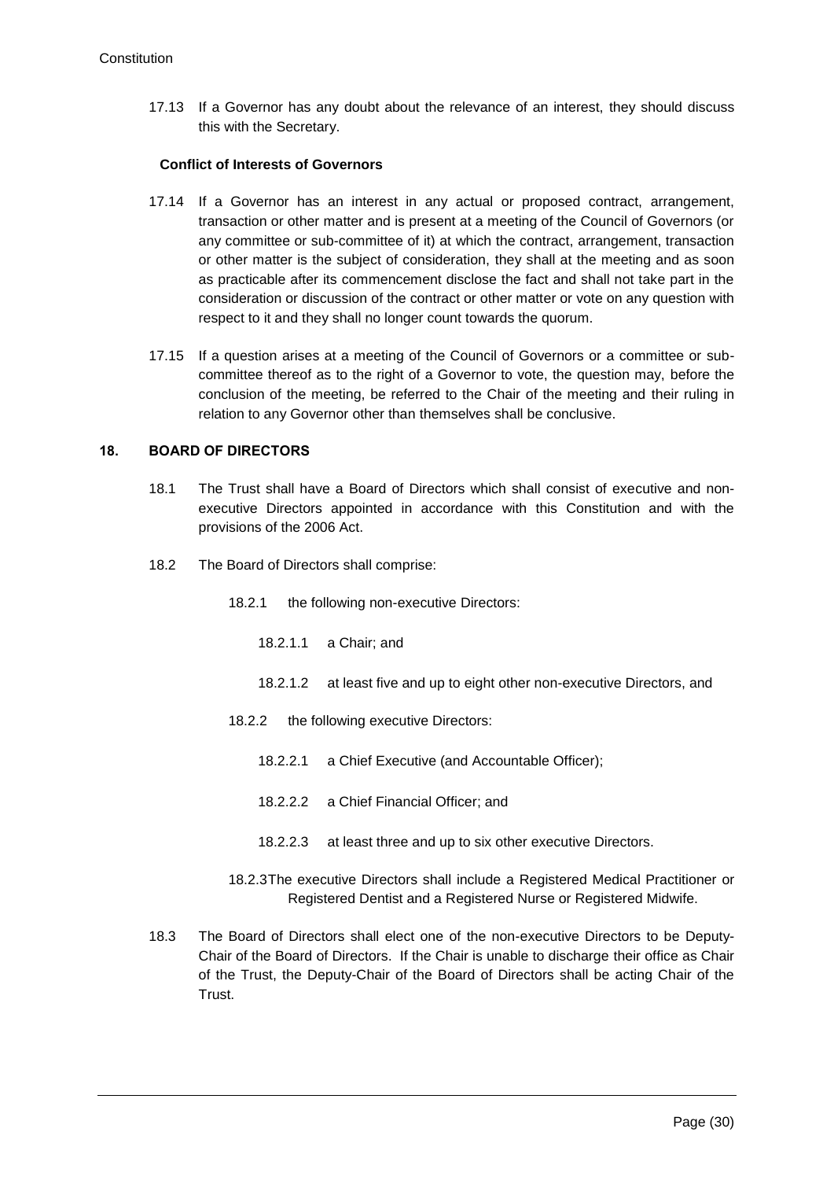17.13 If a Governor has any doubt about the relevance of an interest, they should discuss this with the Secretary.

**Conflict of Interests of Governors**

17.14 If a Governor has an interest in any actual or proposed contract, arrangement, transaction or other matter and is present at a meeting of the Council of Governors (or any committee or sub-committee of it) at which the contract, arrangement, transaction or other matter is the subject of consideration, they shall at the meeting and as soon as practicable after its commencement disclose the fact and shall not take part in the consideration or discussion of the contract or other matter or vote on any question with respect to it and they shall no longer count towards the quorum.

17.15 If a question arises at a meeting of the Council of Governors or a committee or sub-committee thereof as to the right of a Governor to vote, the question may, before the conclusion of the meeting, be referred to the Chair of the meeting and their ruling in relation to any Governor other than themselves shall be conclusive.

## 18. BOARD OF DIRECTORS

18.1 The Trust shall have a Board of Directors which shall consist of executive and non-executive Directors appointed in accordance with this Constitution and with the provisions of the 2006 Act.

18.2 The Board of Directors shall comprise:

18.2.1 the following non-executive Directors:

18.2.1.1 a Chair; and

18.2.1.2 at least five and up to eight other non-executive Directors, and

18.2.2 the following executive Directors:

18.2.2.1 a Chief Executive (and Accountable Officer);

18.2.2.2 a Chief Financial Officer; and

18.2.2.3 at least three and up to six other executive Directors.

18.2.3 The executive Directors shall include a Registered Medical Practitioner or Registered Dentist and a Registered Nurse or Registered Midwife.

18.3 The Board of Directors shall elect one of the non-executive Directors to be Deputy-Chair of the Board of Directors. If the Chair is unable to discharge their office as Chair of the Trust, the Deputy-Chair of the Board of Directors shall be acting Chair of the Trust.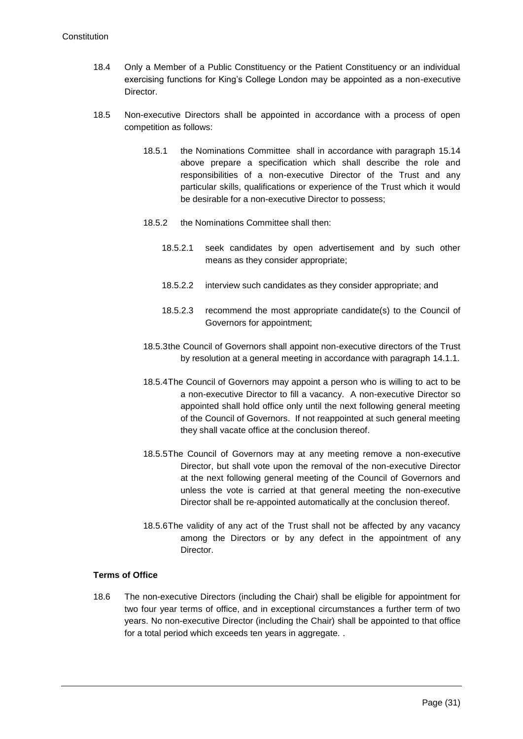18.4 Only a Member of a Public Constituency or the Patient Constituency or an individual exercising functions for King's College London may be appointed as a non-executive Director.

18.5 Non-executive Directors shall be appointed in accordance with a process of open competition as follows:

18.5.1 the Nominations Committee shall in accordance with paragraph 15.14 above prepare a specification which shall describe the role and responsibilities of a non-executive Director of the Trust and any particular skills, qualifications or experience of the Trust which it would be desirable for a non-executive Director to possess;

18.5.2 the Nominations Committee shall then:

18.5.2.1 seek candidates by open advertisement and by such other means as they consider appropriate;

18.5.2.2 interview such candidates as they consider appropriate; and

18.5.2.3 recommend the most appropriate candidate(s) to the Council of Governors for appointment;

18.5.3 the Council of Governors shall appoint non-executive directors of the Trust by resolution at a general meeting in accordance with paragraph 14.1.1.

18.5.4 The Council of Governors may appoint a person who is willing to act to be a non-executive Director to fill a vacancy. A non-executive Director so appointed shall hold office only until the next following general meeting of the Council of Governors. If not reappointed at such general meeting they shall vacate office at the conclusion thereof.

18.5.5 The Council of Governors may at any meeting remove a non-executive Director, but shall vote upon the removal of the non-executive Director at the next following general meeting of the Council of Governors and unless the vote is carried at that general meeting the non-executive Director shall be re-appointed automatically at the conclusion thereof.

18.5.6 The validity of any act of the Trust shall not be affected by any vacancy among the Directors or by any defect in the appointment of any Director.

**Terms of Office**

18.6 The non-executive Directors (including the Chair) shall be eligible for appointment for two four year terms of office, and in exceptional circumstances a further term of two years. No non-executive Director (including the Chair) shall be appointed to that office for a total period which exceeds ten years in aggregate. .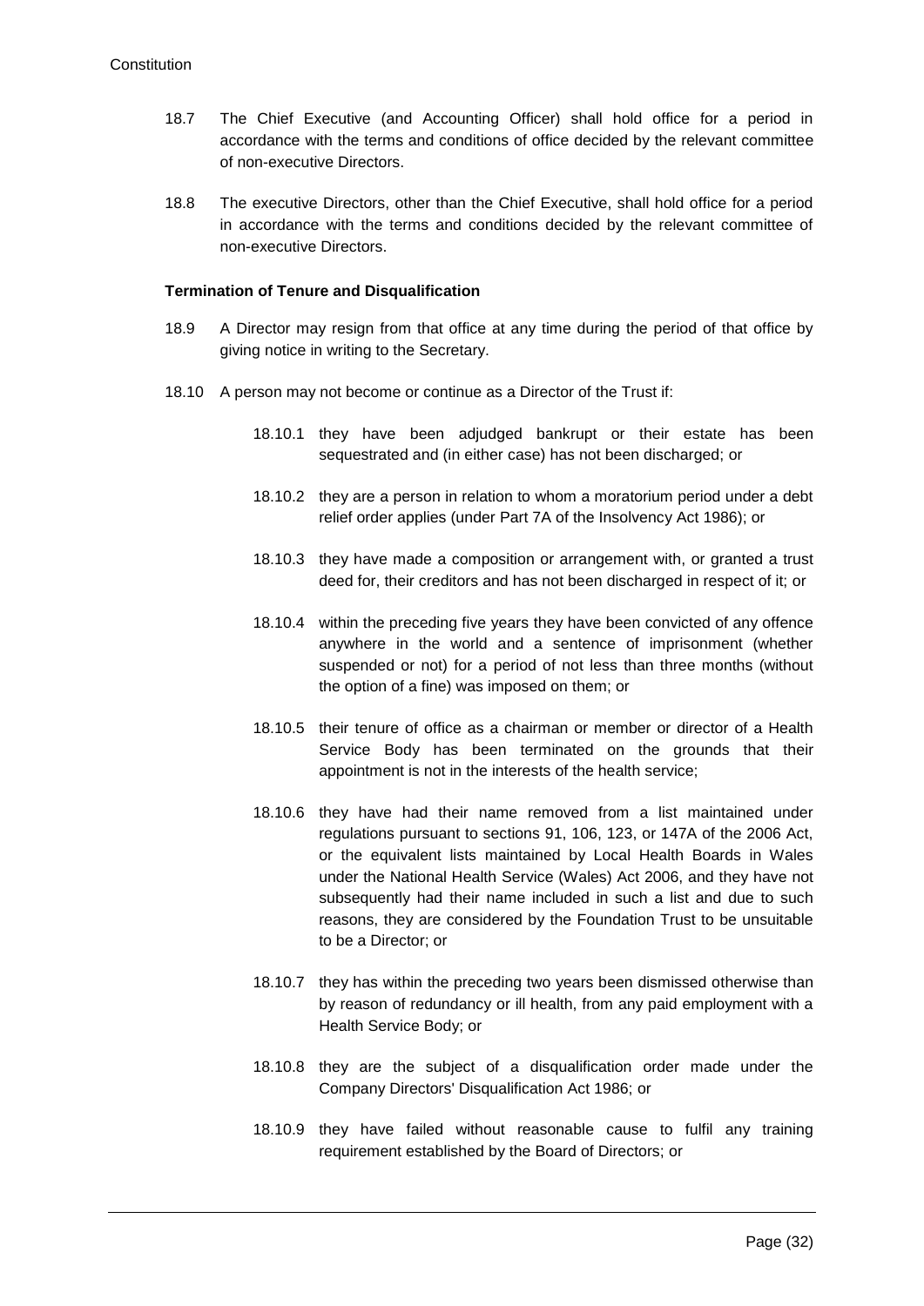18.7 The Chief Executive (and Accounting Officer) shall hold office for a period in accordance with the terms and conditions of office decided by the relevant committee of non-executive Directors.

18.8 The executive Directors, other than the Chief Executive, shall hold office for a period in accordance with the terms and conditions decided by the relevant committee of non-executive Directors.

**Termination of Tenure and Disqualification**

18.9 A Director may resign from that office at any time during the period of that office by giving notice in writing to the Secretary.

18.10 A person may not become or continue as a Director of the Trust if:

18.10.1 they have been adjudged bankrupt or their estate has been sequestrated and (in either case) has not been discharged; or

18.10.2 they are a person in relation to whom a moratorium period under a debt relief order applies (under Part 7A of the Insolvency Act 1986); or

18.10.3 they have made a composition or arrangement with, or granted a trust deed for, their creditors and has not been discharged in respect of it; or

18.10.4 within the preceding five years they have been convicted of any offence anywhere in the world and a sentence of imprisonment (whether suspended or not) for a period of not less than three months (without the option of a fine) was imposed on them; or

18.10.5 their tenure of office as a chairman or member or director of a Health Service Body has been terminated on the grounds that their appointment is not in the interests of the health service;

18.10.6 they have had their name removed from a list maintained under regulations pursuant to sections 91, 106, 123, or 147A of the 2006 Act, or the equivalent lists maintained by Local Health Boards in Wales under the National Health Service (Wales) Act 2006, and they have not subsequently had their name included in such a list and due to such reasons, they are considered by the Foundation Trust to be unsuitable to be a Director; or

18.10.7 they has within the preceding two years been dismissed otherwise than by reason of redundancy or ill health, from any paid employment with a Health Service Body; or

18.10.8 they are the subject of a disqualification order made under the Company Directors' Disqualification Act 1986; or

18.10.9 they have failed without reasonable cause to fulfil any training requirement established by the Board of Directors; or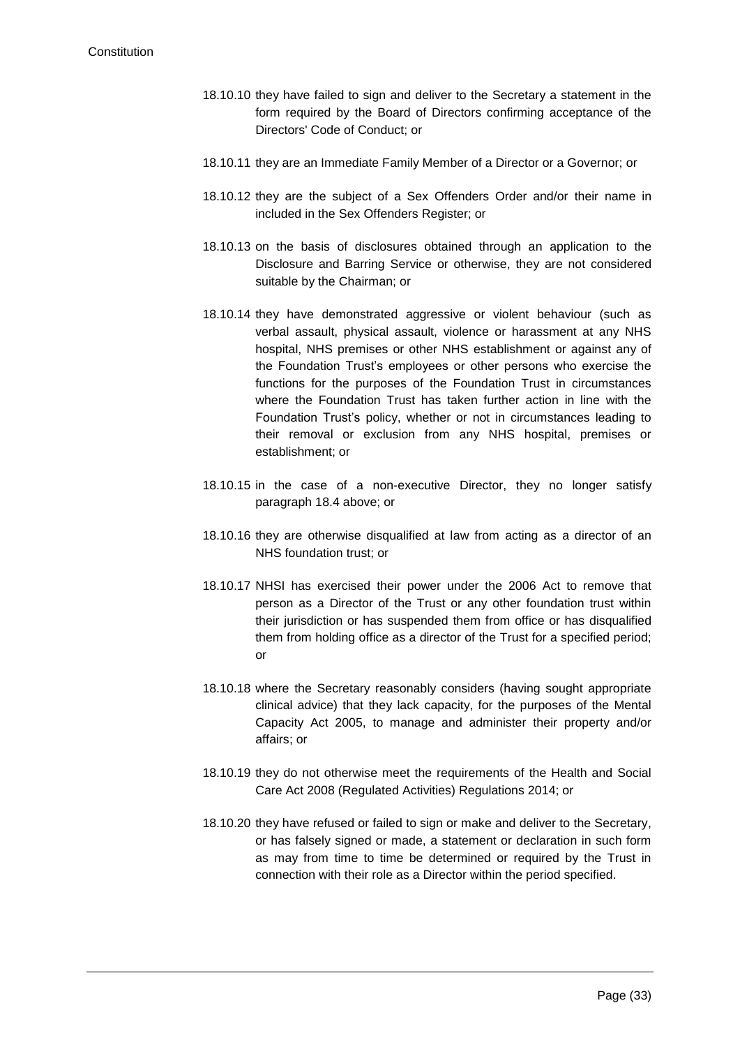18.10.10 they have failed to sign and deliver to the Secretary a statement in the form required by the Board of Directors confirming acceptance of the Directors' Code of Conduct; or

18.10.11 they are an Immediate Family Member of a Director or a Governor; or

18.10.12 they are the subject of a Sex Offenders Order and/or their name in included in the Sex Offenders Register; or

18.10.13 on the basis of disclosures obtained through an application to the Disclosure and Barring Service or otherwise, they are not considered suitable by the Chairman; or

18.10.14 they have demonstrated aggressive or violent behaviour (such as verbal assault, physical assault, violence or harassment at any NHS hospital, NHS premises or other NHS establishment or against any of the Foundation Trust's employees or other persons who exercise the functions for the purposes of the Foundation Trust in circumstances where the Foundation Trust has taken further action in line with the Foundation Trust's policy, whether or not in circumstances leading to their removal or exclusion from any NHS hospital, premises or establishment; or

18.10.15 in the case of a non-executive Director, they no longer satisfy paragraph 18.4 above; or

18.10.16 they are otherwise disqualified at law from acting as a director of an NHS foundation trust; or

18.10.17 NHSI has exercised their power under the 2006 Act to remove that person as a Director of the Trust or any other foundation trust within their jurisdiction or has suspended them from office or has disqualified them from holding office as a director of the Trust for a specified period; or

18.10.18 where the Secretary reasonably considers (having sought appropriate clinical advice) that they lack capacity, for the purposes of the Mental Capacity Act 2005, to manage and administer their property and/or affairs; or

18.10.19 they do not otherwise meet the requirements of the Health and Social Care Act 2008 (Regulated Activities) Regulations 2014; or

18.10.20 they have refused or failed to sign or make and deliver to the Secretary, or has falsely signed or made, a statement or declaration in such form as may from time to time be determined or required by the Trust in connection with their role as a Director within the period specified.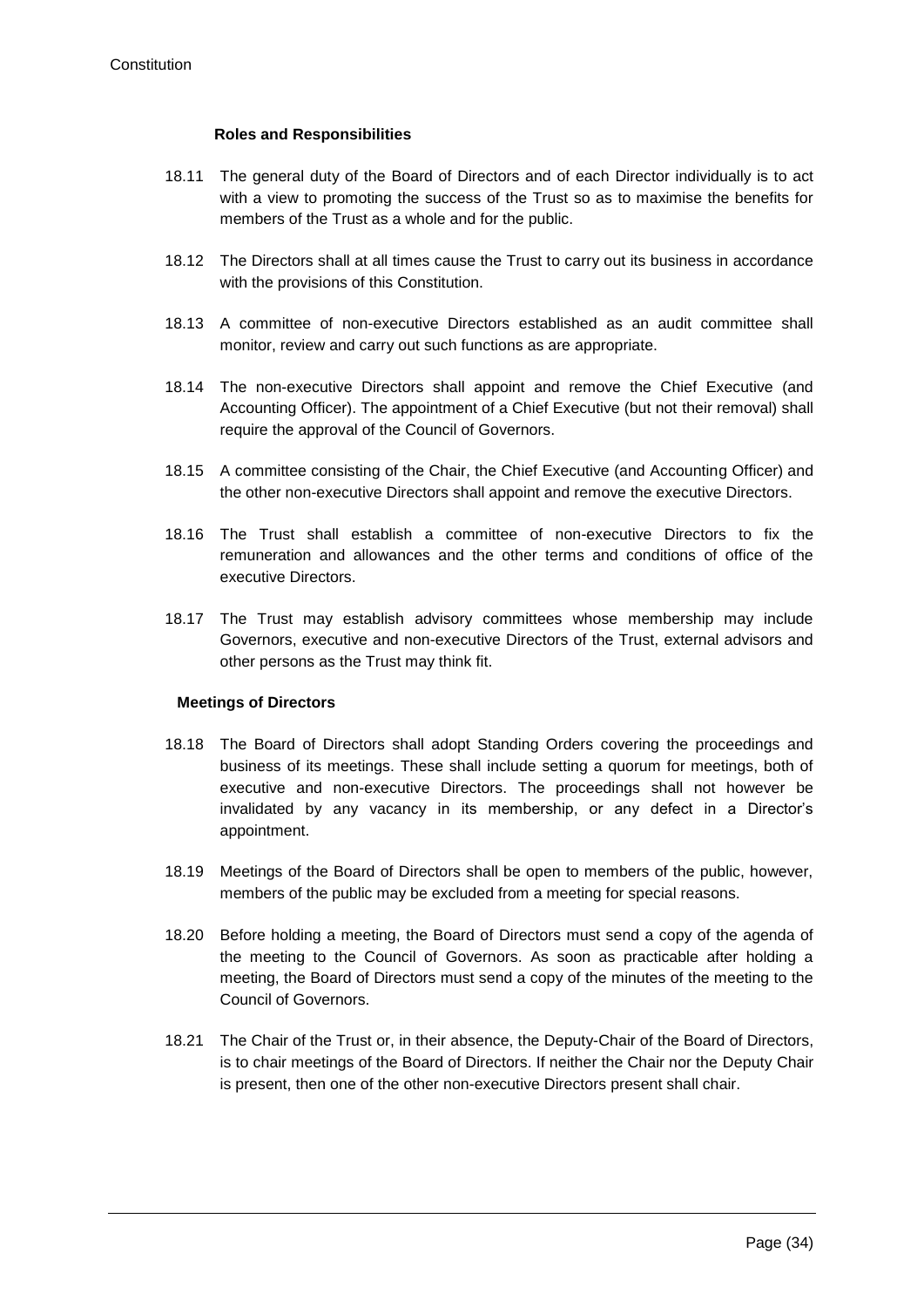**Roles and Responsibilities**

18.11 The general duty of the Board of Directors and of each Director individually is to act with a view to promoting the success of the Trust so as to maximise the benefits for members of the Trust as a whole and for the public.

18.12 The Directors shall at all times cause the Trust to carry out its business in accordance with the provisions of this Constitution.

18.13 A committee of non-executive Directors established as an audit committee shall monitor, review and carry out such functions as are appropriate.

18.14 The non-executive Directors shall appoint and remove the Chief Executive (and Accounting Officer). The appointment of a Chief Executive (but not their removal) shall require the approval of the Council of Governors.

18.15 A committee consisting of the Chair, the Chief Executive (and Accounting Officer) and the other non-executive Directors shall appoint and remove the executive Directors.

18.16 The Trust shall establish a committee of non-executive Directors to fix the remuneration and allowances and the other terms and conditions of office of the executive Directors.

18.17 The Trust may establish advisory committees whose membership may include Governors, executive and non-executive Directors of the Trust, external advisors and other persons as the Trust may think fit.

**Meetings of Directors**

18.18 The Board of Directors shall adopt Standing Orders covering the proceedings and business of its meetings. These shall include setting a quorum for meetings, both of executive and non-executive Directors. The proceedings shall not however be invalidated by any vacancy in its membership, or any defect in a Director's appointment.

18.19 Meetings of the Board of Directors shall be open to members of the public, however, members of the public may be excluded from a meeting for special reasons.

18.20 Before holding a meeting, the Board of Directors must send a copy of the agenda of the meeting to the Council of Governors. As soon as practicable after holding a meeting, the Board of Directors must send a copy of the minutes of the meeting to the Council of Governors.

18.21 The Chair of the Trust or, in their absence, the Deputy-Chair of the Board of Directors, is to chair meetings of the Board of Directors. If neither the Chair nor the Deputy Chair is present, then one of the other non-executive Directors present shall chair.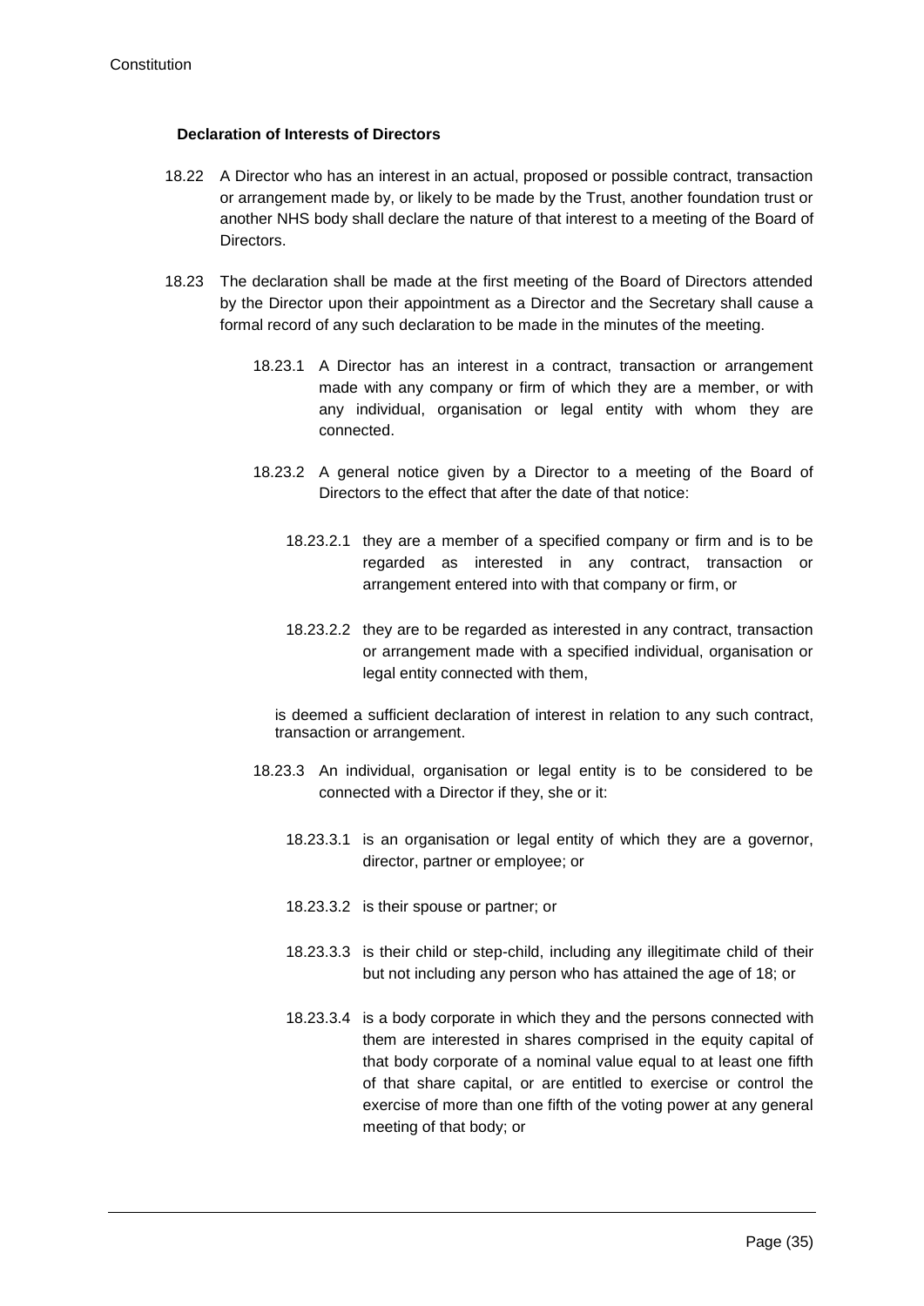**Declaration of Interests of Directors**

18.22 A Director who has an interest in an actual, proposed or possible contract, transaction or arrangement made by, or likely to be made by the Trust, another foundation trust or another NHS body shall declare the nature of that interest to a meeting of the Board of Directors.

18.23 The declaration shall be made at the first meeting of the Board of Directors attended by the Director upon their appointment as a Director and the Secretary shall cause a formal record of any such declaration to be made in the minutes of the meeting.

18.23.1 A Director has an interest in a contract, transaction or arrangement made with any company or firm of which they are a member, or with any individual, organisation or legal entity with whom they are connected.

18.23.2 A general notice given by a Director to a meeting of the Board of Directors to the effect that after the date of that notice:

18.23.2.1 they are a member of a specified company or firm and is to be regarded as interested in any contract, transaction or arrangement entered into with that company or firm, or

18.23.2.2 they are to be regarded as interested in any contract, transaction or arrangement made with a specified individual, organisation or legal entity connected with them,

is deemed a sufficient declaration of interest in relation to any such contract, transaction or arrangement.

18.23.3 An individual, organisation or legal entity is to be considered to be connected with a Director if they, she or it:

18.23.3.1 is an organisation or legal entity of which they are a governor, director, partner or employee; or

18.23.3.2 is their spouse or partner; or

18.23.3.3 is their child or step-child, including any illegitimate child of their but not including any person who has attained the age of 18; or

18.23.3.4 is a body corporate in which they and the persons connected with them are interested in shares comprised in the equity capital of that body corporate of a nominal value equal to at least one fifth of that share capital, or are entitled to exercise or control the exercise of more than one fifth of the voting power at any general meeting of that body; or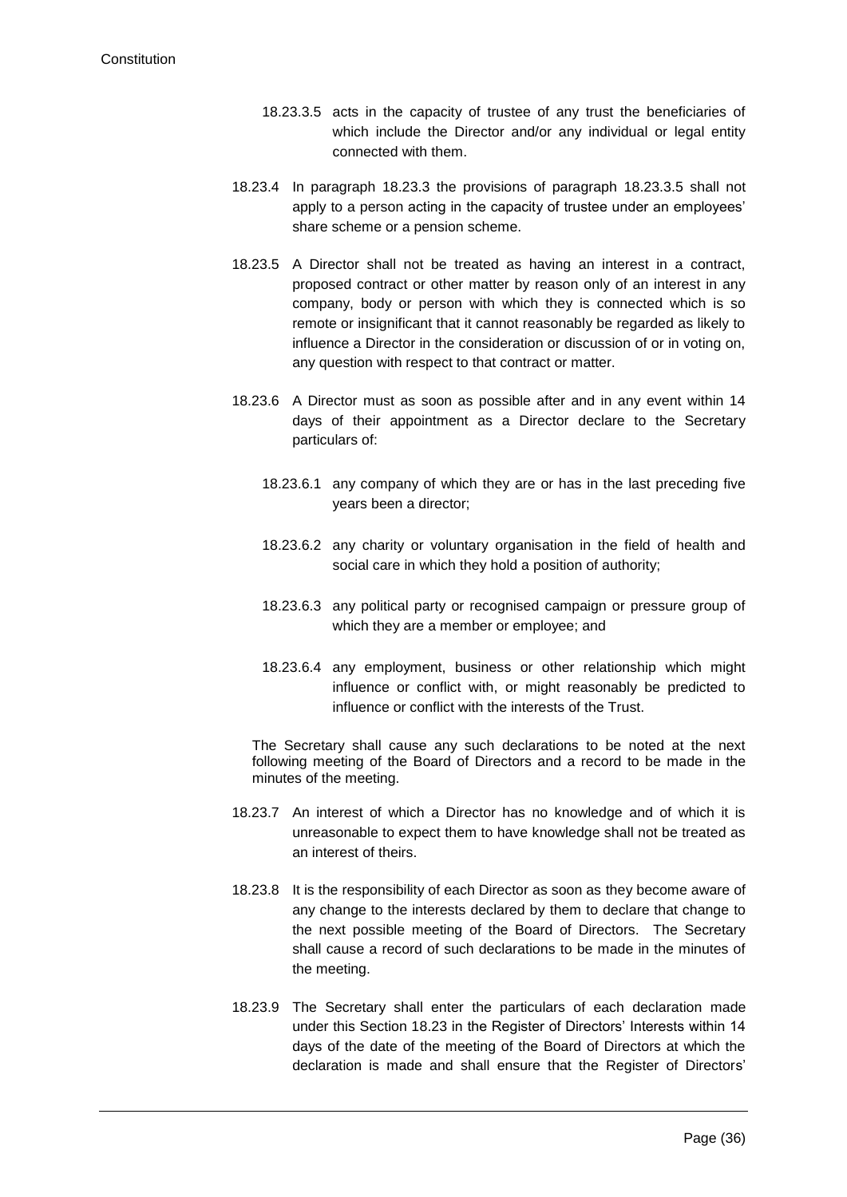18.23.3.5 acts in the capacity of trustee of any trust the beneficiaries of which include the Director and/or any individual or legal entity connected with them.

18.23.4 In paragraph 18.23.3 the provisions of paragraph 18.23.3.5 shall not apply to a person acting in the capacity of trustee under an employees' share scheme or a pension scheme.

18.23.5 A Director shall not be treated as having an interest in a contract, proposed contract or other matter by reason only of an interest in any company, body or person with which they is connected which is so remote or insignificant that it cannot reasonably be regarded as likely to influence a Director in the consideration or discussion of or in voting on, any question with respect to that contract or matter.

18.23.6 A Director must as soon as possible after and in any event within 14 days of their appointment as a Director declare to the Secretary particulars of:

18.23.6.1 any company of which they are or has in the last preceding five years been a director;

18.23.6.2 any charity or voluntary organisation in the field of health and social care in which they hold a position of authority;

18.23.6.3 any political party or recognised campaign or pressure group of which they are a member or employee; and

18.23.6.4 any employment, business or other relationship which might influence or conflict with, or might reasonably be predicted to influence or conflict with the interests of the Trust.

The Secretary shall cause any such declarations to be noted at the next following meeting of the Board of Directors and a record to be made in the minutes of the meeting.

18.23.7 An interest of which a Director has no knowledge and of which it is unreasonable to expect them to have knowledge shall not be treated as an interest of theirs.

18.23.8 It is the responsibility of each Director as soon as they become aware of any change to the interests declared by them to declare that change to the next possible meeting of the Board of Directors. The Secretary shall cause a record of such declarations to be made in the minutes of the meeting.

18.23.9 The Secretary shall enter the particulars of each declaration made under this Section 18.23 in the Register of Directors' Interests within 14 days of the date of the meeting of the Board of Directors at which the declaration is made and shall ensure that the Register of Directors'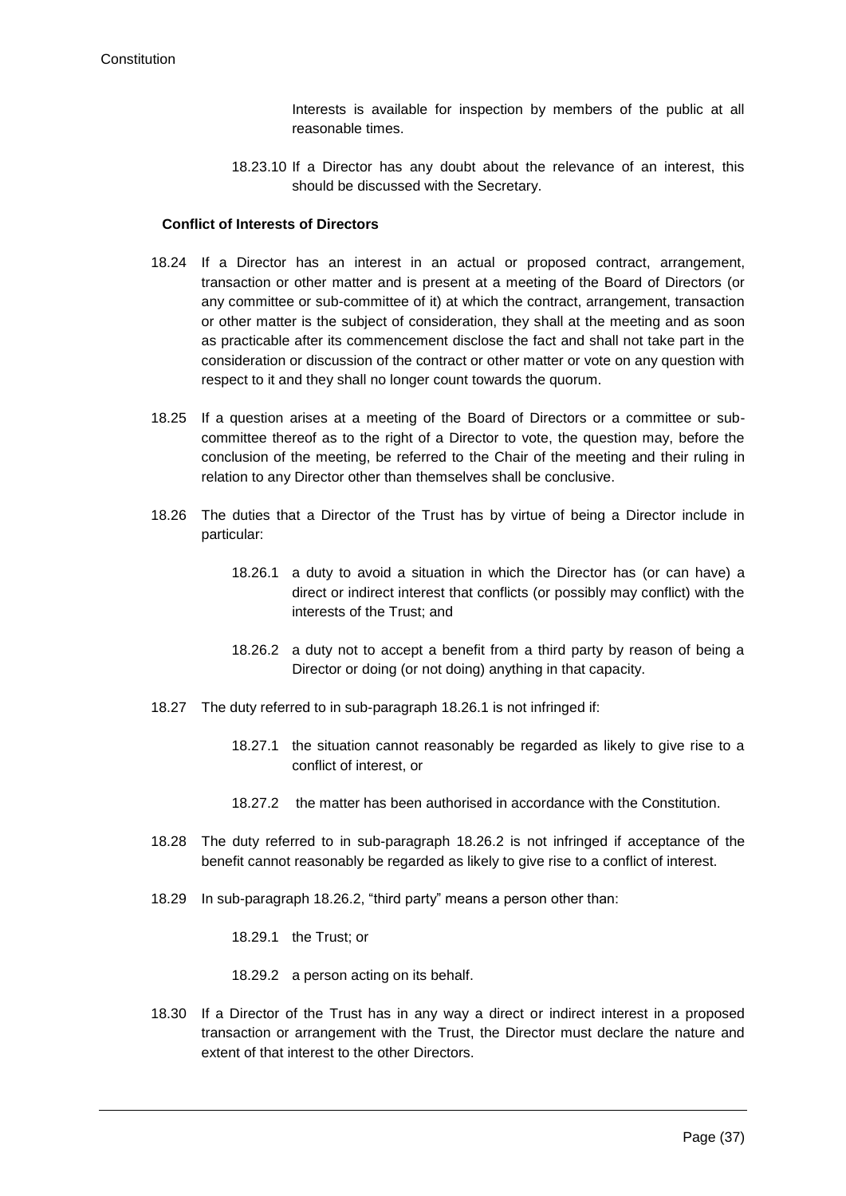Interests is available for inspection by members of the public at all reasonable times.

18.23.10 If a Director has any doubt about the relevance of an interest, this should be discussed with the Secretary.

**Conflict of Interests of Directors**

18.24 If a Director has an interest in an actual or proposed contract, arrangement, transaction or other matter and is present at a meeting of the Board of Directors (or any committee or sub-committee of it) at which the contract, arrangement, transaction or other matter is the subject of consideration, they shall at the meeting and as soon as practicable after its commencement disclose the fact and shall not take part in the consideration or discussion of the contract or other matter or vote on any question with respect to it and they shall no longer count towards the quorum.

18.25 If a question arises at a meeting of the Board of Directors or a committee or sub-committee thereof as to the right of a Director to vote, the question may, before the conclusion of the meeting, be referred to the Chair of the meeting and their ruling in relation to any Director other than themselves shall be conclusive.

18.26 The duties that a Director of the Trust has by virtue of being a Director include in particular:

18.26.1 a duty to avoid a situation in which the Director has (or can have) a direct or indirect interest that conflicts (or possibly may conflict) with the interests of the Trust; and

18.26.2 a duty not to accept a benefit from a third party by reason of being a Director or doing (or not doing) anything in that capacity.

18.27 The duty referred to in sub-paragraph 18.26.1 is not infringed if:

18.27.1 the situation cannot reasonably be regarded as likely to give rise to a conflict of interest, or

18.27.2 the matter has been authorised in accordance with the Constitution.

18.28 The duty referred to in sub-paragraph 18.26.2 is not infringed if acceptance of the benefit cannot reasonably be regarded as likely to give rise to a conflict of interest.

18.29 In sub-paragraph 18.26.2, "third party" means a person other than:

18.29.1 the Trust; or

18.29.2 a person acting on its behalf.

18.30 If a Director of the Trust has in any way a direct or indirect interest in a proposed transaction or arrangement with the Trust, the Director must declare the nature and extent of that interest to the other Directors.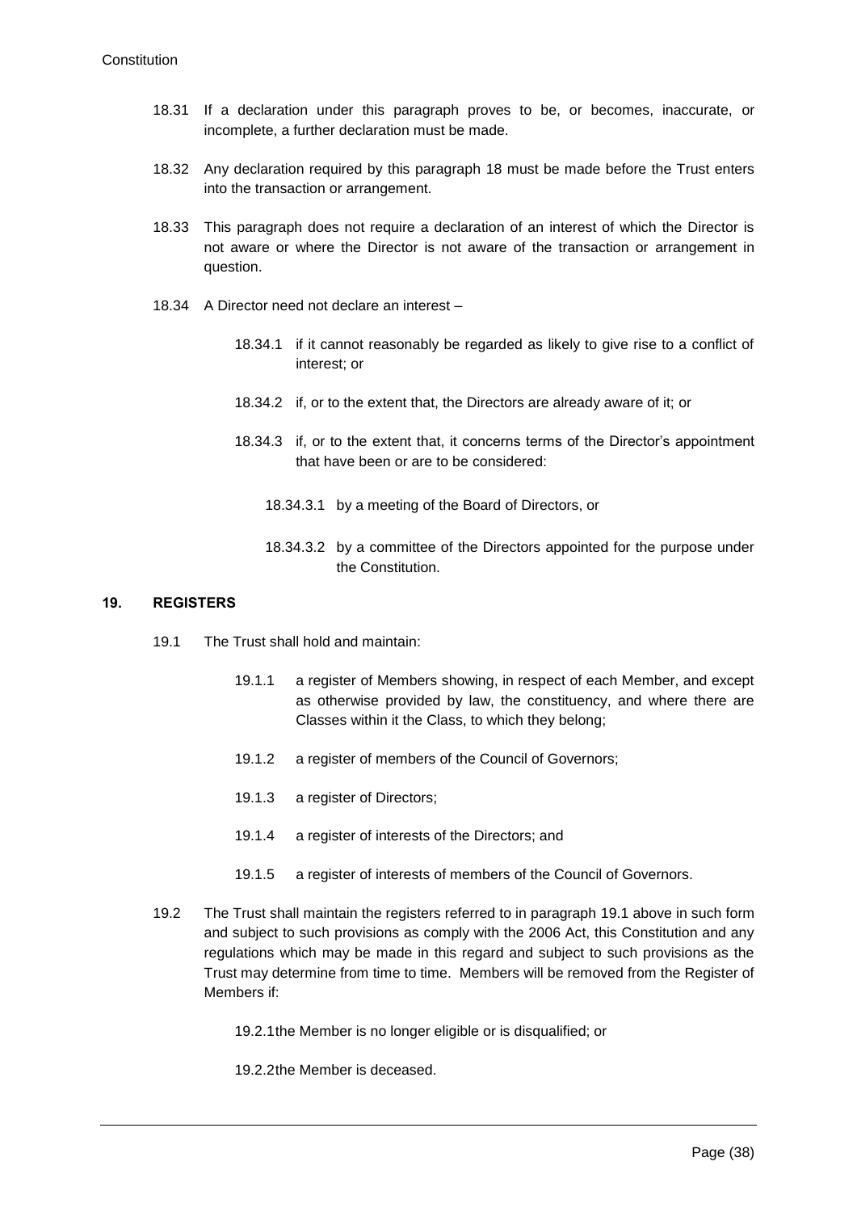18.31 If a declaration under this paragraph proves to be, or becomes, inaccurate, or incomplete, a further declaration must be made.

18.32 Any declaration required by this paragraph 18 must be made before the Trust enters into the transaction or arrangement.

18.33 This paragraph does not require a declaration of an interest of which the Director is not aware or where the Director is not aware of the transaction or arrangement in question.

18.34 A Director need not declare an interest –

18.34.1 if it cannot reasonably be regarded as likely to give rise to a conflict of interest; or

18.34.2 if, or to the extent that, the Directors are already aware of it; or

18.34.3 if, or to the extent that, it concerns terms of the Director's appointment that have been or are to be considered:

18.34.3.1 by a meeting of the Board of Directors, or

18.34.3.2 by a committee of the Directors appointed for the purpose under the Constitution.

## 19. REGISTERS

19.1 The Trust shall hold and maintain:

19.1.1 a register of Members showing, in respect of each Member, and except as otherwise provided by law, the constituency, and where there are Classes within it the Class, to which they belong;

19.1.2 a register of members of the Council of Governors;

19.1.3 a register of Directors;

19.1.4 a register of interests of the Directors; and

19.1.5 a register of interests of members of the Council of Governors.

19.2 The Trust shall maintain the registers referred to in paragraph 19.1 above in such form and subject to such provisions as comply with the 2006 Act, this Constitution and any regulations which may be made in this regard and subject to such provisions as the Trust may determine from time to time. Members will be removed from the Register of Members if:

19.2.1 the Member is no longer eligible or is disqualified; or

19.2.2 the Member is deceased.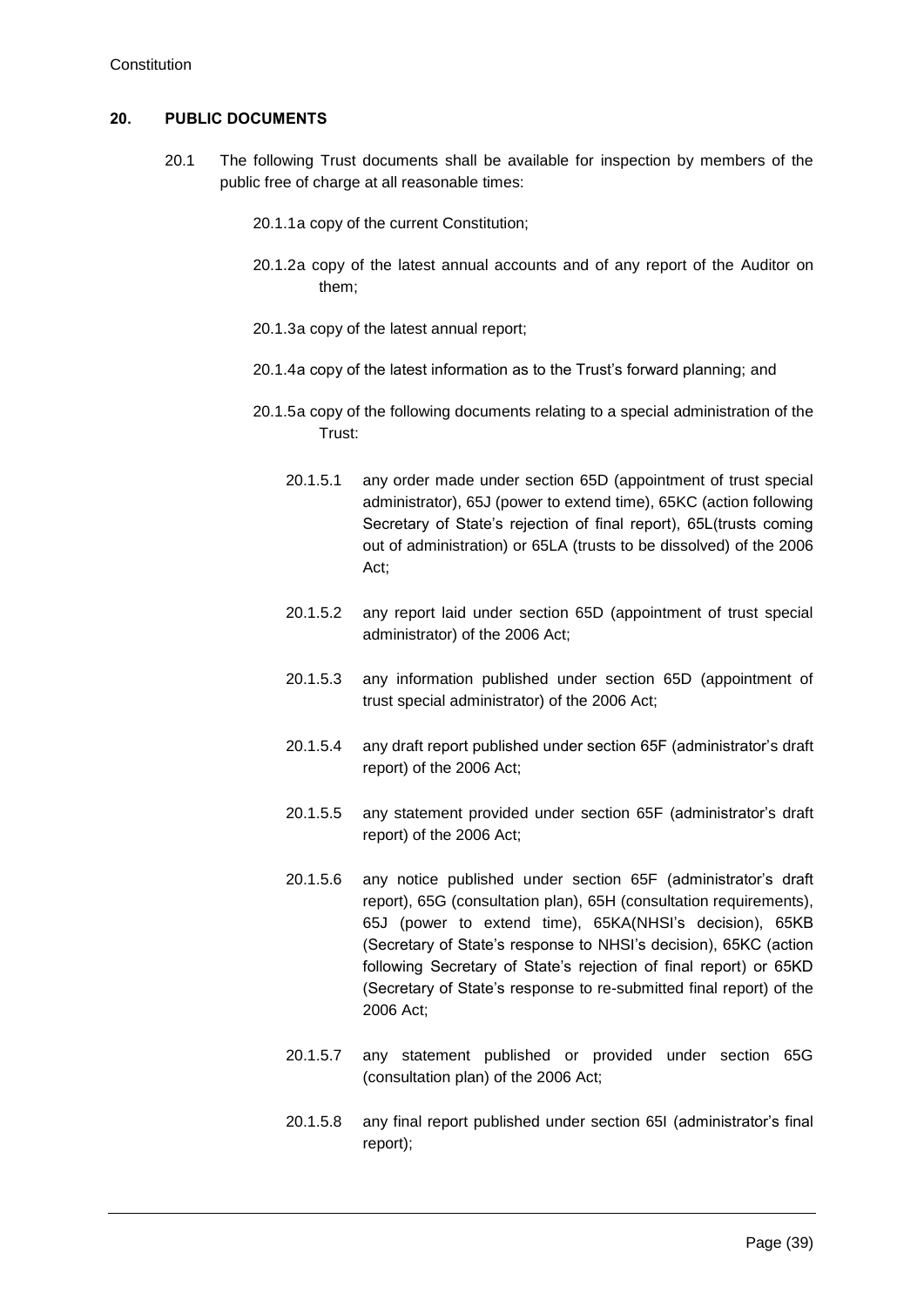## 20. PUBLIC DOCUMENTS

20.1 The following Trust documents shall be available for inspection by members of the public free of charge at all reasonable times:

20.1.1 a copy of the current Constitution;

20.1.2 a copy of the latest annual accounts and of any report of the Auditor on them;

20.1.3 a copy of the latest annual report;

20.1.4 a copy of the latest information as to the Trust's forward planning; and

20.1.5 a copy of the following documents relating to a special administration of the Trust:

20.1.5.1 any order made under section 65D (appointment of trust special administrator), 65J (power to extend time), 65KC (action following Secretary of State's rejection of final report), 65L(trusts coming out of administration) or 65LA (trusts to be dissolved) of the 2006 Act;

20.1.5.2 any report laid under section 65D (appointment of trust special administrator) of the 2006 Act;

20.1.5.3 any information published under section 65D (appointment of trust special administrator) of the 2006 Act;

20.1.5.4 any draft report published under section 65F (administrator's draft report) of the 2006 Act;

20.1.5.5 any statement provided under section 65F (administrator's draft report) of the 2006 Act;

20.1.5.6 any notice published under section 65F (administrator's draft report), 65G (consultation plan), 65H (consultation requirements), 65J (power to extend time), 65KA(NHSI's decision), 65KB (Secretary of State's response to NHSI's decision), 65KC (action following Secretary of State's rejection of final report) or 65KD (Secretary of State's response to re-submitted final report) of the 2006 Act;

20.1.5.7 any statement published or provided under section 65G (consultation plan) of the 2006 Act;

20.1.5.8 any final report published under section 65I (administrator's final report);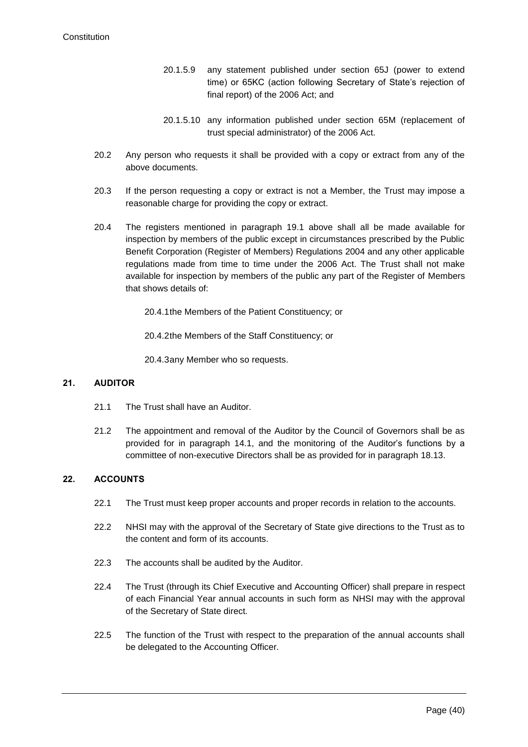20.1.5.9 any statement published under section 65J (power to extend time) or 65KC (action following Secretary of State's rejection of final report) of the 2006 Act; and

20.1.5.10 any information published under section 65M (replacement of trust special administrator) of the 2006 Act.

20.2 Any person who requests it shall be provided with a copy or extract from any of the above documents.

20.3 If the person requesting a copy or extract is not a Member, the Trust may impose a reasonable charge for providing the copy or extract.

20.4 The registers mentioned in paragraph 19.1 above shall all be made available for inspection by members of the public except in circumstances prescribed by the Public Benefit Corporation (Register of Members) Regulations 2004 and any other applicable regulations made from time to time under the 2006 Act. The Trust shall not make available for inspection by members of the public any part of the Register of Members that shows details of:

20.4.1 the Members of the Patient Constituency; or

20.4.2 the Members of the Staff Constituency; or

20.4.3 any Member who so requests.

## 21. AUDITOR

21.1 The Trust shall have an Auditor.

21.2 The appointment and removal of the Auditor by the Council of Governors shall be as provided for in paragraph 14.1, and the monitoring of the Auditor's functions by a committee of non-executive Directors shall be as provided for in paragraph 18.13.

## 22. ACCOUNTS

22.1 The Trust must keep proper accounts and proper records in relation to the accounts.

22.2 NHSI may with the approval of the Secretary of State give directions to the Trust as to the content and form of its accounts.

22.3 The accounts shall be audited by the Auditor.

22.4 The Trust (through its Chief Executive and Accounting Officer) shall prepare in respect of each Financial Year annual accounts in such form as NHSI may with the approval of the Secretary of State direct.

22.5 The function of the Trust with respect to the preparation of the annual accounts shall be delegated to the Accounting Officer.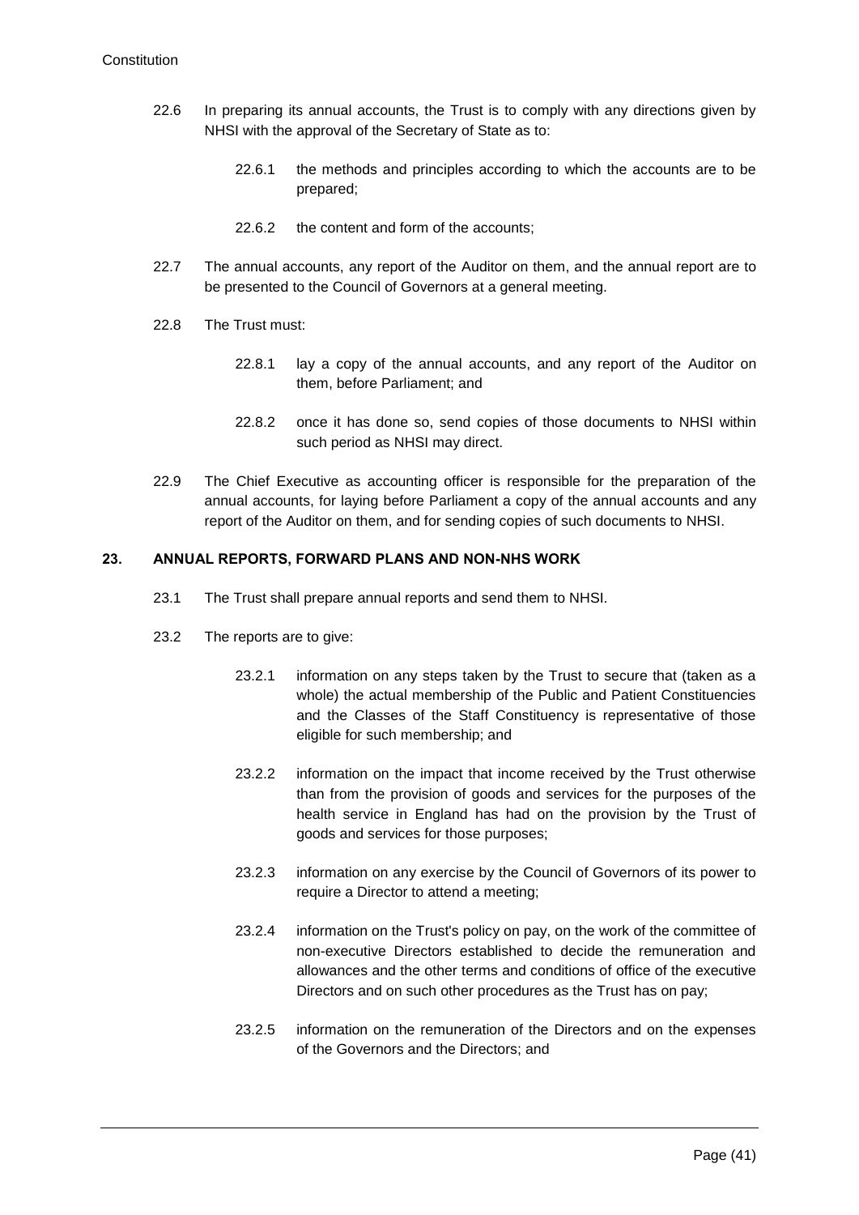22.6 In preparing its annual accounts, the Trust is to comply with any directions given by NHSI with the approval of the Secretary of State as to:

22.6.1 the methods and principles according to which the accounts are to be prepared;

22.6.2 the content and form of the accounts;

22.7 The annual accounts, any report of the Auditor on them, and the annual report are to be presented to the Council of Governors at a general meeting.

22.8 The Trust must:

22.8.1 lay a copy of the annual accounts, and any report of the Auditor on them, before Parliament; and

22.8.2 once it has done so, send copies of those documents to NHSI within such period as NHSI may direct.

22.9 The Chief Executive as accounting officer is responsible for the preparation of the annual accounts, for laying before Parliament a copy of the annual accounts and any report of the Auditor on them, and for sending copies of such documents to NHSI.

## 23. ANNUAL REPORTS, FORWARD PLANS AND NON-NHS WORK

23.1 The Trust shall prepare annual reports and send them to NHSI.

23.2 The reports are to give:

23.2.1 information on any steps taken by the Trust to secure that (taken as a whole) the actual membership of the Public and Patient Constituencies and the Classes of the Staff Constituency is representative of those eligible for such membership; and

23.2.2 information on the impact that income received by the Trust otherwise than from the provision of goods and services for the purposes of the health service in England has had on the provision by the Trust of goods and services for those purposes;

23.2.3 information on any exercise by the Council of Governors of its power to require a Director to attend a meeting;

23.2.4 information on the Trust's policy on pay, on the work of the committee of non-executive Directors established to decide the remuneration and allowances and the other terms and conditions of office of the executive Directors and on such other procedures as the Trust has on pay;

23.2.5 information on the remuneration of the Directors and on the expenses of the Governors and the Directors; and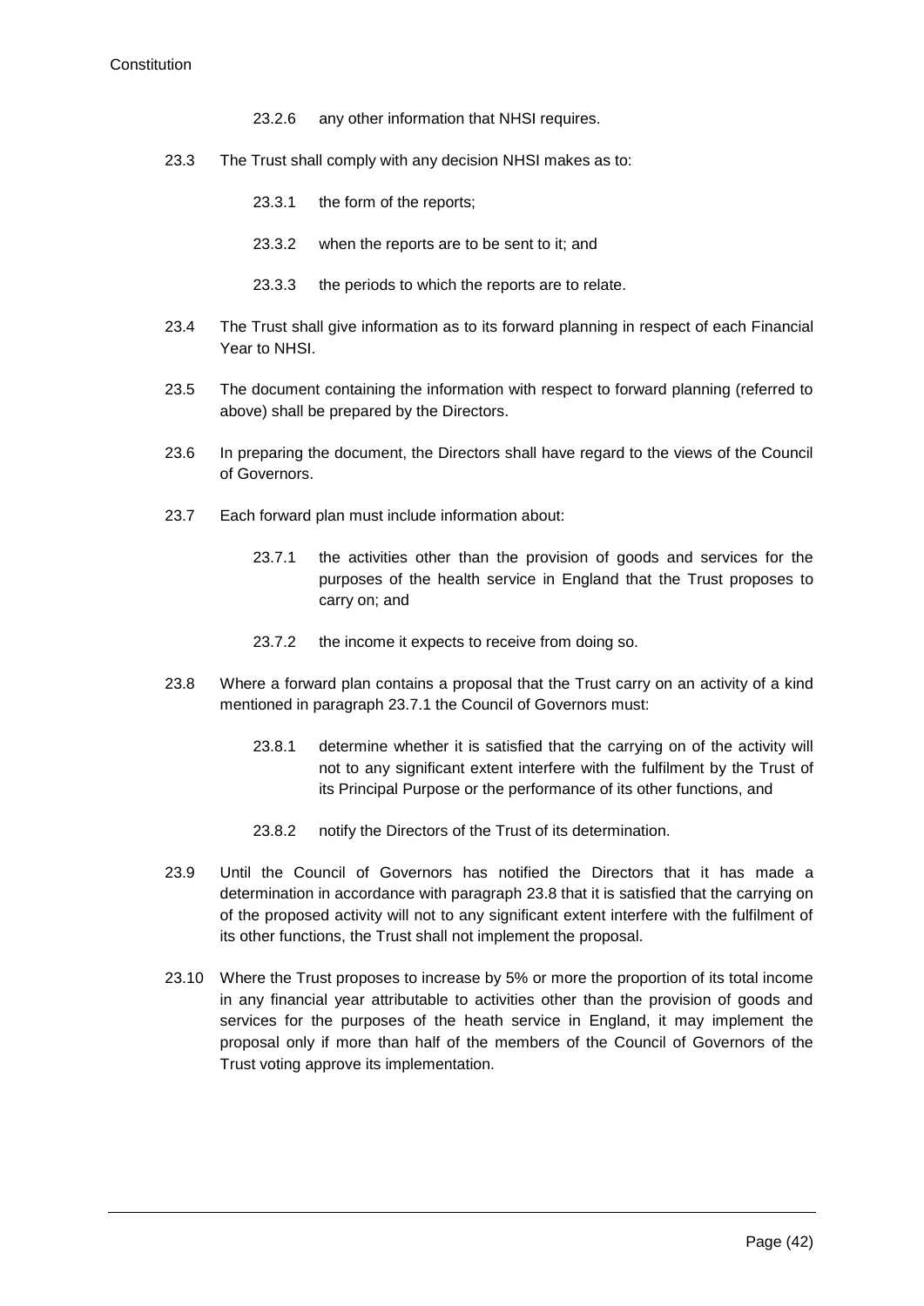23.2.6 any other information that NHSI requires.

23.3 The Trust shall comply with any decision NHSI makes as to:

23.3.1 the form of the reports;

23.3.2 when the reports are to be sent to it; and

23.3.3 the periods to which the reports are to relate.

23.4 The Trust shall give information as to its forward planning in respect of each Financial Year to NHSI.

23.5 The document containing the information with respect to forward planning (referred to above) shall be prepared by the Directors.

23.6 In preparing the document, the Directors shall have regard to the views of the Council of Governors.

23.7 Each forward plan must include information about:

23.7.1 the activities other than the provision of goods and services for the purposes of the health service in England that the Trust proposes to carry on; and

23.7.2 the income it expects to receive from doing so.

23.8 Where a forward plan contains a proposal that the Trust carry on an activity of a kind mentioned in paragraph 23.7.1 the Council of Governors must:

23.8.1 determine whether it is satisfied that the carrying on of the activity will not to any significant extent interfere with the fulfilment by the Trust of its Principal Purpose or the performance of its other functions, and

23.8.2 notify the Directors of the Trust of its determination.

23.9 Until the Council of Governors has notified the Directors that it has made a determination in accordance with paragraph 23.8 that it is satisfied that the carrying on of the proposed activity will not to any significant extent interfere with the fulfilment of its other functions, the Trust shall not implement the proposal.

23.10 Where the Trust proposes to increase by 5% or more the proportion of its total income in any financial year attributable to activities other than the provision of goods and services for the purposes of the heath service in England, it may implement the proposal only if more than half of the members of the Council of Governors of the Trust voting approve its implementation.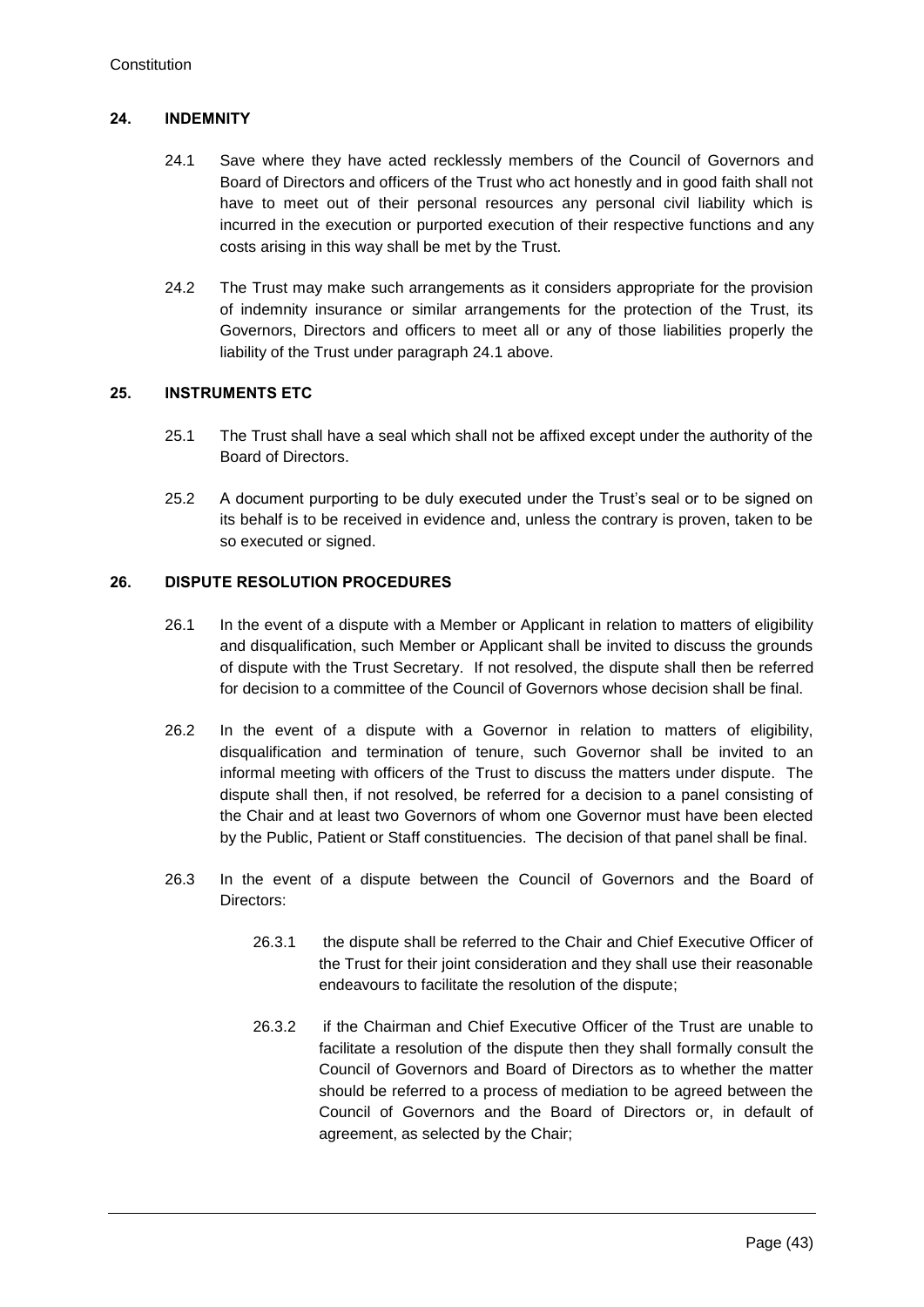## 24. INDEMNITY

24.1 Save where they have acted recklessly members of the Council of Governors and Board of Directors and officers of the Trust who act honestly and in good faith shall not have to meet out of their personal resources any personal civil liability which is incurred in the execution or purported execution of their respective functions and any costs arising in this way shall be met by the Trust.

24.2 The Trust may make such arrangements as it considers appropriate for the provision of indemnity insurance or similar arrangements for the protection of the Trust, its Governors, Directors and officers to meet all or any of those liabilities properly the liability of the Trust under paragraph 24.1 above.

## 25. INSTRUMENTS ETC

25.1 The Trust shall have a seal which shall not be affixed except under the authority of the Board of Directors.

25.2 A document purporting to be duly executed under the Trust's seal or to be signed on its behalf is to be received in evidence and, unless the contrary is proven, taken to be so executed or signed.

## 26. DISPUTE RESOLUTION PROCEDURES

26.1 In the event of a dispute with a Member or Applicant in relation to matters of eligibility and disqualification, such Member or Applicant shall be invited to discuss the grounds of dispute with the Trust Secretary. If not resolved, the dispute shall then be referred for decision to a committee of the Council of Governors whose decision shall be final.

26.2 In the event of a dispute with a Governor in relation to matters of eligibility, disqualification and termination of tenure, such Governor shall be invited to an informal meeting with officers of the Trust to discuss the matters under dispute. The dispute shall then, if not resolved, be referred for a decision to a panel consisting of the Chair and at least two Governors of whom one Governor must have been elected by the Public, Patient or Staff constituencies. The decision of that panel shall be final.

26.3 In the event of a dispute between the Council of Governors and the Board of Directors:

26.3.1 the dispute shall be referred to the Chair and Chief Executive Officer of the Trust for their joint consideration and they shall use their reasonable endeavours to facilitate the resolution of the dispute;

26.3.2 if the Chairman and Chief Executive Officer of the Trust are unable to facilitate a resolution of the dispute then they shall formally consult the Council of Governors and Board of Directors as to whether the matter should be referred to a process of mediation to be agreed between the Council of Governors and the Board of Directors or, in default of agreement, as selected by the Chair;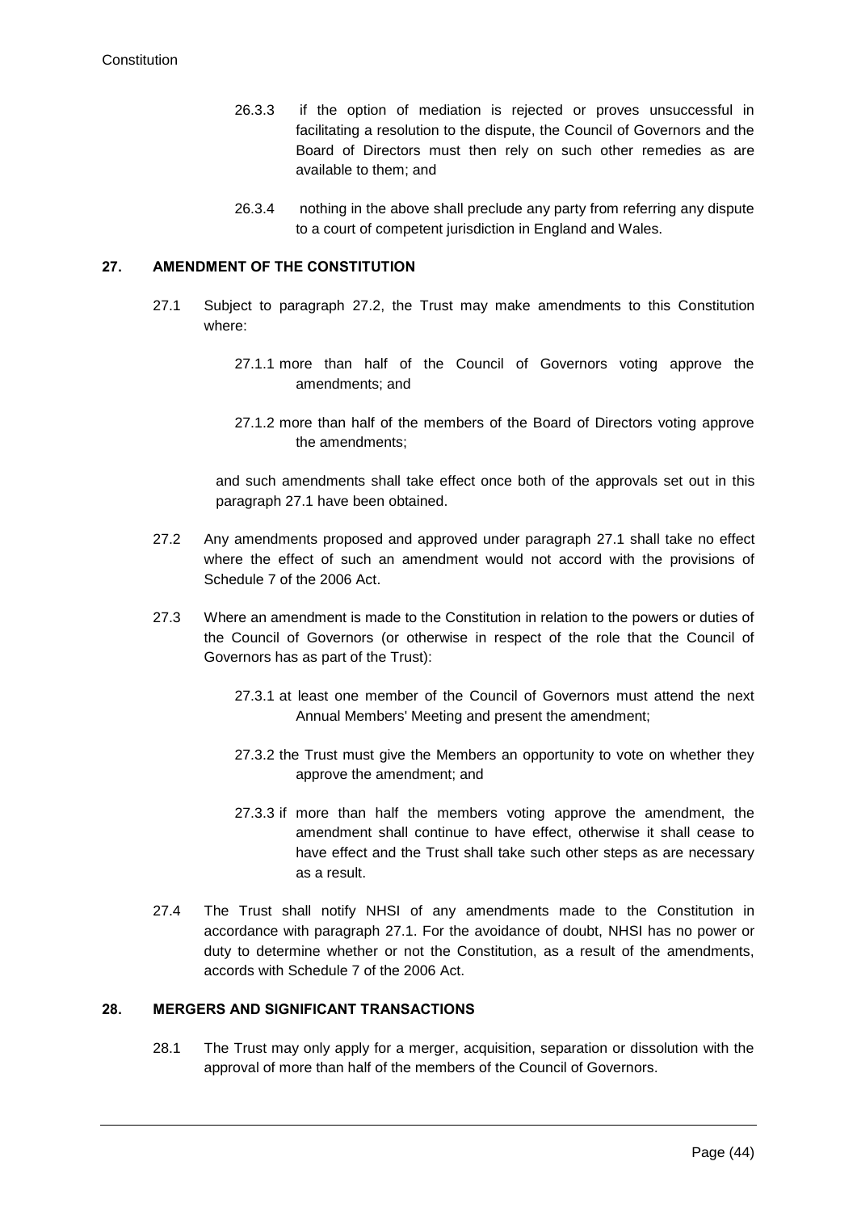26.3.3 if the option of mediation is rejected or proves unsuccessful in facilitating a resolution to the dispute, the Council of Governors and the Board of Directors must then rely on such other remedies as are available to them; and

26.3.4 nothing in the above shall preclude any party from referring any dispute to a court of competent jurisdiction in England and Wales.

## 27. AMENDMENT OF THE CONSTITUTION

27.1 Subject to paragraph 27.2, the Trust may make amendments to this Constitution where:

27.1.1 more than half of the Council of Governors voting approve the amendments; and

27.1.2 more than half of the members of the Board of Directors voting approve the amendments;

and such amendments shall take effect once both of the approvals set out in this paragraph 27.1 have been obtained.

27.2 Any amendments proposed and approved under paragraph 27.1 shall take no effect where the effect of such an amendment would not accord with the provisions of Schedule 7 of the 2006 Act.

27.3 Where an amendment is made to the Constitution in relation to the powers or duties of the Council of Governors (or otherwise in respect of the role that the Council of Governors has as part of the Trust):

27.3.1 at least one member of the Council of Governors must attend the next Annual Members' Meeting and present the amendment;

27.3.2 the Trust must give the Members an opportunity to vote on whether they approve the amendment; and

27.3.3 if more than half the members voting approve the amendment, the amendment shall continue to have effect, otherwise it shall cease to have effect and the Trust shall take such other steps as are necessary as a result.

27.4 The Trust shall notify NHSI of any amendments made to the Constitution in accordance with paragraph 27.1. For the avoidance of doubt, NHSI has no power or duty to determine whether or not the Constitution, as a result of the amendments, accords with Schedule 7 of the 2006 Act.

## 28. MERGERS AND SIGNIFICANT TRANSACTIONS

28.1 The Trust may only apply for a merger, acquisition, separation or dissolution with the approval of more than half of the members of the Council of Governors.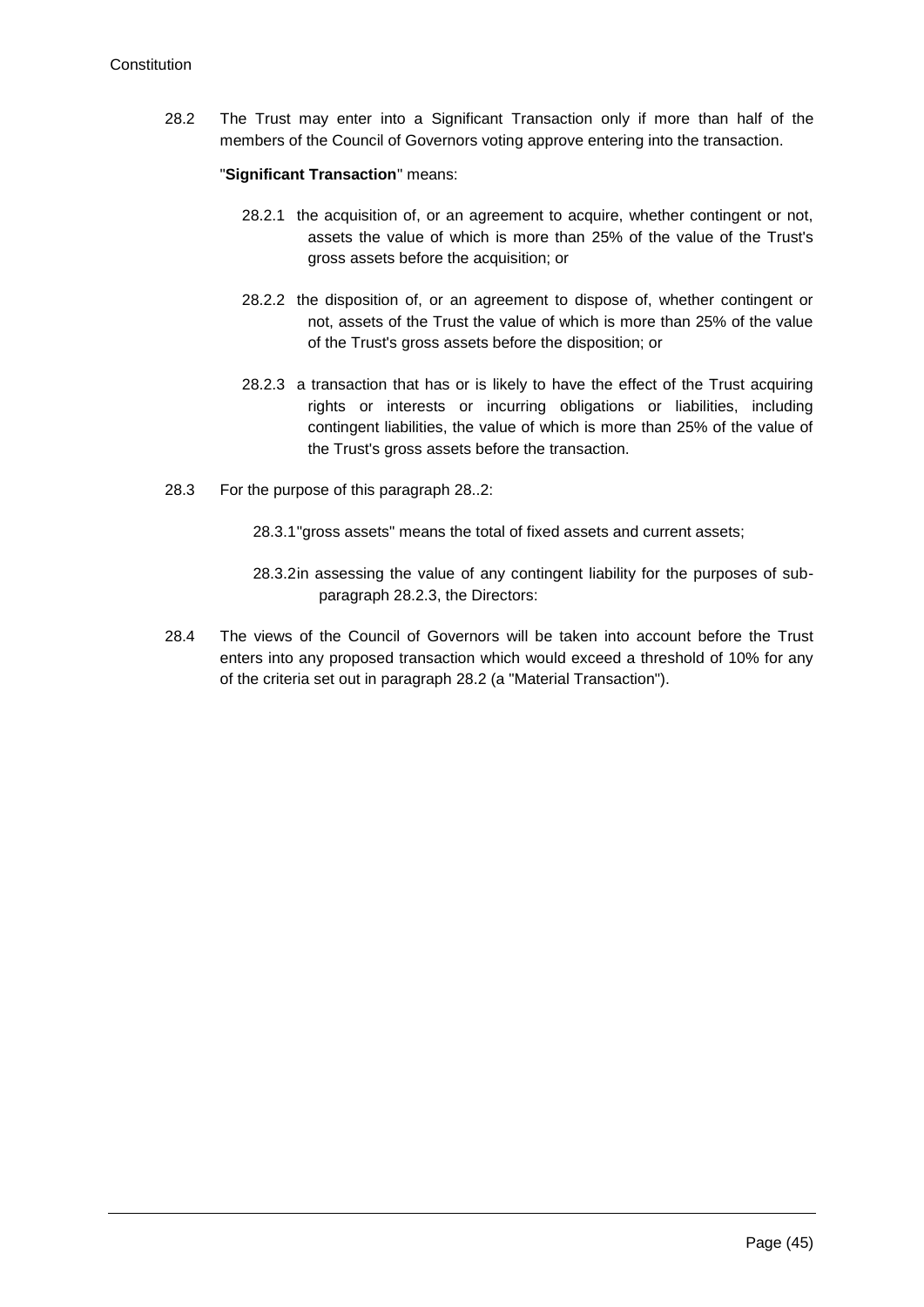28.2 The Trust may enter into a Significant Transaction only if more than half of the members of the Council of Governors voting approve entering into the transaction.

"**Significant Transaction**" means:

28.2.1 the acquisition of, or an agreement to acquire, whether contingent or not, assets the value of which is more than 25% of the value of the Trust's gross assets before the acquisition; or

28.2.2 the disposition of, or an agreement to dispose of, whether contingent or not, assets of the Trust the value of which is more than 25% of the value of the Trust's gross assets before the disposition; or

28.2.3 a transaction that has or is likely to have the effect of the Trust acquiring rights or interests or incurring obligations or liabilities, including contingent liabilities, the value of which is more than 25% of the value of the Trust's gross assets before the transaction.

28.3 For the purpose of this paragraph 28..2:

28.3.1"gross assets" means the total of fixed assets and current assets;

28.3.2in assessing the value of any contingent liability for the purposes of sub-paragraph 28.2.3, the Directors:

28.4 The views of the Council of Governors will be taken into account before the Trust enters into any proposed transaction which would exceed a threshold of 10% for any of the criteria set out in paragraph 28.2 (a "Material Transaction").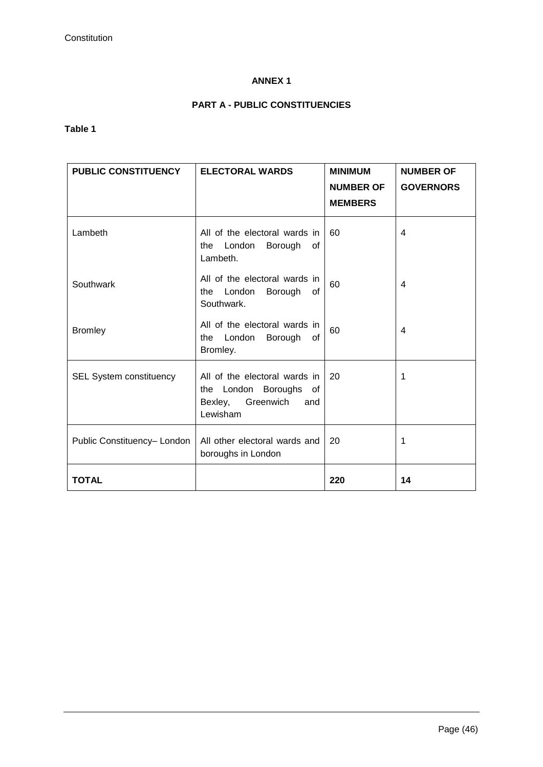## ANNEX 1

### PART A - PUBLIC CONSTITUENCIES

**Table 1**

| PUBLIC CONSTITUENCY | ELECTORAL WARDS | MINIMUM NUMBER OF MEMBERS | NUMBER OF GOVERNORS |
|---|---|---|---|
| Lambeth | All of the electoral wards in the London Borough of Lambeth. | 60 | 4 |
| Southwark | All of the electoral wards in the London Borough of Southwark. | 60 | 4 |
| Bromley | All of the electoral wards in the London Borough of Bromley. | 60 | 4 |
| SEL System constituency | All of the electoral wards in the London Boroughs of Bexley, Greenwich and Lewisham | 20 | 1 |
| Public Constituency– London | All other electoral wards and boroughs in London | 20 | 1 |
| **TOTAL** | | **220** | **14** |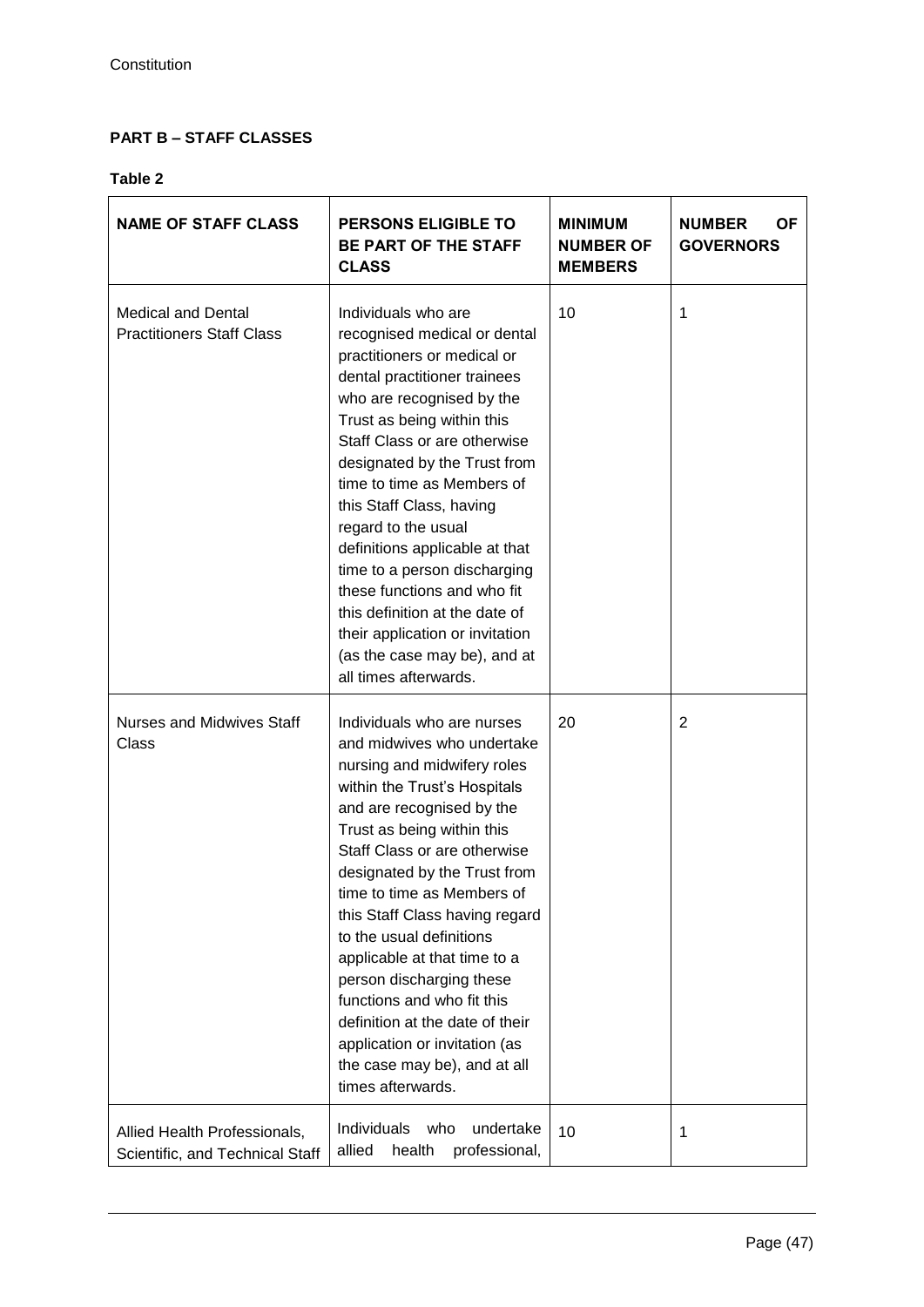**PART B – STAFF CLASSES**

**Table 2**

| NAME OF STAFF CLASS | PERSONS ELIGIBLE TO BE PART OF THE STAFF CLASS | MINIMUM NUMBER OF MEMBERS | NUMBER OF GOVERNORS |
|---|---|---|---|
| Medical and Dental Practitioners Staff Class | Individuals who are recognised medical or dental practitioners or medical or dental practitioner trainees who are recognised by the Trust as being within this Staff Class or are otherwise designated by the Trust from time to time as Members of this Staff Class, having regard to the usual definitions applicable at that time to a person discharging these functions and who fit this definition at the date of their application or invitation (as the case may be), and at all times afterwards. | 10 | 1 |
| Nurses and Midwives Staff Class | Individuals who are nurses and midwives who undertake nursing and midwifery roles within the Trust's Hospitals and are recognised by the Trust as being within this Staff Class or are otherwise designated by the Trust from time to time as Members of this Staff Class having regard to the usual definitions applicable at that time to a person discharging these functions and who fit this definition at the date of their application or invitation (as the case may be), and at all times afterwards. | 20 | 2 |
| Allied Health Professionals, Scientific, and Technical Staff | Individuals who undertake allied health professional, | 10 | 1 |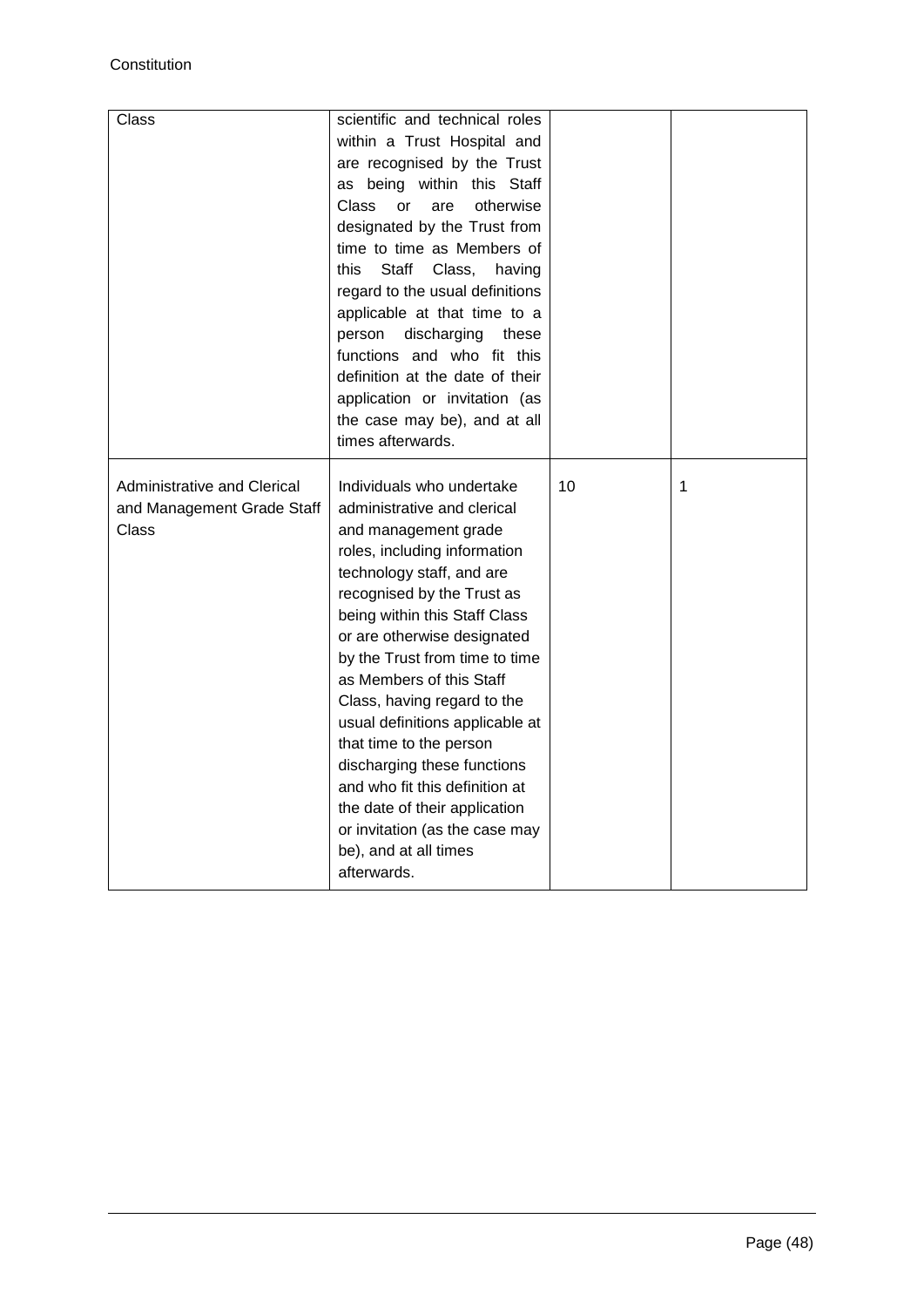| | | | |
|---|---|---|---|
| Class | scientific and technical roles within a Trust Hospital and are recognised by the Trust as being within this Staff Class or are otherwise designated by the Trust from time to time as Members of this Staff Class, having regard to the usual definitions applicable at that time to a person discharging these functions and who fit this definition at the date of their application or invitation (as the case may be), and at all times afterwards. | | |
| Administrative and Clerical and Management Grade Staff Class | Individuals who undertake administrative and clerical and management grade roles, including information technology staff, and are recognised by the Trust as being within this Staff Class or are otherwise designated by the Trust from time to time as Members of this Staff Class, having regard to the usual definitions applicable at that time to the person discharging these functions and who fit this definition at the date of their application or invitation (as the case may be), and at all times afterwards. | 10 | 1 |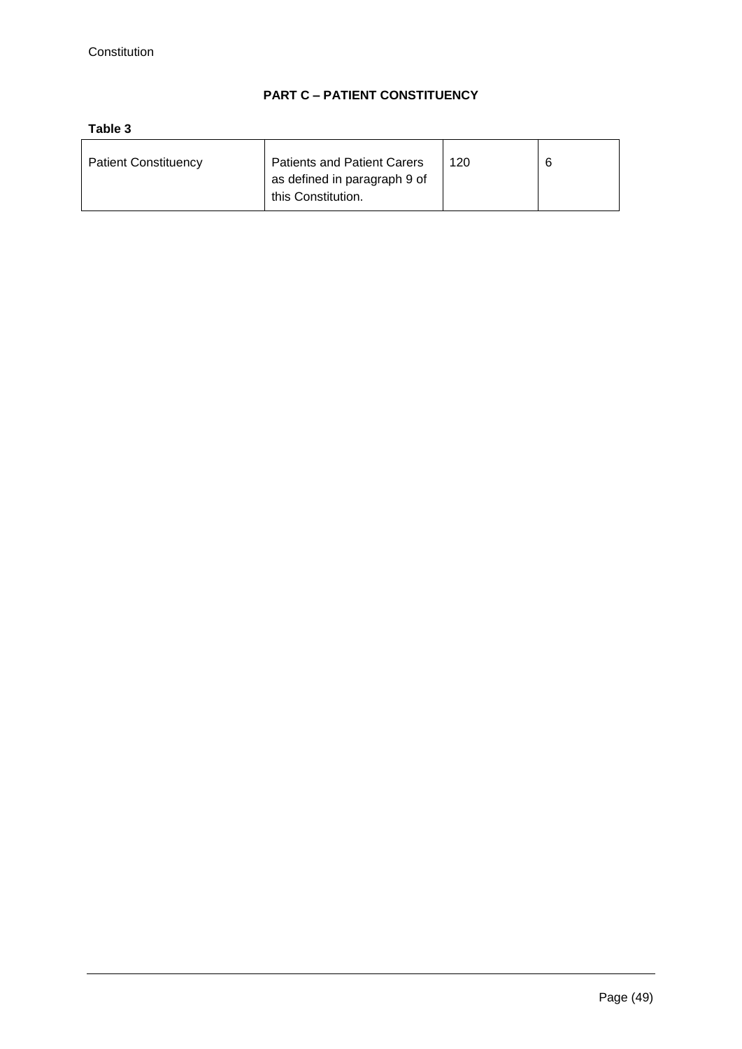## PART C – PATIENT CONSTITUENCY

**Table 3**

| | | | |
|---|---|---|---|
| Patient Constituency | Patients and Patient Carers as defined in paragraph 9 of this Constitution. | 120 | 6 |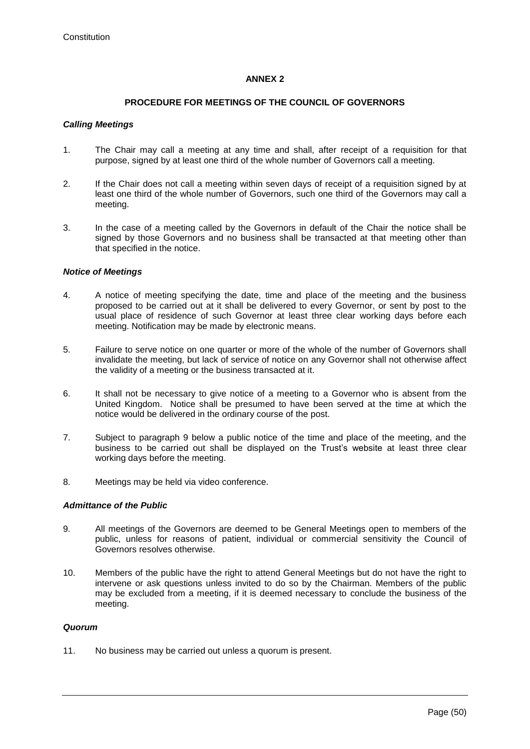## ANNEX 2

### PROCEDURE FOR MEETINGS OF THE COUNCIL OF GOVERNORS

***Calling Meetings***

1. The Chair may call a meeting at any time and shall, after receipt of a requisition for that purpose, signed by at least one third of the whole number of Governors call a meeting.

2. If the Chair does not call a meeting within seven days of receipt of a requisition signed by at least one third of the whole number of Governors, such one third of the Governors may call a meeting.

3. In the case of a meeting called by the Governors in default of the Chair the notice shall be signed by those Governors and no business shall be transacted at that meeting other than that specified in the notice.

***Notice of Meetings***

4. A notice of meeting specifying the date, time and place of the meeting and the business proposed to be carried out at it shall be delivered to every Governor, or sent by post to the usual place of residence of such Governor at least three clear working days before each meeting. Notification may be made by electronic means.

5. Failure to serve notice on one quarter or more of the whole of the number of Governors shall invalidate the meeting, but lack of service of notice on any Governor shall not otherwise affect the validity of a meeting or the business transacted at it.

6. It shall not be necessary to give notice of a meeting to a Governor who is absent from the United Kingdom. Notice shall be presumed to have been served at the time at which the notice would be delivered in the ordinary course of the post.

7. Subject to paragraph 9 below a public notice of the time and place of the meeting, and the business to be carried out shall be displayed on the Trust's website at least three clear working days before the meeting.

8. Meetings may be held via video conference.

***Admittance of the Public***

9. All meetings of the Governors are deemed to be General Meetings open to members of the public, unless for reasons of patient, individual or commercial sensitivity the Council of Governors resolves otherwise.

10. Members of the public have the right to attend General Meetings but do not have the right to intervene or ask questions unless invited to do so by the Chairman. Members of the public may be excluded from a meeting, if it is deemed necessary to conclude the business of the meeting.

***Quorum***

11. No business may be carried out unless a quorum is present.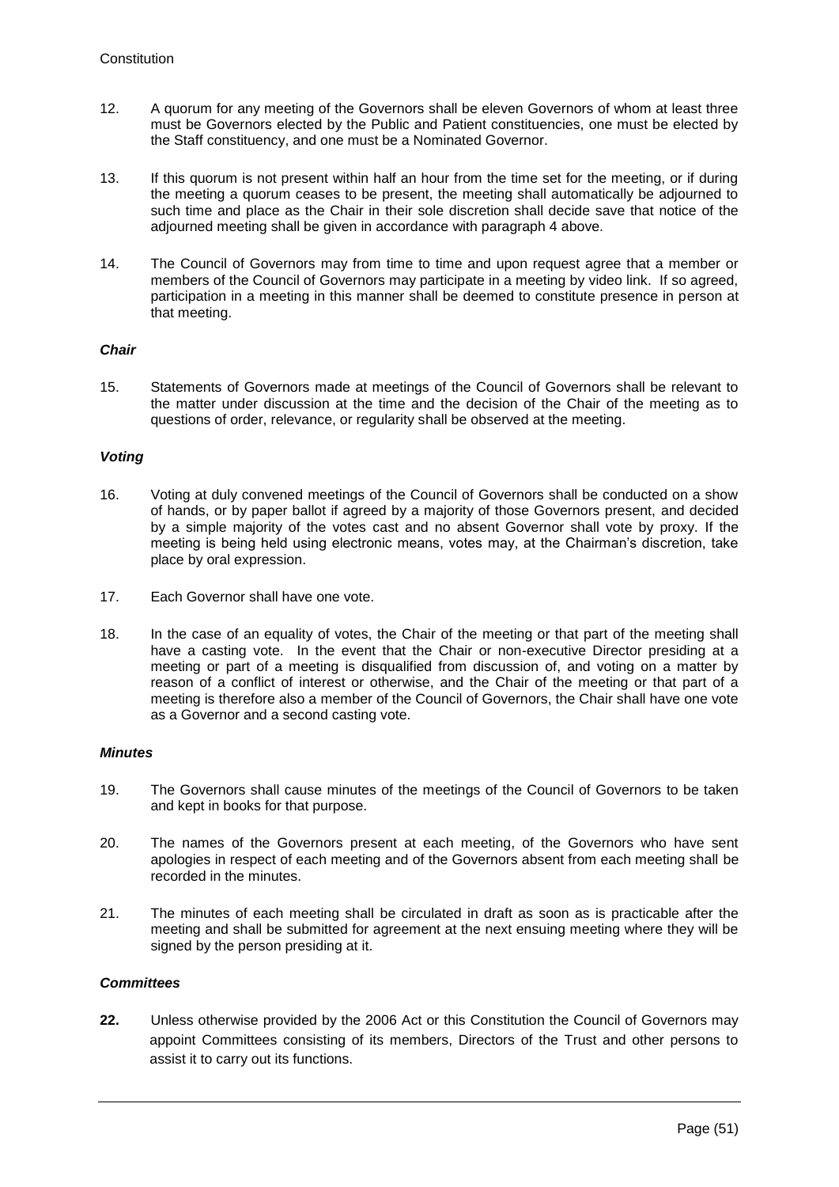12. A quorum for any meeting of the Governors shall be eleven Governors of whom at least three must be Governors elected by the Public and Patient constituencies, one must be elected by the Staff constituency, and one must be a Nominated Governor.

13. If this quorum is not present within half an hour from the time set for the meeting, or if during the meeting a quorum ceases to be present, the meeting shall automatically be adjourned to such time and place as the Chair in their sole discretion shall decide save that notice of the adjourned meeting shall be given in accordance with paragraph 4 above.

14. The Council of Governors may from time to time and upon request agree that a member or members of the Council of Governors may participate in a meeting by video link. If so agreed, participation in a meeting in this manner shall be deemed to constitute presence in person at that meeting.

***Chair***

15. Statements of Governors made at meetings of the Council of Governors shall be relevant to the matter under discussion at the time and the decision of the Chair of the meeting as to questions of order, relevance, or regularity shall be observed at the meeting.

***Voting***

16. Voting at duly convened meetings of the Council of Governors shall be conducted on a show of hands, or by paper ballot if agreed by a majority of those Governors present, and decided by a simple majority of the votes cast and no absent Governor shall vote by proxy. If the meeting is being held using electronic means, votes may, at the Chairman's discretion, take place by oral expression.

17. Each Governor shall have one vote.

18. In the case of an equality of votes, the Chair of the meeting or that part of the meeting shall have a casting vote. In the event that the Chair or non-executive Director presiding at a meeting or part of a meeting is disqualified from discussion of, and voting on a matter by reason of a conflict of interest or otherwise, and the Chair of the meeting or that part of a meeting is therefore also a member of the Council of Governors, the Chair shall have one vote as a Governor and a second casting vote.

***Minutes***

19. The Governors shall cause minutes of the meetings of the Council of Governors to be taken and kept in books for that purpose.

20. The names of the Governors present at each meeting, of the Governors who have sent apologies in respect of each meeting and of the Governors absent from each meeting shall be recorded in the minutes.

21. The minutes of each meeting shall be circulated in draft as soon as is practicable after the meeting and shall be submitted for agreement at the next ensuing meeting where they will be signed by the person presiding at it.

***Committees***

**22.** Unless otherwise provided by the 2006 Act or this Constitution the Council of Governors may appoint Committees consisting of its members, Directors of the Trust and other persons to assist it to carry out its functions.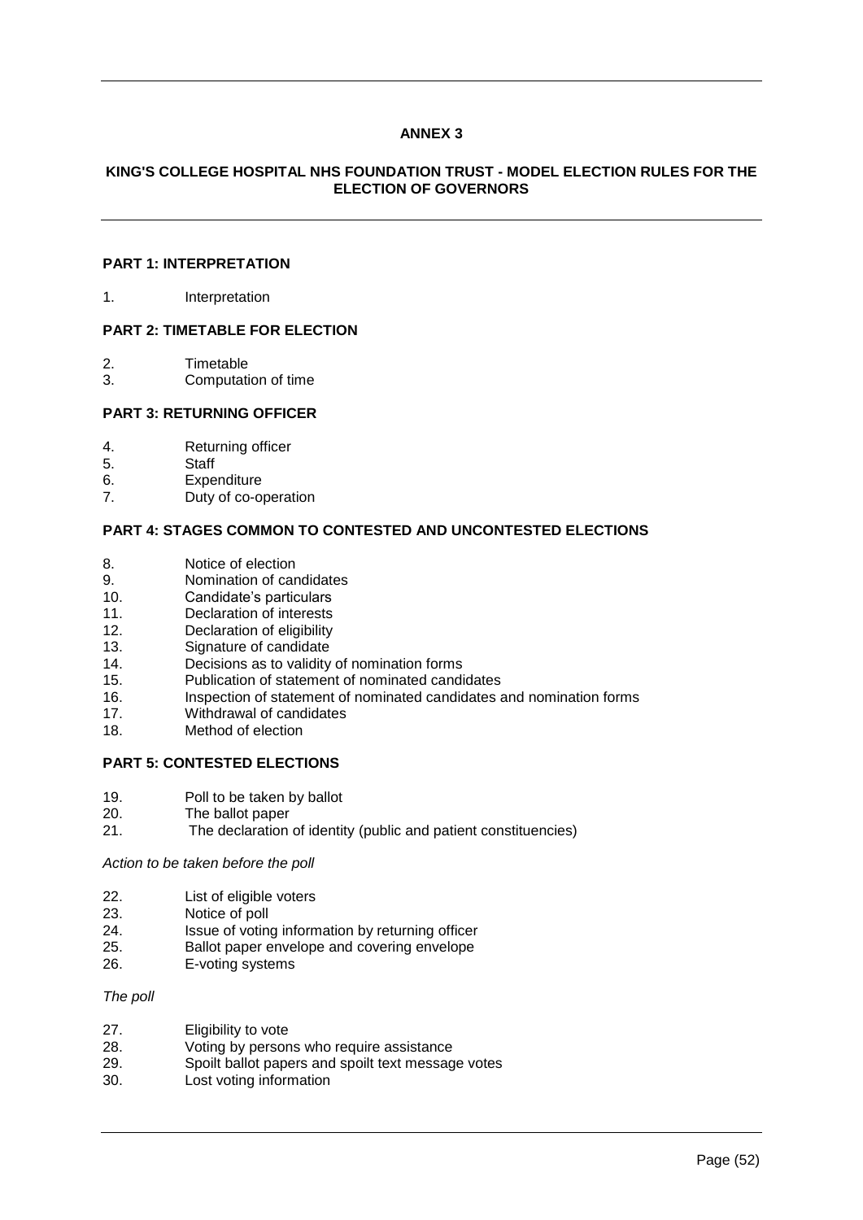**ANNEX 3**

**KING'S COLLEGE HOSPITAL NHS FOUNDATION TRUST - MODEL ELECTION RULES FOR THE ELECTION OF GOVERNORS**

**PART 1: INTERPRETATION**

1. Interpretation

**PART 2: TIMETABLE FOR ELECTION**

2. Timetable
3. Computation of time

**PART 3: RETURNING OFFICER**

4. Returning officer
5. Staff
6. Expenditure
7. Duty of co-operation

**PART 4: STAGES COMMON TO CONTESTED AND UNCONTESTED ELECTIONS**

8. Notice of election
9. Nomination of candidates
10. Candidate's particulars
11. Declaration of interests
12. Declaration of eligibility
13. Signature of candidate
14. Decisions as to validity of nomination forms
15. Publication of statement of nominated candidates
16. Inspection of statement of nominated candidates and nomination forms
17. Withdrawal of candidates
18. Method of election

**PART 5: CONTESTED ELECTIONS**

19. Poll to be taken by ballot
20. The ballot paper
21. The declaration of identity (public and patient constituencies)

*Action to be taken before the poll*

22. List of eligible voters
23. Notice of poll
24. Issue of voting information by returning officer
25. Ballot paper envelope and covering envelope
26. E-voting systems

*The poll*

27. Eligibility to vote
28. Voting by persons who require assistance
29. Spoilt ballot papers and spoilt text message votes
30. Lost voting information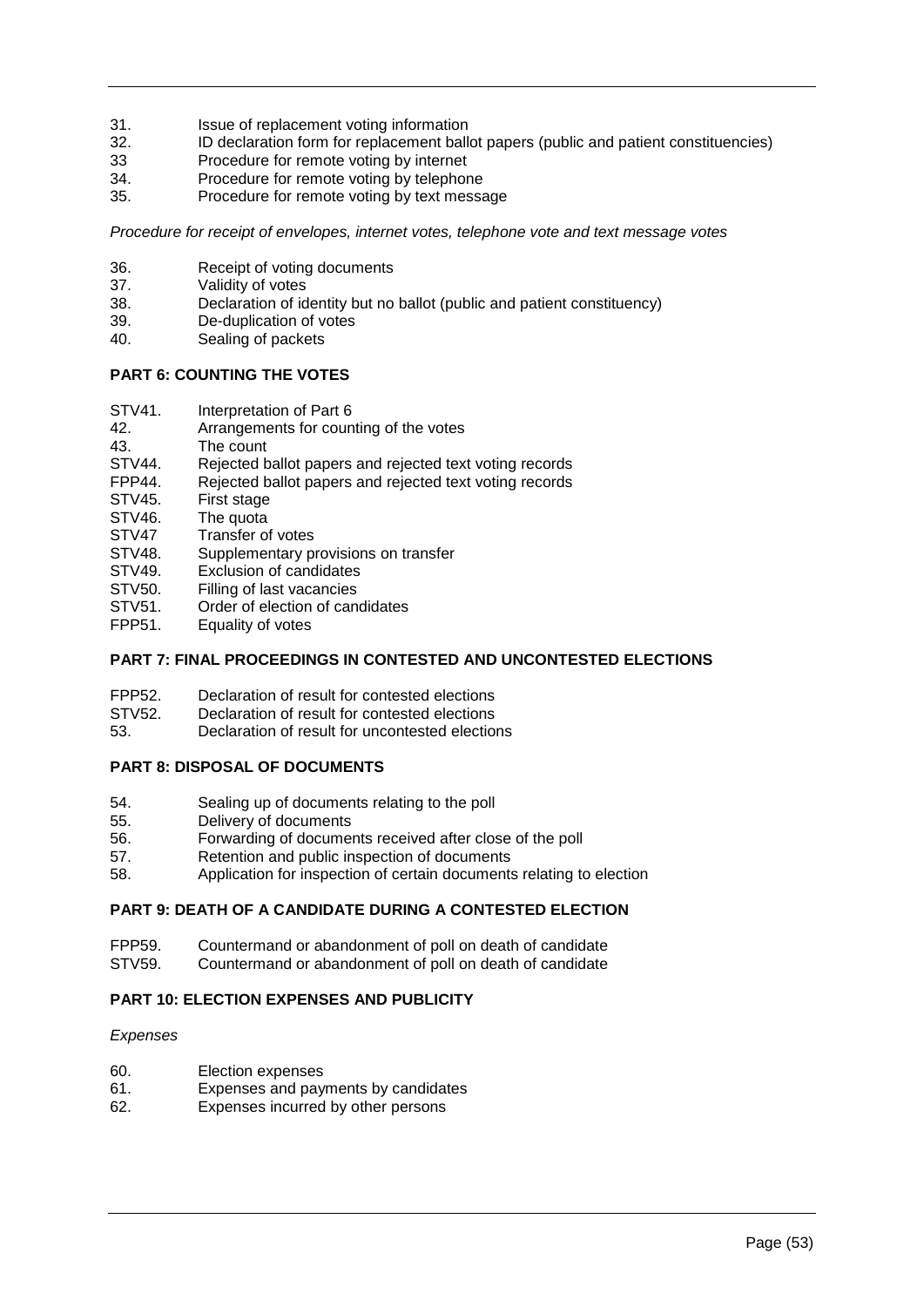31. Issue of replacement voting information
32. ID declaration form for replacement ballot papers (public and patient constituencies)
33 Procedure for remote voting by internet
34. Procedure for remote voting by telephone
35. Procedure for remote voting by text message

*Procedure for receipt of envelopes, internet votes, telephone vote and text message votes*

36. Receipt of voting documents
37. Validity of votes
38. Declaration of identity but no ballot (public and patient constituency)
39. De-duplication of votes
40. Sealing of packets

**PART 6: COUNTING THE VOTES**

STV41. Interpretation of Part 6
42. Arrangements for counting of the votes
43. The count
STV44. Rejected ballot papers and rejected text voting records
FPP44. Rejected ballot papers and rejected text voting records
STV45. First stage
STV46. The quota
STV47 Transfer of votes
STV48. Supplementary provisions on transfer
STV49. Exclusion of candidates
STV50. Filling of last vacancies
STV51. Order of election of candidates
FPP51. Equality of votes

**PART 7: FINAL PROCEEDINGS IN CONTESTED AND UNCONTESTED ELECTIONS**

FPP52. Declaration of result for contested elections
STV52. Declaration of result for contested elections
53. Declaration of result for uncontested elections

**PART 8: DISPOSAL OF DOCUMENTS**

54. Sealing up of documents relating to the poll
55. Delivery of documents
56. Forwarding of documents received after close of the poll
57. Retention and public inspection of documents
58. Application for inspection of certain documents relating to election

**PART 9: DEATH OF A CANDIDATE DURING A CONTESTED ELECTION**

FPP59. Countermand or abandonment of poll on death of candidate
STV59. Countermand or abandonment of poll on death of candidate

**PART 10: ELECTION EXPENSES AND PUBLICITY**

*Expenses*

60. Election expenses
61. Expenses and payments by candidates
62. Expenses incurred by other persons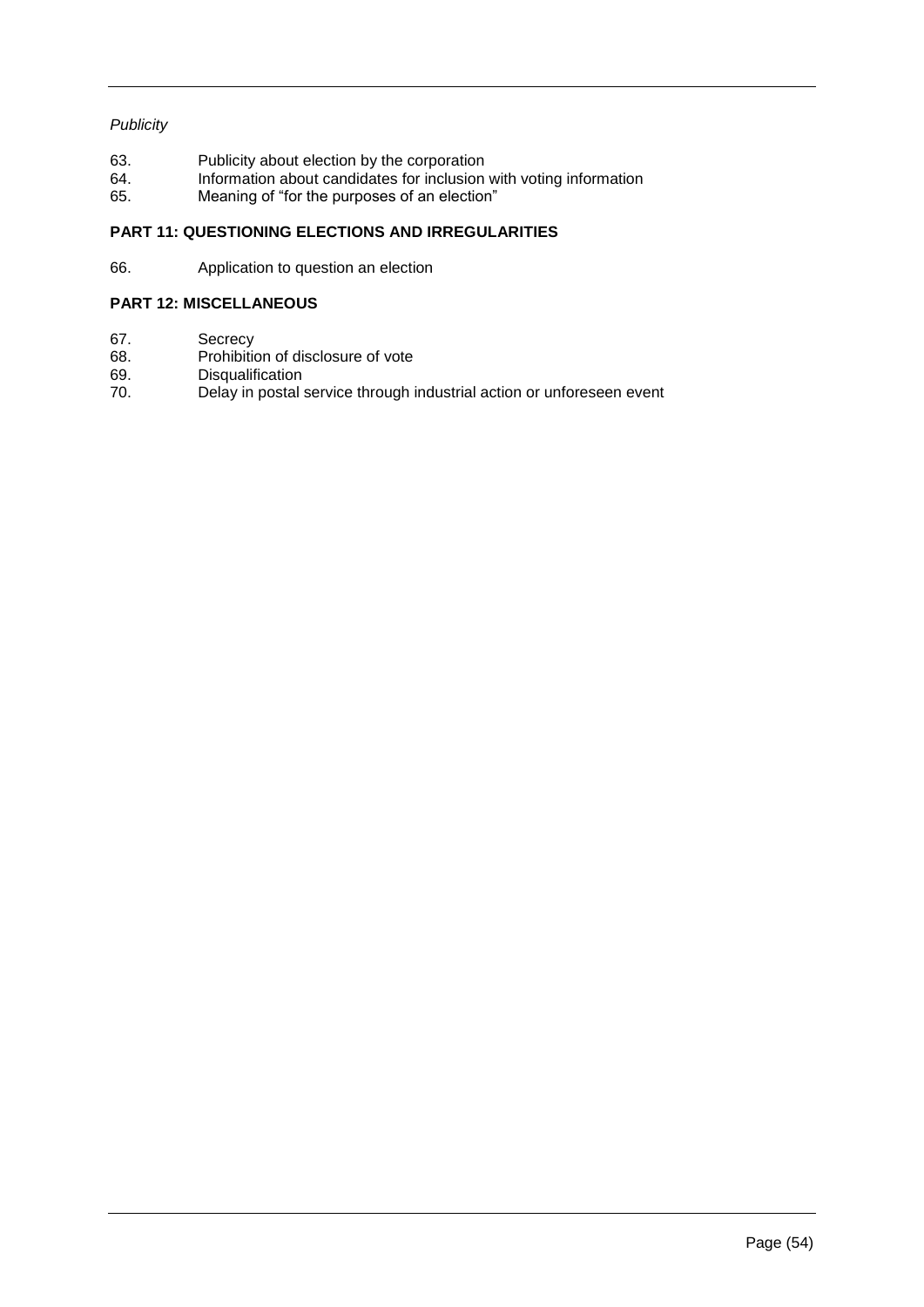*Publicity*

63. Publicity about election by the corporation
64. Information about candidates for inclusion with voting information
65. Meaning of "for the purposes of an election"

**PART 11: QUESTIONING ELECTIONS AND IRREGULARITIES**

66. Application to question an election

**PART 12: MISCELLANEOUS**

67. Secrecy
68. Prohibition of disclosure of vote
69. Disqualification
70. Delay in postal service through industrial action or unforeseen event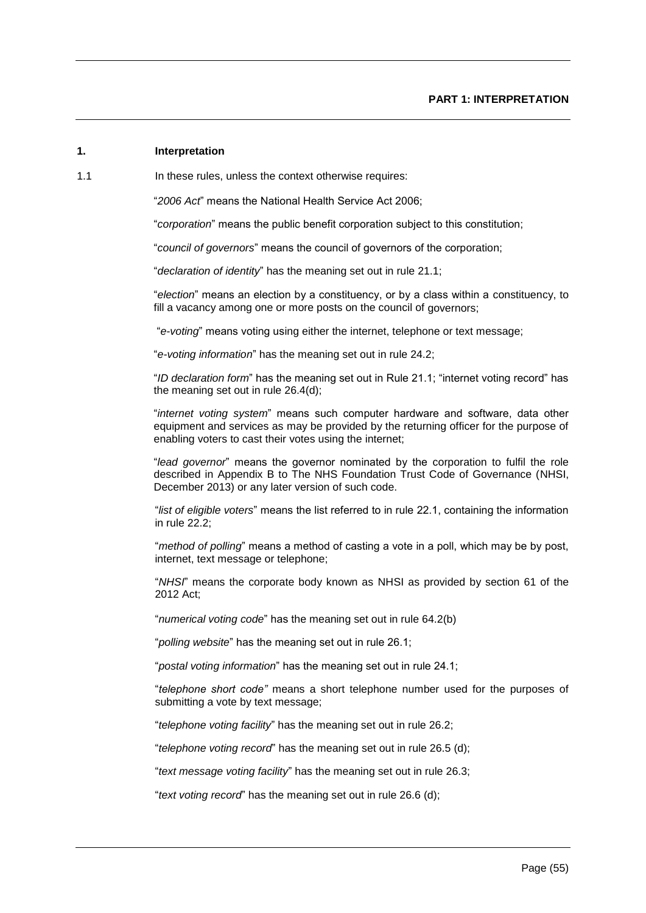**PART 1: INTERPRETATION**

## 1. Interpretation

1.1 In these rules, unless the context otherwise requires:

"*2006 Act*" means the National Health Service Act 2006;

"*corporation*" means the public benefit corporation subject to this constitution;

"*council of governors*" means the council of governors of the corporation;

"*declaration of identity*" has the meaning set out in rule 21.1;

"*election*" means an election by a constituency, or by a class within a constituency, to fill a vacancy among one or more posts on the council of governors;

"*e-voting*" means voting using either the internet, telephone or text message;

"*e-voting information*" has the meaning set out in rule 24.2;

"*ID declaration form*" has the meaning set out in Rule 21.1; "internet voting record" has the meaning set out in rule 26.4(d);

"*internet voting system*" means such computer hardware and software, data other equipment and services as may be provided by the returning officer for the purpose of enabling voters to cast their votes using the internet;

"*lead governor*" means the governor nominated by the corporation to fulfil the role described in Appendix B to The NHS Foundation Trust Code of Governance (NHSI, December 2013) or any later version of such code.

"*list of eligible voters*" means the list referred to in rule 22.1, containing the information in rule 22.2;

"*method of polling*" means a method of casting a vote in a poll, which may be by post, internet, text message or telephone;

"*NHSI*" means the corporate body known as NHSI as provided by section 61 of the 2012 Act;

"*numerical voting code*" has the meaning set out in rule 64.2(b)

"*polling website*" has the meaning set out in rule 26.1;

"*postal voting information*" has the meaning set out in rule 24.1;

"*telephone short code"* means a short telephone number used for the purposes of submitting a vote by text message;

"*telephone voting facility*" has the meaning set out in rule 26.2;

"*telephone voting record*" has the meaning set out in rule 26.5 (d);

"*text message voting facility*" has the meaning set out in rule 26.3;

"*text voting record*" has the meaning set out in rule 26.6 (d);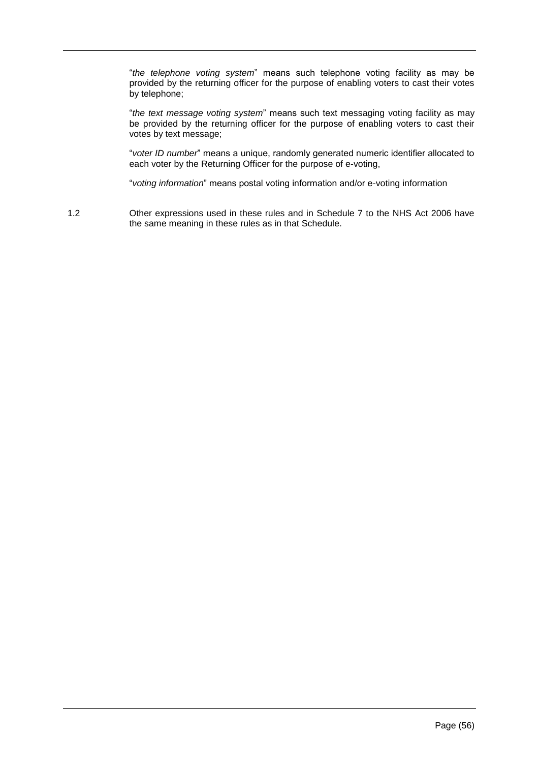"*the telephone voting system*" means such telephone voting facility as may be provided by the returning officer for the purpose of enabling voters to cast their votes by telephone;

"*the text message voting system*" means such text messaging voting facility as may be provided by the returning officer for the purpose of enabling voters to cast their votes by text message;

"*voter ID number*" means a unique, randomly generated numeric identifier allocated to each voter by the Returning Officer for the purpose of e-voting,

"*voting information*" means postal voting information and/or e-voting information

1.2 Other expressions used in these rules and in Schedule 7 to the NHS Act 2006 have the same meaning in these rules as in that Schedule.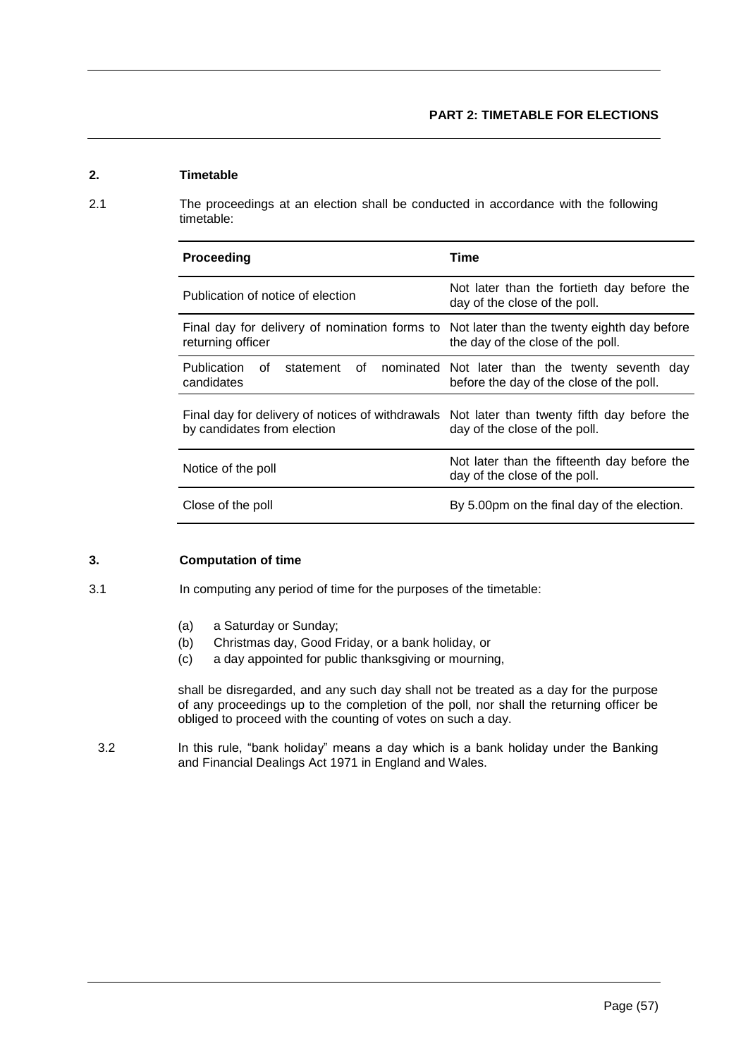## PART 2: TIMETABLE FOR ELECTIONS

### 2. Timetable

2.1 The proceedings at an election shall be conducted in accordance with the following timetable:

| Proceeding | Time |
|---|---|
| Publication of notice of election | Not later than the fortieth day before the day of the close of the poll. |
| Final day for delivery of nomination forms to returning officer | Not later than the twenty eighth day before the day of the close of the poll. |
| Publication of statement of nominated candidates | Not later than the twenty seventh day before the day of the close of the poll. |
| Final day for delivery of notices of withdrawals by candidates from election | Not later than twenty fifth day before the day of the close of the poll. |
| Notice of the poll | Not later than the fifteenth day before the day of the close of the poll. |
| Close of the poll | By 5.00pm on the final day of the election. |

### 3. Computation of time

3.1 In computing any period of time for the purposes of the timetable:

- (a) a Saturday or Sunday;
- (b) Christmas day, Good Friday, or a bank holiday, or
- (c) a day appointed for public thanksgiving or mourning,

shall be disregarded, and any such day shall not be treated as a day for the purpose of any proceedings up to the completion of the poll, nor shall the returning officer be obliged to proceed with the counting of votes on such a day.

3.2 In this rule, "bank holiday" means a day which is a bank holiday under the Banking and Financial Dealings Act 1971 in England and Wales.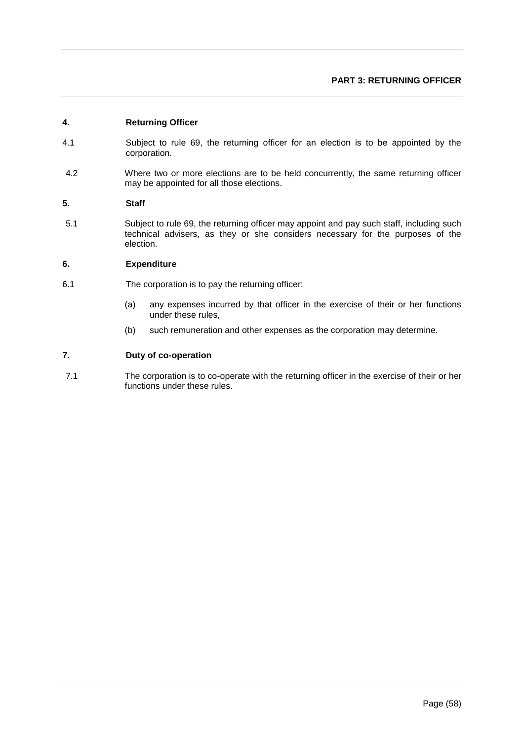## PART 3: RETURNING OFFICER

### 4. Returning Officer

4.1 Subject to rule 69, the returning officer for an election is to be appointed by the corporation.

4.2 Where two or more elections are to be held concurrently, the same returning officer may be appointed for all those elections.

### 5. Staff

5.1 Subject to rule 69, the returning officer may appoint and pay such staff, including such technical advisers, as they or she considers necessary for the purposes of the election.

### 6. Expenditure

6.1 The corporation is to pay the returning officer:

(a) any expenses incurred by that officer in the exercise of their or her functions under these rules,

(b) such remuneration and other expenses as the corporation may determine.

### 7. Duty of co-operation

7.1 The corporation is to co-operate with the returning officer in the exercise of their or her functions under these rules.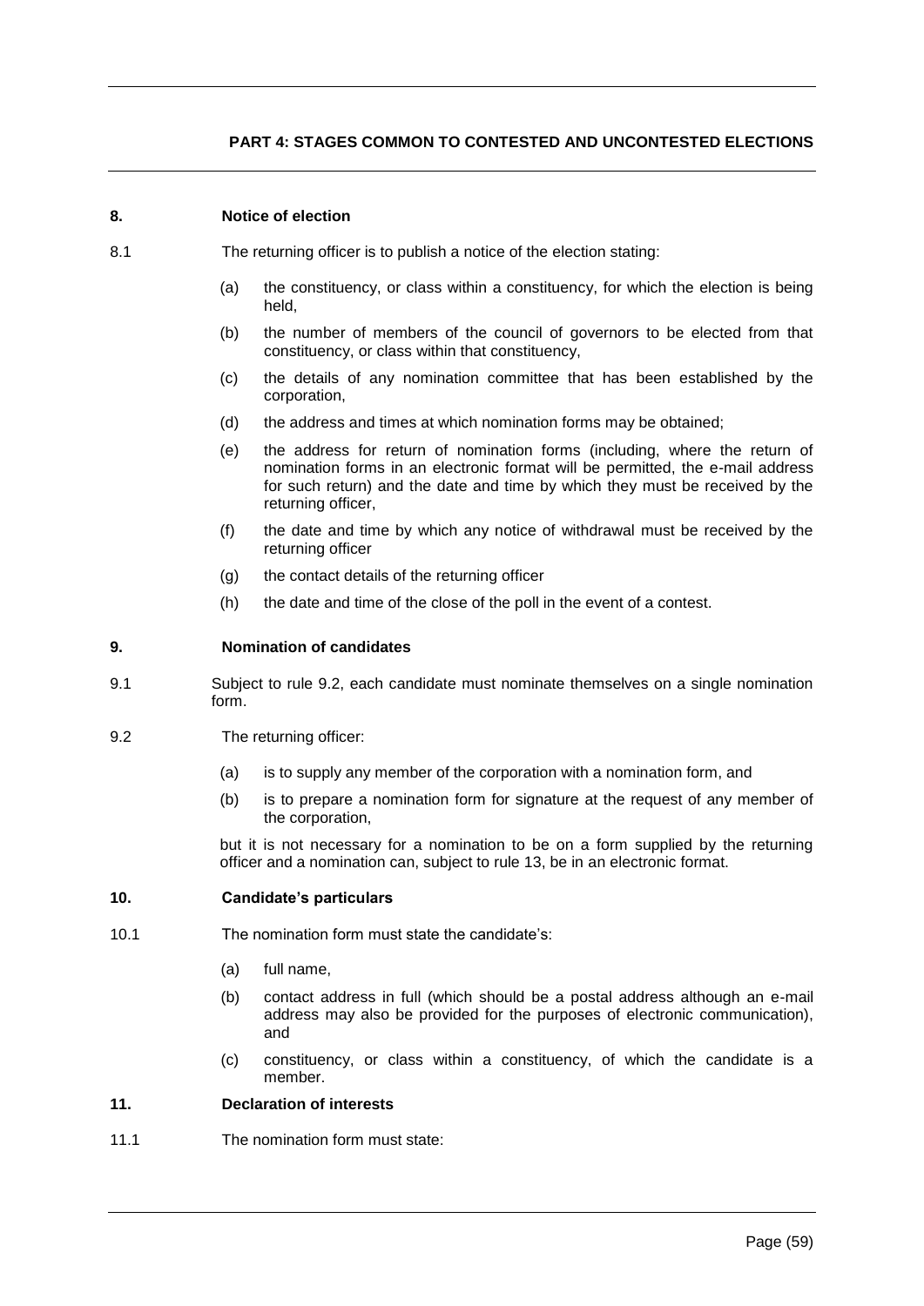## PART 4: STAGES COMMON TO CONTESTED AND UNCONTESTED ELECTIONS

### 8. Notice of election

8.1 The returning officer is to publish a notice of the election stating:

(a) the constituency, or class within a constituency, for which the election is being held,

(b) the number of members of the council of governors to be elected from that constituency, or class within that constituency,

(c) the details of any nomination committee that has been established by the corporation,

(d) the address and times at which nomination forms may be obtained;

(e) the address for return of nomination forms (including, where the return of nomination forms in an electronic format will be permitted, the e-mail address for such return) and the date and time by which they must be received by the returning officer,

(f) the date and time by which any notice of withdrawal must be received by the returning officer

(g) the contact details of the returning officer

(h) the date and time of the close of the poll in the event of a contest.

### 9. Nomination of candidates

9.1 Subject to rule 9.2, each candidate must nominate themselves on a single nomination form.

9.2 The returning officer:

(a) is to supply any member of the corporation with a nomination form, and

(b) is to prepare a nomination form for signature at the request of any member of the corporation,

but it is not necessary for a nomination to be on a form supplied by the returning officer and a nomination can, subject to rule 13, be in an electronic format.

### 10. Candidate's particulars

10.1 The nomination form must state the candidate's:

(a) full name,

(b) contact address in full (which should be a postal address although an e-mail address may also be provided for the purposes of electronic communication), and

(c) constituency, or class within a constituency, of which the candidate is a member.

### 11. Declaration of interests

11.1 The nomination form must state: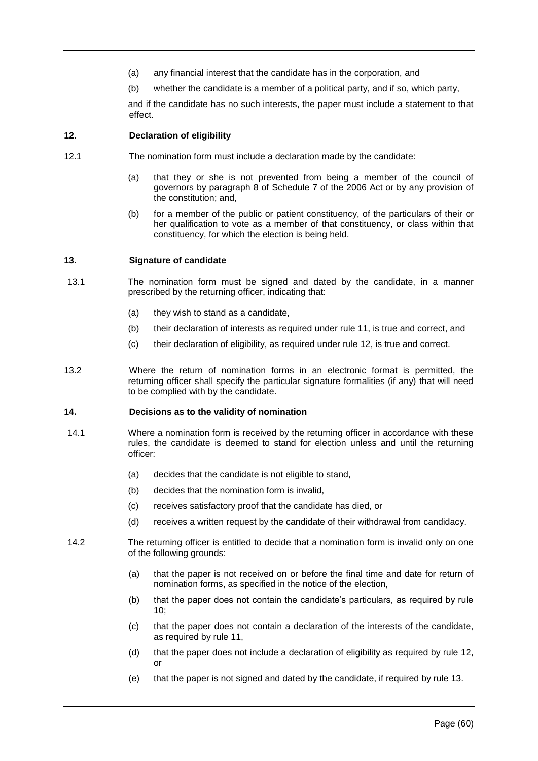(a) any financial interest that the candidate has in the corporation, and

(b) whether the candidate is a member of a political party, and if so, which party,

and if the candidate has no such interests, the paper must include a statement to that effect.

**12. Declaration of eligibility**

12.1 The nomination form must include a declaration made by the candidate:

(a) that they or she is not prevented from being a member of the council of governors by paragraph 8 of Schedule 7 of the 2006 Act or by any provision of the constitution; and,

(b) for a member of the public or patient constituency, of the particulars of their or her qualification to vote as a member of that constituency, or class within that constituency, for which the election is being held.

**13. Signature of candidate**

13.1 The nomination form must be signed and dated by the candidate, in a manner prescribed by the returning officer, indicating that:

(a) they wish to stand as a candidate,

(b) their declaration of interests as required under rule 11, is true and correct, and

(c) their declaration of eligibility, as required under rule 12, is true and correct.

13.2 Where the return of nomination forms in an electronic format is permitted, the returning officer shall specify the particular signature formalities (if any) that will need to be complied with by the candidate.

**14. Decisions as to the validity of nomination**

14.1 Where a nomination form is received by the returning officer in accordance with these rules, the candidate is deemed to stand for election unless and until the returning officer:

(a) decides that the candidate is not eligible to stand,

(b) decides that the nomination form is invalid,

(c) receives satisfactory proof that the candidate has died, or

(d) receives a written request by the candidate of their withdrawal from candidacy.

14.2 The returning officer is entitled to decide that a nomination form is invalid only on one of the following grounds:

(a) that the paper is not received on or before the final time and date for return of nomination forms, as specified in the notice of the election,

(b) that the paper does not contain the candidate's particulars, as required by rule 10;

(c) that the paper does not contain a declaration of the interests of the candidate, as required by rule 11,

(d) that the paper does not include a declaration of eligibility as required by rule 12, or

(e) that the paper is not signed and dated by the candidate, if required by rule 13.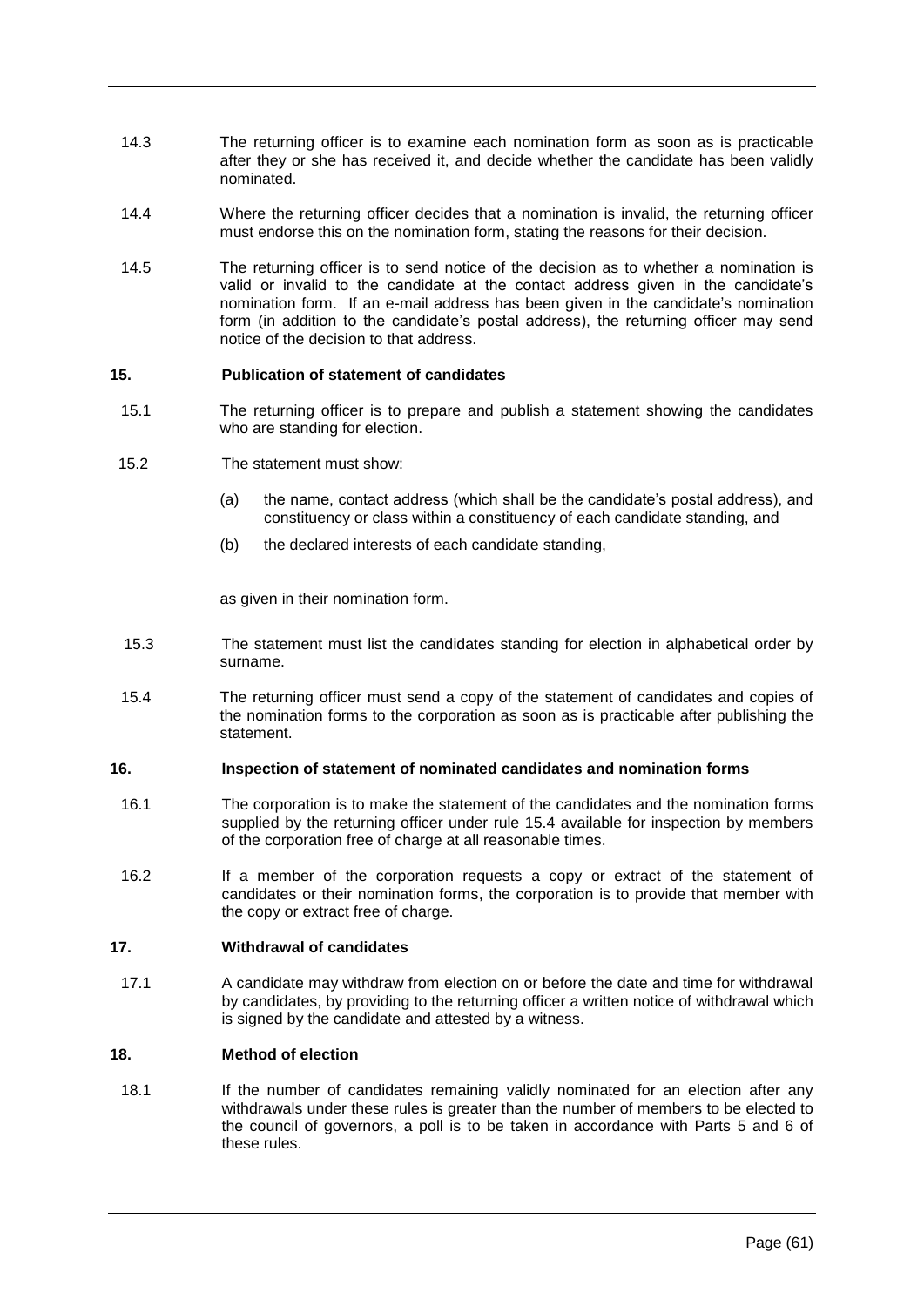14.3 The returning officer is to examine each nomination form as soon as is practicable after they or she has received it, and decide whether the candidate has been validly nominated.

14.4 Where the returning officer decides that a nomination is invalid, the returning officer must endorse this on the nomination form, stating the reasons for their decision.

14.5 The returning officer is to send notice of the decision as to whether a nomination is valid or invalid to the candidate at the contact address given in the candidate's nomination form. If an e-mail address has been given in the candidate's nomination form (in addition to the candidate's postal address), the returning officer may send notice of the decision to that address.

### 15. Publication of statement of candidates

15.1 The returning officer is to prepare and publish a statement showing the candidates who are standing for election.

15.2 The statement must show:

(a) the name, contact address (which shall be the candidate's postal address), and constituency or class within a constituency of each candidate standing, and

(b) the declared interests of each candidate standing,

as given in their nomination form.

15.3 The statement must list the candidates standing for election in alphabetical order by surname.

15.4 The returning officer must send a copy of the statement of candidates and copies of the nomination forms to the corporation as soon as is practicable after publishing the statement.

### 16. Inspection of statement of nominated candidates and nomination forms

16.1 The corporation is to make the statement of the candidates and the nomination forms supplied by the returning officer under rule 15.4 available for inspection by members of the corporation free of charge at all reasonable times.

16.2 If a member of the corporation requests a copy or extract of the statement of candidates or their nomination forms, the corporation is to provide that member with the copy or extract free of charge.

### 17. Withdrawal of candidates

17.1 A candidate may withdraw from election on or before the date and time for withdrawal by candidates, by providing to the returning officer a written notice of withdrawal which is signed by the candidate and attested by a witness.

### 18. Method of election

18.1 If the number of candidates remaining validly nominated for an election after any withdrawals under these rules is greater than the number of members to be elected to the council of governors, a poll is to be taken in accordance with Parts 5 and 6 of these rules.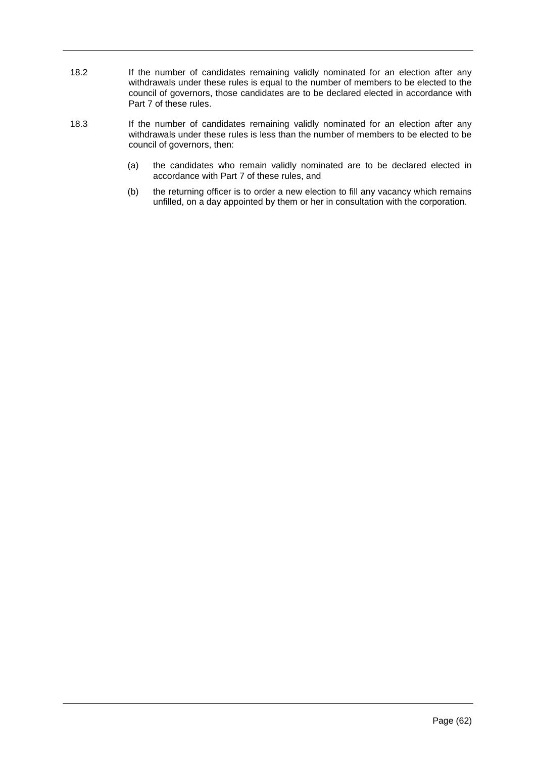18.2 If the number of candidates remaining validly nominated for an election after any withdrawals under these rules is equal to the number of members to be elected to the council of governors, those candidates are to be declared elected in accordance with Part 7 of these rules.

18.3 If the number of candidates remaining validly nominated for an election after any withdrawals under these rules is less than the number of members to be elected to be council of governors, then:

(a) the candidates who remain validly nominated are to be declared elected in accordance with Part 7 of these rules, and

(b) the returning officer is to order a new election to fill any vacancy which remains unfilled, on a day appointed by them or her in consultation with the corporation.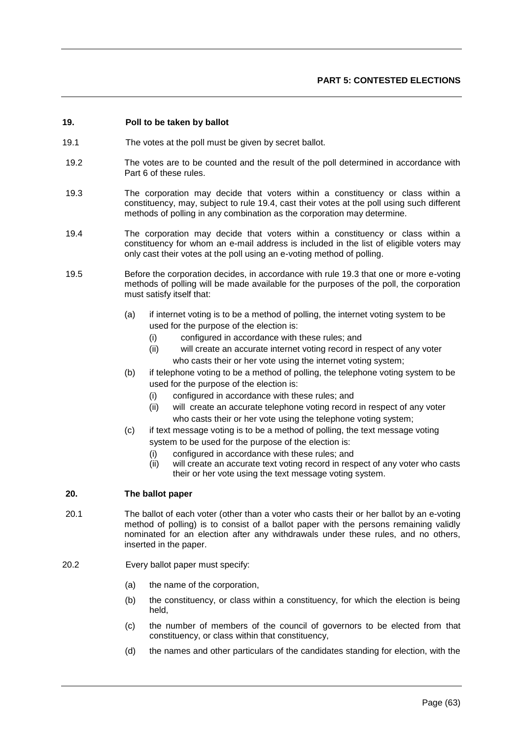## PART 5: CONTESTED ELECTIONS

### 19. Poll to be taken by ballot

19.1 The votes at the poll must be given by secret ballot.

19.2 The votes are to be counted and the result of the poll determined in accordance with Part 6 of these rules.

19.3 The corporation may decide that voters within a constituency or class within a constituency, may, subject to rule 19.4, cast their votes at the poll using such different methods of polling in any combination as the corporation may determine.

19.4 The corporation may decide that voters within a constituency or class within a constituency for whom an e-mail address is included in the list of eligible voters may only cast their votes at the poll using an e-voting method of polling.

19.5 Before the corporation decides, in accordance with rule 19.3 that one or more e-voting methods of polling will be made available for the purposes of the poll, the corporation must satisfy itself that:

- (a) if internet voting is to be a method of polling, the internet voting system to be used for the purpose of the election is:
  - (i) configured in accordance with these rules; and
  - (ii) will create an accurate internet voting record in respect of any voter who casts their or her vote using the internet voting system;
- (b) if telephone voting to be a method of polling, the telephone voting system to be used for the purpose of the election is:
  - (i) configured in accordance with these rules; and
  - (ii) will create an accurate telephone voting record in respect of any voter who casts their or her vote using the telephone voting system;
- (c) if text message voting is to be a method of polling, the text message voting system to be used for the purpose of the election is:
  - (i) configured in accordance with these rules; and
  - (ii) will create an accurate text voting record in respect of any voter who casts their or her vote using the text message voting system.

### 20. The ballot paper

20.1 The ballot of each voter (other than a voter who casts their or her ballot by an e-voting method of polling) is to consist of a ballot paper with the persons remaining validly nominated for an election after any withdrawals under these rules, and no others, inserted in the paper.

20.2 Every ballot paper must specify:

- (a) the name of the corporation,
- (b) the constituency, or class within a constituency, for which the election is being held,
- (c) the number of members of the council of governors to be elected from that constituency, or class within that constituency,
- (d) the names and other particulars of the candidates standing for election, with the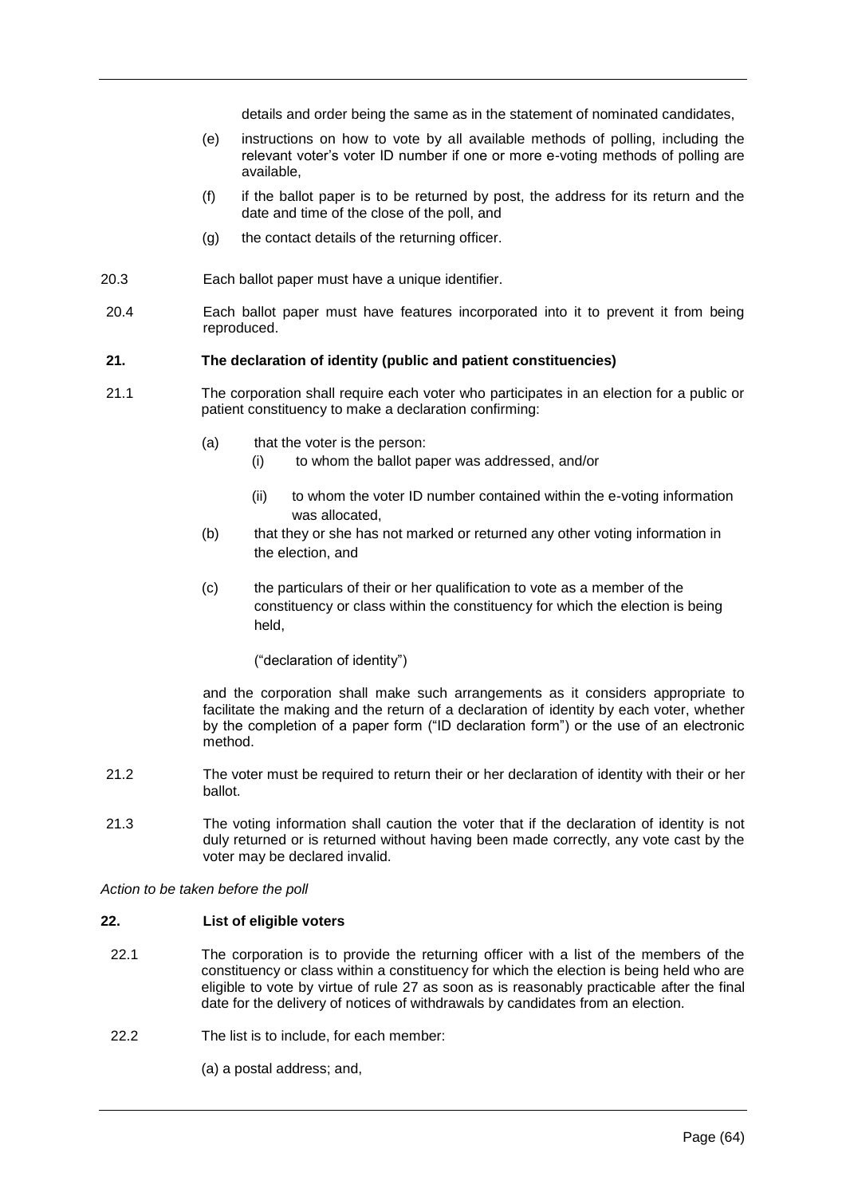details and order being the same as in the statement of nominated candidates,

(e) instructions on how to vote by all available methods of polling, including the relevant voter's voter ID number if one or more e-voting methods of polling are available,

(f) if the ballot paper is to be returned by post, the address for its return and the date and time of the close of the poll, and

(g) the contact details of the returning officer.

20.3 Each ballot paper must have a unique identifier.

20.4 Each ballot paper must have features incorporated into it to prevent it from being reproduced.

**21. The declaration of identity (public and patient constituencies)**

21.1 The corporation shall require each voter who participates in an election for a public or patient constituency to make a declaration confirming:

(a) that the voter is the person:

(i) to whom the ballot paper was addressed, and/or

(ii) to whom the voter ID number contained within the e-voting information was allocated,

(b) that they or she has not marked or returned any other voting information in the election, and

(c) the particulars of their or her qualification to vote as a member of the constituency or class within the constituency for which the election is being held,

("declaration of identity")

and the corporation shall make such arrangements as it considers appropriate to facilitate the making and the return of a declaration of identity by each voter, whether by the completion of a paper form ("ID declaration form") or the use of an electronic method.

21.2 The voter must be required to return their or her declaration of identity with their or her ballot.

21.3 The voting information shall caution the voter that if the declaration of identity is not duly returned or is returned without having been made correctly, any vote cast by the voter may be declared invalid.

*Action to be taken before the poll*

**22. List of eligible voters**

22.1 The corporation is to provide the returning officer with a list of the members of the constituency or class within a constituency for which the election is being held who are eligible to vote by virtue of rule 27 as soon as is reasonably practicable after the final date for the delivery of notices of withdrawals by candidates from an election.

22.2 The list is to include, for each member:

(a) a postal address; and,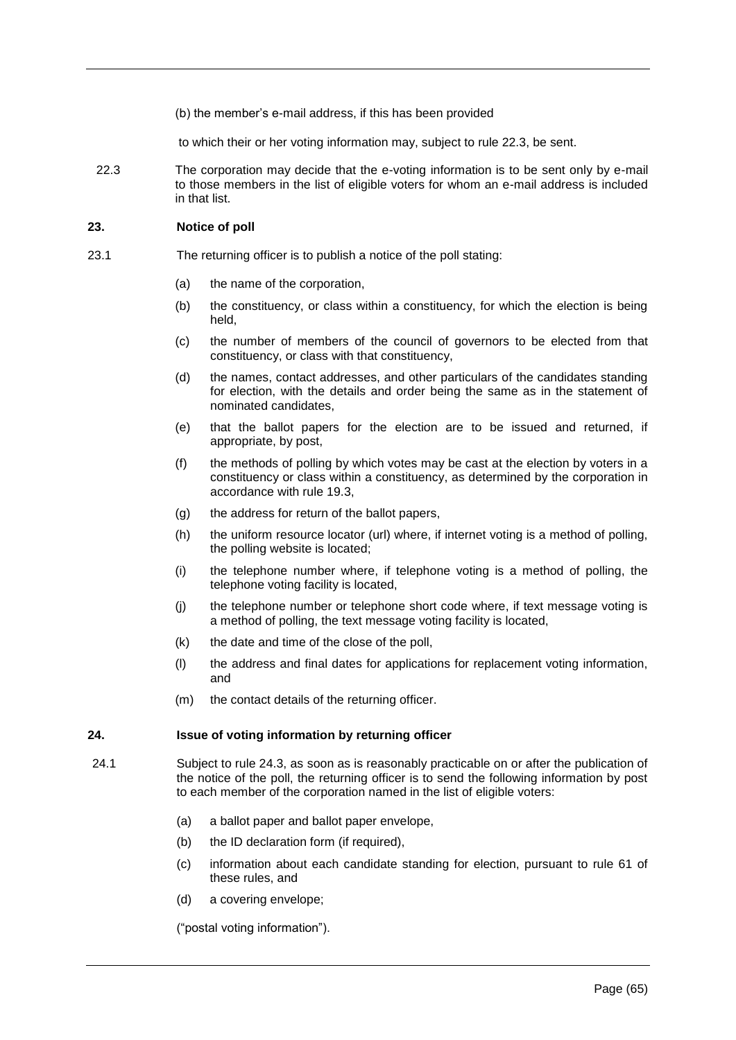(b) the member's e-mail address, if this has been provided

to which their or her voting information may, subject to rule 22.3, be sent.

22.3 The corporation may decide that the e-voting information is to be sent only by e-mail to those members in the list of eligible voters for whom an e-mail address is included in that list.

### 23. Notice of poll

23.1 The returning officer is to publish a notice of the poll stating:

- (a) the name of the corporation,
- (b) the constituency, or class within a constituency, for which the election is being held,
- (c) the number of members of the council of governors to be elected from that constituency, or class with that constituency,
- (d) the names, contact addresses, and other particulars of the candidates standing for election, with the details and order being the same as in the statement of nominated candidates,
- (e) that the ballot papers for the election are to be issued and returned, if appropriate, by post,
- (f) the methods of polling by which votes may be cast at the election by voters in a constituency or class within a constituency, as determined by the corporation in accordance with rule 19.3,
- (g) the address for return of the ballot papers,
- (h) the uniform resource locator (url) where, if internet voting is a method of polling, the polling website is located;
- (i) the telephone number where, if telephone voting is a method of polling, the telephone voting facility is located,
- (j) the telephone number or telephone short code where, if text message voting is a method of polling, the text message voting facility is located,
- (k) the date and time of the close of the poll,
- (l) the address and final dates for applications for replacement voting information, and
- (m) the contact details of the returning officer.

### 24. Issue of voting information by returning officer

24.1 Subject to rule 24.3, as soon as is reasonably practicable on or after the publication of the notice of the poll, the returning officer is to send the following information by post to each member of the corporation named in the list of eligible voters:

- (a) a ballot paper and ballot paper envelope,
- (b) the ID declaration form (if required),
- (c) information about each candidate standing for election, pursuant to rule 61 of these rules, and
- (d) a covering envelope;

("postal voting information").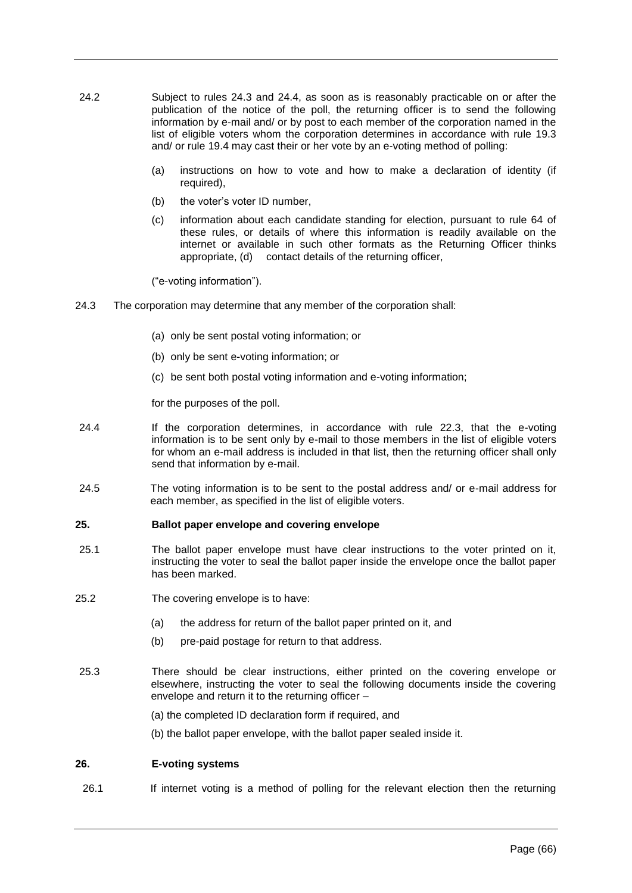24.2 Subject to rules 24.3 and 24.4, as soon as is reasonably practicable on or after the publication of the notice of the poll, the returning officer is to send the following information by e-mail and/ or by post to each member of the corporation named in the list of eligible voters whom the corporation determines in accordance with rule 19.3 and/ or rule 19.4 may cast their or her vote by an e-voting method of polling:

- (a) instructions on how to vote and how to make a declaration of identity (if required),
- (b) the voter's voter ID number,
- (c) information about each candidate standing for election, pursuant to rule 64 of these rules, or details of where this information is readily available on the internet or available in such other formats as the Returning Officer thinks appropriate, (d) contact details of the returning officer,

("e-voting information").

24.3 The corporation may determine that any member of the corporation shall:

- (a) only be sent postal voting information; or
- (b) only be sent e-voting information; or
- (c) be sent both postal voting information and e-voting information;

for the purposes of the poll.

24.4 If the corporation determines, in accordance with rule 22.3, that the e-voting information is to be sent only by e-mail to those members in the list of eligible voters for whom an e-mail address is included in that list, then the returning officer shall only send that information by e-mail.

24.5 The voting information is to be sent to the postal address and/ or e-mail address for each member, as specified in the list of eligible voters.

**25. Ballot paper envelope and covering envelope**

25.1 The ballot paper envelope must have clear instructions to the voter printed on it, instructing the voter to seal the ballot paper inside the envelope once the ballot paper has been marked.

25.2 The covering envelope is to have:

- (a) the address for return of the ballot paper printed on it, and
- (b) pre-paid postage for return to that address.

25.3 There should be clear instructions, either printed on the covering envelope or elsewhere, instructing the voter to seal the following documents inside the covering envelope and return it to the returning officer –

(a) the completed ID declaration form if required, and

(b) the ballot paper envelope, with the ballot paper sealed inside it.

**26. E-voting systems**

26.1 If internet voting is a method of polling for the relevant election then the returning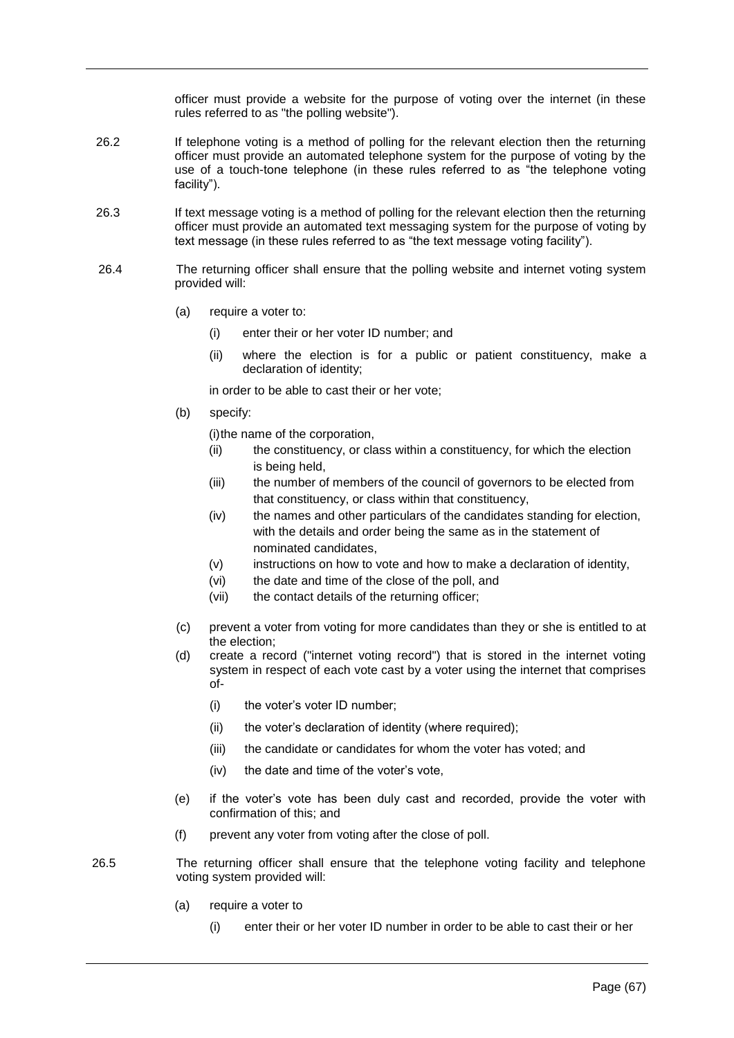officer must provide a website for the purpose of voting over the internet (in these rules referred to as "the polling website").

26.2 If telephone voting is a method of polling for the relevant election then the returning officer must provide an automated telephone system for the purpose of voting by the use of a touch-tone telephone (in these rules referred to as "the telephone voting facility").

26.3 If text message voting is a method of polling for the relevant election then the returning officer must provide an automated text messaging system for the purpose of voting by text message (in these rules referred to as "the text message voting facility").

26.4 The returning officer shall ensure that the polling website and internet voting system provided will:

(a) require a voter to:

(i) enter their or her voter ID number; and

(ii) where the election is for a public or patient constituency, make a declaration of identity;

in order to be able to cast their or her vote;

(b) specify:

(i) the name of the corporation,

(ii) the constituency, or class within a constituency, for which the election is being held,

(iii) the number of members of the council of governors to be elected from that constituency, or class within that constituency,

(iv) the names and other particulars of the candidates standing for election, with the details and order being the same as in the statement of nominated candidates,

(v) instructions on how to vote and how to make a declaration of identity,

(vi) the date and time of the close of the poll, and

(vii) the contact details of the returning officer;

(c) prevent a voter from voting for more candidates than they or she is entitled to at the election;

(d) create a record ("internet voting record") that is stored in the internet voting system in respect of each vote cast by a voter using the internet that comprises of-

(i) the voter's voter ID number;

(ii) the voter's declaration of identity (where required);

(iii) the candidate or candidates for whom the voter has voted; and

(iv) the date and time of the voter's vote,

(e) if the voter's vote has been duly cast and recorded, provide the voter with confirmation of this; and

(f) prevent any voter from voting after the close of poll.

26.5 The returning officer shall ensure that the telephone voting facility and telephone voting system provided will:

(a) require a voter to

(i) enter their or her voter ID number in order to be able to cast their or her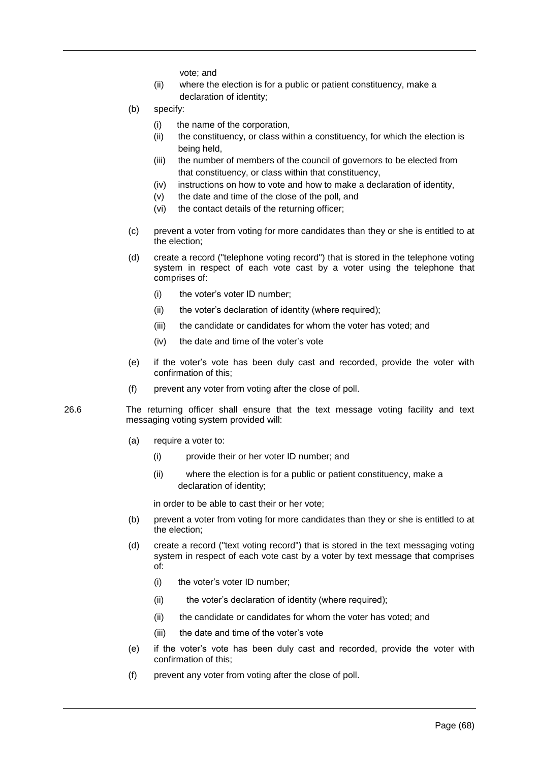vote; and

   (ii) where the election is for a public or patient constituency, make a declaration of identity;

(b) specify:

   (i) the name of the corporation,
   (ii) the constituency, or class within a constituency, for which the election is being held,
   (iii) the number of members of the council of governors to be elected from that constituency, or class within that constituency,
   (iv) instructions on how to vote and how to make a declaration of identity,
   (v) the date and time of the close of the poll, and
   (vi) the contact details of the returning officer;

(c) prevent a voter from voting for more candidates than they or she is entitled to at the election;

(d) create a record ("telephone voting record") that is stored in the telephone voting system in respect of each vote cast by a voter using the telephone that comprises of:

   (i) the voter's voter ID number;

   (ii) the voter's declaration of identity (where required);

   (iii) the candidate or candidates for whom the voter has voted; and

   (iv) the date and time of the voter's vote

(e) if the voter's vote has been duly cast and recorded, provide the voter with confirmation of this;

(f) prevent any voter from voting after the close of poll.

26.6 The returning officer shall ensure that the text message voting facility and text messaging voting system provided will:

(a) require a voter to:

   (i) provide their or her voter ID number; and

   (ii) where the election is for a public or patient constituency, make a declaration of identity;

   in order to be able to cast their or her vote;

(b) prevent a voter from voting for more candidates than they or she is entitled to at the election;

(d) create a record ("text voting record") that is stored in the text messaging voting system in respect of each vote cast by a voter by text message that comprises of:

   (i) the voter's voter ID number;

   (ii) the voter's declaration of identity (where required);

   (ii) the candidate or candidates for whom the voter has voted; and

   (iii) the date and time of the voter's vote

(e) if the voter's vote has been duly cast and recorded, provide the voter with confirmation of this;

(f) prevent any voter from voting after the close of poll.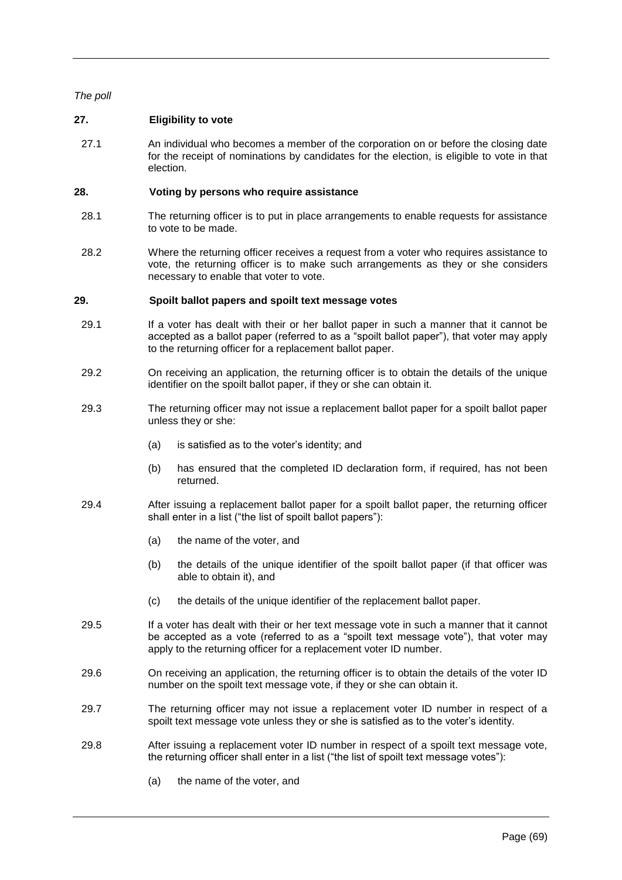*The poll*

**27. Eligibility to vote**

27.1 An individual who becomes a member of the corporation on or before the closing date for the receipt of nominations by candidates for the election, is eligible to vote in that election.

**28. Voting by persons who require assistance**

28.1 The returning officer is to put in place arrangements to enable requests for assistance to vote to be made.

28.2 Where the returning officer receives a request from a voter who requires assistance to vote, the returning officer is to make such arrangements as they or she considers necessary to enable that voter to vote.

**29. Spoilt ballot papers and spoilt text message votes**

29.1 If a voter has dealt with their or her ballot paper in such a manner that it cannot be accepted as a ballot paper (referred to as a "spoilt ballot paper"), that voter may apply to the returning officer for a replacement ballot paper.

29.2 On receiving an application, the returning officer is to obtain the details of the unique identifier on the spoilt ballot paper, if they or she can obtain it.

29.3 The returning officer may not issue a replacement ballot paper for a spoilt ballot paper unless they or she:

(a) is satisfied as to the voter's identity; and

(b) has ensured that the completed ID declaration form, if required, has not been returned.

29.4 After issuing a replacement ballot paper for a spoilt ballot paper, the returning officer shall enter in a list ("the list of spoilt ballot papers"):

(a) the name of the voter, and

(b) the details of the unique identifier of the spoilt ballot paper (if that officer was able to obtain it), and

(c) the details of the unique identifier of the replacement ballot paper.

29.5 If a voter has dealt with their or her text message vote in such a manner that it cannot be accepted as a vote (referred to as a "spoilt text message vote"), that voter may apply to the returning officer for a replacement voter ID number.

29.6 On receiving an application, the returning officer is to obtain the details of the voter ID number on the spoilt text message vote, if they or she can obtain it.

29.7 The returning officer may not issue a replacement voter ID number in respect of a spoilt text message vote unless they or she is satisfied as to the voter's identity.

29.8 After issuing a replacement voter ID number in respect of a spoilt text message vote, the returning officer shall enter in a list ("the list of spoilt text message votes"):

(a) the name of the voter, and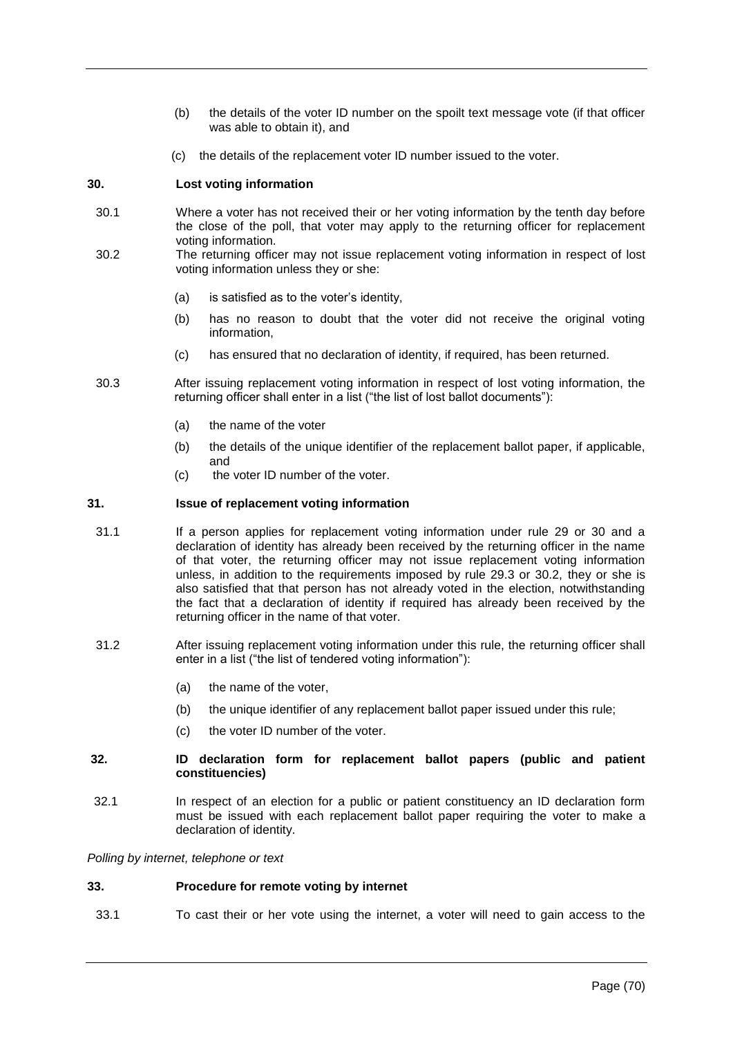(b) the details of the voter ID number on the spoilt text message vote (if that officer was able to obtain it), and

(c) the details of the replacement voter ID number issued to the voter.

**30. Lost voting information**

30.1 Where a voter has not received their or her voting information by the tenth day before the close of the poll, that voter may apply to the returning officer for replacement voting information.

30.2 The returning officer may not issue replacement voting information in respect of lost voting information unless they or she:

(a) is satisfied as to the voter's identity,

(b) has no reason to doubt that the voter did not receive the original voting information,

(c) has ensured that no declaration of identity, if required, has been returned.

30.3 After issuing replacement voting information in respect of lost voting information, the returning officer shall enter in a list ("the list of lost ballot documents"):

(a) the name of the voter

(b) the details of the unique identifier of the replacement ballot paper, if applicable, and

(c) the voter ID number of the voter.

**31. Issue of replacement voting information**

31.1 If a person applies for replacement voting information under rule 29 or 30 and a declaration of identity has already been received by the returning officer in the name of that voter, the returning officer may not issue replacement voting information unless, in addition to the requirements imposed by rule 29.3 or 30.2, they or she is also satisfied that that person has not already voted in the election, notwithstanding the fact that a declaration of identity if required has already been received by the returning officer in the name of that voter.

31.2 After issuing replacement voting information under this rule, the returning officer shall enter in a list ("the list of tendered voting information"):

(a) the name of the voter,

(b) the unique identifier of any replacement ballot paper issued under this rule;

(c) the voter ID number of the voter.

**32. ID declaration form for replacement ballot papers (public and patient constituencies)**

32.1 In respect of an election for a public or patient constituency an ID declaration form must be issued with each replacement ballot paper requiring the voter to make a declaration of identity.

*Polling by internet, telephone or text*

**33. Procedure for remote voting by internet**

33.1 To cast their or her vote using the internet, a voter will need to gain access to the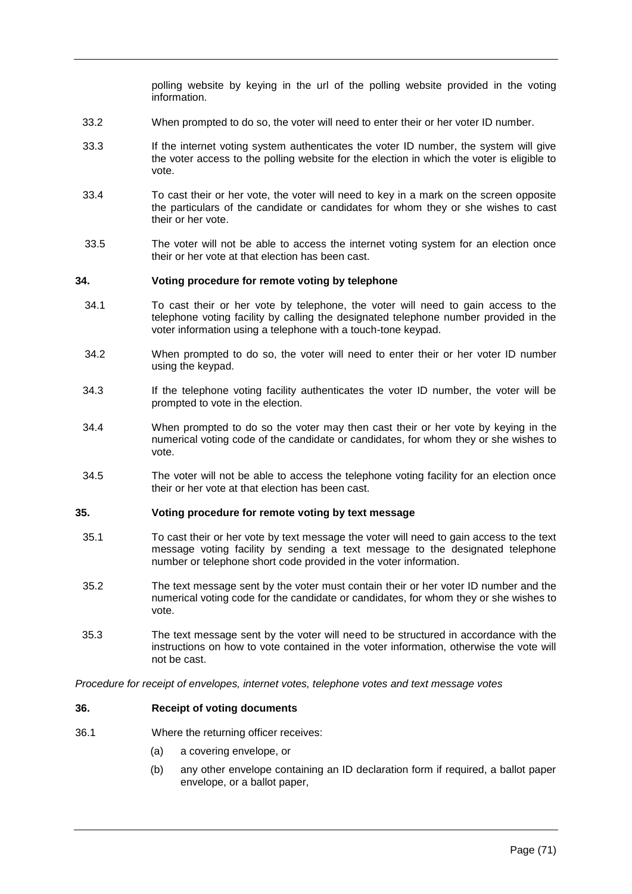polling website by keying in the url of the polling website provided in the voting information.

33.2 When prompted to do so, the voter will need to enter their or her voter ID number.

33.3 If the internet voting system authenticates the voter ID number, the system will give the voter access to the polling website for the election in which the voter is eligible to vote.

33.4 To cast their or her vote, the voter will need to key in a mark on the screen opposite the particulars of the candidate or candidates for whom they or she wishes to cast their or her vote.

33.5 The voter will not be able to access the internet voting system for an election once their or her vote at that election has been cast.

### 34. Voting procedure for remote voting by telephone

34.1 To cast their or her vote by telephone, the voter will need to gain access to the telephone voting facility by calling the designated telephone number provided in the voter information using a telephone with a touch-tone keypad.

34.2 When prompted to do so, the voter will need to enter their or her voter ID number using the keypad.

34.3 If the telephone voting facility authenticates the voter ID number, the voter will be prompted to vote in the election.

34.4 When prompted to do so the voter may then cast their or her vote by keying in the numerical voting code of the candidate or candidates, for whom they or she wishes to vote.

34.5 The voter will not be able to access the telephone voting facility for an election once their or her vote at that election has been cast.

### 35. Voting procedure for remote voting by text message

35.1 To cast their or her vote by text message the voter will need to gain access to the text message voting facility by sending a text message to the designated telephone number or telephone short code provided in the voter information.

35.2 The text message sent by the voter must contain their or her voter ID number and the numerical voting code for the candidate or candidates, for whom they or she wishes to vote.

35.3 The text message sent by the voter will need to be structured in accordance with the instructions on how to vote contained in the voter information, otherwise the vote will not be cast.

*Procedure for receipt of envelopes, internet votes, telephone votes and text message votes*

### 36. Receipt of voting documents

36.1 Where the returning officer receives:

- (a) a covering envelope, or
- (b) any other envelope containing an ID declaration form if required, a ballot paper envelope, or a ballot paper,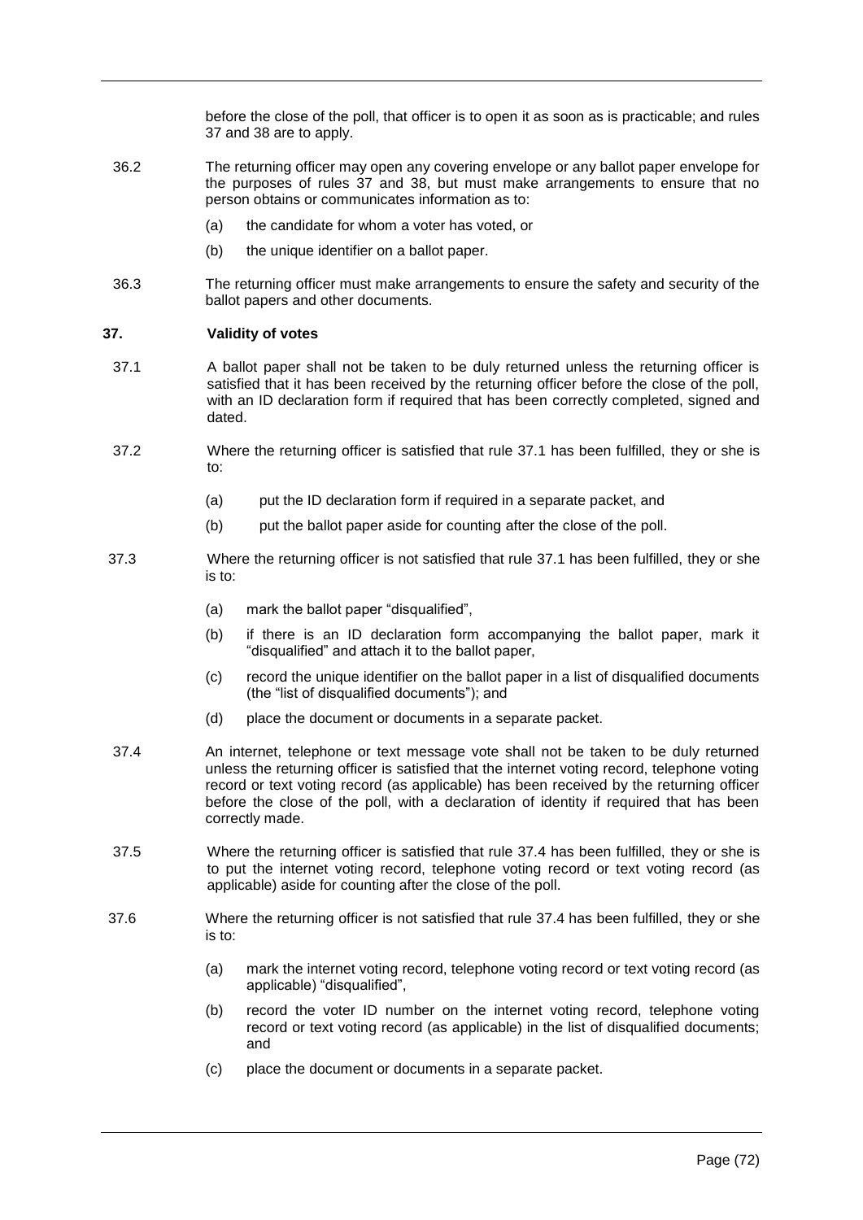before the close of the poll, that officer is to open it as soon as is practicable; and rules 37 and 38 are to apply.

36.2 The returning officer may open any covering envelope or any ballot paper envelope for the purposes of rules 37 and 38, but must make arrangements to ensure that no person obtains or communicates information as to:

(a) the candidate for whom a voter has voted, or

(b) the unique identifier on a ballot paper.

36.3 The returning officer must make arrangements to ensure the safety and security of the ballot papers and other documents.

**37. Validity of votes**

37.1 A ballot paper shall not be taken to be duly returned unless the returning officer is satisfied that it has been received by the returning officer before the close of the poll, with an ID declaration form if required that has been correctly completed, signed and dated.

37.2 Where the returning officer is satisfied that rule 37.1 has been fulfilled, they or she is to:

(a) put the ID declaration form if required in a separate packet, and

(b) put the ballot paper aside for counting after the close of the poll.

37.3 Where the returning officer is not satisfied that rule 37.1 has been fulfilled, they or she is to:

(a) mark the ballot paper "disqualified",

(b) if there is an ID declaration form accompanying the ballot paper, mark it "disqualified" and attach it to the ballot paper,

(c) record the unique identifier on the ballot paper in a list of disqualified documents (the "list of disqualified documents"); and

(d) place the document or documents in a separate packet.

37.4 An internet, telephone or text message vote shall not be taken to be duly returned unless the returning officer is satisfied that the internet voting record, telephone voting record or text voting record (as applicable) has been received by the returning officer before the close of the poll, with a declaration of identity if required that has been correctly made.

37.5 Where the returning officer is satisfied that rule 37.4 has been fulfilled, they or she is to put the internet voting record, telephone voting record or text voting record (as applicable) aside for counting after the close of the poll.

37.6 Where the returning officer is not satisfied that rule 37.4 has been fulfilled, they or she is to:

(a) mark the internet voting record, telephone voting record or text voting record (as applicable) "disqualified",

(b) record the voter ID number on the internet voting record, telephone voting record or text voting record (as applicable) in the list of disqualified documents; and

(c) place the document or documents in a separate packet.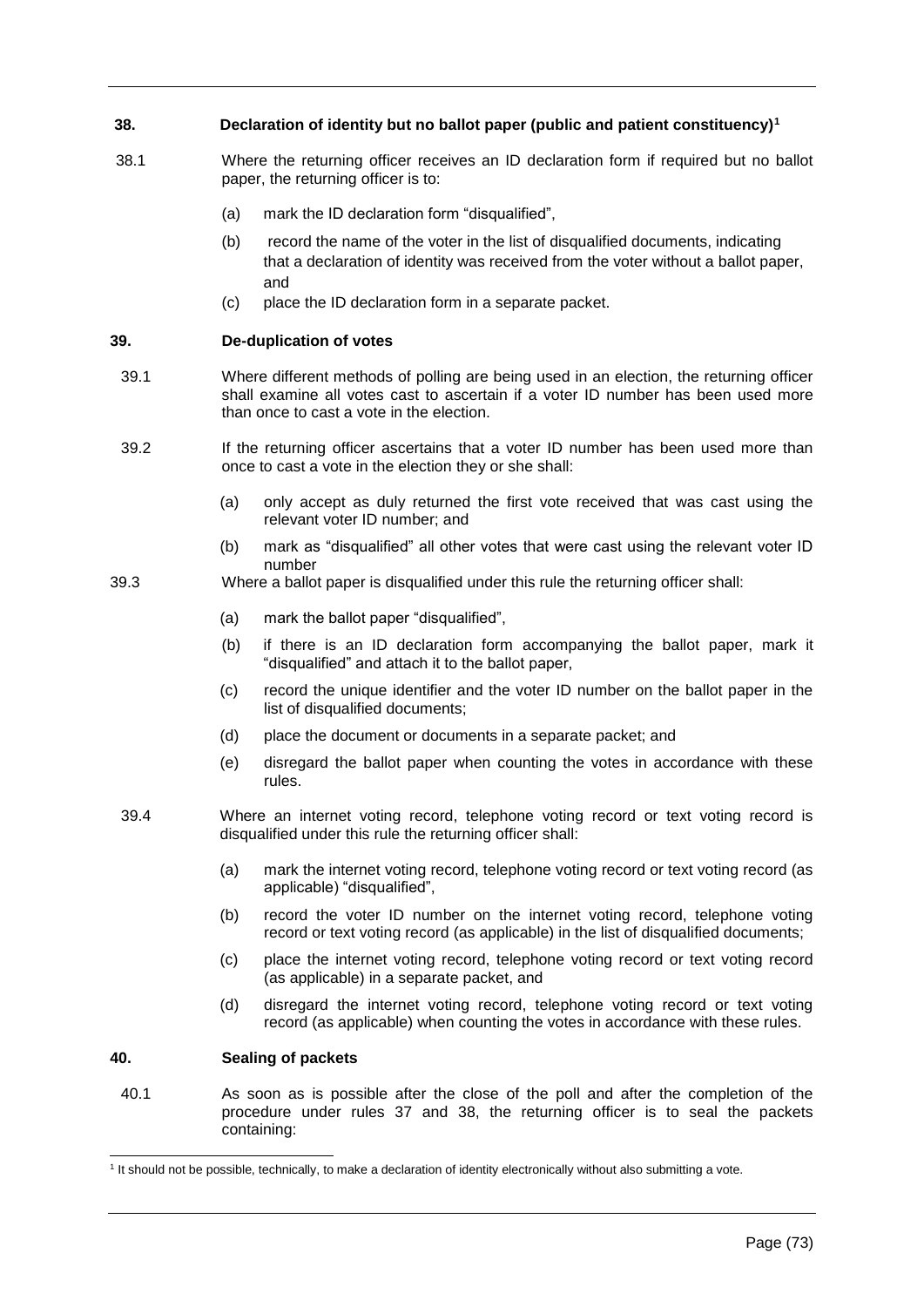## 38. Declaration of identity but no ballot paper (public and patient constituency)[1]

38.1 Where the returning officer receives an ID declaration form if required but no ballot paper, the returning officer is to:

(a) mark the ID declaration form "disqualified",

(b) record the name of the voter in the list of disqualified documents, indicating that a declaration of identity was received from the voter without a ballot paper, and

(c) place the ID declaration form in a separate packet.

## 39. De-duplication of votes

39.1 Where different methods of polling are being used in an election, the returning officer shall examine all votes cast to ascertain if a voter ID number has been used more than once to cast a vote in the election.

39.2 If the returning officer ascertains that a voter ID number has been used more than once to cast a vote in the election they or she shall:

(a) only accept as duly returned the first vote received that was cast using the relevant voter ID number; and

(b) mark as "disqualified" all other votes that were cast using the relevant voter ID number

39.3 Where a ballot paper is disqualified under this rule the returning officer shall:

(a) mark the ballot paper "disqualified",

(b) if there is an ID declaration form accompanying the ballot paper, mark it "disqualified" and attach it to the ballot paper,

(c) record the unique identifier and the voter ID number on the ballot paper in the list of disqualified documents;

(d) place the document or documents in a separate packet; and

(e) disregard the ballot paper when counting the votes in accordance with these rules.

39.4 Where an internet voting record, telephone voting record or text voting record is disqualified under this rule the returning officer shall:

(a) mark the internet voting record, telephone voting record or text voting record (as applicable) "disqualified",

(b) record the voter ID number on the internet voting record, telephone voting record or text voting record (as applicable) in the list of disqualified documents;

(c) place the internet voting record, telephone voting record or text voting record (as applicable) in a separate packet, and

(d) disregard the internet voting record, telephone voting record or text voting record (as applicable) when counting the votes in accordance with these rules.

## 40. Sealing of packets

40.1 As soon as is possible after the close of the poll and after the completion of the procedure under rules 37 and 38, the returning officer is to seal the packets containing:

---

[1] It should not be possible, technically, to make a declaration of identity electronically without also submitting a vote.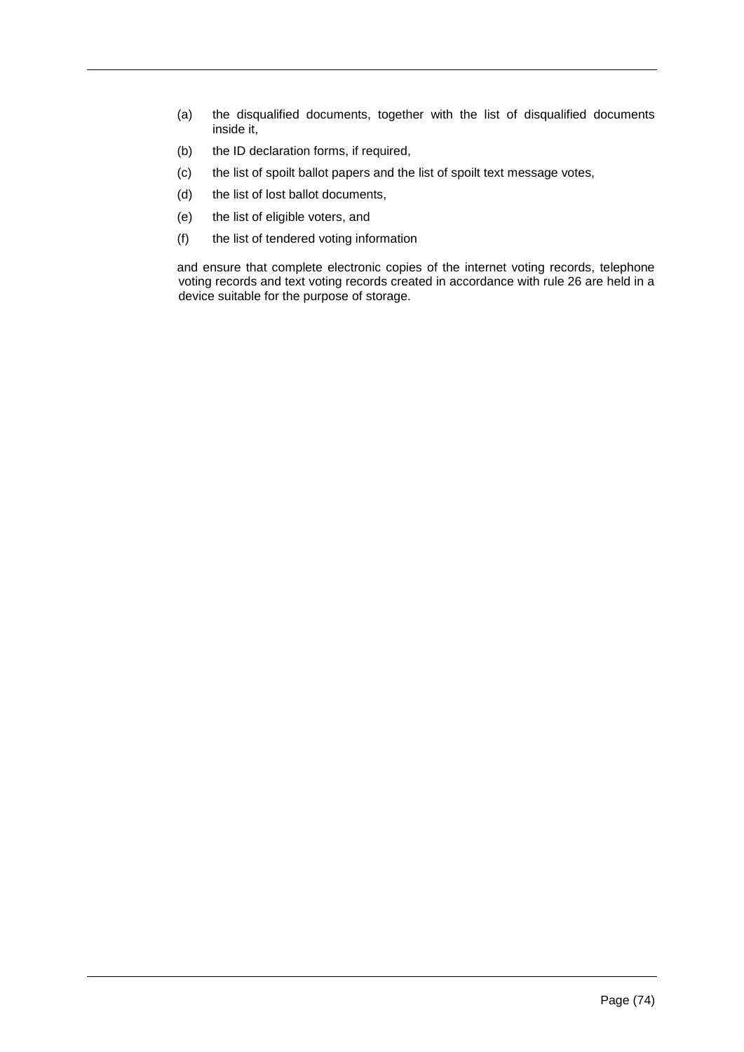(a) the disqualified documents, together with the list of disqualified documents inside it,

(b) the ID declaration forms, if required,

(c) the list of spoilt ballot papers and the list of spoilt text message votes,

(d) the list of lost ballot documents,

(e) the list of eligible voters, and

(f) the list of tendered voting information

and ensure that complete electronic copies of the internet voting records, telephone voting records and text voting records created in accordance with rule 26 are held in a device suitable for the purpose of storage.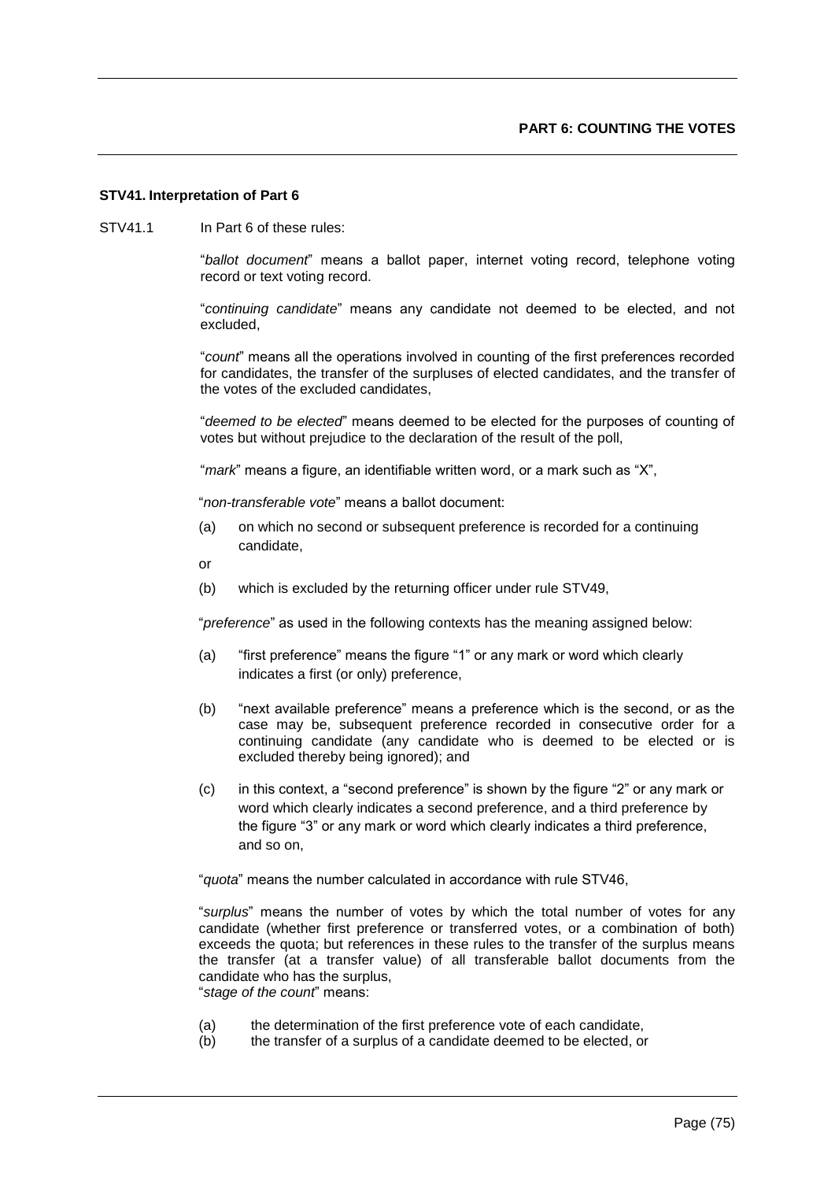## PART 6: COUNTING THE VOTES

### STV41. Interpretation of Part 6

STV41.1 In Part 6 of these rules:

"*ballot document*" means a ballot paper, internet voting record, telephone voting record or text voting record.

"*continuing candidate*" means any candidate not deemed to be elected, and not excluded,

"*count*" means all the operations involved in counting of the first preferences recorded for candidates, the transfer of the surpluses of elected candidates, and the transfer of the votes of the excluded candidates,

"*deemed to be elected*" means deemed to be elected for the purposes of counting of votes but without prejudice to the declaration of the result of the poll,

"*mark*" means a figure, an identifiable written word, or a mark such as "X",

"*non-transferable vote*" means a ballot document:

(a) on which no second or subsequent preference is recorded for a continuing candidate,

or

(b) which is excluded by the returning officer under rule STV49,

"*preference*" as used in the following contexts has the meaning assigned below:

(a) "first preference" means the figure "1" or any mark or word which clearly indicates a first (or only) preference,

(b) "next available preference" means a preference which is the second, or as the case may be, subsequent preference recorded in consecutive order for a continuing candidate (any candidate who is deemed to be elected or is excluded thereby being ignored); and

(c) in this context, a "second preference" is shown by the figure "2" or any mark or word which clearly indicates a second preference, and a third preference by the figure "3" or any mark or word which clearly indicates a third preference, and so on,

"*quota*" means the number calculated in accordance with rule STV46,

"*surplus*" means the number of votes by which the total number of votes for any candidate (whether first preference or transferred votes, or a combination of both) exceeds the quota; but references in these rules to the transfer of the surplus means the transfer (at a transfer value) of all transferable ballot documents from the candidate who has the surplus,

"*stage of the count*" means:

(a) the determination of the first preference vote of each candidate,

(b) the transfer of a surplus of a candidate deemed to be elected, or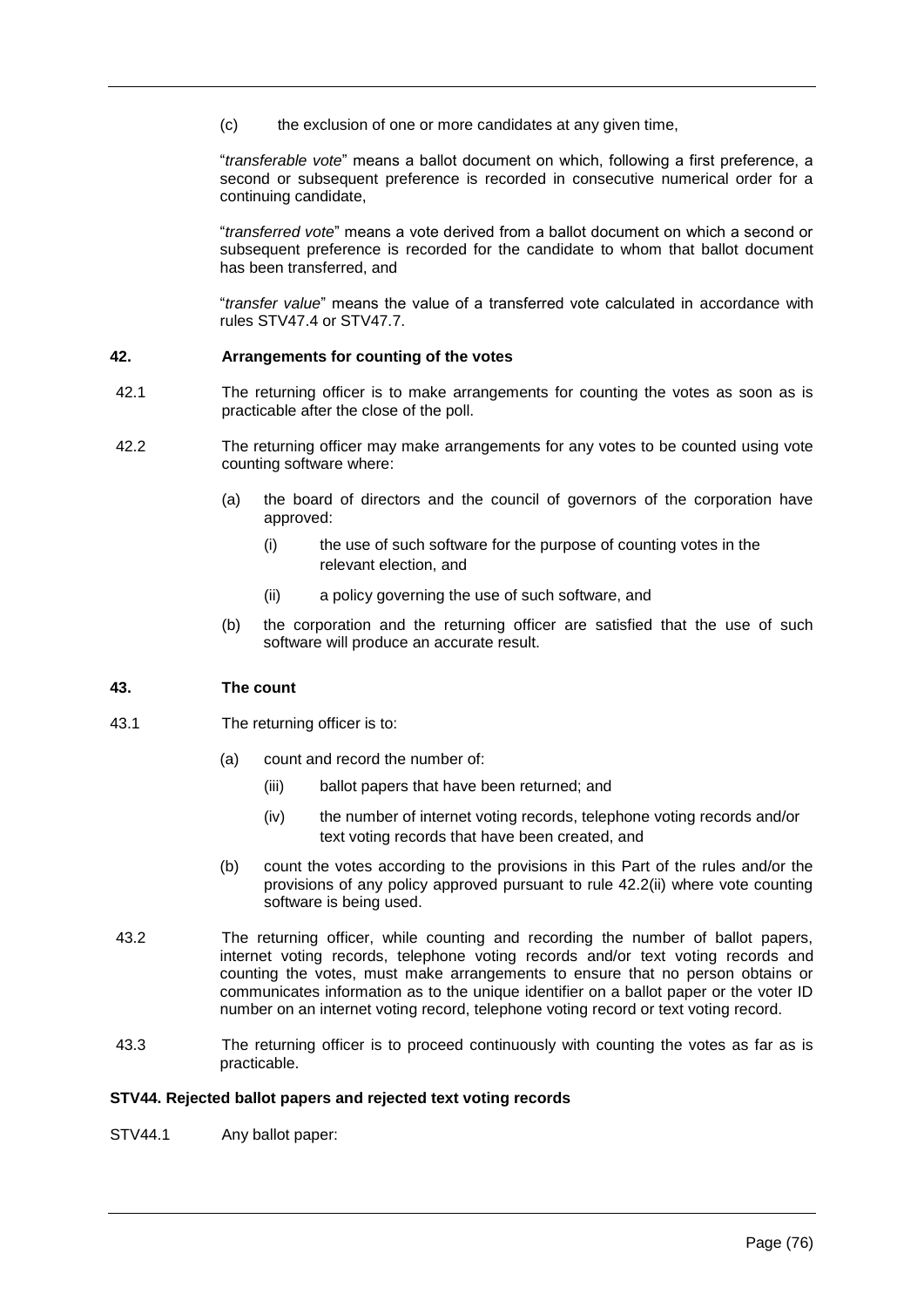(c) the exclusion of one or more candidates at any given time,

"*transferable vote*" means a ballot document on which, following a first preference, a second or subsequent preference is recorded in consecutive numerical order for a continuing candidate,

"*transferred vote*" means a vote derived from a ballot document on which a second or subsequent preference is recorded for the candidate to whom that ballot document has been transferred, and

"*transfer value*" means the value of a transferred vote calculated in accordance with rules STV47.4 or STV47.7.

## 42. Arrangements for counting of the votes

42.1 The returning officer is to make arrangements for counting the votes as soon as is practicable after the close of the poll.

42.2 The returning officer may make arrangements for any votes to be counted using vote counting software where:

- (a) the board of directors and the council of governors of the corporation have approved:
  - (i) the use of such software for the purpose of counting votes in the relevant election, and
  - (ii) a policy governing the use of such software, and
- (b) the corporation and the returning officer are satisfied that the use of such software will produce an accurate result.

## 43. The count

43.1 The returning officer is to:

- (a) count and record the number of:
  - (iii) ballot papers that have been returned; and
  - (iv) the number of internet voting records, telephone voting records and/or text voting records that have been created, and
- (b) count the votes according to the provisions in this Part of the rules and/or the provisions of any policy approved pursuant to rule 42.2(ii) where vote counting software is being used.

43.2 The returning officer, while counting and recording the number of ballot papers, internet voting records, telephone voting records and/or text voting records and counting the votes, must make arrangements to ensure that no person obtains or communicates information as to the unique identifier on a ballot paper or the voter ID number on an internet voting record, telephone voting record or text voting record.

43.3 The returning officer is to proceed continuously with counting the votes as far as is practicable.

## STV44. Rejected ballot papers and rejected text voting records

STV44.1 Any ballot paper: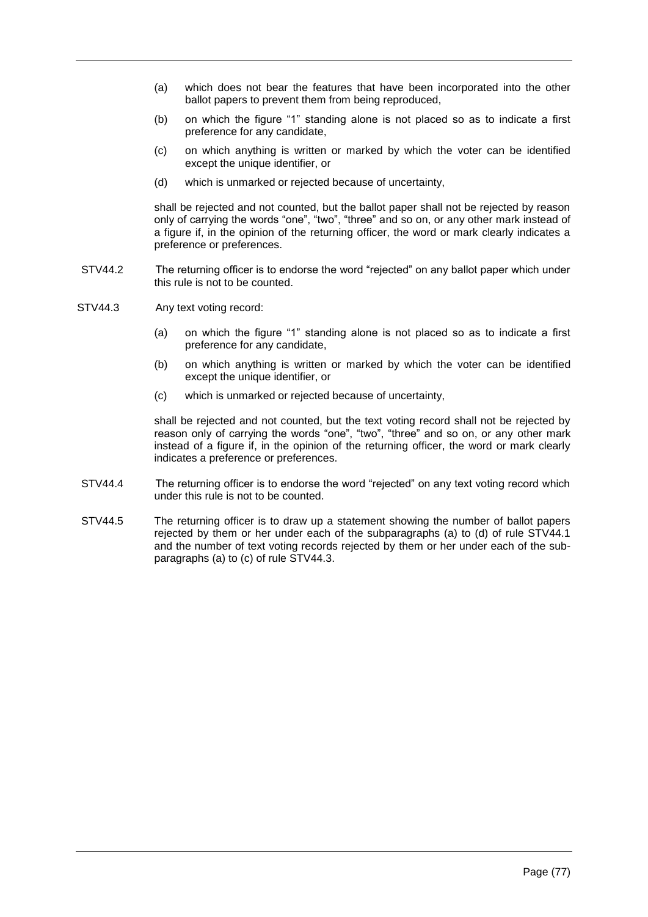(a) which does not bear the features that have been incorporated into the other ballot papers to prevent them from being reproduced,

(b) on which the figure "1" standing alone is not placed so as to indicate a first preference for any candidate,

(c) on which anything is written or marked by which the voter can be identified except the unique identifier, or

(d) which is unmarked or rejected because of uncertainty,

shall be rejected and not counted, but the ballot paper shall not be rejected by reason only of carrying the words "one", "two", "three" and so on, or any other mark instead of a figure if, in the opinion of the returning officer, the word or mark clearly indicates a preference or preferences.

STV44.2 The returning officer is to endorse the word "rejected" on any ballot paper which under this rule is not to be counted.

STV44.3 Any text voting record:

(a) on which the figure "1" standing alone is not placed so as to indicate a first preference for any candidate,

(b) on which anything is written or marked by which the voter can be identified except the unique identifier, or

(c) which is unmarked or rejected because of uncertainty,

shall be rejected and not counted, but the text voting record shall not be rejected by reason only of carrying the words "one", "two", "three" and so on, or any other mark instead of a figure if, in the opinion of the returning officer, the word or mark clearly indicates a preference or preferences.

STV44.4 The returning officer is to endorse the word "rejected" on any text voting record which under this rule is not to be counted.

STV44.5 The returning officer is to draw up a statement showing the number of ballot papers rejected by them or her under each of the subparagraphs (a) to (d) of rule STV44.1 and the number of text voting records rejected by them or her under each of the sub-paragraphs (a) to (c) of rule STV44.3.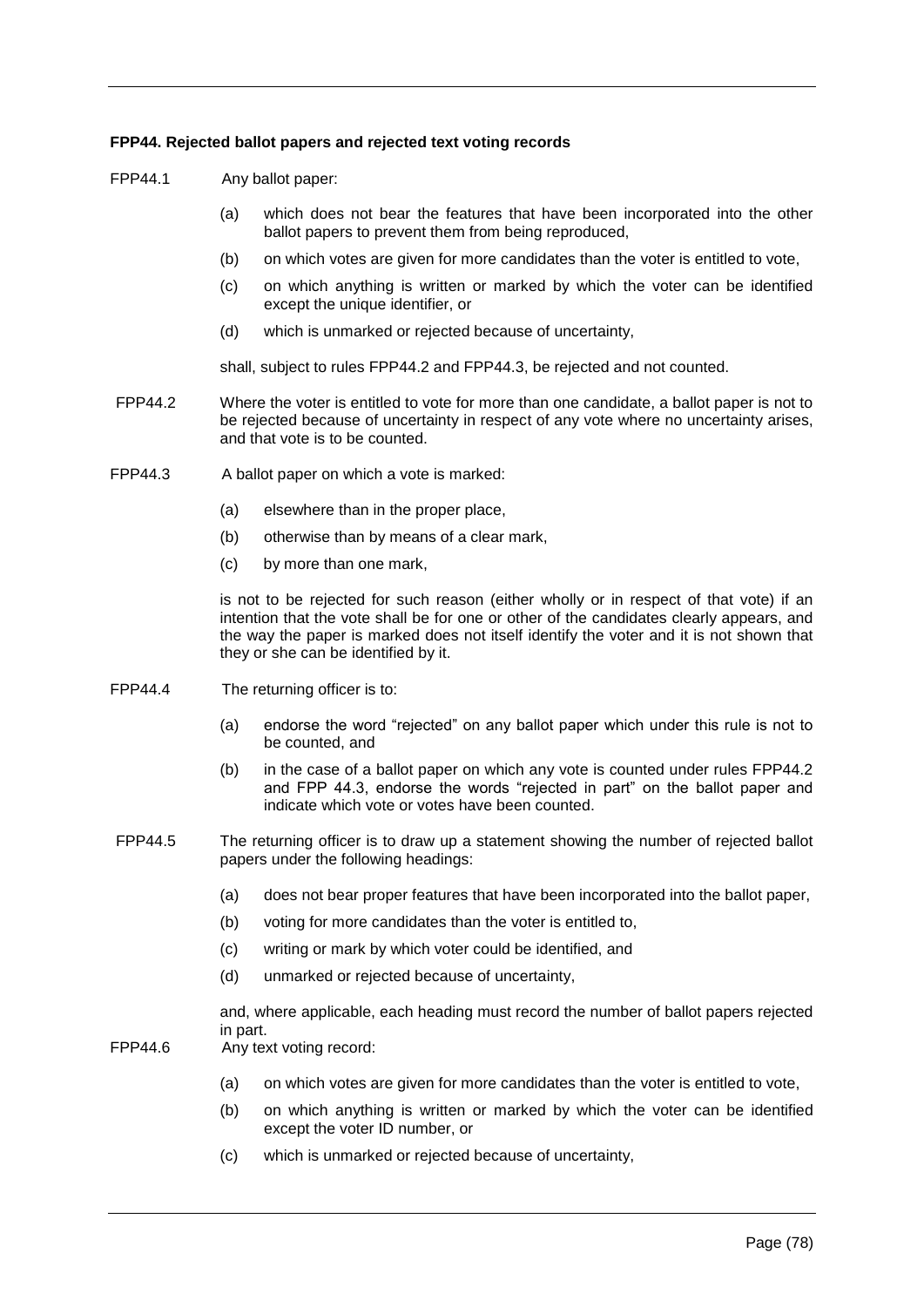**FPP44. Rejected ballot papers and rejected text voting records**

FPP44.1 Any ballot paper:

(a) which does not bear the features that have been incorporated into the other ballot papers to prevent them from being reproduced,

(b) on which votes are given for more candidates than the voter is entitled to vote,

(c) on which anything is written or marked by which the voter can be identified except the unique identifier, or

(d) which is unmarked or rejected because of uncertainty,

shall, subject to rules FPP44.2 and FPP44.3, be rejected and not counted.

FPP44.2 Where the voter is entitled to vote for more than one candidate, a ballot paper is not to be rejected because of uncertainty in respect of any vote where no uncertainty arises, and that vote is to be counted.

FPP44.3 A ballot paper on which a vote is marked:

(a) elsewhere than in the proper place,

(b) otherwise than by means of a clear mark,

(c) by more than one mark,

is not to be rejected for such reason (either wholly or in respect of that vote) if an intention that the vote shall be for one or other of the candidates clearly appears, and the way the paper is marked does not itself identify the voter and it is not shown that they or she can be identified by it.

FPP44.4 The returning officer is to:

(a) endorse the word "rejected" on any ballot paper which under this rule is not to be counted, and

(b) in the case of a ballot paper on which any vote is counted under rules FPP44.2 and FPP 44.3, endorse the words "rejected in part" on the ballot paper and indicate which vote or votes have been counted.

FPP44.5 The returning officer is to draw up a statement showing the number of rejected ballot papers under the following headings:

(a) does not bear proper features that have been incorporated into the ballot paper,

(b) voting for more candidates than the voter is entitled to,

(c) writing or mark by which voter could be identified, and

(d) unmarked or rejected because of uncertainty,

and, where applicable, each heading must record the number of ballot papers rejected in part.

FPP44.6 Any text voting record:

(a) on which votes are given for more candidates than the voter is entitled to vote,

(b) on which anything is written or marked by which the voter can be identified except the voter ID number, or

(c) which is unmarked or rejected because of uncertainty,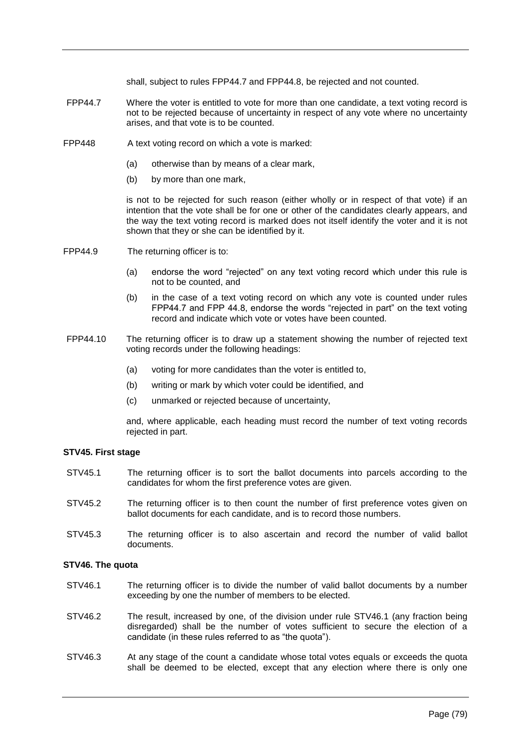shall, subject to rules FPP44.7 and FPP44.8, be rejected and not counted.

FPP44.7 Where the voter is entitled to vote for more than one candidate, a text voting record is not to be rejected because of uncertainty in respect of any vote where no uncertainty arises, and that vote is to be counted.

FPP448 A text voting record on which a vote is marked:

(a) otherwise than by means of a clear mark,

(b) by more than one mark,

is not to be rejected for such reason (either wholly or in respect of that vote) if an intention that the vote shall be for one or other of the candidates clearly appears, and the way the text voting record is marked does not itself identify the voter and it is not shown that they or she can be identified by it.

FPP44.9 The returning officer is to:

(a) endorse the word "rejected" on any text voting record which under this rule is not to be counted, and

(b) in the case of a text voting record on which any vote is counted under rules FPP44.7 and FPP 44.8, endorse the words "rejected in part" on the text voting record and indicate which vote or votes have been counted.

FPP44.10 The returning officer is to draw up a statement showing the number of rejected text voting records under the following headings:

(a) voting for more candidates than the voter is entitled to,

(b) writing or mark by which voter could be identified, and

(c) unmarked or rejected because of uncertainty,

and, where applicable, each heading must record the number of text voting records rejected in part.

**STV45. First stage**

STV45.1 The returning officer is to sort the ballot documents into parcels according to the candidates for whom the first preference votes are given.

STV45.2 The returning officer is to then count the number of first preference votes given on ballot documents for each candidate, and is to record those numbers.

STV45.3 The returning officer is to also ascertain and record the number of valid ballot documents.

**STV46. The quota**

STV46.1 The returning officer is to divide the number of valid ballot documents by a number exceeding by one the number of members to be elected.

STV46.2 The result, increased by one, of the division under rule STV46.1 (any fraction being disregarded) shall be the number of votes sufficient to secure the election of a candidate (in these rules referred to as "the quota").

STV46.3 At any stage of the count a candidate whose total votes equals or exceeds the quota shall be deemed to be elected, except that any election where there is only one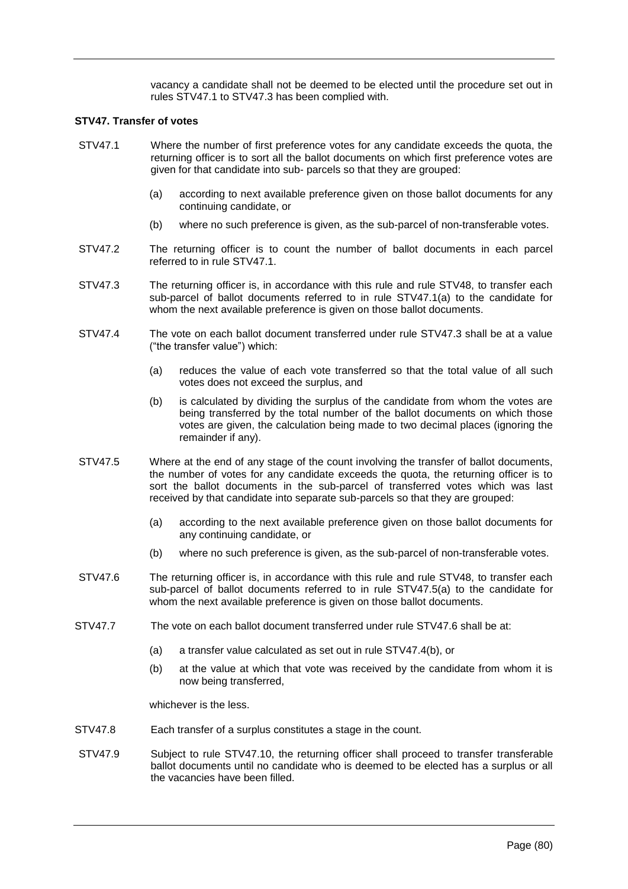vacancy a candidate shall not be deemed to be elected until the procedure set out in rules STV47.1 to STV47.3 has been complied with.

### STV47. Transfer of votes

STV47.1 Where the number of first preference votes for any candidate exceeds the quota, the returning officer is to sort all the ballot documents on which first preference votes are given for that candidate into sub- parcels so that they are grouped:

- (a) according to next available preference given on those ballot documents for any continuing candidate, or
- (b) where no such preference is given, as the sub-parcel of non-transferable votes.

STV47.2 The returning officer is to count the number of ballot documents in each parcel referred to in rule STV47.1.

STV47.3 The returning officer is, in accordance with this rule and rule STV48, to transfer each sub-parcel of ballot documents referred to in rule STV47.1(a) to the candidate for whom the next available preference is given on those ballot documents.

STV47.4 The vote on each ballot document transferred under rule STV47.3 shall be at a value ("the transfer value") which:

- (a) reduces the value of each vote transferred so that the total value of all such votes does not exceed the surplus, and
- (b) is calculated by dividing the surplus of the candidate from whom the votes are being transferred by the total number of the ballot documents on which those votes are given, the calculation being made to two decimal places (ignoring the remainder if any).

STV47.5 Where at the end of any stage of the count involving the transfer of ballot documents, the number of votes for any candidate exceeds the quota, the returning officer is to sort the ballot documents in the sub-parcel of transferred votes which was last received by that candidate into separate sub-parcels so that they are grouped:

- (a) according to the next available preference given on those ballot documents for any continuing candidate, or
- (b) where no such preference is given, as the sub-parcel of non-transferable votes.

STV47.6 The returning officer is, in accordance with this rule and rule STV48, to transfer each sub-parcel of ballot documents referred to in rule STV47.5(a) to the candidate for whom the next available preference is given on those ballot documents.

STV47.7 The vote on each ballot document transferred under rule STV47.6 shall be at:

- (a) a transfer value calculated as set out in rule STV47.4(b), or
- (b) at the value at which that vote was received by the candidate from whom it is now being transferred,

whichever is the less.

STV47.8 Each transfer of a surplus constitutes a stage in the count.

STV47.9 Subject to rule STV47.10, the returning officer shall proceed to transfer transferable ballot documents until no candidate who is deemed to be elected has a surplus or all the vacancies have been filled.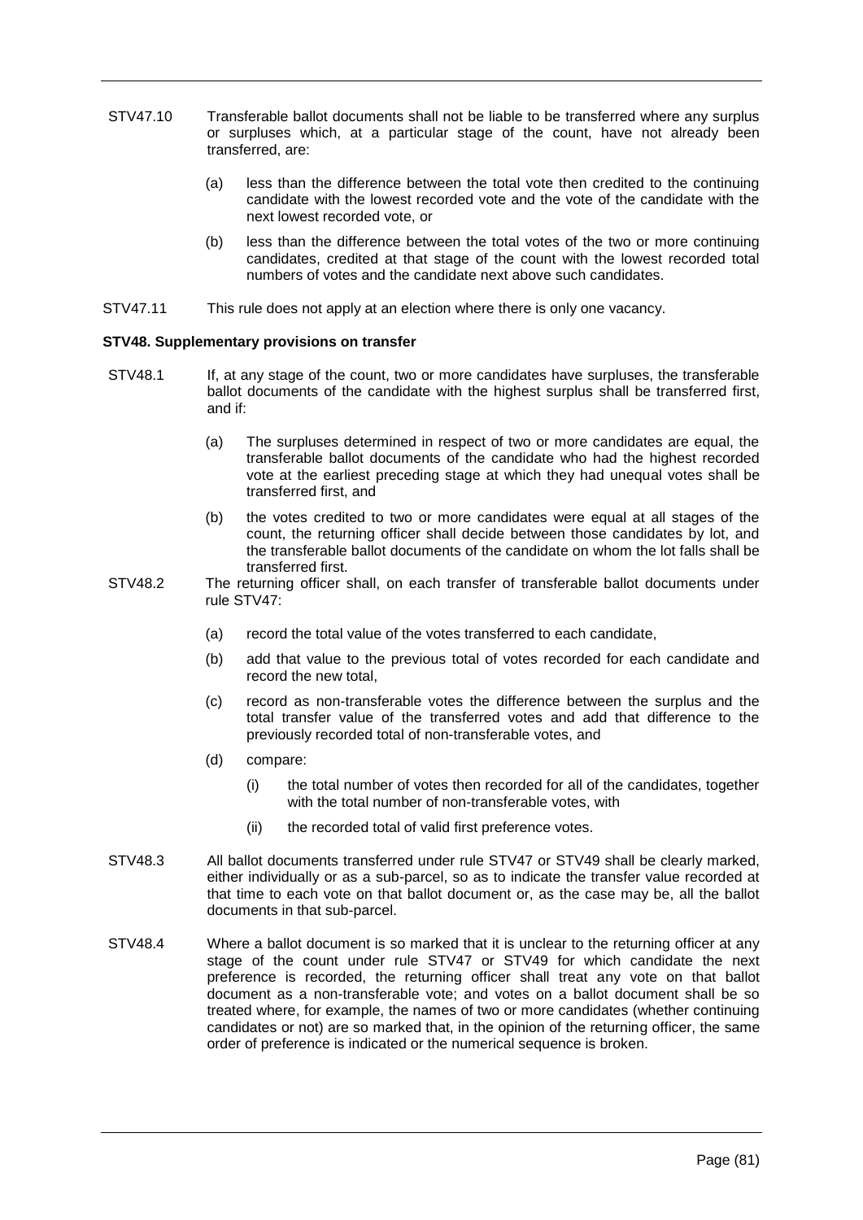STV47.10 Transferable ballot documents shall not be liable to be transferred where any surplus or surpluses which, at a particular stage of the count, have not already been transferred, are:

(a) less than the difference between the total vote then credited to the continuing candidate with the lowest recorded vote and the vote of the candidate with the next lowest recorded vote, or

(b) less than the difference between the total votes of the two or more continuing candidates, credited at that stage of the count with the lowest recorded total numbers of votes and the candidate next above such candidates.

STV47.11 This rule does not apply at an election where there is only one vacancy.

**STV48. Supplementary provisions on transfer**

STV48.1 If, at any stage of the count, two or more candidates have surpluses, the transferable ballot documents of the candidate with the highest surplus shall be transferred first, and if:

(a) The surpluses determined in respect of two or more candidates are equal, the transferable ballot documents of the candidate who had the highest recorded vote at the earliest preceding stage at which they had unequal votes shall be transferred first, and

(b) the votes credited to two or more candidates were equal at all stages of the count, the returning officer shall decide between those candidates by lot, and the transferable ballot documents of the candidate on whom the lot falls shall be transferred first.

STV48.2 The returning officer shall, on each transfer of transferable ballot documents under rule STV47:

(a) record the total value of the votes transferred to each candidate,

(b) add that value to the previous total of votes recorded for each candidate and record the new total,

(c) record as non-transferable votes the difference between the surplus and the total transfer value of the transferred votes and add that difference to the previously recorded total of non-transferable votes, and

(d) compare:

(i) the total number of votes then recorded for all of the candidates, together with the total number of non-transferable votes, with

(ii) the recorded total of valid first preference votes.

STV48.3 All ballot documents transferred under rule STV47 or STV49 shall be clearly marked, either individually or as a sub-parcel, so as to indicate the transfer value recorded at that time to each vote on that ballot document or, as the case may be, all the ballot documents in that sub-parcel.

STV48.4 Where a ballot document is so marked that it is unclear to the returning officer at any stage of the count under rule STV47 or STV49 for which candidate the next preference is recorded, the returning officer shall treat any vote on that ballot document as a non-transferable vote; and votes on a ballot document shall be so treated where, for example, the names of two or more candidates (whether continuing candidates or not) are so marked that, in the opinion of the returning officer, the same order of preference is indicated or the numerical sequence is broken.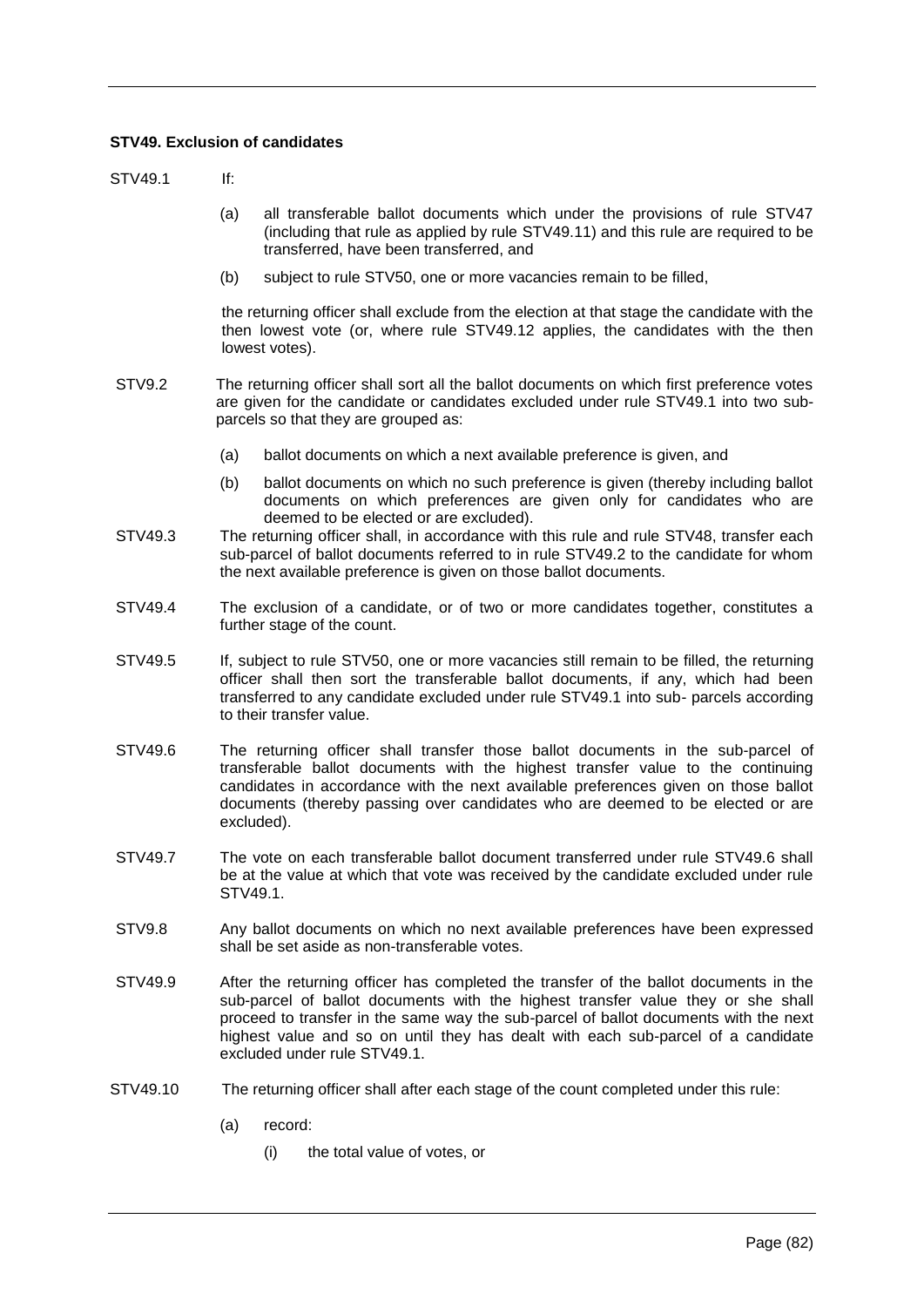**STV49. Exclusion of candidates**

STV49.1 If:

(a) all transferable ballot documents which under the provisions of rule STV47 (including that rule as applied by rule STV49.11) and this rule are required to be transferred, have been transferred, and

(b) subject to rule STV50, one or more vacancies remain to be filled,

the returning officer shall exclude from the election at that stage the candidate with the then lowest vote (or, where rule STV49.12 applies, the candidates with the then lowest votes).

STV9.2 The returning officer shall sort all the ballot documents on which first preference votes are given for the candidate or candidates excluded under rule STV49.1 into two sub-parcels so that they are grouped as:

(a) ballot documents on which a next available preference is given, and

(b) ballot documents on which no such preference is given (thereby including ballot documents on which preferences are given only for candidates who are deemed to be elected or are excluded).

STV49.3 The returning officer shall, in accordance with this rule and rule STV48, transfer each sub-parcel of ballot documents referred to in rule STV49.2 to the candidate for whom the next available preference is given on those ballot documents.

STV49.4 The exclusion of a candidate, or of two or more candidates together, constitutes a further stage of the count.

STV49.5 If, subject to rule STV50, one or more vacancies still remain to be filled, the returning officer shall then sort the transferable ballot documents, if any, which had been transferred to any candidate excluded under rule STV49.1 into sub- parcels according to their transfer value.

STV49.6 The returning officer shall transfer those ballot documents in the sub-parcel of transferable ballot documents with the highest transfer value to the continuing candidates in accordance with the next available preferences given on those ballot documents (thereby passing over candidates who are deemed to be elected or are excluded).

STV49.7 The vote on each transferable ballot document transferred under rule STV49.6 shall be at the value at which that vote was received by the candidate excluded under rule STV49.1.

STV9.8 Any ballot documents on which no next available preferences have been expressed shall be set aside as non-transferable votes.

STV49.9 After the returning officer has completed the transfer of the ballot documents in the sub-parcel of ballot documents with the highest transfer value they or she shall proceed to transfer in the same way the sub-parcel of ballot documents with the next highest value and so on until they has dealt with each sub-parcel of a candidate excluded under rule STV49.1.

STV49.10 The returning officer shall after each stage of the count completed under this rule:

(a) record:

(i) the total value of votes, or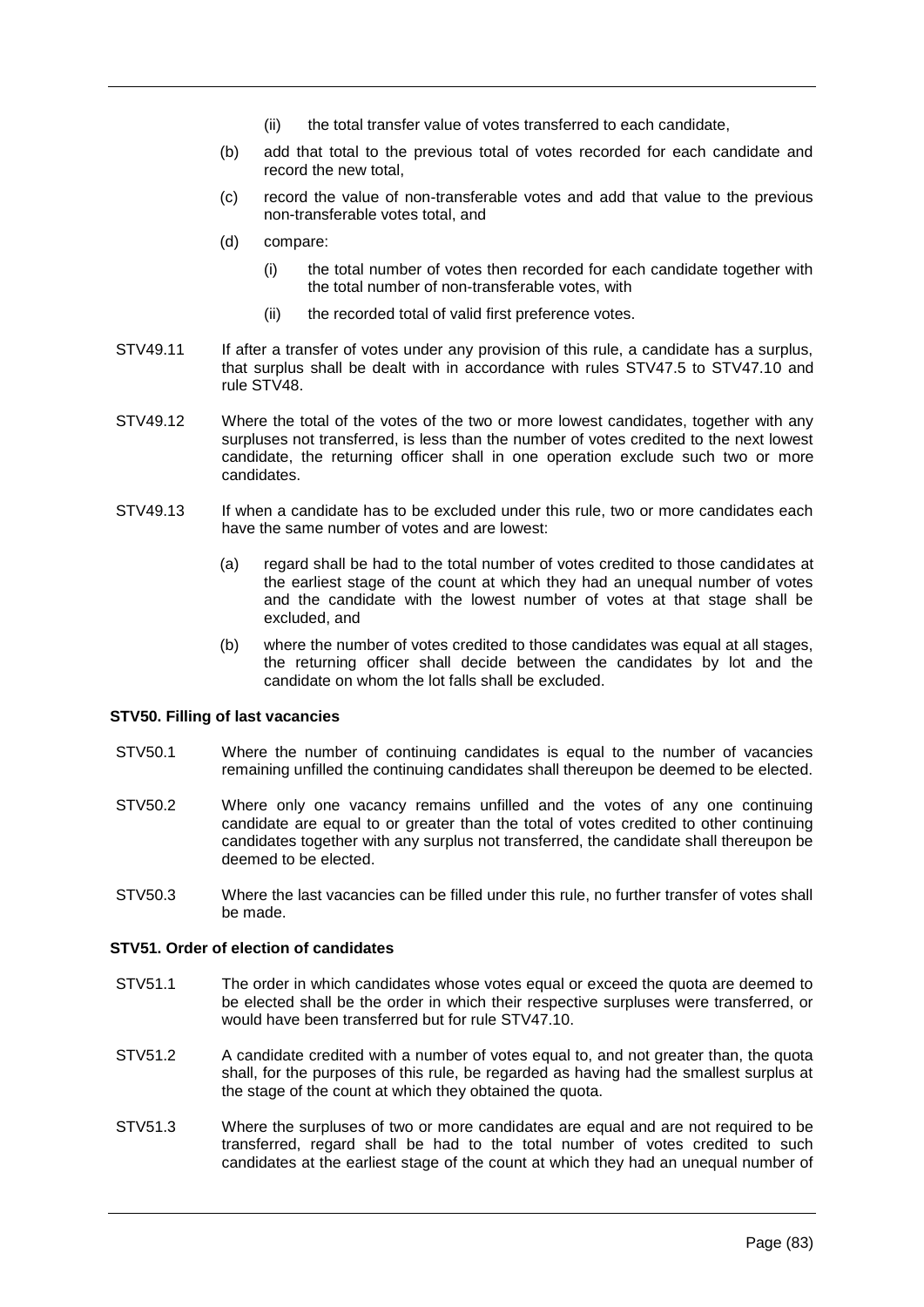(ii) the total transfer value of votes transferred to each candidate,

(b) add that total to the previous total of votes recorded for each candidate and record the new total,

(c) record the value of non-transferable votes and add that value to the previous non-transferable votes total, and

(d) compare:

(i) the total number of votes then recorded for each candidate together with the total number of non-transferable votes, with

(ii) the recorded total of valid first preference votes.

STV49.11 If after a transfer of votes under any provision of this rule, a candidate has a surplus, that surplus shall be dealt with in accordance with rules STV47.5 to STV47.10 and rule STV48.

STV49.12 Where the total of the votes of the two or more lowest candidates, together with any surpluses not transferred, is less than the number of votes credited to the next lowest candidate, the returning officer shall in one operation exclude such two or more candidates.

STV49.13 If when a candidate has to be excluded under this rule, two or more candidates each have the same number of votes and are lowest:

(a) regard shall be had to the total number of votes credited to those candidates at the earliest stage of the count at which they had an unequal number of votes and the candidate with the lowest number of votes at that stage shall be excluded, and

(b) where the number of votes credited to those candidates was equal at all stages, the returning officer shall decide between the candidates by lot and the candidate on whom the lot falls shall be excluded.

**STV50. Filling of last vacancies**

STV50.1 Where the number of continuing candidates is equal to the number of vacancies remaining unfilled the continuing candidates shall thereupon be deemed to be elected.

STV50.2 Where only one vacancy remains unfilled and the votes of any one continuing candidate are equal to or greater than the total of votes credited to other continuing candidates together with any surplus not transferred, the candidate shall thereupon be deemed to be elected.

STV50.3 Where the last vacancies can be filled under this rule, no further transfer of votes shall be made.

**STV51. Order of election of candidates**

STV51.1 The order in which candidates whose votes equal or exceed the quota are deemed to be elected shall be the order in which their respective surpluses were transferred, or would have been transferred but for rule STV47.10.

STV51.2 A candidate credited with a number of votes equal to, and not greater than, the quota shall, for the purposes of this rule, be regarded as having had the smallest surplus at the stage of the count at which they obtained the quota.

STV51.3 Where the surpluses of two or more candidates are equal and are not required to be transferred, regard shall be had to the total number of votes credited to such candidates at the earliest stage of the count at which they had an unequal number of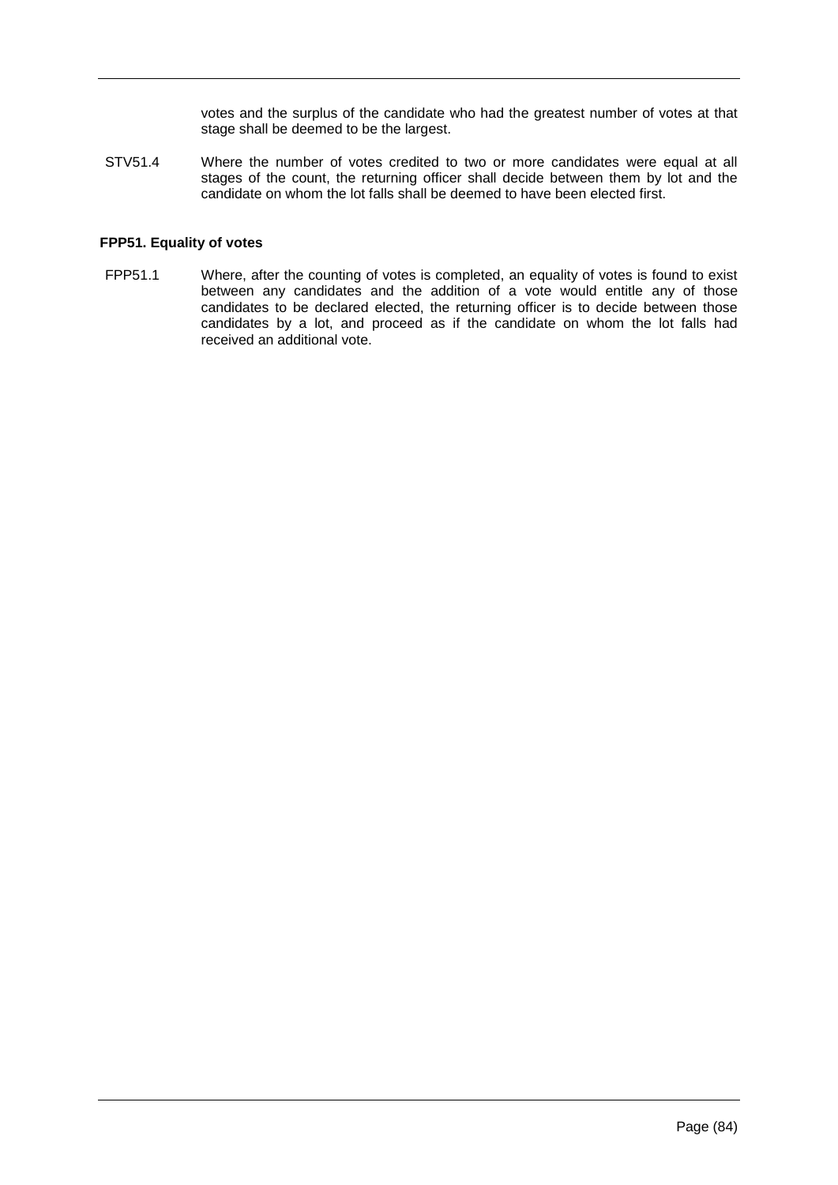votes and the surplus of the candidate who had the greatest number of votes at that stage shall be deemed to be the largest.

STV51.4 Where the number of votes credited to two or more candidates were equal at all stages of the count, the returning officer shall decide between them by lot and the candidate on whom the lot falls shall be deemed to have been elected first.

**FPP51. Equality of votes**

FPP51.1 Where, after the counting of votes is completed, an equality of votes is found to exist between any candidates and the addition of a vote would entitle any of those candidates to be declared elected, the returning officer is to decide between those candidates by a lot, and proceed as if the candidate on whom the lot falls had received an additional vote.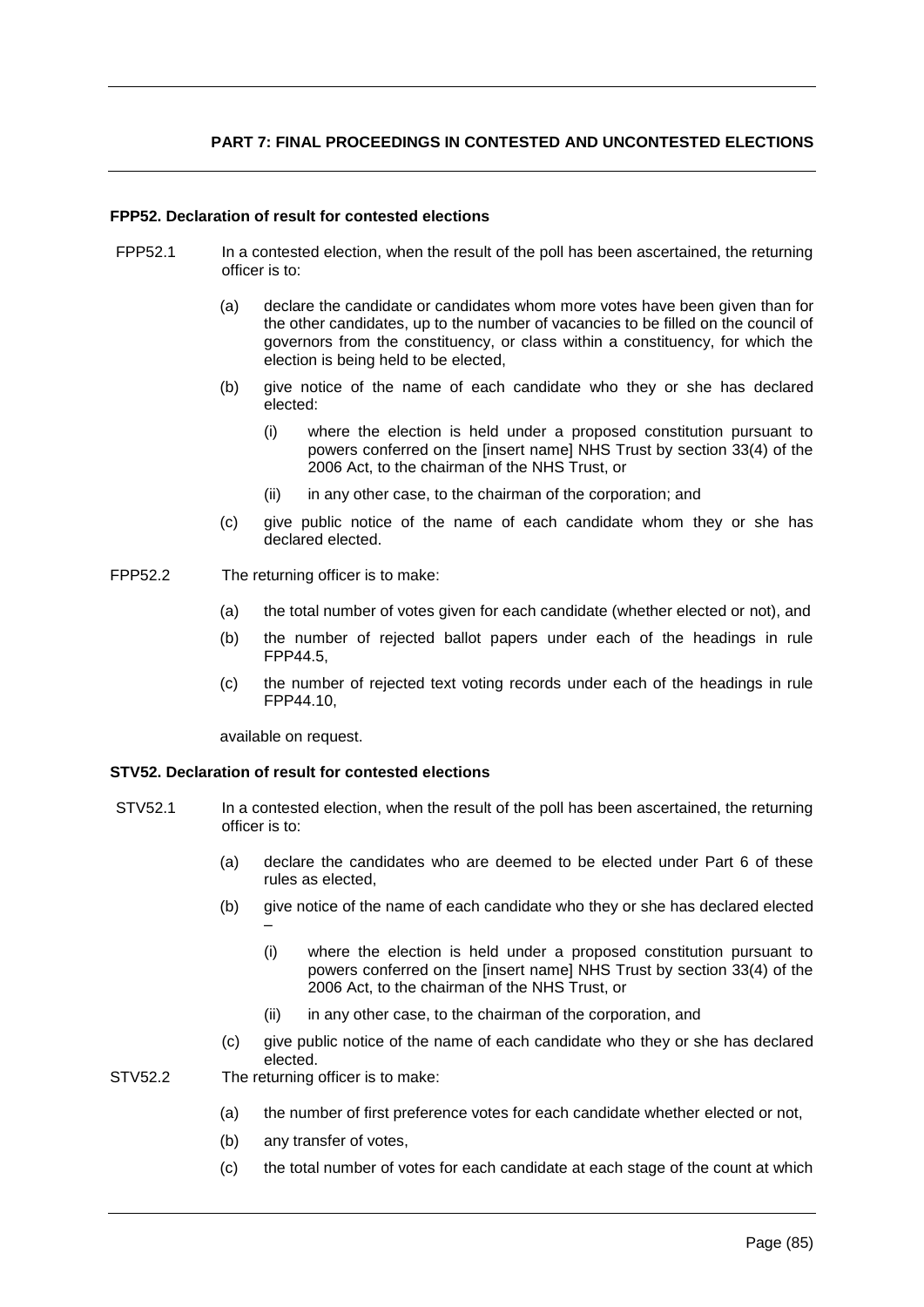## PART 7: FINAL PROCEEDINGS IN CONTESTED AND UNCONTESTED ELECTIONS

### FPP52. Declaration of result for contested elections

FPP52.1 In a contested election, when the result of the poll has been ascertained, the returning officer is to:

- (a) declare the candidate or candidates whom more votes have been given than for the other candidates, up to the number of vacancies to be filled on the council of governors from the constituency, or class within a constituency, for which the election is being held to be elected,
- (b) give notice of the name of each candidate who they or she has declared elected:
  - (i) where the election is held under a proposed constitution pursuant to powers conferred on the [insert name] NHS Trust by section 33(4) of the 2006 Act, to the chairman of the NHS Trust, or
  - (ii) in any other case, to the chairman of the corporation; and
- (c) give public notice of the name of each candidate whom they or she has declared elected.

FPP52.2 The returning officer is to make:

- (a) the total number of votes given for each candidate (whether elected or not), and
- (b) the number of rejected ballot papers under each of the headings in rule FPP44.5,
- (c) the number of rejected text voting records under each of the headings in rule FPP44.10,

available on request.

### STV52. Declaration of result for contested elections

STV52.1 In a contested election, when the result of the poll has been ascertained, the returning officer is to:

- (a) declare the candidates who are deemed to be elected under Part 6 of these rules as elected,
- (b) give notice of the name of each candidate who they or she has declared elected –
  - (i) where the election is held under a proposed constitution pursuant to powers conferred on the [insert name] NHS Trust by section 33(4) of the 2006 Act, to the chairman of the NHS Trust, or
  - (ii) in any other case, to the chairman of the corporation, and
- (c) give public notice of the name of each candidate who they or she has declared elected.

STV52.2 The returning officer is to make:

- (a) the number of first preference votes for each candidate whether elected or not,
- (b) any transfer of votes,
- (c) the total number of votes for each candidate at each stage of the count at which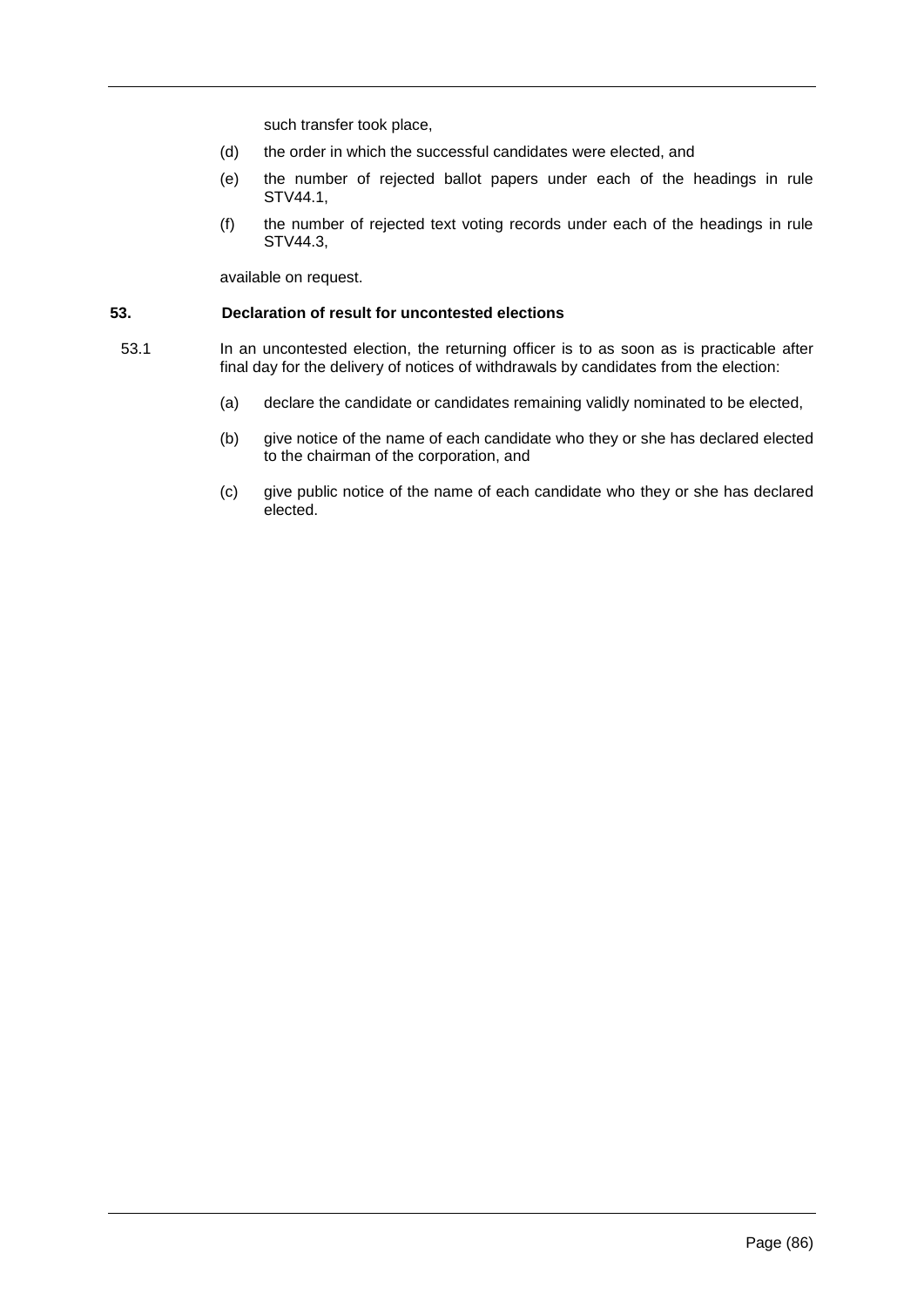such transfer took place,

(d) the order in which the successful candidates were elected, and

(e) the number of rejected ballot papers under each of the headings in rule STV44.1,

(f) the number of rejected text voting records under each of the headings in rule STV44.3,

available on request.

### 53. Declaration of result for uncontested elections

53.1 In an uncontested election, the returning officer is to as soon as is practicable after final day for the delivery of notices of withdrawals by candidates from the election:

(a) declare the candidate or candidates remaining validly nominated to be elected,

(b) give notice of the name of each candidate who they or she has declared elected to the chairman of the corporation, and

(c) give public notice of the name of each candidate who they or she has declared elected.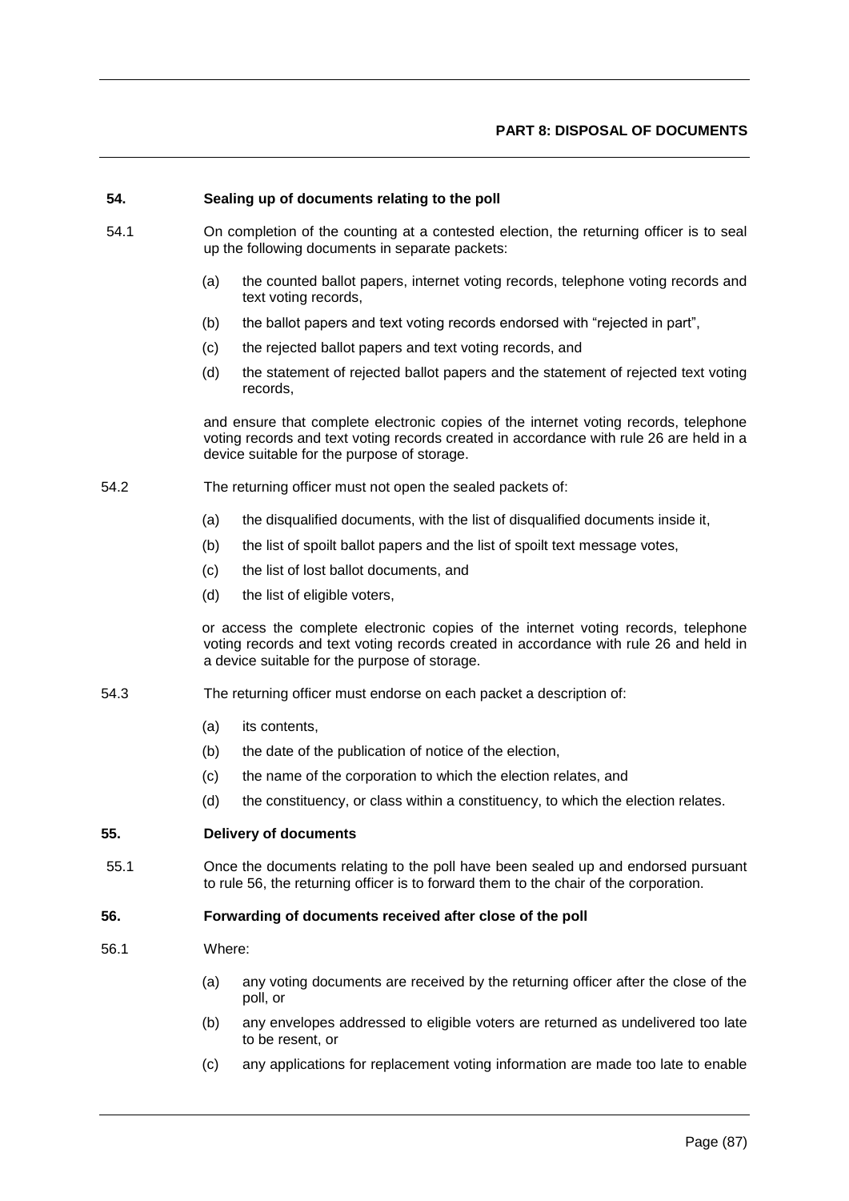## PART 8: DISPOSAL OF DOCUMENTS

### 54. Sealing up of documents relating to the poll

54.1 On completion of the counting at a contested election, the returning officer is to seal up the following documents in separate packets:

(a) the counted ballot papers, internet voting records, telephone voting records and text voting records,

(b) the ballot papers and text voting records endorsed with "rejected in part",

(c) the rejected ballot papers and text voting records, and

(d) the statement of rejected ballot papers and the statement of rejected text voting records,

and ensure that complete electronic copies of the internet voting records, telephone voting records and text voting records created in accordance with rule 26 are held in a device suitable for the purpose of storage.

54.2 The returning officer must not open the sealed packets of:

(a) the disqualified documents, with the list of disqualified documents inside it,

(b) the list of spoilt ballot papers and the list of spoilt text message votes,

(c) the list of lost ballot documents, and

(d) the list of eligible voters,

or access the complete electronic copies of the internet voting records, telephone voting records and text voting records created in accordance with rule 26 and held in a device suitable for the purpose of storage.

54.3 The returning officer must endorse on each packet a description of:

(a) its contents,

(b) the date of the publication of notice of the election,

(c) the name of the corporation to which the election relates, and

(d) the constituency, or class within a constituency, to which the election relates.

### 55. Delivery of documents

55.1 Once the documents relating to the poll have been sealed up and endorsed pursuant to rule 56, the returning officer is to forward them to the chair of the corporation.

### 56. Forwarding of documents received after close of the poll

56.1 Where:

(a) any voting documents are received by the returning officer after the close of the poll, or

(b) any envelopes addressed to eligible voters are returned as undelivered too late to be resent, or

(c) any applications for replacement voting information are made too late to enable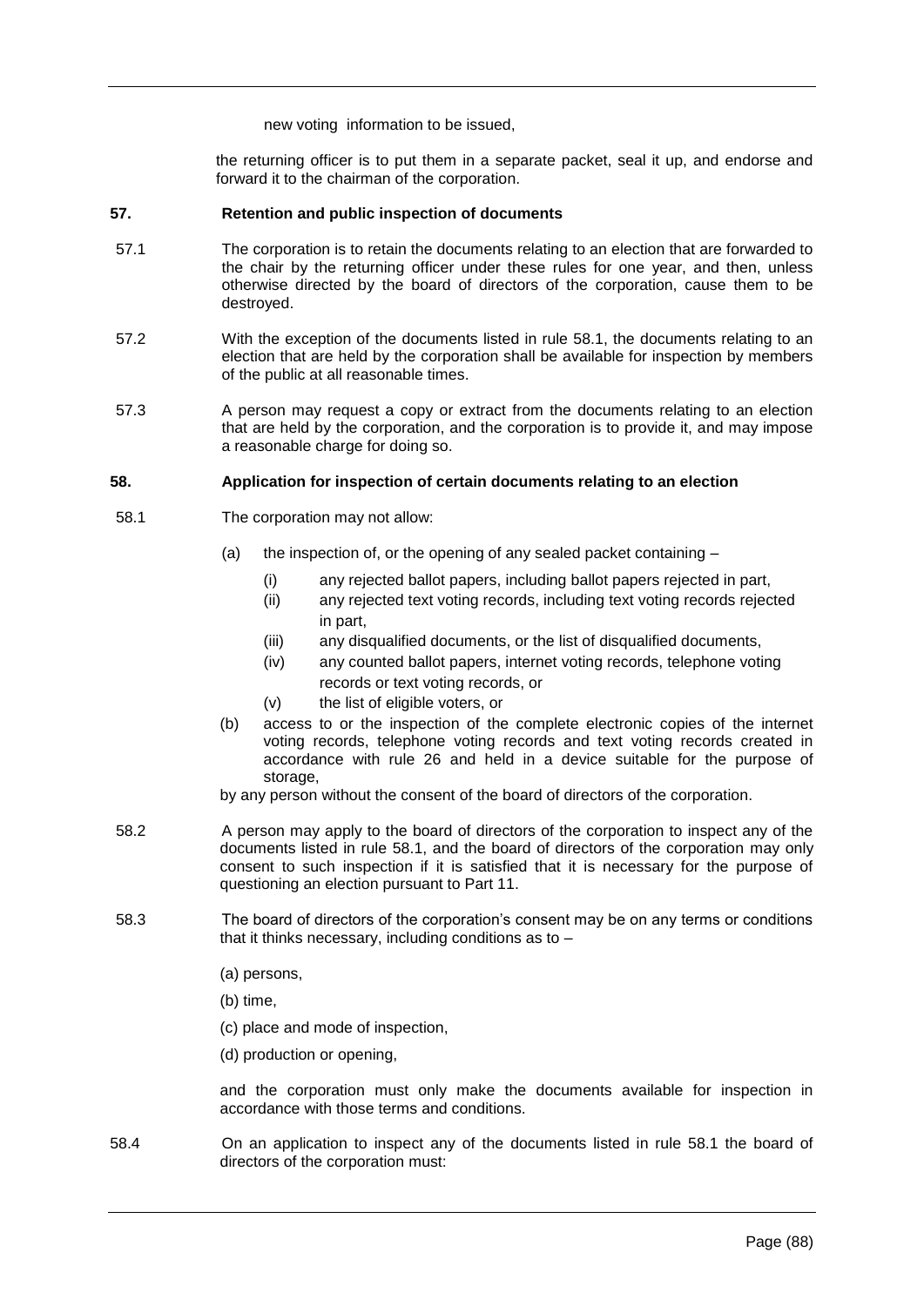new voting information to be issued,

the returning officer is to put them in a separate packet, seal it up, and endorse and forward it to the chairman of the corporation.

**57. Retention and public inspection of documents**

57.1 The corporation is to retain the documents relating to an election that are forwarded to the chair by the returning officer under these rules for one year, and then, unless otherwise directed by the board of directors of the corporation, cause them to be destroyed.

57.2 With the exception of the documents listed in rule 58.1, the documents relating to an election that are held by the corporation shall be available for inspection by members of the public at all reasonable times.

57.3 A person may request a copy or extract from the documents relating to an election that are held by the corporation, and the corporation is to provide it, and may impose a reasonable charge for doing so.

**58. Application for inspection of certain documents relating to an election**

58.1 The corporation may not allow:

- (a) the inspection of, or the opening of any sealed packet containing –
  - (i) any rejected ballot papers, including ballot papers rejected in part,
  - (ii) any rejected text voting records, including text voting records rejected in part,
  - (iii) any disqualified documents, or the list of disqualified documents,
  - (iv) any counted ballot papers, internet voting records, telephone voting records or text voting records, or
  - (v) the list of eligible voters, or
- (b) access to or the inspection of the complete electronic copies of the internet voting records, telephone voting records and text voting records created in accordance with rule 26 and held in a device suitable for the purpose of storage,

by any person without the consent of the board of directors of the corporation.

58.2 A person may apply to the board of directors of the corporation to inspect any of the documents listed in rule 58.1, and the board of directors of the corporation may only consent to such inspection if it is satisfied that it is necessary for the purpose of questioning an election pursuant to Part 11.

58.3 The board of directors of the corporation's consent may be on any terms or conditions that it thinks necessary, including conditions as to –

(a) persons,

(b) time,

(c) place and mode of inspection,

(d) production or opening,

and the corporation must only make the documents available for inspection in accordance with those terms and conditions.

58.4 On an application to inspect any of the documents listed in rule 58.1 the board of directors of the corporation must: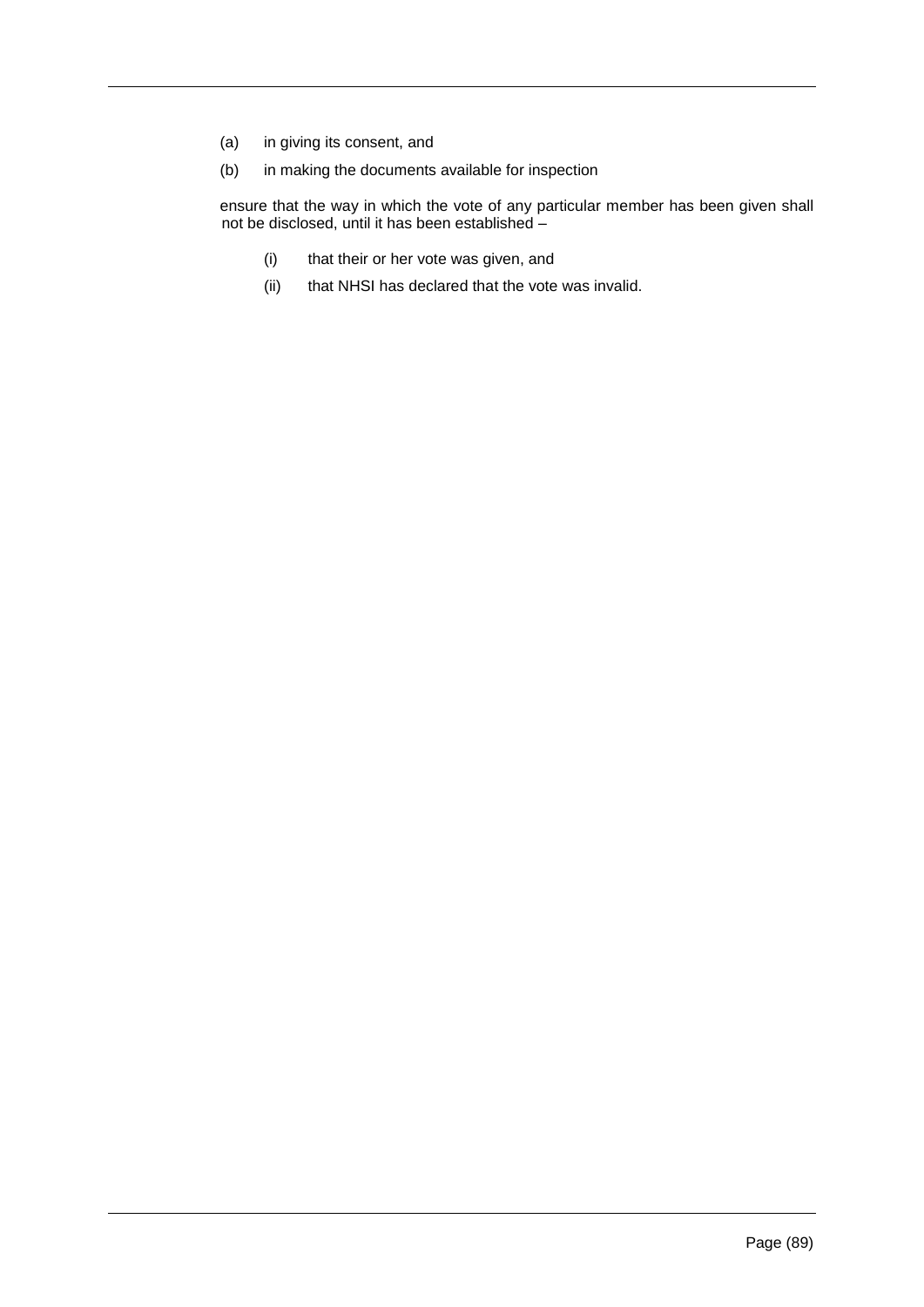(a) in giving its consent, and

(b) in making the documents available for inspection

ensure that the way in which the vote of any particular member has been given shall not be disclosed, until it has been established –

(i) that their or her vote was given, and

(ii) that NHSI has declared that the vote was invalid.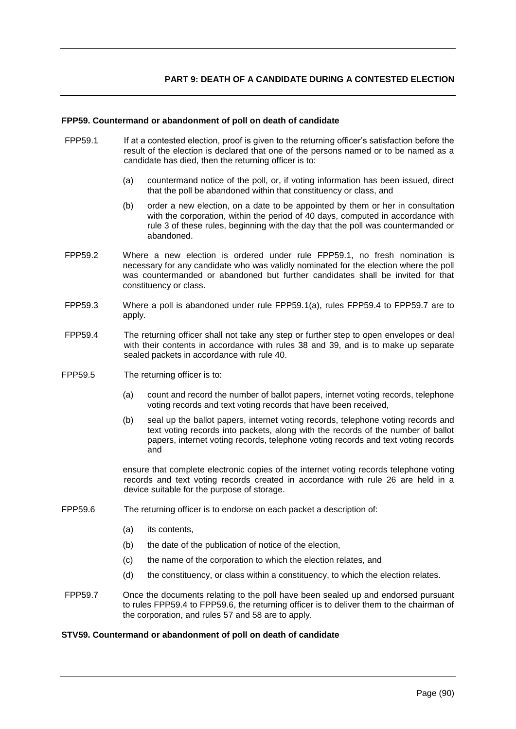## PART 9: DEATH OF A CANDIDATE DURING A CONTESTED ELECTION

### FPP59. Countermand or abandonment of poll on death of candidate

FPP59.1 If at a contested election, proof is given to the returning officer's satisfaction before the result of the election is declared that one of the persons named or to be named as a candidate has died, then the returning officer is to:

- (a) countermand notice of the poll, or, if voting information has been issued, direct that the poll be abandoned within that constituency or class, and
- (b) order a new election, on a date to be appointed by them or her in consultation with the corporation, within the period of 40 days, computed in accordance with rule 3 of these rules, beginning with the day that the poll was countermanded or abandoned.

FPP59.2 Where a new election is ordered under rule FPP59.1, no fresh nomination is necessary for any candidate who was validly nominated for the election where the poll was countermanded or abandoned but further candidates shall be invited for that constituency or class.

FPP59.3 Where a poll is abandoned under rule FPP59.1(a), rules FPP59.4 to FPP59.7 are to apply.

FPP59.4 The returning officer shall not take any step or further step to open envelopes or deal with their contents in accordance with rules 38 and 39, and is to make up separate sealed packets in accordance with rule 40.

FPP59.5 The returning officer is to:

- (a) count and record the number of ballot papers, internet voting records, telephone voting records and text voting records that have been received,
- (b) seal up the ballot papers, internet voting records, telephone voting records and text voting records into packets, along with the records of the number of ballot papers, internet voting records, telephone voting records and text voting records and

ensure that complete electronic copies of the internet voting records telephone voting records and text voting records created in accordance with rule 26 are held in a device suitable for the purpose of storage.

FPP59.6 The returning officer is to endorse on each packet a description of:

- (a) its contents,
- (b) the date of the publication of notice of the election,
- (c) the name of the corporation to which the election relates, and
- (d) the constituency, or class within a constituency, to which the election relates.

FPP59.7 Once the documents relating to the poll have been sealed up and endorsed pursuant to rules FPP59.4 to FPP59.6, the returning officer is to deliver them to the chairman of the corporation, and rules 57 and 58 are to apply.

### STV59. Countermand or abandonment of poll on death of candidate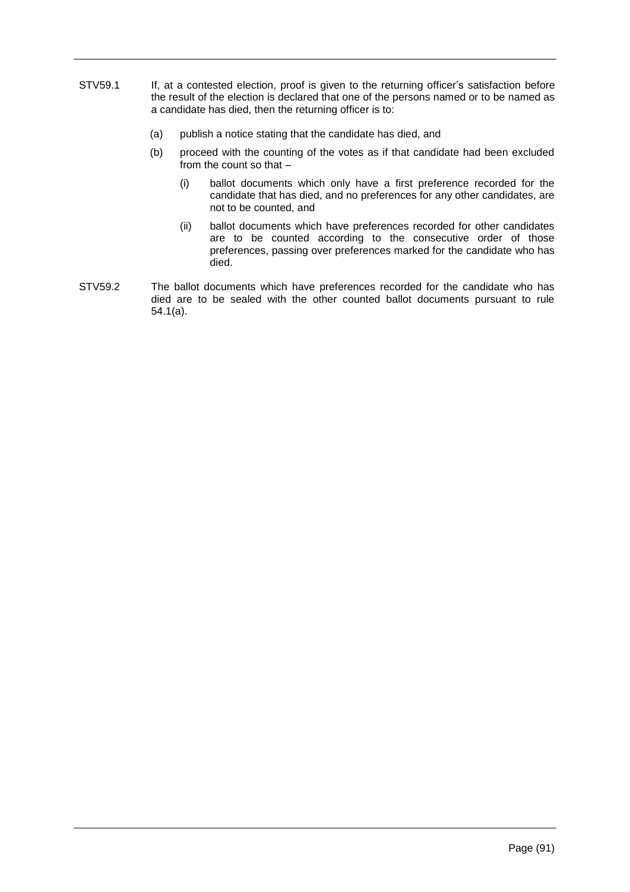STV59.1 If, at a contested election, proof is given to the returning officer's satisfaction before the result of the election is declared that one of the persons named or to be named as a candidate has died, then the returning officer is to:

(a) publish a notice stating that the candidate has died, and

(b) proceed with the counting of the votes as if that candidate had been excluded from the count so that –

(i) ballot documents which only have a first preference recorded for the candidate that has died, and no preferences for any other candidates, are not to be counted, and

(ii) ballot documents which have preferences recorded for other candidates are to be counted according to the consecutive order of those preferences, passing over preferences marked for the candidate who has died.

STV59.2 The ballot documents which have preferences recorded for the candidate who has died are to be sealed with the other counted ballot documents pursuant to rule 54.1(a).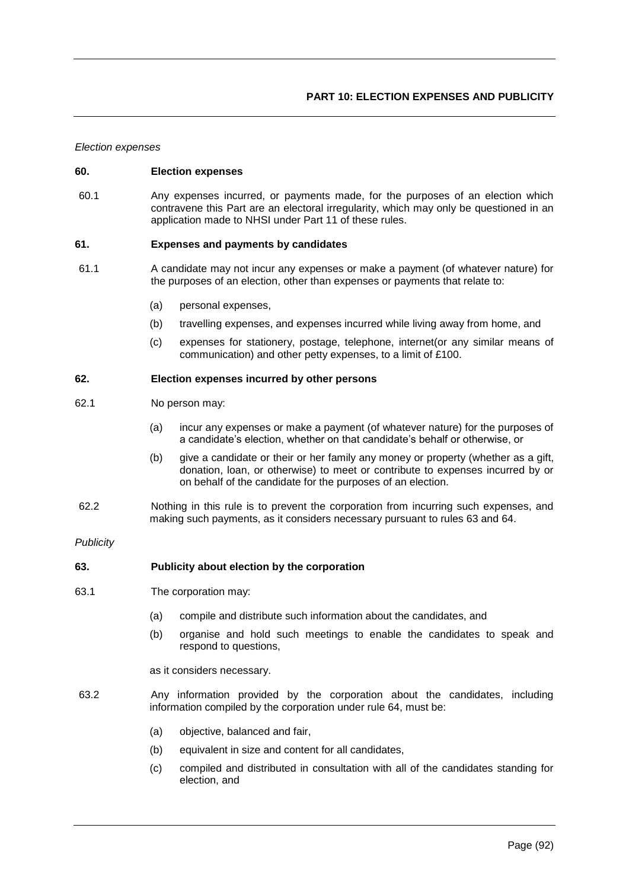## PART 10: ELECTION EXPENSES AND PUBLICITY

*Election expenses*

### 60. Election expenses

60.1 Any expenses incurred, or payments made, for the purposes of an election which contravene this Part are an electoral irregularity, which may only be questioned in an application made to NHSI under Part 11 of these rules.

### 61. Expenses and payments by candidates

61.1 A candidate may not incur any expenses or make a payment (of whatever nature) for the purposes of an election, other than expenses or payments that relate to:

- (a) personal expenses,
- (b) travelling expenses, and expenses incurred while living away from home, and
- (c) expenses for stationery, postage, telephone, internet(or any similar means of communication) and other petty expenses, to a limit of £100.

### 62. Election expenses incurred by other persons

62.1 No person may:

- (a) incur any expenses or make a payment (of whatever nature) for the purposes of a candidate's election, whether on that candidate's behalf or otherwise, or
- (b) give a candidate or their or her family any money or property (whether as a gift, donation, loan, or otherwise) to meet or contribute to expenses incurred by or on behalf of the candidate for the purposes of an election.

62.2 Nothing in this rule is to prevent the corporation from incurring such expenses, and making such payments, as it considers necessary pursuant to rules 63 and 64.

*Publicity*

### 63. Publicity about election by the corporation

63.1 The corporation may:

- (a) compile and distribute such information about the candidates, and
- (b) organise and hold such meetings to enable the candidates to speak and respond to questions,

as it considers necessary.

63.2 Any information provided by the corporation about the candidates, including information compiled by the corporation under rule 64, must be:

- (a) objective, balanced and fair,
- (b) equivalent in size and content for all candidates,
- (c) compiled and distributed in consultation with all of the candidates standing for election, and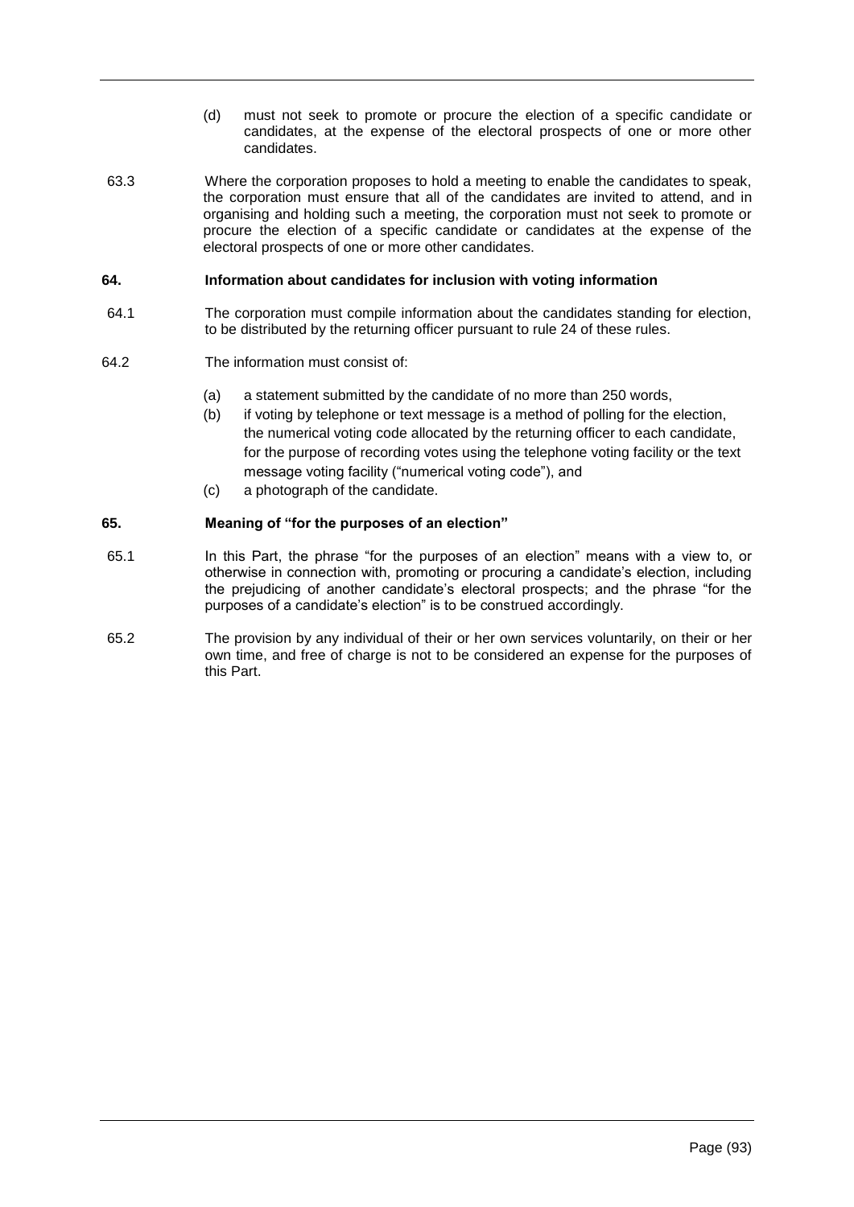(d) must not seek to promote or procure the election of a specific candidate or candidates, at the expense of the electoral prospects of one or more other candidates.

63.3 Where the corporation proposes to hold a meeting to enable the candidates to speak, the corporation must ensure that all of the candidates are invited to attend, and in organising and holding such a meeting, the corporation must not seek to promote or procure the election of a specific candidate or candidates at the expense of the electoral prospects of one or more other candidates.

### 64. Information about candidates for inclusion with voting information

64.1 The corporation must compile information about the candidates standing for election, to be distributed by the returning officer pursuant to rule 24 of these rules.

64.2 The information must consist of:

(a) a statement submitted by the candidate of no more than 250 words,

(b) if voting by telephone or text message is a method of polling for the election, the numerical voting code allocated by the returning officer to each candidate, for the purpose of recording votes using the telephone voting facility or the text message voting facility ("numerical voting code"), and

(c) a photograph of the candidate.

### 65. Meaning of "for the purposes of an election"

65.1 In this Part, the phrase "for the purposes of an election" means with a view to, or otherwise in connection with, promoting or procuring a candidate's election, including the prejudicing of another candidate's electoral prospects; and the phrase "for the purposes of a candidate's election" is to be construed accordingly.

65.2 The provision by any individual of their or her own services voluntarily, on their or her own time, and free of charge is not to be considered an expense for the purposes of this Part.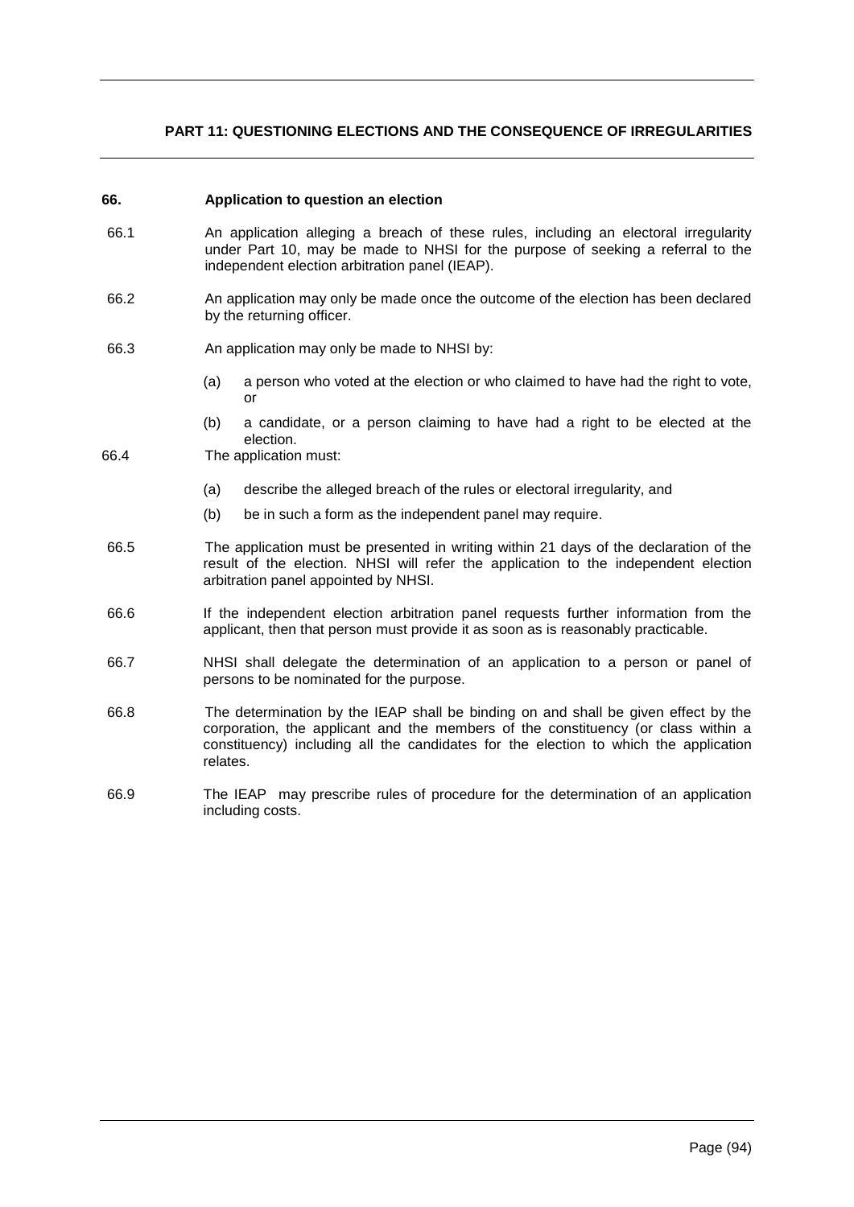## PART 11: QUESTIONING ELECTIONS AND THE CONSEQUENCE OF IRREGULARITIES

### 66. Application to question an election

66.1 An application alleging a breach of these rules, including an electoral irregularity under Part 10, may be made to NHSI for the purpose of seeking a referral to the independent election arbitration panel (IEAP).

66.2 An application may only be made once the outcome of the election has been declared by the returning officer.

66.3 An application may only be made to NHSI by:

- (a) a person who voted at the election or who claimed to have had the right to vote, or
- (b) a candidate, or a person claiming to have had a right to be elected at the election.

66.4 The application must:

- (a) describe the alleged breach of the rules or electoral irregularity, and
- (b) be in such a form as the independent panel may require.

66.5 The application must be presented in writing within 21 days of the declaration of the result of the election. NHSI will refer the application to the independent election arbitration panel appointed by NHSI.

66.6 If the independent election arbitration panel requests further information from the applicant, then that person must provide it as soon as is reasonably practicable.

66.7 NHSI shall delegate the determination of an application to a person or panel of persons to be nominated for the purpose.

66.8 The determination by the IEAP shall be binding on and shall be given effect by the corporation, the applicant and the members of the constituency (or class within a constituency) including all the candidates for the election to which the application relates.

66.9 The IEAP may prescribe rules of procedure for the determination of an application including costs.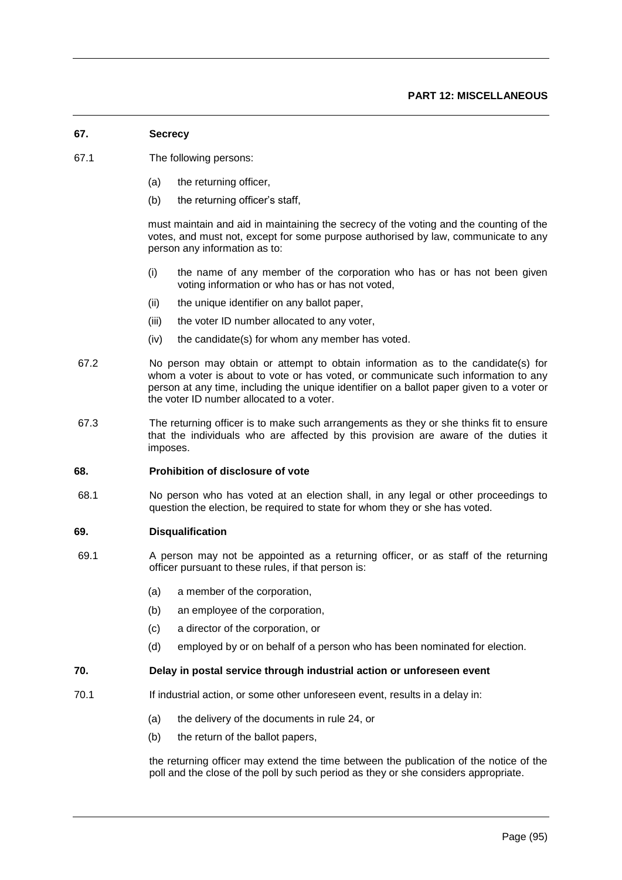## PART 12: MISCELLANEOUS

### 67. Secrecy

67.1 The following persons:

(a) the returning officer,

(b) the returning officer's staff,

must maintain and aid in maintaining the secrecy of the voting and the counting of the votes, and must not, except for some purpose authorised by law, communicate to any person any information as to:

(i) the name of any member of the corporation who has or has not been given voting information or who has or has not voted,

(ii) the unique identifier on any ballot paper,

(iii) the voter ID number allocated to any voter,

(iv) the candidate(s) for whom any member has voted.

67.2 No person may obtain or attempt to obtain information as to the candidate(s) for whom a voter is about to vote or has voted, or communicate such information to any person at any time, including the unique identifier on a ballot paper given to a voter or the voter ID number allocated to a voter.

67.3 The returning officer is to make such arrangements as they or she thinks fit to ensure that the individuals who are affected by this provision are aware of the duties it imposes.

### 68. Prohibition of disclosure of vote

68.1 No person who has voted at an election shall, in any legal or other proceedings to question the election, be required to state for whom they or she has voted.

### 69. Disqualification

69.1 A person may not be appointed as a returning officer, or as staff of the returning officer pursuant to these rules, if that person is:

(a) a member of the corporation,

(b) an employee of the corporation,

(c) a director of the corporation, or

(d) employed by or on behalf of a person who has been nominated for election.

### 70. Delay in postal service through industrial action or unforeseen event

70.1 If industrial action, or some other unforeseen event, results in a delay in:

(a) the delivery of the documents in rule 24, or

(b) the return of the ballot papers,

the returning officer may extend the time between the publication of the notice of the poll and the close of the poll by such period as they or she considers appropriate.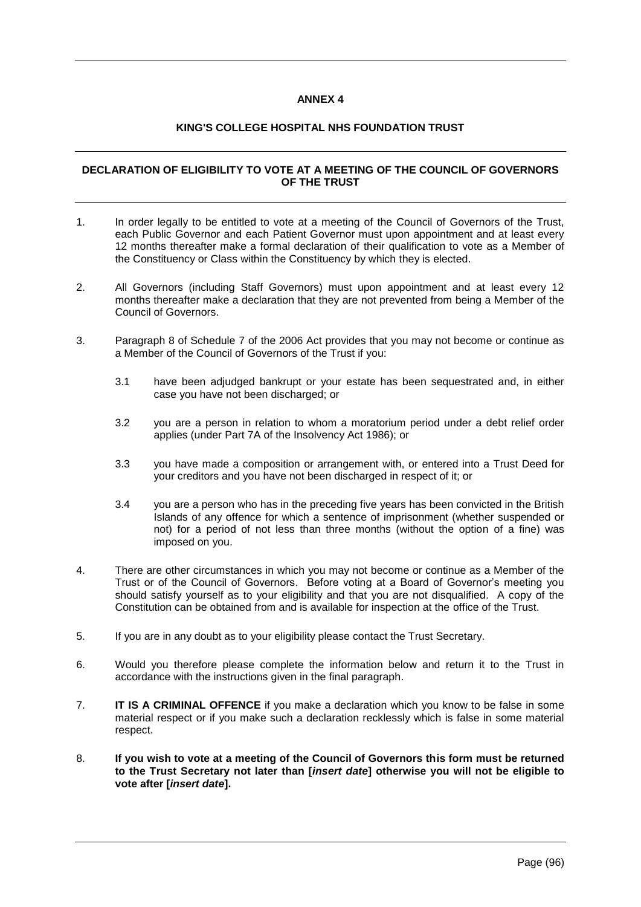**ANNEX 4**

**KING'S COLLEGE HOSPITAL NHS FOUNDATION TRUST**

**DECLARATION OF ELIGIBILITY TO VOTE AT A MEETING OF THE COUNCIL OF GOVERNORS OF THE TRUST**

1. In order legally to be entitled to vote at a meeting of the Council of Governors of the Trust, each Public Governor and each Patient Governor must upon appointment and at least every 12 months thereafter make a formal declaration of their qualification to vote as a Member of the Constituency or Class within the Constituency by which they is elected.

2. All Governors (including Staff Governors) must upon appointment and at least every 12 months thereafter make a declaration that they are not prevented from being a Member of the Council of Governors.

3. Paragraph 8 of Schedule 7 of the 2006 Act provides that you may not become or continue as a Member of the Council of Governors of the Trust if you:

   3.1 have been adjudged bankrupt or your estate has been sequestrated and, in either case you have not been discharged; or

   3.2 you are a person in relation to whom a moratorium period under a debt relief order applies (under Part 7A of the Insolvency Act 1986); or

   3.3 you have made a composition or arrangement with, or entered into a Trust Deed for your creditors and you have not been discharged in respect of it; or

   3.4 you are a person who has in the preceding five years has been convicted in the British Islands of any offence for which a sentence of imprisonment (whether suspended or not) for a period of not less than three months (without the option of a fine) was imposed on you.

4. There are other circumstances in which you may not become or continue as a Member of the Trust or of the Council of Governors. Before voting at a Board of Governor's meeting you should satisfy yourself as to your eligibility and that you are not disqualified. A copy of the Constitution can be obtained from and is available for inspection at the office of the Trust.

5. If you are in any doubt as to your eligibility please contact the Trust Secretary.

6. Would you therefore please complete the information below and return it to the Trust in accordance with the instructions given in the final paragraph.

7. **IT IS A CRIMINAL OFFENCE** if you make a declaration which you know to be false in some material respect or if you make such a declaration recklessly which is false in some material respect.

8. **If you wish to vote at a meeting of the Council of Governors this form must be returned to the Trust Secretary not later than [*insert date*] otherwise you will not be eligible to vote after [*insert date*].**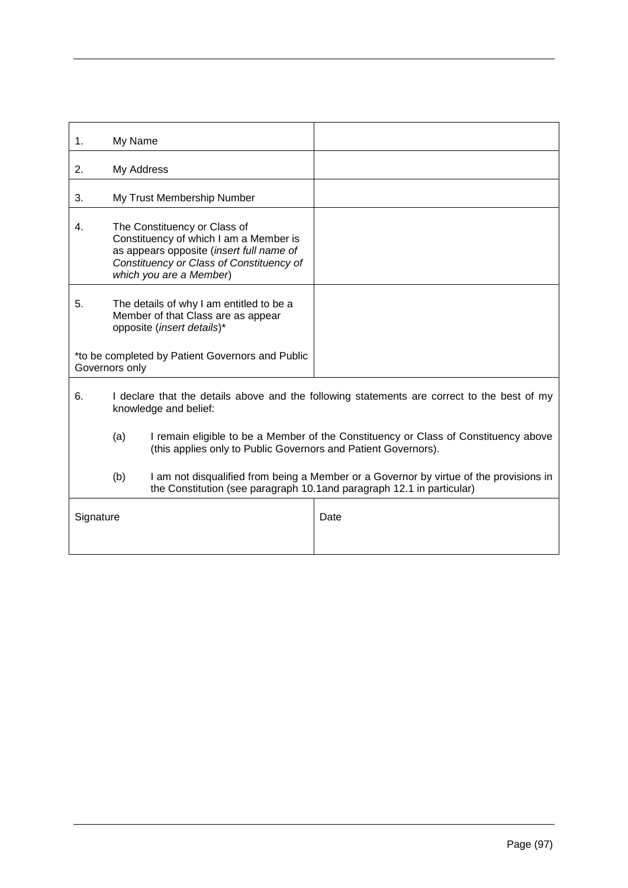| | |
|---|---|
| 1. My Name | |
| 2. My Address | |
| 3. My Trust Membership Number | |
| 4. The Constituency or Class of Constituency of which I am a Member is as appears opposite (*insert full name of Constituency or Class of Constituency of which you are a Member*) | |
| 5. The details of why I am entitled to be a Member of that Class are as appear opposite (*insert details*)*<br><br>*to be completed by Patient Governors and Public Governors only | |

6. I declare that the details above and the following statements are correct to the best of my knowledge and belief:

   (a) I remain eligible to be a Member of the Constituency or Class of Constituency above (this applies only to Public Governors and Patient Governors).

   (b) I am not disqualified from being a Member or a Governor by virtue of the provisions in the Constitution (see paragraph 10.1and paragraph 12.1 in particular)

| | |
|---|---|
| Signature | Date |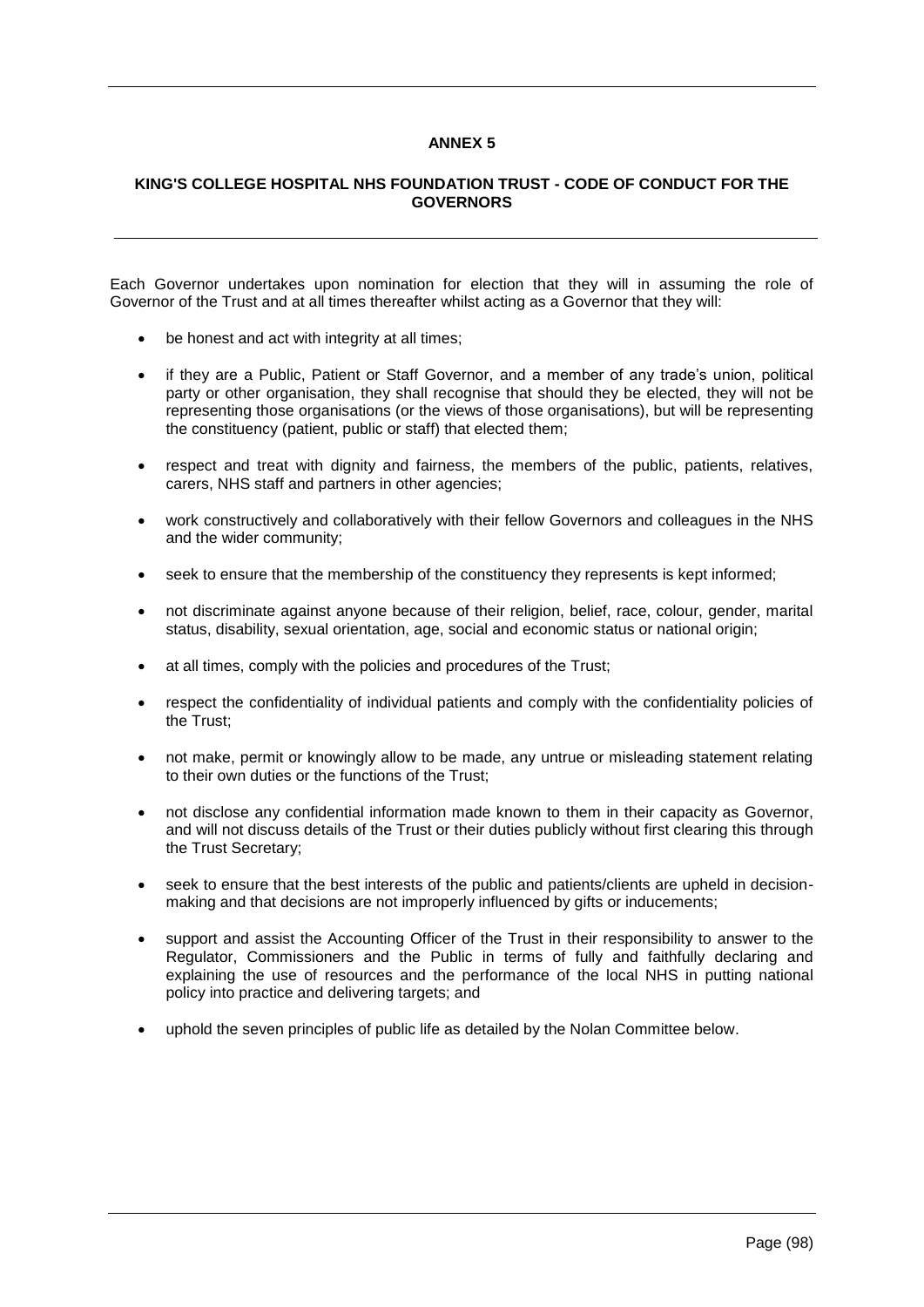## ANNEX 5

### KING'S COLLEGE HOSPITAL NHS FOUNDATION TRUST - CODE OF CONDUCT FOR THE GOVERNORS

Each Governor undertakes upon nomination for election that they will in assuming the role of Governor of the Trust and at all times thereafter whilst acting as a Governor that they will:

- be honest and act with integrity at all times;
- if they are a Public, Patient or Staff Governor, and a member of any trade's union, political party or other organisation, they shall recognise that should they be elected, they will not be representing those organisations (or the views of those organisations), but will be representing the constituency (patient, public or staff) that elected them;
- respect and treat with dignity and fairness, the members of the public, patients, relatives, carers, NHS staff and partners in other agencies;
- work constructively and collaboratively with their fellow Governors and colleagues in the NHS and the wider community;
- seek to ensure that the membership of the constituency they represents is kept informed;
- not discriminate against anyone because of their religion, belief, race, colour, gender, marital status, disability, sexual orientation, age, social and economic status or national origin;
- at all times, comply with the policies and procedures of the Trust;
- respect the confidentiality of individual patients and comply with the confidentiality policies of the Trust;
- not make, permit or knowingly allow to be made, any untrue or misleading statement relating to their own duties or the functions of the Trust;
- not disclose any confidential information made known to them in their capacity as Governor, and will not discuss details of the Trust or their duties publicly without first clearing this through the Trust Secretary;
- seek to ensure that the best interests of the public and patients/clients are upheld in decision-making and that decisions are not improperly influenced by gifts or inducements;
- support and assist the Accounting Officer of the Trust in their responsibility to answer to the Regulator, Commissioners and the Public in terms of fully and faithfully declaring and explaining the use of resources and the performance of the local NHS in putting national policy into practice and delivering targets; and
- uphold the seven principles of public life as detailed by the Nolan Committee below.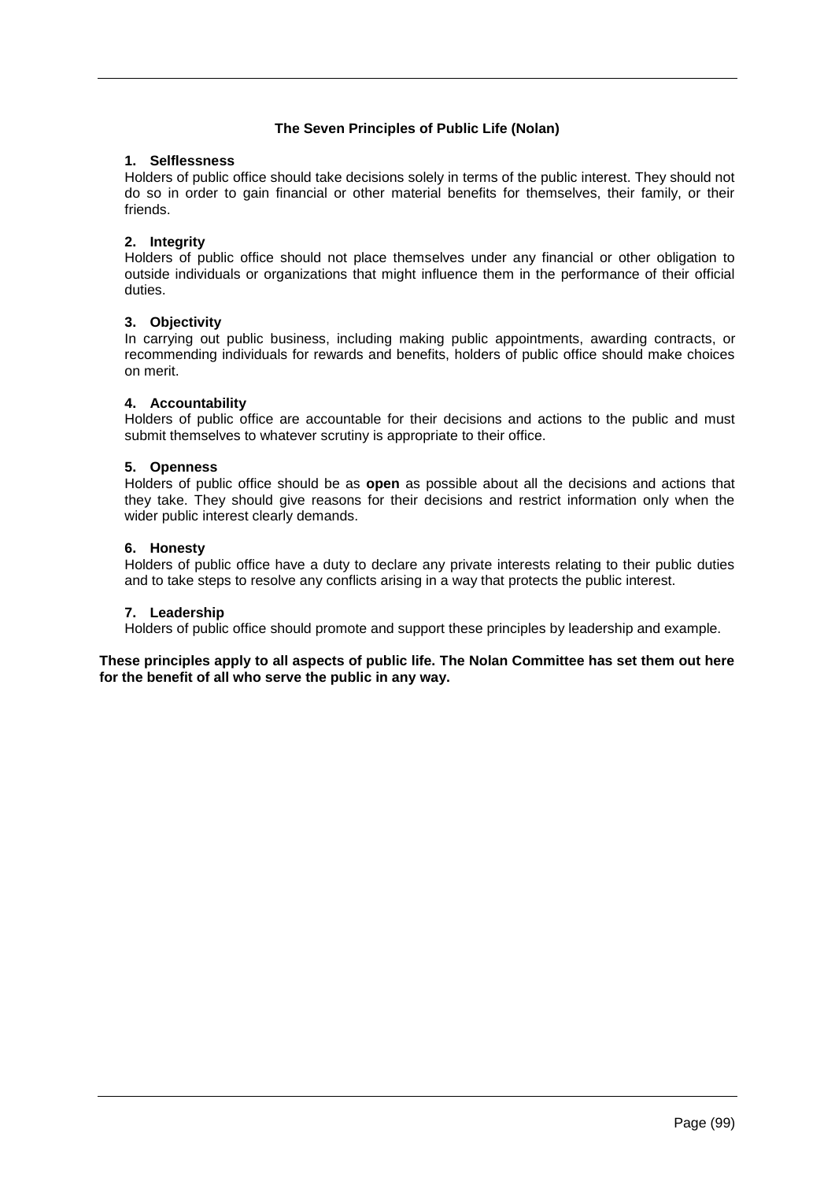## The Seven Principles of Public Life (Nolan)

### 1. Selflessness

Holders of public office should take decisions solely in terms of the public interest. They should not do so in order to gain financial or other material benefits for themselves, their family, or their friends.

### 2. Integrity

Holders of public office should not place themselves under any financial or other obligation to outside individuals or organizations that might influence them in the performance of their official duties.

### 3. Objectivity

In carrying out public business, including making public appointments, awarding contracts, or recommending individuals for rewards and benefits, holders of public office should make choices on merit.

### 4. Accountability

Holders of public office are accountable for their decisions and actions to the public and must submit themselves to whatever scrutiny is appropriate to their office.

### 5. Openness

Holders of public office should be as **open** as possible about all the decisions and actions that they take. They should give reasons for their decisions and restrict information only when the wider public interest clearly demands.

### 6. Honesty

Holders of public office have a duty to declare any private interests relating to their public duties and to take steps to resolve any conflicts arising in a way that protects the public interest.

### 7. Leadership

Holders of public office should promote and support these principles by leadership and example.

**These principles apply to all aspects of public life. The Nolan Committee has set them out here for the benefit of all who serve the public in any way.**